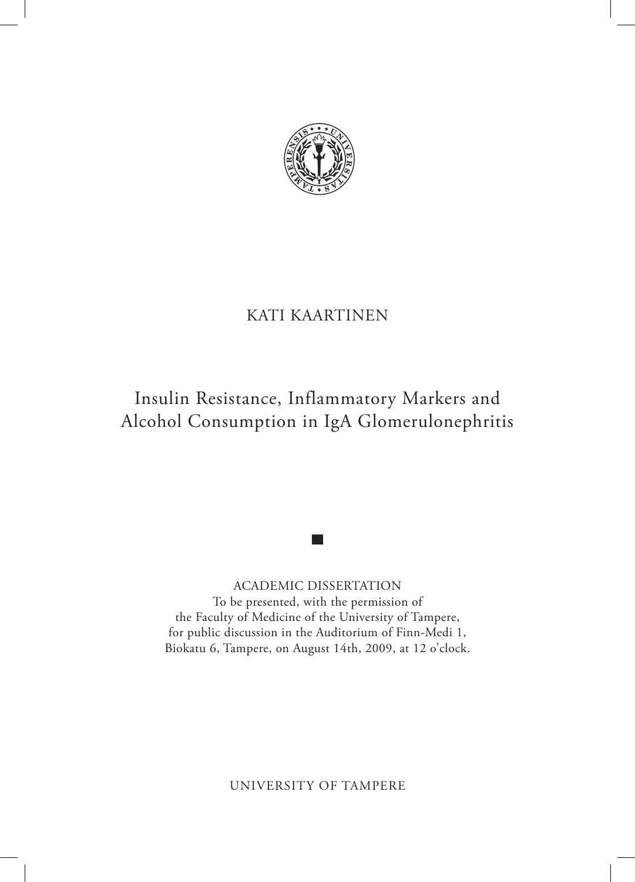KATI KAARTINEN

# Insulin Resistance, Inflammatory Markers and Alcohol Consumption in IgA Glomerulonephritis

ACADEMIC DISSERTATION

To be presented, with the permission of
the Faculty of Medicine of the University of Tampere,
for public discussion in the Auditorium of Finn-Medi 1,
Biokatu 6, Tampere, on August 14th, 2009, at 12 o'clock.

UNIVERSITY OF TAMPERE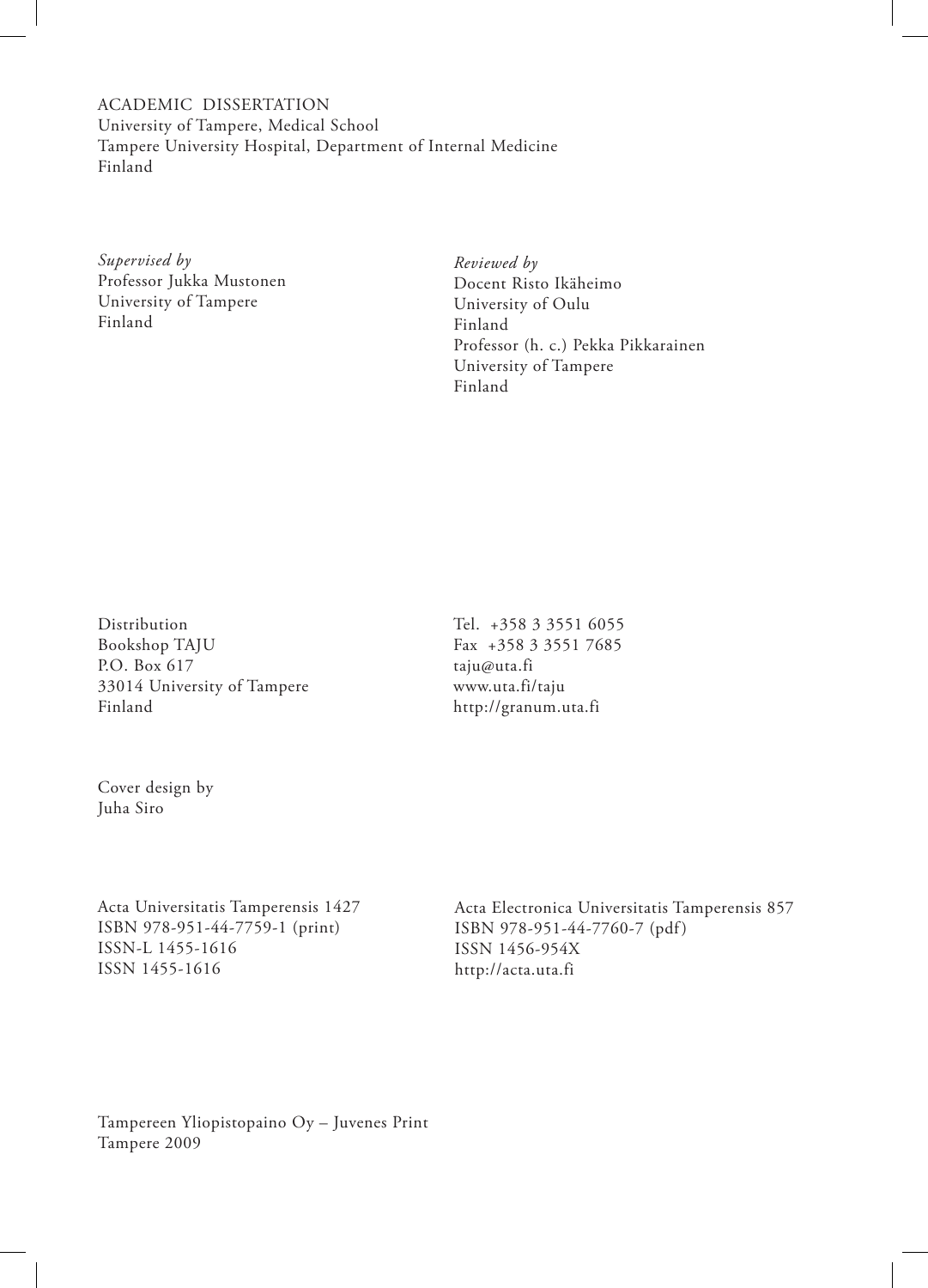ACADEMIC DISSERTATION
University of Tampere, Medical School
Tampere University Hospital, Department of Internal Medicine
Finland

*Supervised by*
Professor Jukka Mustonen
University of Tampere
Finland

*Reviewed by*
Docent Risto Ikäheimo
University of Oulu
Finland
Professor (h. c.) Pekka Pikkarainen
University of Tampere
Finland

Distribution
Bookshop TAJU
P.O. Box 617
33014 University of Tampere
Finland

Tel. +358 3 3551 6055
Fax +358 3 3551 7685
taju@uta.fi
www.uta.fi/taju
http://granum.uta.fi

Cover design by
Juha Siro

Acta Universitatis Tamperensis 1427
ISBN 978-951-44-7759-1 (print)
ISSN-L 1455-1616
ISSN 1455-1616

Acta Electronica Universitatis Tamperensis 857
ISBN 978-951-44-7760-7 (pdf)
ISSN 1456-954X
http://acta.uta.fi

Tampereen Yliopistopaino Oy – Juvenes Print
Tampere 2009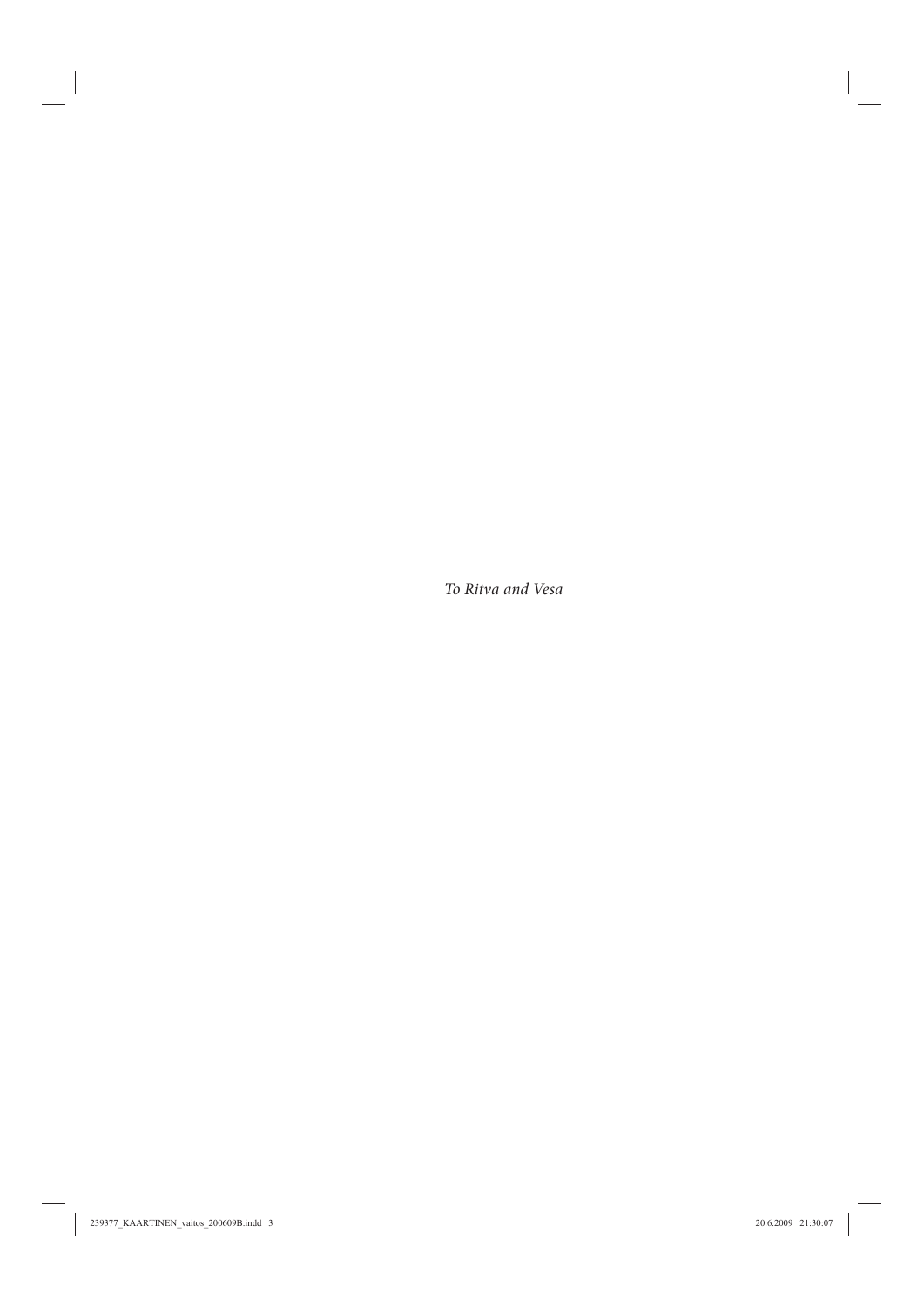*To Ritva and Vesa*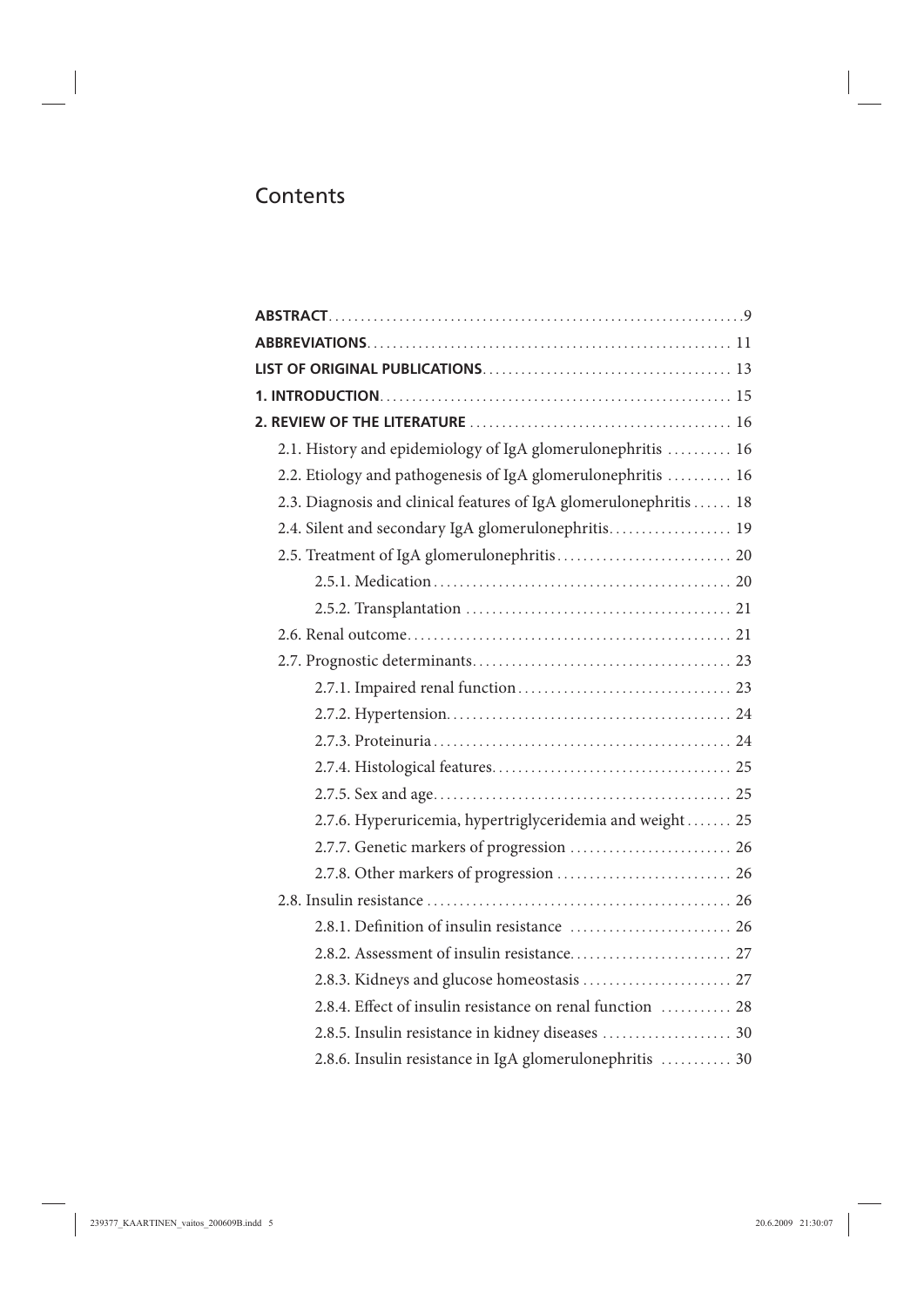# Contents

**ABSTRACT** ... 9

**ABBREVIATIONS** ... 11

**LIST OF ORIGINAL PUBLICATIONS** ... 13

**1. INTRODUCTION** ... 15

**2. REVIEW OF THE LITERATURE** ... 16

- 2.1. History and epidemiology of IgA glomerulonephritis ... 16
- 2.2. Etiology and pathogenesis of IgA glomerulonephritis ... 16
- 2.3. Diagnosis and clinical features of IgA glomerulonephritis ... 18
- 2.4. Silent and secondary IgA glomerulonephritis ... 19
- 2.5. Treatment of IgA glomerulonephritis ... 20
  - 2.5.1. Medication ... 20
  - 2.5.2. Transplantation ... 21
- 2.6. Renal outcome ... 21
- 2.7. Prognostic determinants ... 23
  - 2.7.1. Impaired renal function ... 23
  - 2.7.2. Hypertension ... 24
  - 2.7.3. Proteinuria ... 24
  - 2.7.4. Histological features ... 25
  - 2.7.5. Sex and age ... 25
  - 2.7.6. Hyperuricemia, hypertriglyceridemia and weight ... 25
  - 2.7.7. Genetic markers of progression ... 26
  - 2.7.8. Other markers of progression ... 26
- 2.8. Insulin resistance ... 26
  - 2.8.1. Definition of insulin resistance ... 26
  - 2.8.2. Assessment of insulin resistance ... 27
  - 2.8.3. Kidneys and glucose homeostasis ... 27
  - 2.8.4. Effect of insulin resistance on renal function ... 28
  - 2.8.5. Insulin resistance in kidney diseases ... 30
  - 2.8.6. Insulin resistance in IgA glomerulonephritis ... 30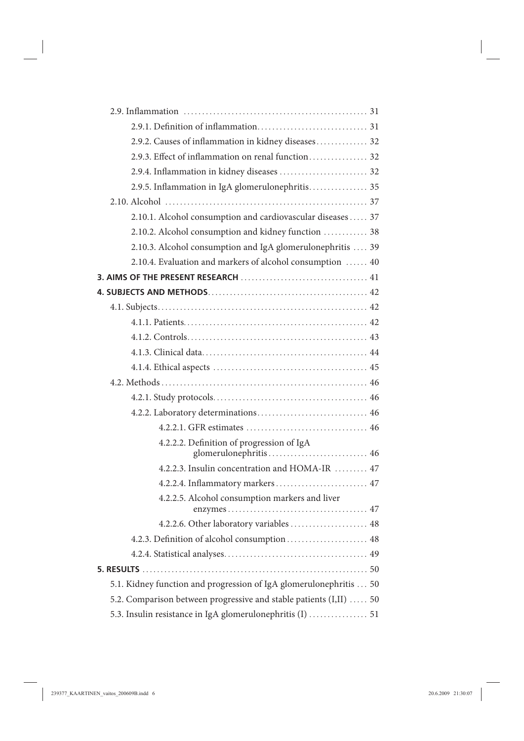- 2.9. Inflammation ........ 31
  - 2.9.1. Definition of inflammation ........ 31
  - 2.9.2. Causes of inflammation in kidney diseases ........ 32
  - 2.9.3. Effect of inflammation on renal function ........ 32
  - 2.9.4. Inflammation in kidney diseases ........ 32
  - 2.9.5. Inflammation in IgA glomerulonephritis ........ 35
- 2.10. Alcohol ........ 37
  - 2.10.1. Alcohol consumption and cardiovascular diseases ........ 37
  - 2.10.2. Alcohol consumption and kidney function ........ 38
  - 2.10.3. Alcohol consumption and IgA glomerulonephritis ........ 39
  - 2.10.4. Evaluation and markers of alcohol consumption ........ 40

**3. AIMS OF THE PRESENT RESEARCH** ........ 41

**4. SUBJECTS AND METHODS** ........ 42

- 4.1. Subjects ........ 42
  - 4.1.1. Patients ........ 42
  - 4.1.2. Controls ........ 43
  - 4.1.3. Clinical data ........ 44
  - 4.1.4. Ethical aspects ........ 45
- 4.2. Methods ........ 46
  - 4.2.1. Study protocols ........ 46
  - 4.2.2. Laboratory determinations ........ 46
    - 4.2.2.1. GFR estimates ........ 46
    - 4.2.2.2. Definition of progression of IgA glomerulonephritis ........ 46
    - 4.2.2.3. Insulin concentration and HOMA-IR ........ 47
    - 4.2.2.4. Inflammatory markers ........ 47
    - 4.2.2.5. Alcohol consumption markers and liver enzymes ........ 47
    - 4.2.2.6. Other laboratory variables ........ 48
  - 4.2.3. Definition of alcohol consumption ........ 48
  - 4.2.4. Statistical analyses ........ 49

**5. RESULTS** ........ 50

- 5.1. Kidney function and progression of IgA glomerulonephritis ........ 50
- 5.2. Comparison between progressive and stable patients (I,II) ........ 50
- 5.3. Insulin resistance in IgA glomerulonephritis (I) ........ 51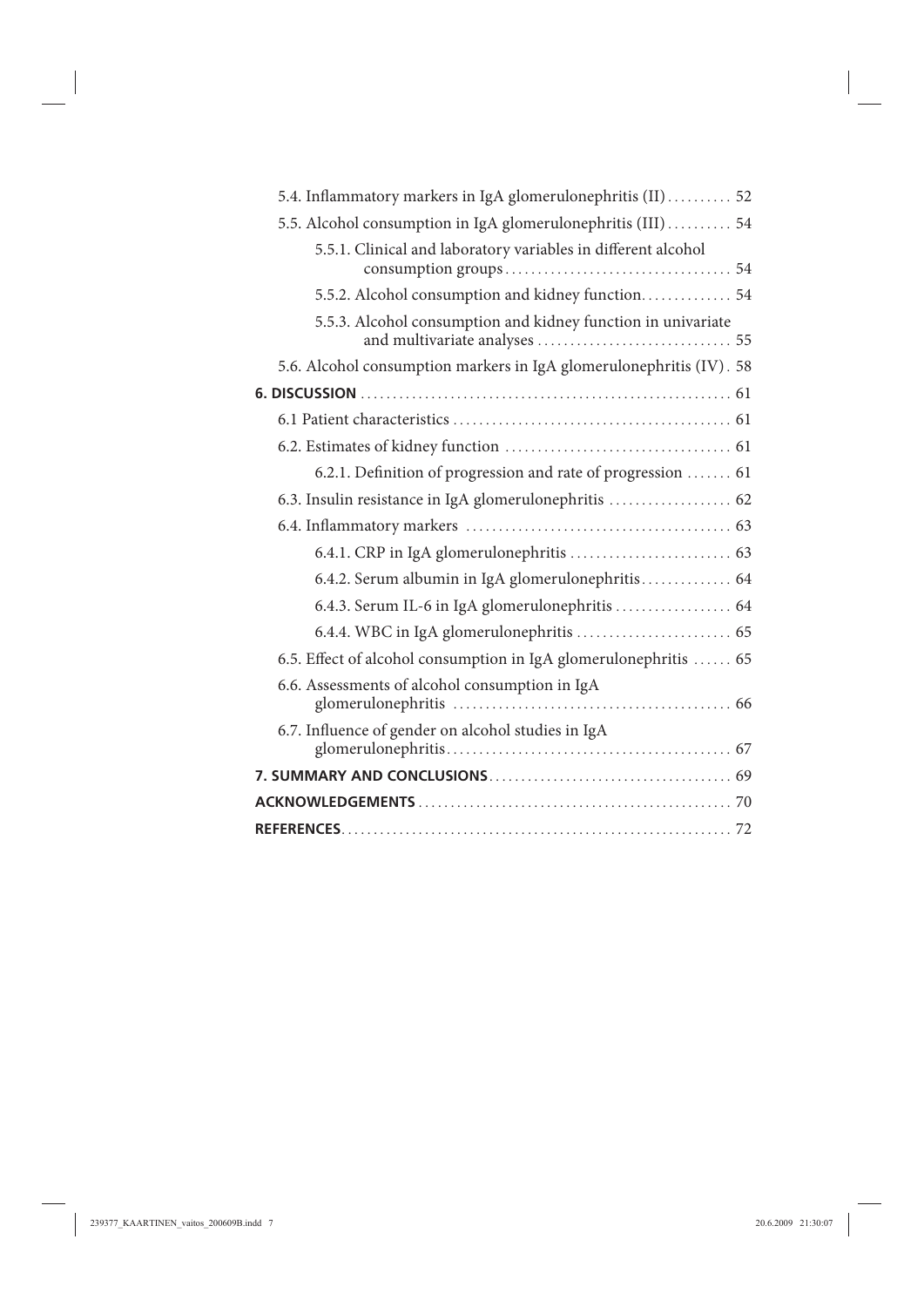5.4. Inflammatory markers in IgA glomerulonephritis (II) .......... 52

5.5. Alcohol consumption in IgA glomerulonephritis (III) .......... 54

5.5.1. Clinical and laboratory variables in different alcohol consumption groups .................................. 54

5.5.2. Alcohol consumption and kidney function.............. 54

5.5.3. Alcohol consumption and kidney function in univariate and multivariate analyses .............................. 55

5.6. Alcohol consumption markers in IgA glomerulonephritis (IV) . 58

**6. DISCUSSION** ......................................................... 61

6.1 Patient characteristics .......................................... 61

6.2. Estimates of kidney function .................................. 61

6.2.1. Definition of progression and rate of progression ....... 61

6.3. Insulin resistance in IgA glomerulonephritis ................... 62

6.4. Inflammatory markers ......................................... 63

6.4.1. CRP in IgA glomerulonephritis ......................... 63

6.4.2. Serum albumin in IgA glomerulonephritis.............. 64

6.4.3. Serum IL-6 in IgA glomerulonephritis .................. 64

6.4.4. WBC in IgA glomerulonephritis ........................ 65

6.5. Effect of alcohol consumption in IgA glomerulonephritis ...... 65

6.6. Assessments of alcohol consumption in IgA glomerulonephritis .......................................... 66

6.7. Influence of gender on alcohol studies in IgA glomerulonephritis........................................... 67

**7. SUMMARY AND CONCLUSIONS**..................................... 69

**ACKNOWLEDGEMENTS** ................................................ 70

**REFERENCES**............................................................ 72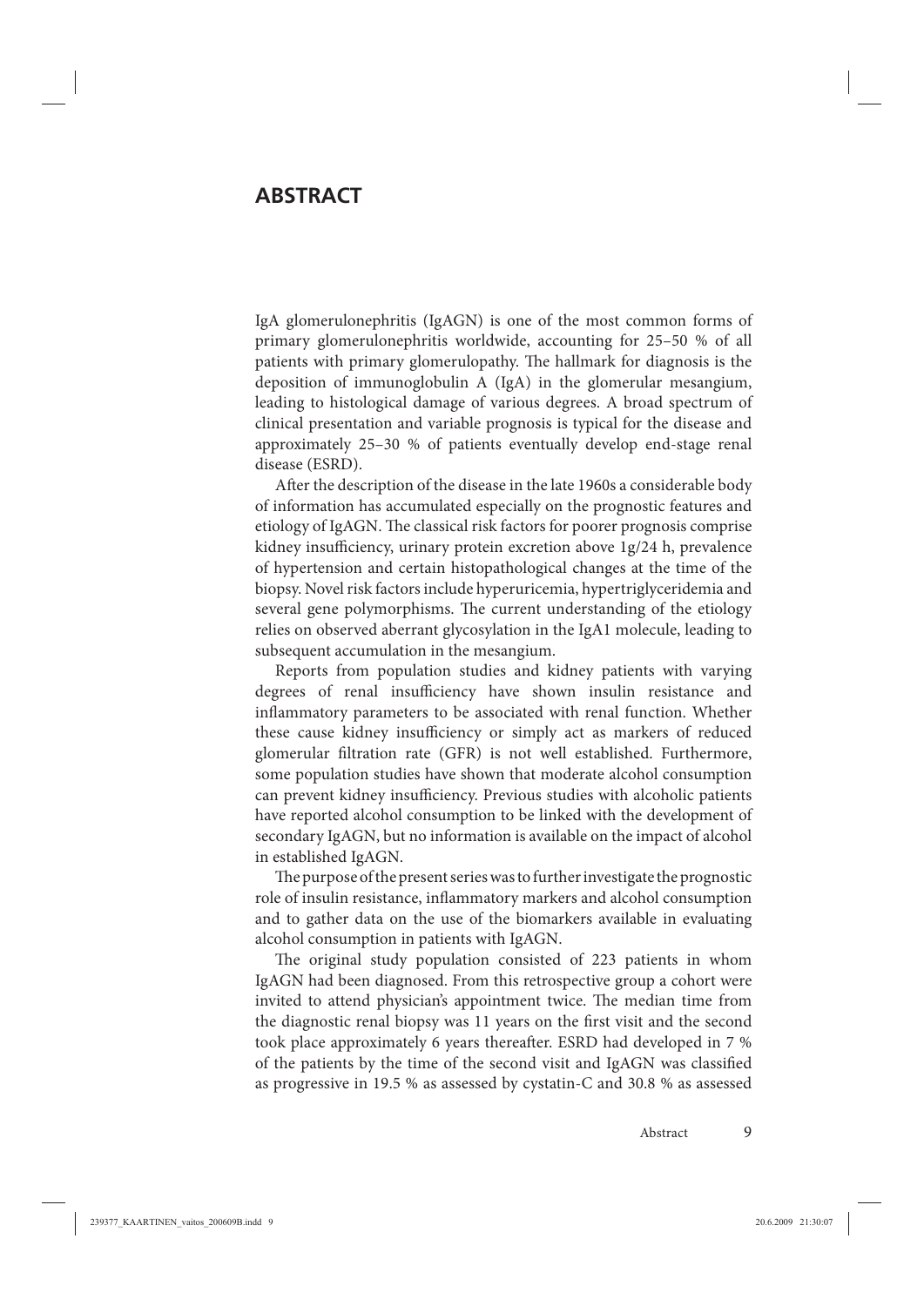# ABSTRACT

IgA glomerulonephritis (IgAGN) is one of the most common forms of primary glomerulonephritis worldwide, accounting for 25–50 % of all patients with primary glomerulopathy. The hallmark for diagnosis is the deposition of immunoglobulin A (IgA) in the glomerular mesangium, leading to histological damage of various degrees. A broad spectrum of clinical presentation and variable prognosis is typical for the disease and approximately 25–30 % of patients eventually develop end-stage renal disease (ESRD).

After the description of the disease in the late 1960s a considerable body of information has accumulated especially on the prognostic features and etiology of IgAGN. The classical risk factors for poorer prognosis comprise kidney insufficiency, urinary protein excretion above 1g/24 h, prevalence of hypertension and certain histopathological changes at the time of the biopsy. Novel risk factors include hyperuricemia, hypertriglyceridemia and several gene polymorphisms. The current understanding of the etiology relies on observed aberrant glycosylation in the IgA1 molecule, leading to subsequent accumulation in the mesangium.

Reports from population studies and kidney patients with varying degrees of renal insufficiency have shown insulin resistance and inflammatory parameters to be associated with renal function. Whether these cause kidney insufficiency or simply act as markers of reduced glomerular filtration rate (GFR) is not well established. Furthermore, some population studies have shown that moderate alcohol consumption can prevent kidney insufficiency. Previous studies with alcoholic patients have reported alcohol consumption to be linked with the development of secondary IgAGN, but no information is available on the impact of alcohol in established IgAGN.

The purpose of the present series was to further investigate the prognostic role of insulin resistance, inflammatory markers and alcohol consumption and to gather data on the use of the biomarkers available in evaluating alcohol consumption in patients with IgAGN.

The original study population consisted of 223 patients in whom IgAGN had been diagnosed. From this retrospective group a cohort were invited to attend physician's appointment twice. The median time from the diagnostic renal biopsy was 11 years on the first visit and the second took place approximately 6 years thereafter. ESRD had developed in 7 % of the patients by the time of the second visit and IgAGN was classified as progressive in 19.5 % as assessed by cystatin-C and 30.8 % as assessed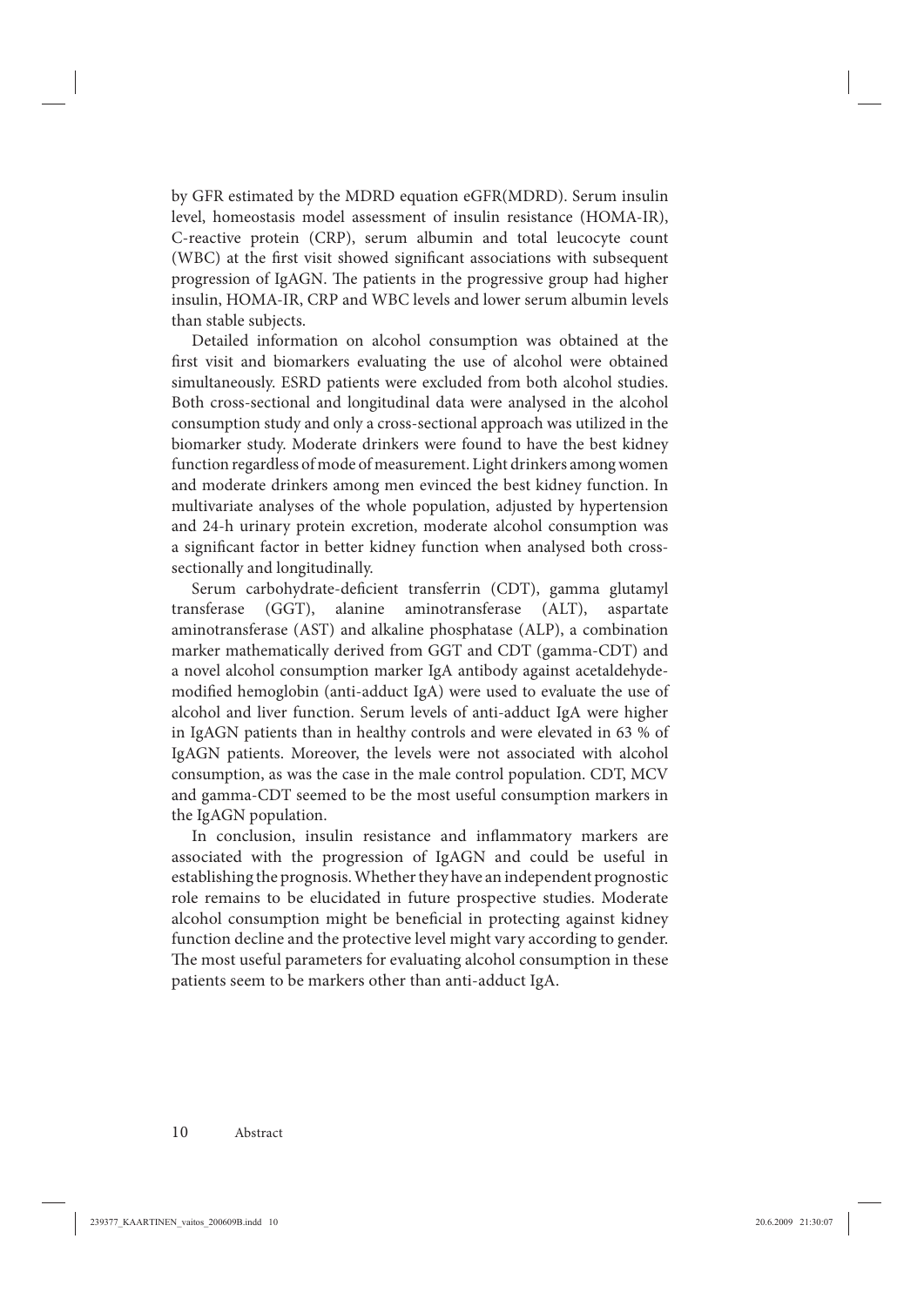by GFR estimated by the MDRD equation eGFR(MDRD). Serum insulin level, homeostasis model assessment of insulin resistance (HOMA-IR), C-reactive protein (CRP), serum albumin and total leucocyte count (WBC) at the first visit showed significant associations with subsequent progression of IgAGN. The patients in the progressive group had higher insulin, HOMA-IR, CRP and WBC levels and lower serum albumin levels than stable subjects.

Detailed information on alcohol consumption was obtained at the first visit and biomarkers evaluating the use of alcohol were obtained simultaneously. ESRD patients were excluded from both alcohol studies. Both cross-sectional and longitudinal data were analysed in the alcohol consumption study and only a cross-sectional approach was utilized in the biomarker study. Moderate drinkers were found to have the best kidney function regardless of mode of measurement. Light drinkers among women and moderate drinkers among men evinced the best kidney function. In multivariate analyses of the whole population, adjusted by hypertension and 24-h urinary protein excretion, moderate alcohol consumption was a significant factor in better kidney function when analysed both cross-sectionally and longitudinally.

Serum carbohydrate-deficient transferrin (CDT), gamma glutamyl transferase (GGT), alanine aminotransferase (ALT), aspartate aminotransferase (AST) and alkaline phosphatase (ALP), a combination marker mathematically derived from GGT and CDT (gamma-CDT) and a novel alcohol consumption marker IgA antibody against acetaldehyde-modified hemoglobin (anti-adduct IgA) were used to evaluate the use of alcohol and liver function. Serum levels of anti-adduct IgA were higher in IgAGN patients than in healthy controls and were elevated in 63 % of IgAGN patients. Moreover, the levels were not associated with alcohol consumption, as was the case in the male control population. CDT, MCV and gamma-CDT seemed to be the most useful consumption markers in the IgAGN population.

In conclusion, insulin resistance and inflammatory markers are associated with the progression of IgAGN and could be useful in establishing the prognosis. Whether they have an independent prognostic role remains to be elucidated in future prospective studies. Moderate alcohol consumption might be beneficial in protecting against kidney function decline and the protective level might vary according to gender. The most useful parameters for evaluating alcohol consumption in these patients seem to be markers other than anti-adduct IgA.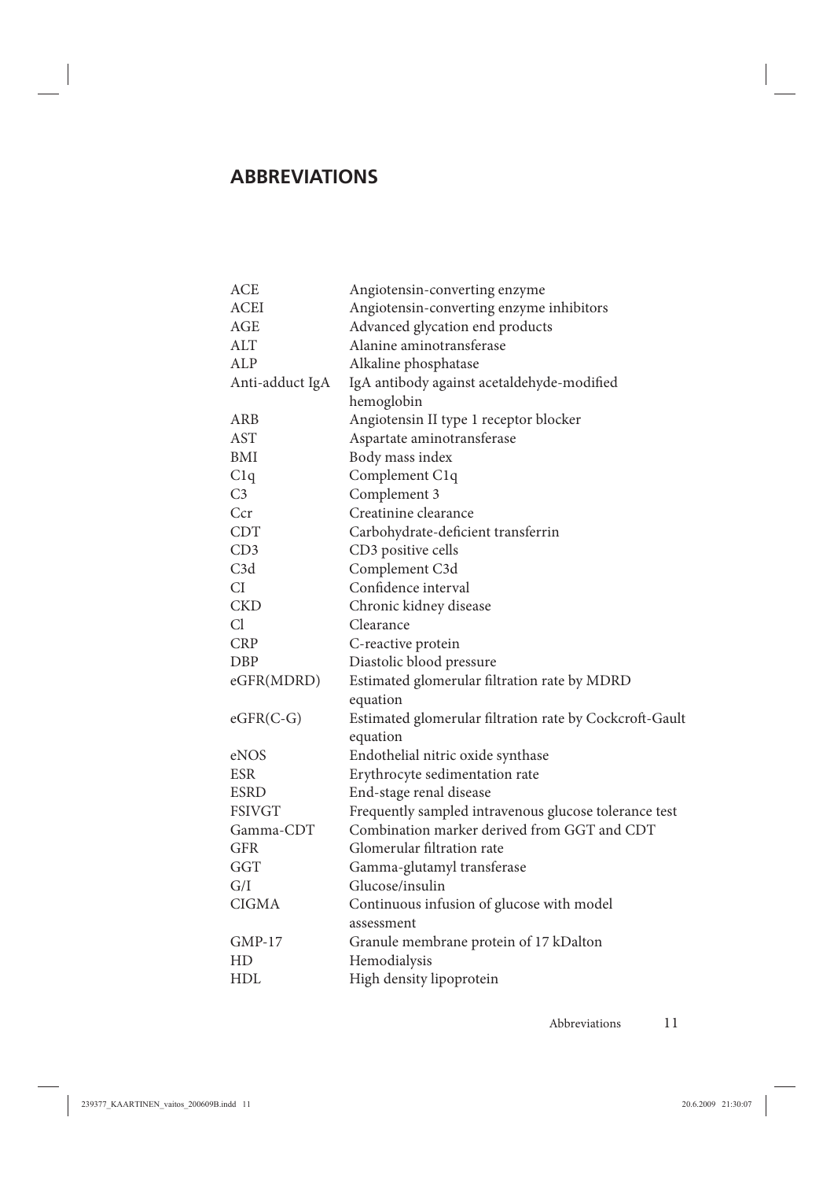## ABBREVIATIONS

| | |
|---|---|
| ACE | Angiotensin-converting enzyme |
| ACEI | Angiotensin-converting enzyme inhibitors |
| AGE | Advanced glycation end products |
| ALT | Alanine aminotransferase |
| ALP | Alkaline phosphatase |
| Anti-adduct IgA | IgA antibody against acetaldehyde-modified hemoglobin |
| ARB | Angiotensin II type 1 receptor blocker |
| AST | Aspartate aminotransferase |
| BMI | Body mass index |
| C1q | Complement C1q |
| C3 | Complement 3 |
| Ccr | Creatinine clearance |
| CDT | Carbohydrate-deficient transferrin |
| CD3 | CD3 positive cells |
| C3d | Complement C3d |
| CI | Confidence interval |
| CKD | Chronic kidney disease |
| Cl | Clearance |
| CRP | C-reactive protein |
| DBP | Diastolic blood pressure |
| eGFR(MDRD) | Estimated glomerular filtration rate by MDRD equation |
| eGFR(C-G) | Estimated glomerular filtration rate by Cockcroft-Gault equation |
| eNOS | Endothelial nitric oxide synthase |
| ESR | Erythrocyte sedimentation rate |
| ESRD | End-stage renal disease |
| FSIVGT | Frequently sampled intravenous glucose tolerance test |
| Gamma-CDT | Combination marker derived from GGT and CDT |
| GFR | Glomerular filtration rate |
| GGT | Gamma-glutamyl transferase |
| G/I | Glucose/insulin |
| CIGMA | Continuous infusion of glucose with model assessment |
| GMP-17 | Granule membrane protein of 17 kDalton |
| HD | Hemodialysis |
| HDL | High density lipoprotein |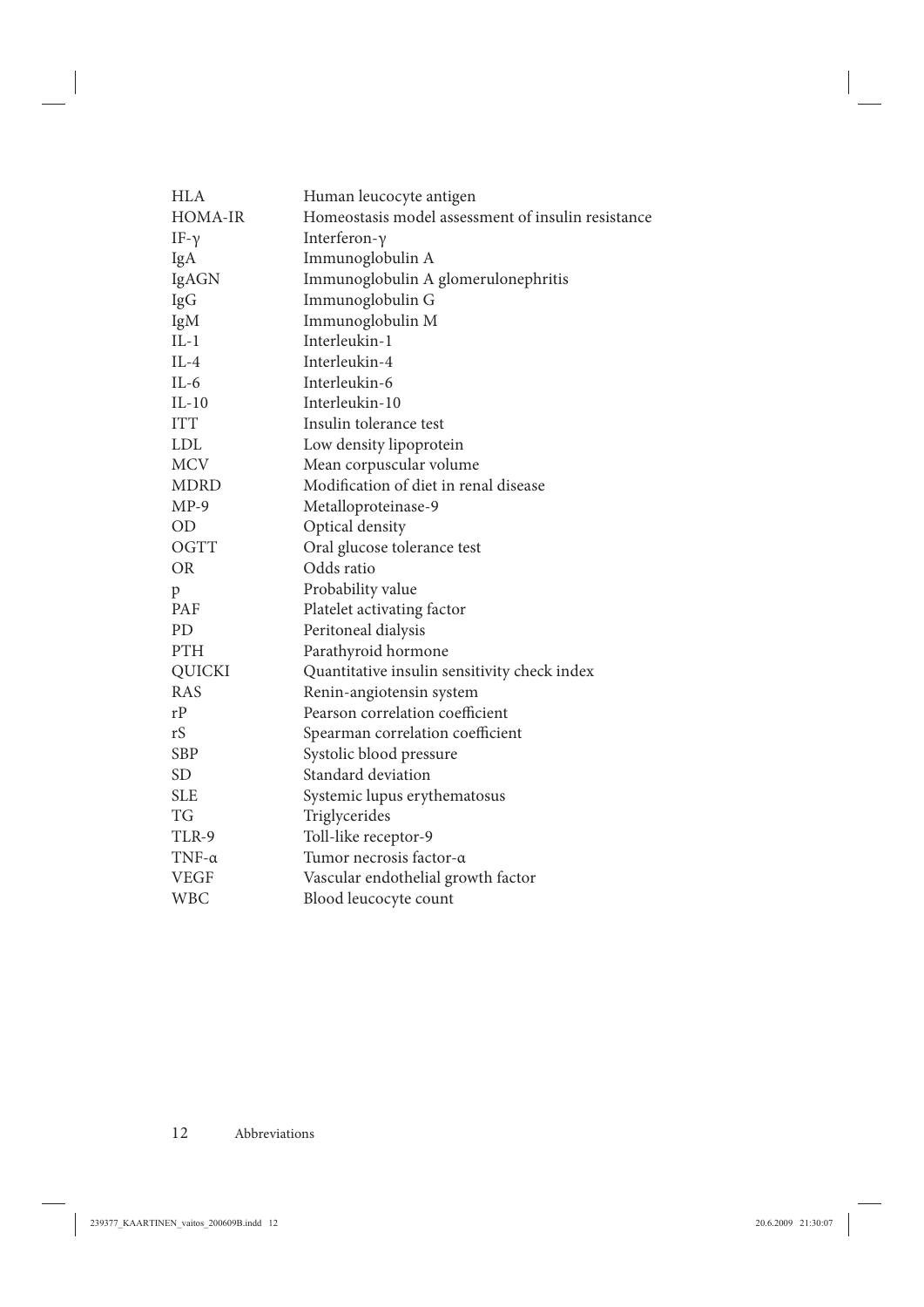| | |
|---|---|
| HLA | Human leucocyte antigen |
| HOMA-IR | Homeostasis model assessment of insulin resistance |
| IF-γ | Interferon-γ |
| IgA | Immunoglobulin A |
| IgAGN | Immunoglobulin A glomerulonephritis |
| IgG | Immunoglobulin G |
| IgM | Immunoglobulin M |
| IL-1 | Interleukin-1 |
| IL-4 | Interleukin-4 |
| IL-6 | Interleukin-6 |
| IL-10 | Interleukin-10 |
| ITT | Insulin tolerance test |
| LDL | Low density lipoprotein |
| MCV | Mean corpuscular volume |
| MDRD | Modification of diet in renal disease |
| MP-9 | Metalloproteinase-9 |
| OD | Optical density |
| OGTT | Oral glucose tolerance test |
| OR | Odds ratio |
| p | Probability value |
| PAF | Platelet activating factor |
| PD | Peritoneal dialysis |
| PTH | Parathyroid hormone |
| QUICKI | Quantitative insulin sensitivity check index |
| RAS | Renin-angiotensin system |
| rP | Pearson correlation coefficient |
| rS | Spearman correlation coefficient |
| SBP | Systolic blood pressure |
| SD | Standard deviation |
| SLE | Systemic lupus erythematosus |
| TG | Triglycerides |
| TLR-9 | Toll-like receptor-9 |
| TNF-α | Tumor necrosis factor-α |
| VEGF | Vascular endothelial growth factor |
| WBC | Blood leucocyte count |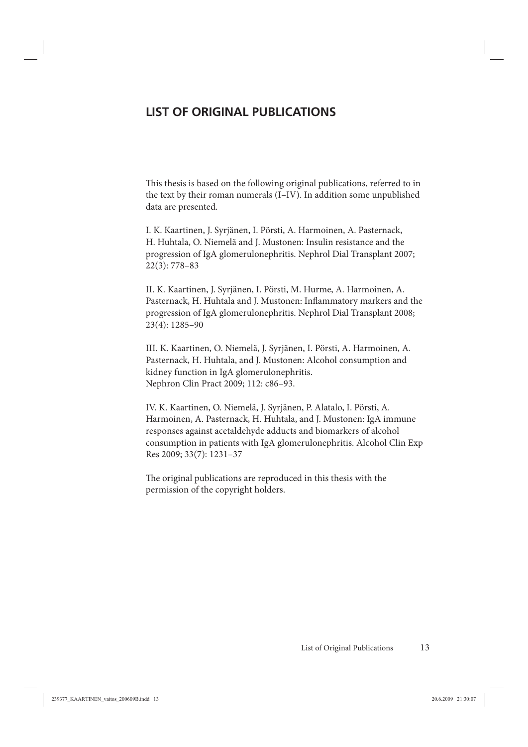# LIST OF ORIGINAL PUBLICATIONS

This thesis is based on the following original publications, referred to in the text by their roman numerals (I–IV). In addition some unpublished data are presented.

I. K. Kaartinen, J. Syrjänen, I. Pörsti, A. Harmoinen, A. Pasternack, H. Huhtala, O. Niemelä and J. Mustonen: Insulin resistance and the progression of IgA glomerulonephritis. Nephrol Dial Transplant 2007; 22(3): 778–83

II. K. Kaartinen, J. Syrjänen, I. Pörsti, M. Hurme, A. Harmoinen, A. Pasternack, H. Huhtala and J. Mustonen: Inflammatory markers and the progression of IgA glomerulonephritis. Nephrol Dial Transplant 2008; 23(4): 1285–90

III. K. Kaartinen, O. Niemelä, J. Syrjänen, I. Pörsti, A. Harmoinen, A. Pasternack, H. Huhtala, and J. Mustonen: Alcohol consumption and kidney function in IgA glomerulonephritis. Nephron Clin Pract 2009; 112: c86–93.

IV. K. Kaartinen, O. Niemelä, J. Syrjänen, P. Alatalo, I. Pörsti, A. Harmoinen, A. Pasternack, H. Huhtala, and J. Mustonen: IgA immune responses against acetaldehyde adducts and biomarkers of alcohol consumption in patients with IgA glomerulonephritis. Alcohol Clin Exp Res 2009; 33(7): 1231–37

The original publications are reproduced in this thesis with the permission of the copyright holders.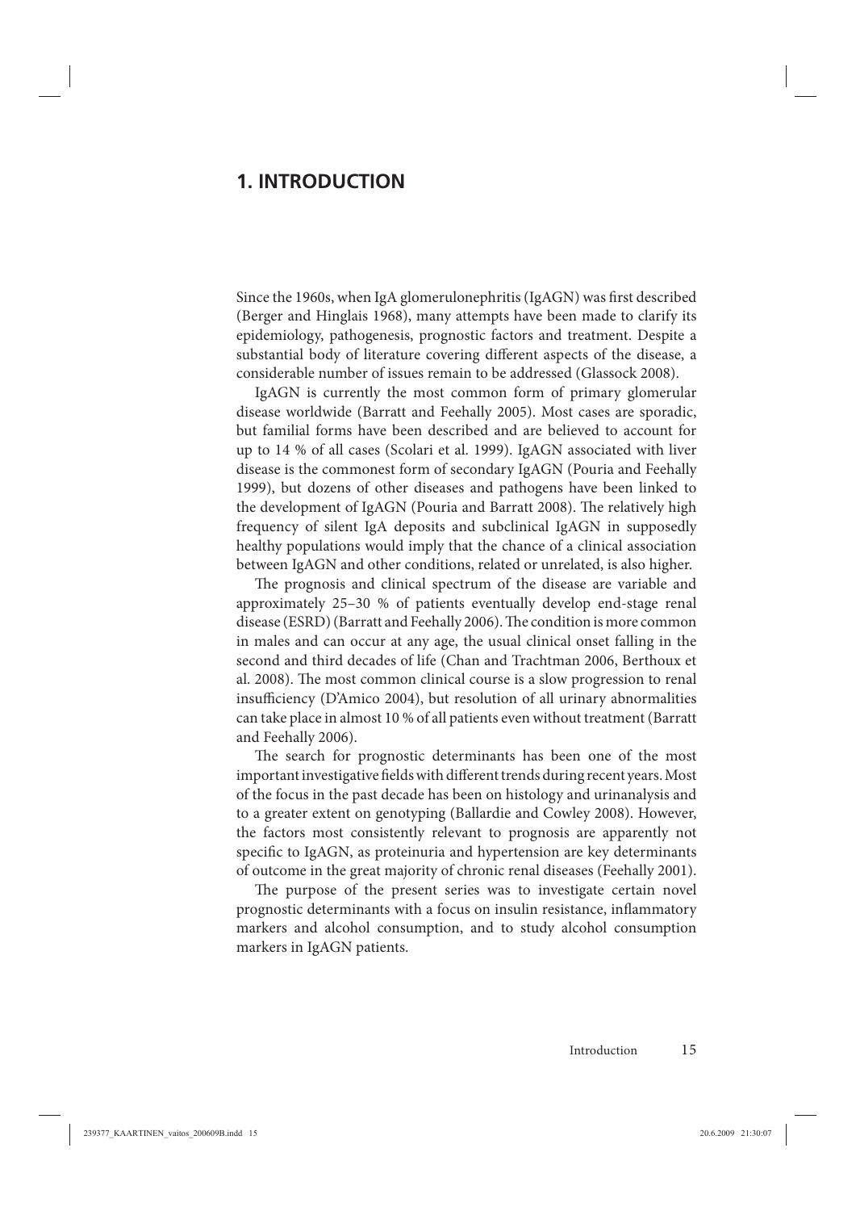# 1. INTRODUCTION

Since the 1960s, when IgA glomerulonephritis (IgAGN) was first described (Berger and Hinglais 1968), many attempts have been made to clarify its epidemiology, pathogenesis, prognostic factors and treatment. Despite a substantial body of literature covering different aspects of the disease, a considerable number of issues remain to be addressed (Glassock 2008).

IgAGN is currently the most common form of primary glomerular disease worldwide (Barratt and Feehally 2005). Most cases are sporadic, but familial forms have been described and are believed to account for up to 14 % of all cases (Scolari et al. 1999). IgAGN associated with liver disease is the commonest form of secondary IgAGN (Pouria and Feehally 1999), but dozens of other diseases and pathogens have been linked to the development of IgAGN (Pouria and Barratt 2008). The relatively high frequency of silent IgA deposits and subclinical IgAGN in supposedly healthy populations would imply that the chance of a clinical association between IgAGN and other conditions, related or unrelated, is also higher.

The prognosis and clinical spectrum of the disease are variable and approximately 25–30 % of patients eventually develop end-stage renal disease (ESRD) (Barratt and Feehally 2006). The condition is more common in males and can occur at any age, the usual clinical onset falling in the second and third decades of life (Chan and Trachtman 2006, Berthoux et al. 2008). The most common clinical course is a slow progression to renal insufficiency (D'Amico 2004), but resolution of all urinary abnormalities can take place in almost 10 % of all patients even without treatment (Barratt and Feehally 2006).

The search for prognostic determinants has been one of the most important investigative fields with different trends during recent years. Most of the focus in the past decade has been on histology and urinanalysis and to a greater extent on genotyping (Ballardie and Cowley 2008). However, the factors most consistently relevant to prognosis are apparently not specific to IgAGN, as proteinuria and hypertension are key determinants of outcome in the great majority of chronic renal diseases (Feehally 2001).

The purpose of the present series was to investigate certain novel prognostic determinants with a focus on insulin resistance, inflammatory markers and alcohol consumption, and to study alcohol consumption markers in IgAGN patients.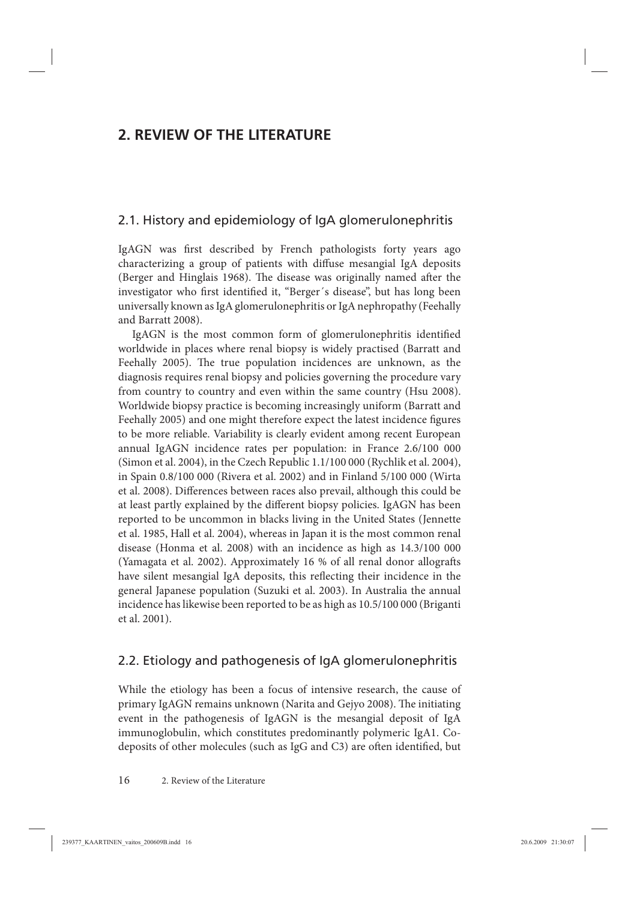# 2. REVIEW OF THE LITERATURE

## 2.1. History and epidemiology of IgA glomerulonephritis

IgAGN was first described by French pathologists forty years ago characterizing a group of patients with diffuse mesangial IgA deposits (Berger and Hinglais 1968). The disease was originally named after the investigator who first identified it, "Berger´s disease", but has long been universally known as IgA glomerulonephritis or IgA nephropathy (Feehally and Barratt 2008).

IgAGN is the most common form of glomerulonephritis identified worldwide in places where renal biopsy is widely practised (Barratt and Feehally 2005). The true population incidences are unknown, as the diagnosis requires renal biopsy and policies governing the procedure vary from country to country and even within the same country (Hsu 2008). Worldwide biopsy practice is becoming increasingly uniform (Barratt and Feehally 2005) and one might therefore expect the latest incidence figures to be more reliable. Variability is clearly evident among recent European annual IgAGN incidence rates per population: in France 2.6/100 000 (Simon et al. 2004), in the Czech Republic 1.1/100 000 (Rychlik et al. 2004), in Spain 0.8/100 000 (Rivera et al. 2002) and in Finland 5/100 000 (Wirta et al. 2008). Differences between races also prevail, although this could be at least partly explained by the different biopsy policies. IgAGN has been reported to be uncommon in blacks living in the United States (Jennette et al. 1985, Hall et al. 2004), whereas in Japan it is the most common renal disease (Honma et al. 2008) with an incidence as high as 14.3/100 000 (Yamagata et al. 2002). Approximately 16 % of all renal donor allografts have silent mesangial IgA deposits, this reflecting their incidence in the general Japanese population (Suzuki et al. 2003). In Australia the annual incidence has likewise been reported to be as high as 10.5/100 000 (Briganti et al. 2001).

## 2.2. Etiology and pathogenesis of IgA glomerulonephritis

While the etiology has been a focus of intensive research, the cause of primary IgAGN remains unknown (Narita and Gejyo 2008). The initiating event in the pathogenesis of IgAGN is the mesangial deposit of IgA immunoglobulin, which constitutes predominantly polymeric IgA1. Co-deposits of other molecules (such as IgG and C3) are often identified, but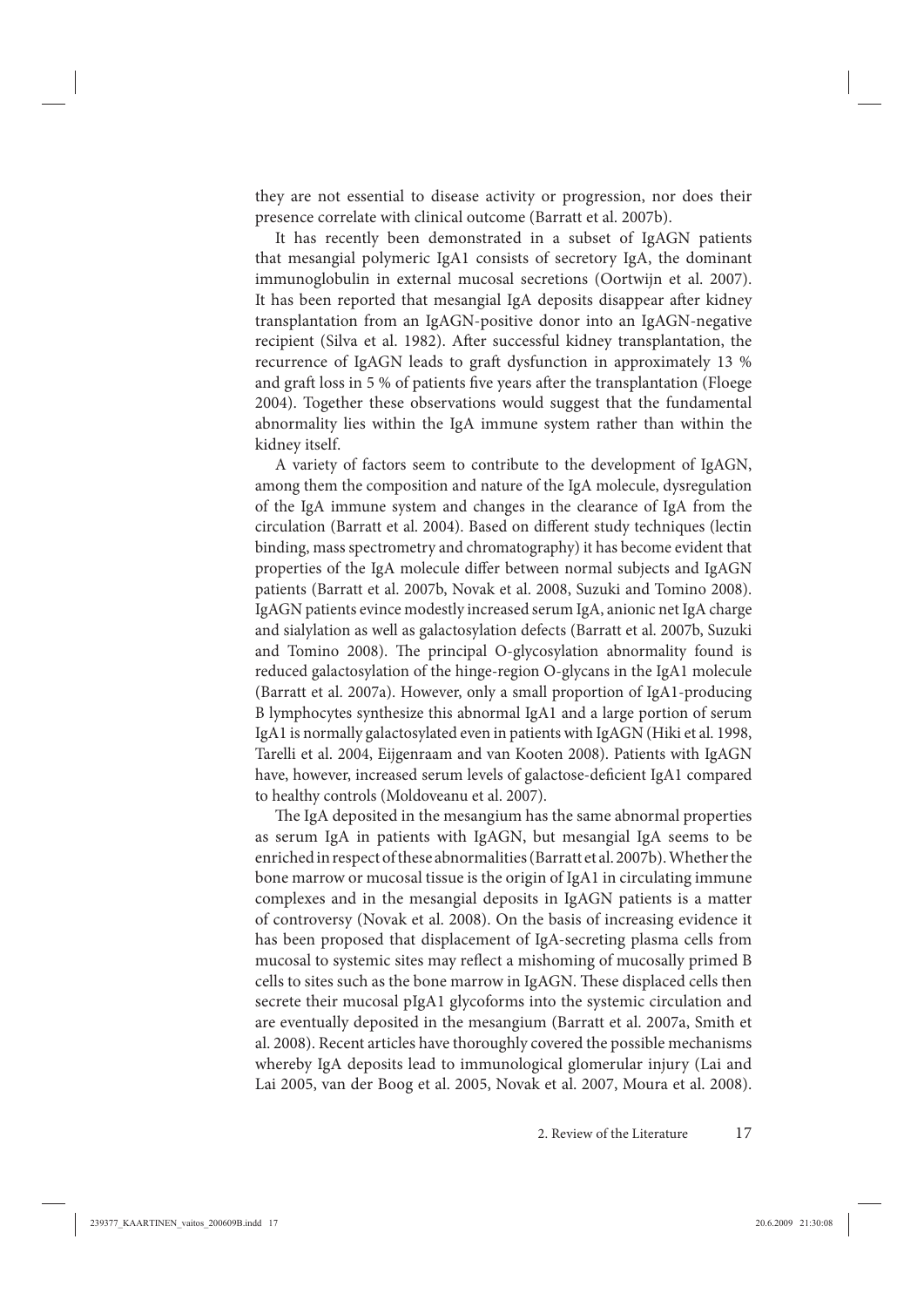they are not essential to disease activity or progression, nor does their presence correlate with clinical outcome (Barratt et al. 2007b).

It has recently been demonstrated in a subset of IgAGN patients that mesangial polymeric IgA1 consists of secretory IgA, the dominant immunoglobulin in external mucosal secretions (Oortwijn et al. 2007). It has been reported that mesangial IgA deposits disappear after kidney transplantation from an IgAGN-positive donor into an IgAGN-negative recipient (Silva et al. 1982). After successful kidney transplantation, the recurrence of IgAGN leads to graft dysfunction in approximately 13 % and graft loss in 5 % of patients five years after the transplantation (Floege 2004). Together these observations would suggest that the fundamental abnormality lies within the IgA immune system rather than within the kidney itself.

A variety of factors seem to contribute to the development of IgAGN, among them the composition and nature of the IgA molecule, dysregulation of the IgA immune system and changes in the clearance of IgA from the circulation (Barratt et al. 2004). Based on different study techniques (lectin binding, mass spectrometry and chromatography) it has become evident that properties of the IgA molecule differ between normal subjects and IgAGN patients (Barratt et al. 2007b, Novak et al. 2008, Suzuki and Tomino 2008). IgAGN patients evince modestly increased serum IgA, anionic net IgA charge and sialylation as well as galactosylation defects (Barratt et al. 2007b, Suzuki and Tomino 2008). The principal O-glycosylation abnormality found is reduced galactosylation of the hinge-region O-glycans in the IgA1 molecule (Barratt et al. 2007a). However, only a small proportion of IgA1-producing B lymphocytes synthesize this abnormal IgA1 and a large portion of serum IgA1 is normally galactosylated even in patients with IgAGN (Hiki et al. 1998, Tarelli et al. 2004, Eijgenraam and van Kooten 2008). Patients with IgAGN have, however, increased serum levels of galactose-deficient IgA1 compared to healthy controls (Moldoveanu et al. 2007).

The IgA deposited in the mesangium has the same abnormal properties as serum IgA in patients with IgAGN, but mesangial IgA seems to be enriched in respect of these abnormalities (Barratt et al. 2007b). Whether the bone marrow or mucosal tissue is the origin of IgA1 in circulating immune complexes and in the mesangial deposits in IgAGN patients is a matter of controversy (Novak et al. 2008). On the basis of increasing evidence it has been proposed that displacement of IgA-secreting plasma cells from mucosal to systemic sites may reflect a mishoming of mucosally primed B cells to sites such as the bone marrow in IgAGN. These displaced cells then secrete their mucosal pIgA1 glycoforms into the systemic circulation and are eventually deposited in the mesangium (Barratt et al. 2007a, Smith et al. 2008). Recent articles have thoroughly covered the possible mechanisms whereby IgA deposits lead to immunological glomerular injury (Lai and Lai 2005, van der Boog et al. 2005, Novak et al. 2007, Moura et al. 2008).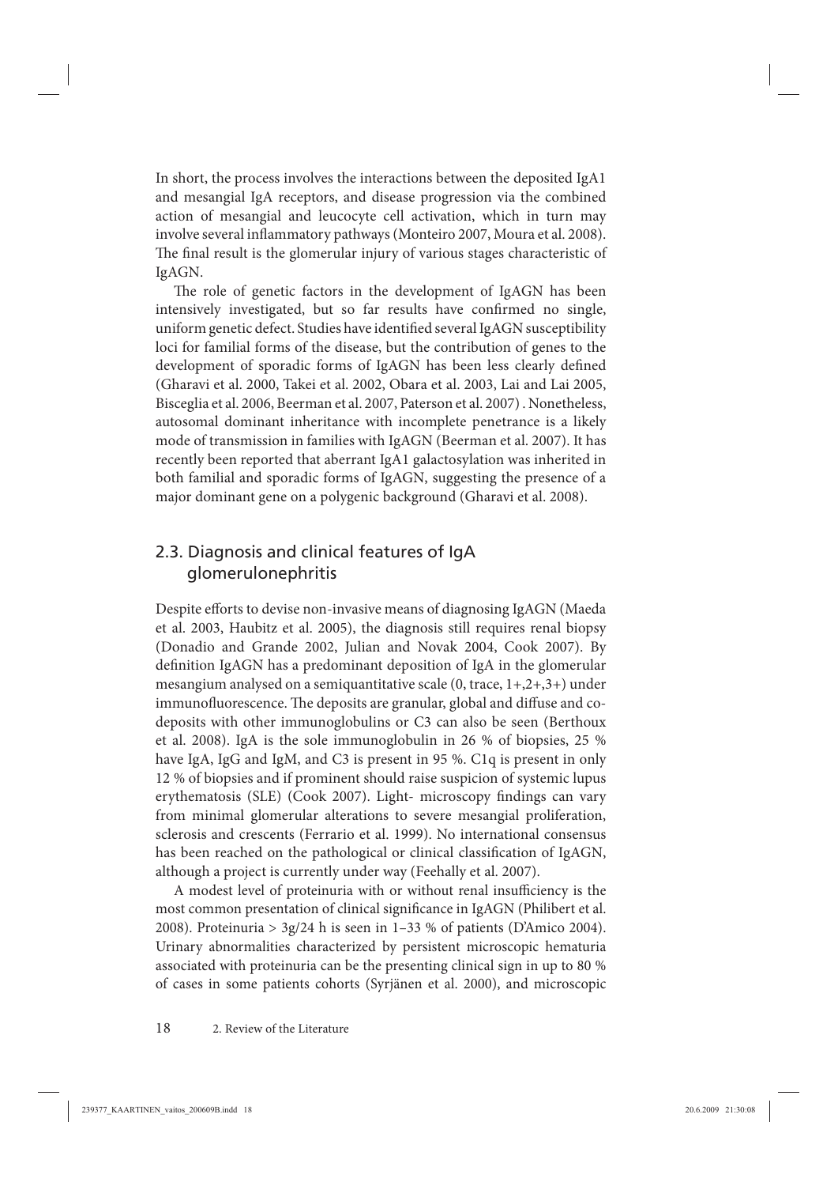In short, the process involves the interactions between the deposited IgA1 and mesangial IgA receptors, and disease progression via the combined action of mesangial and leucocyte cell activation, which in turn may involve several inflammatory pathways (Monteiro 2007, Moura et al. 2008). The final result is the glomerular injury of various stages characteristic of IgAGN.

The role of genetic factors in the development of IgAGN has been intensively investigated, but so far results have confirmed no single, uniform genetic defect. Studies have identified several IgAGN susceptibility loci for familial forms of the disease, but the contribution of genes to the development of sporadic forms of IgAGN has been less clearly defined (Gharavi et al. 2000, Takei et al. 2002, Obara et al. 2003, Lai and Lai 2005, Bisceglia et al. 2006, Beerman et al. 2007, Paterson et al. 2007) . Nonetheless, autosomal dominant inheritance with incomplete penetrance is a likely mode of transmission in families with IgAGN (Beerman et al. 2007). It has recently been reported that aberrant IgA1 galactosylation was inherited in both familial and sporadic forms of IgAGN, suggesting the presence of a major dominant gene on a polygenic background (Gharavi et al. 2008).

## 2.3. Diagnosis and clinical features of IgA glomerulonephritis

Despite efforts to devise non-invasive means of diagnosing IgAGN (Maeda et al. 2003, Haubitz et al. 2005), the diagnosis still requires renal biopsy (Donadio and Grande 2002, Julian and Novak 2004, Cook 2007). By definition IgAGN has a predominant deposition of IgA in the glomerular mesangium analysed on a semiquantitative scale (0, trace, 1+,2+,3+) under immunofluorescence. The deposits are granular, global and diffuse and co-deposits with other immunoglobulins or C3 can also be seen (Berthoux et al. 2008). IgA is the sole immunoglobulin in 26 % of biopsies, 25 % have IgA, IgG and IgM, and C3 is present in 95 %. C1q is present in only 12 % of biopsies and if prominent should raise suspicion of systemic lupus erythematosis (SLE) (Cook 2007). Light- microscopy findings can vary from minimal glomerular alterations to severe mesangial proliferation, sclerosis and crescents (Ferrario et al. 1999). No international consensus has been reached on the pathological or clinical classification of IgAGN, although a project is currently under way (Feehally et al. 2007).

A modest level of proteinuria with or without renal insufficiency is the most common presentation of clinical significance in IgAGN (Philibert et al. 2008). Proteinuria > 3g/24 h is seen in 1–33 % of patients (D'Amico 2004). Urinary abnormalities characterized by persistent microscopic hematuria associated with proteinuria can be the presenting clinical sign in up to 80 % of cases in some patients cohorts (Syrjänen et al. 2000), and microscopic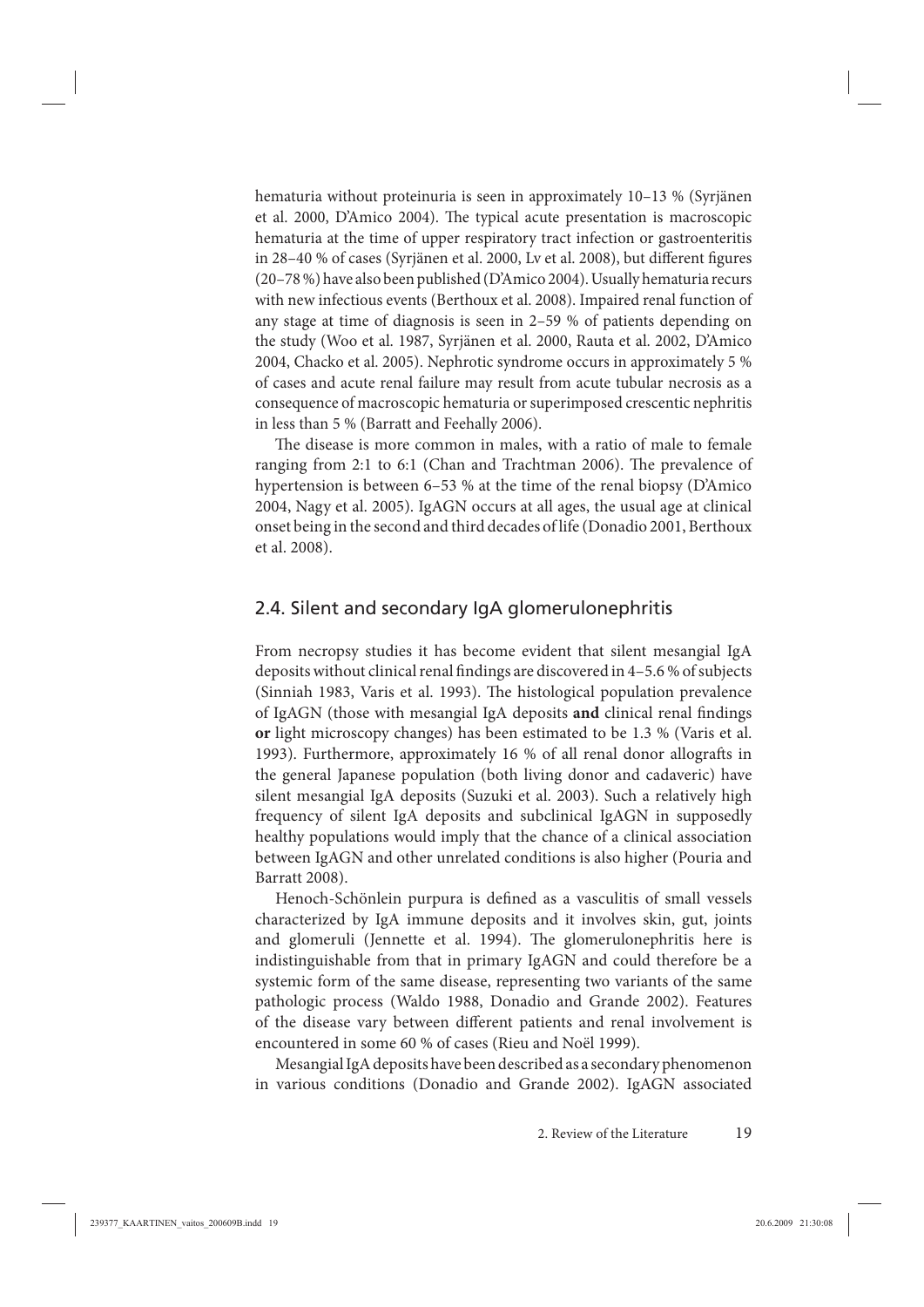hematuria without proteinuria is seen in approximately 10–13 % (Syrjänen et al. 2000, D'Amico 2004). The typical acute presentation is macroscopic hematuria at the time of upper respiratory tract infection or gastroenteritis in 28–40 % of cases (Syrjänen et al. 2000, Lv et al. 2008), but different figures (20–78 %) have also been published (D'Amico 2004). Usually hematuria recurs with new infectious events (Berthoux et al. 2008). Impaired renal function of any stage at time of diagnosis is seen in 2–59 % of patients depending on the study (Woo et al. 1987, Syrjänen et al. 2000, Rauta et al. 2002, D'Amico 2004, Chacko et al. 2005). Nephrotic syndrome occurs in approximately 5 % of cases and acute renal failure may result from acute tubular necrosis as a consequence of macroscopic hematuria or superimposed crescentic nephritis in less than 5 % (Barratt and Feehally 2006).

The disease is more common in males, with a ratio of male to female ranging from 2:1 to 6:1 (Chan and Trachtman 2006). The prevalence of hypertension is between 6–53 % at the time of the renal biopsy (D'Amico 2004, Nagy et al. 2005). IgAGN occurs at all ages, the usual age at clinical onset being in the second and third decades of life (Donadio 2001, Berthoux et al. 2008).

## 2.4. Silent and secondary IgA glomerulonephritis

From necropsy studies it has become evident that silent mesangial IgA deposits without clinical renal findings are discovered in 4–5.6 % of subjects (Sinniah 1983, Varis et al. 1993). The histological population prevalence of IgAGN (those with mesangial IgA deposits **and** clinical renal findings **or** light microscopy changes) has been estimated to be 1.3 % (Varis et al. 1993). Furthermore, approximately 16 % of all renal donor allografts in the general Japanese population (both living donor and cadaveric) have silent mesangial IgA deposits (Suzuki et al. 2003). Such a relatively high frequency of silent IgA deposits and subclinical IgAGN in supposedly healthy populations would imply that the chance of a clinical association between IgAGN and other unrelated conditions is also higher (Pouria and Barratt 2008).

Henoch-Schönlein purpura is defined as a vasculitis of small vessels characterized by IgA immune deposits and it involves skin, gut, joints and glomeruli (Jennette et al. 1994). The glomerulonephritis here is indistinguishable from that in primary IgAGN and could therefore be a systemic form of the same disease, representing two variants of the same pathologic process (Waldo 1988, Donadio and Grande 2002). Features of the disease vary between different patients and renal involvement is encountered in some 60 % of cases (Rieu and Noël 1999).

Mesangial IgA deposits have been described as a secondary phenomenon in various conditions (Donadio and Grande 2002). IgAGN associated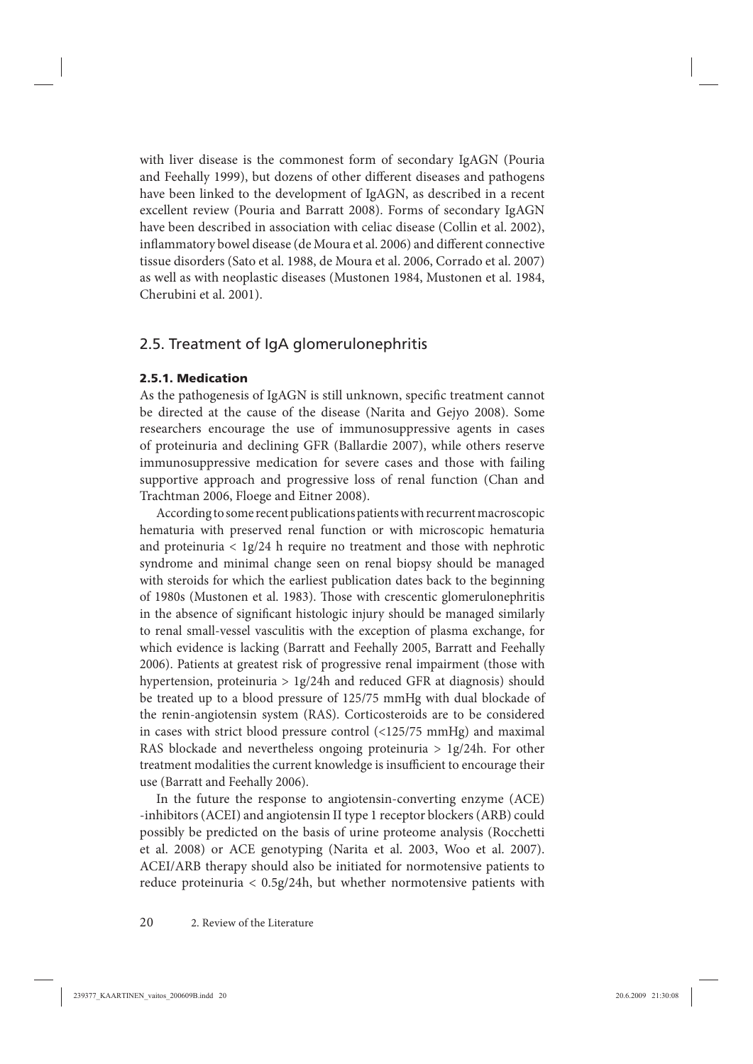with liver disease is the commonest form of secondary IgAGN (Pouria and Feehally 1999), but dozens of other different diseases and pathogens have been linked to the development of IgAGN, as described in a recent excellent review (Pouria and Barratt 2008). Forms of secondary IgAGN have been described in association with celiac disease (Collin et al. 2002), inflammatory bowel disease (de Moura et al. 2006) and different connective tissue disorders (Sato et al. 1988, de Moura et al. 2006, Corrado et al. 2007) as well as with neoplastic diseases (Mustonen 1984, Mustonen et al. 1984, Cherubini et al. 2001).

## 2.5. Treatment of IgA glomerulonephritis

### 2.5.1. Medication

As the pathogenesis of IgAGN is still unknown, specific treatment cannot be directed at the cause of the disease (Narita and Gejyo 2008). Some researchers encourage the use of immunosuppressive agents in cases of proteinuria and declining GFR (Ballardie 2007), while others reserve immunosuppressive medication for severe cases and those with failing supportive approach and progressive loss of renal function (Chan and Trachtman 2006, Floege and Eitner 2008).

According to some recent publications patients with recurrent macroscopic hematuria with preserved renal function or with microscopic hematuria and proteinuria < 1g/24 h require no treatment and those with nephrotic syndrome and minimal change seen on renal biopsy should be managed with steroids for which the earliest publication dates back to the beginning of 1980s (Mustonen et al. 1983). Those with crescentic glomerulonephritis in the absence of significant histologic injury should be managed similarly to renal small-vessel vasculitis with the exception of plasma exchange, for which evidence is lacking (Barratt and Feehally 2005, Barratt and Feehally 2006). Patients at greatest risk of progressive renal impairment (those with hypertension, proteinuria > 1g/24h and reduced GFR at diagnosis) should be treated up to a blood pressure of 125/75 mmHg with dual blockade of the renin-angiotensin system (RAS). Corticosteroids are to be considered in cases with strict blood pressure control (<125/75 mmHg) and maximal RAS blockade and nevertheless ongoing proteinuria > 1g/24h. For other treatment modalities the current knowledge is insufficient to encourage their use (Barratt and Feehally 2006).

In the future the response to angiotensin-converting enzyme (ACE) -inhibitors (ACEI) and angiotensin II type 1 receptor blockers (ARB) could possibly be predicted on the basis of urine proteome analysis (Rocchetti et al. 2008) or ACE genotyping (Narita et al. 2003, Woo et al. 2007). ACEI/ARB therapy should also be initiated for normotensive patients to reduce proteinuria < 0.5g/24h, but whether normotensive patients with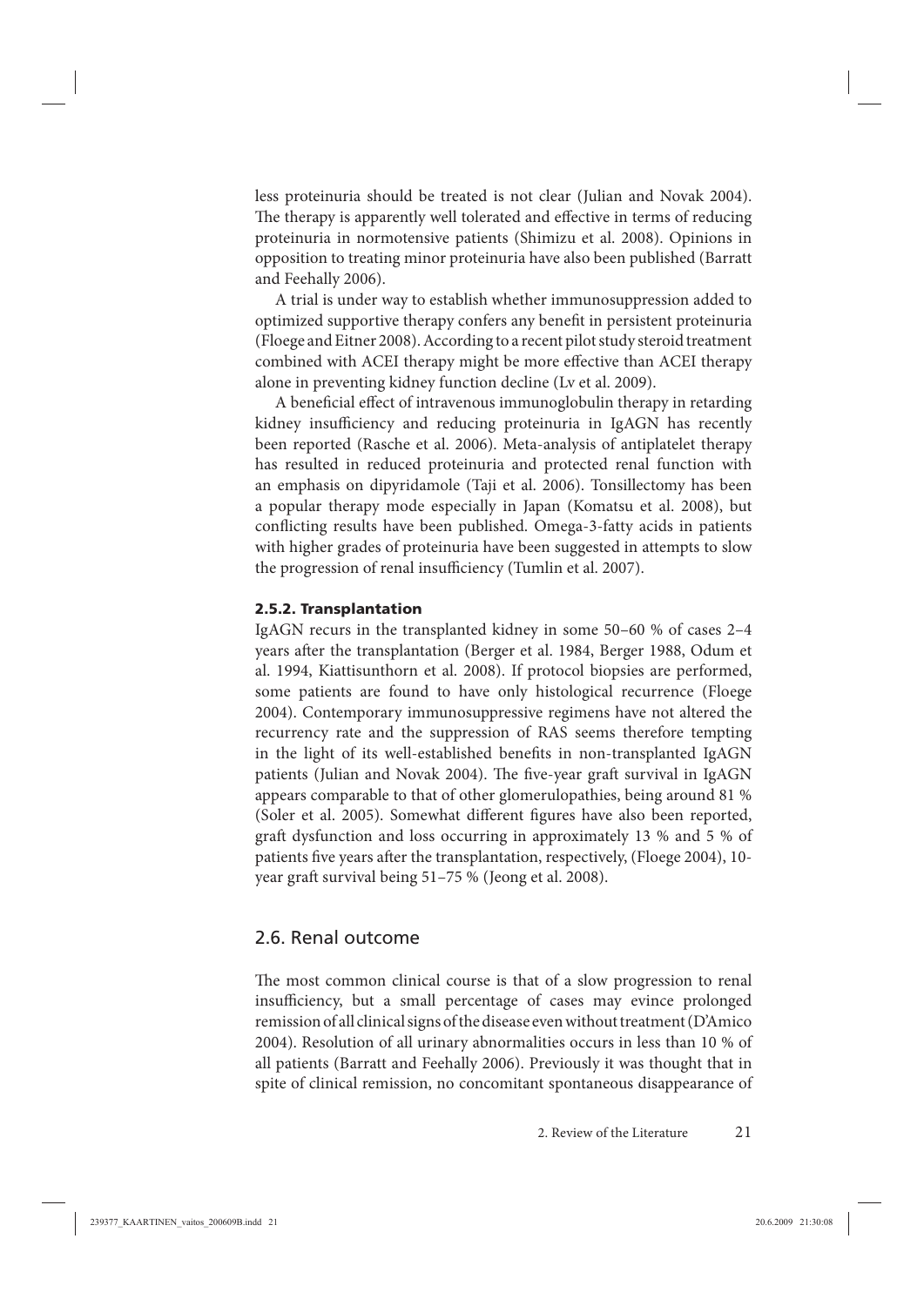less proteinuria should be treated is not clear (Julian and Novak 2004). The therapy is apparently well tolerated and effective in terms of reducing proteinuria in normotensive patients (Shimizu et al. 2008). Opinions in opposition to treating minor proteinuria have also been published (Barratt and Feehally 2006).

A trial is under way to establish whether immunosuppression added to optimized supportive therapy confers any benefit in persistent proteinuria (Floege and Eitner 2008). According to a recent pilot study steroid treatment combined with ACEI therapy might be more effective than ACEI therapy alone in preventing kidney function decline (Lv et al. 2009).

A beneficial effect of intravenous immunoglobulin therapy in retarding kidney insufficiency and reducing proteinuria in IgAGN has recently been reported (Rasche et al. 2006). Meta-analysis of antiplatelet therapy has resulted in reduced proteinuria and protected renal function with an emphasis on dipyridamole (Taji et al. 2006). Tonsillectomy has been a popular therapy mode especially in Japan (Komatsu et al. 2008), but conflicting results have been published. Omega-3-fatty acids in patients with higher grades of proteinuria have been suggested in attempts to slow the progression of renal insufficiency (Tumlin et al. 2007).

### 2.5.2. Transplantation

IgAGN recurs in the transplanted kidney in some 50–60 % of cases 2–4 years after the transplantation (Berger et al. 1984, Berger 1988, Odum et al. 1994, Kiattisunthorn et al. 2008). If protocol biopsies are performed, some patients are found to have only histological recurrence (Floege 2004). Contemporary immunosuppressive regimens have not altered the recurrency rate and the suppression of RAS seems therefore tempting in the light of its well-established benefits in non-transplanted IgAGN patients (Julian and Novak 2004). The five-year graft survival in IgAGN appears comparable to that of other glomerulopathies, being around 81 % (Soler et al. 2005). Somewhat different figures have also been reported, graft dysfunction and loss occurring in approximately 13 % and 5 % of patients five years after the transplantation, respectively, (Floege 2004), 10-year graft survival being 51–75 % (Jeong et al. 2008).

## 2.6. Renal outcome

The most common clinical course is that of a slow progression to renal insufficiency, but a small percentage of cases may evince prolonged remission of all clinical signs of the disease even without treatment (D'Amico 2004). Resolution of all urinary abnormalities occurs in less than 10 % of all patients (Barratt and Feehally 2006). Previously it was thought that in spite of clinical remission, no concomitant spontaneous disappearance of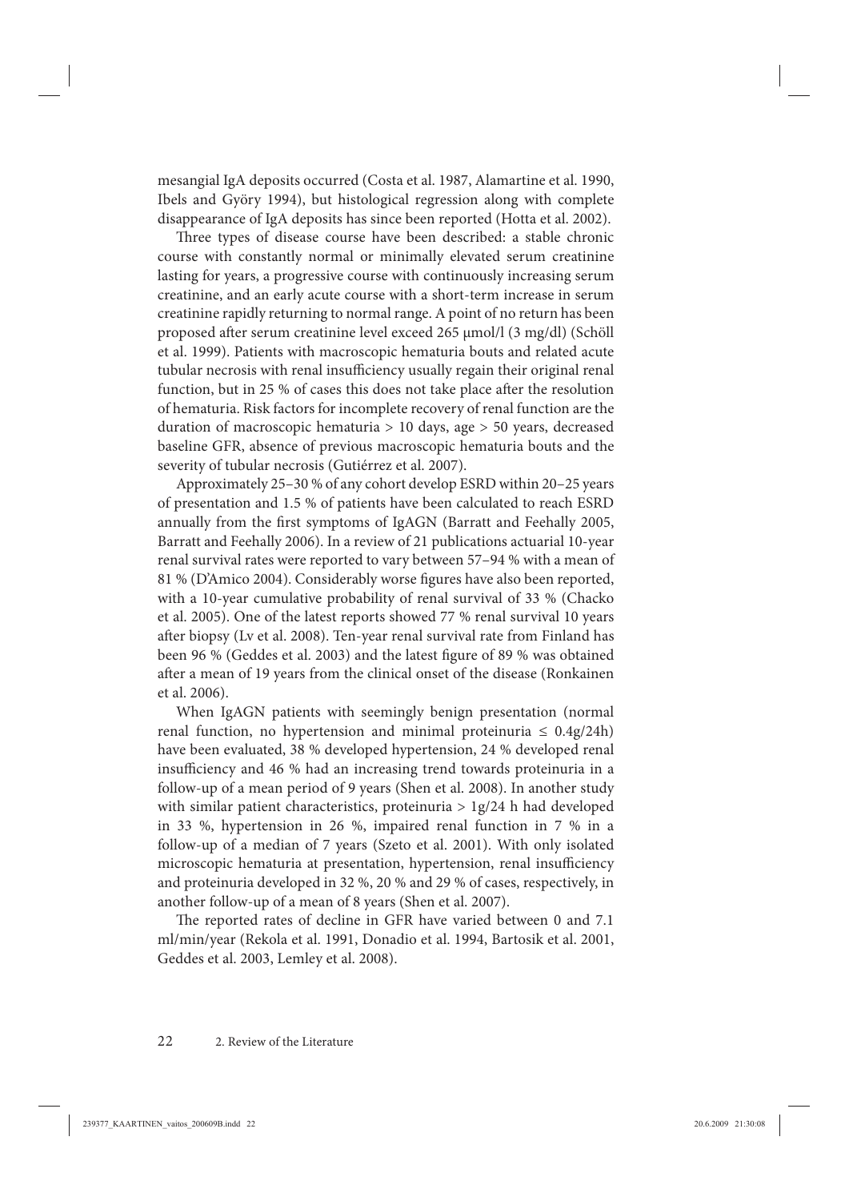mesangial IgA deposits occurred (Costa et al. 1987, Alamartine et al. 1990, Ibels and Györy 1994), but histological regression along with complete disappearance of IgA deposits has since been reported (Hotta et al. 2002).

Three types of disease course have been described: a stable chronic course with constantly normal or minimally elevated serum creatinine lasting for years, a progressive course with continuously increasing serum creatinine, and an early acute course with a short-term increase in serum creatinine rapidly returning to normal range. A point of no return has been proposed after serum creatinine level exceed 265 μmol/l (3 mg/dl) (Schöll et al. 1999). Patients with macroscopic hematuria bouts and related acute tubular necrosis with renal insufficiency usually regain their original renal function, but in 25 % of cases this does not take place after the resolution of hematuria. Risk factors for incomplete recovery of renal function are the duration of macroscopic hematuria > 10 days, age > 50 years, decreased baseline GFR, absence of previous macroscopic hematuria bouts and the severity of tubular necrosis (Gutiérrez et al. 2007).

Approximately 25–30 % of any cohort develop ESRD within 20–25 years of presentation and 1.5 % of patients have been calculated to reach ESRD annually from the first symptoms of IgAGN (Barratt and Feehally 2005, Barratt and Feehally 2006). In a review of 21 publications actuarial 10-year renal survival rates were reported to vary between 57–94 % with a mean of 81 % (D'Amico 2004). Considerably worse figures have also been reported, with a 10-year cumulative probability of renal survival of 33 % (Chacko et al. 2005). One of the latest reports showed 77 % renal survival 10 years after biopsy (Lv et al. 2008). Ten-year renal survival rate from Finland has been 96 % (Geddes et al. 2003) and the latest figure of 89 % was obtained after a mean of 19 years from the clinical onset of the disease (Ronkainen et al. 2006).

When IgAGN patients with seemingly benign presentation (normal renal function, no hypertension and minimal proteinuria ≤ 0.4g/24h) have been evaluated, 38 % developed hypertension, 24 % developed renal insufficiency and 46 % had an increasing trend towards proteinuria in a follow-up of a mean period of 9 years (Shen et al. 2008). In another study with similar patient characteristics, proteinuria > 1g/24 h had developed in 33 %, hypertension in 26 %, impaired renal function in 7 % in a follow-up of a median of 7 years (Szeto et al. 2001). With only isolated microscopic hematuria at presentation, hypertension, renal insufficiency and proteinuria developed in 32 %, 20 % and 29 % of cases, respectively, in another follow-up of a mean of 8 years (Shen et al. 2007).

The reported rates of decline in GFR have varied between 0 and 7.1 ml/min/year (Rekola et al. 1991, Donadio et al. 1994, Bartosik et al. 2001, Geddes et al. 2003, Lemley et al. 2008).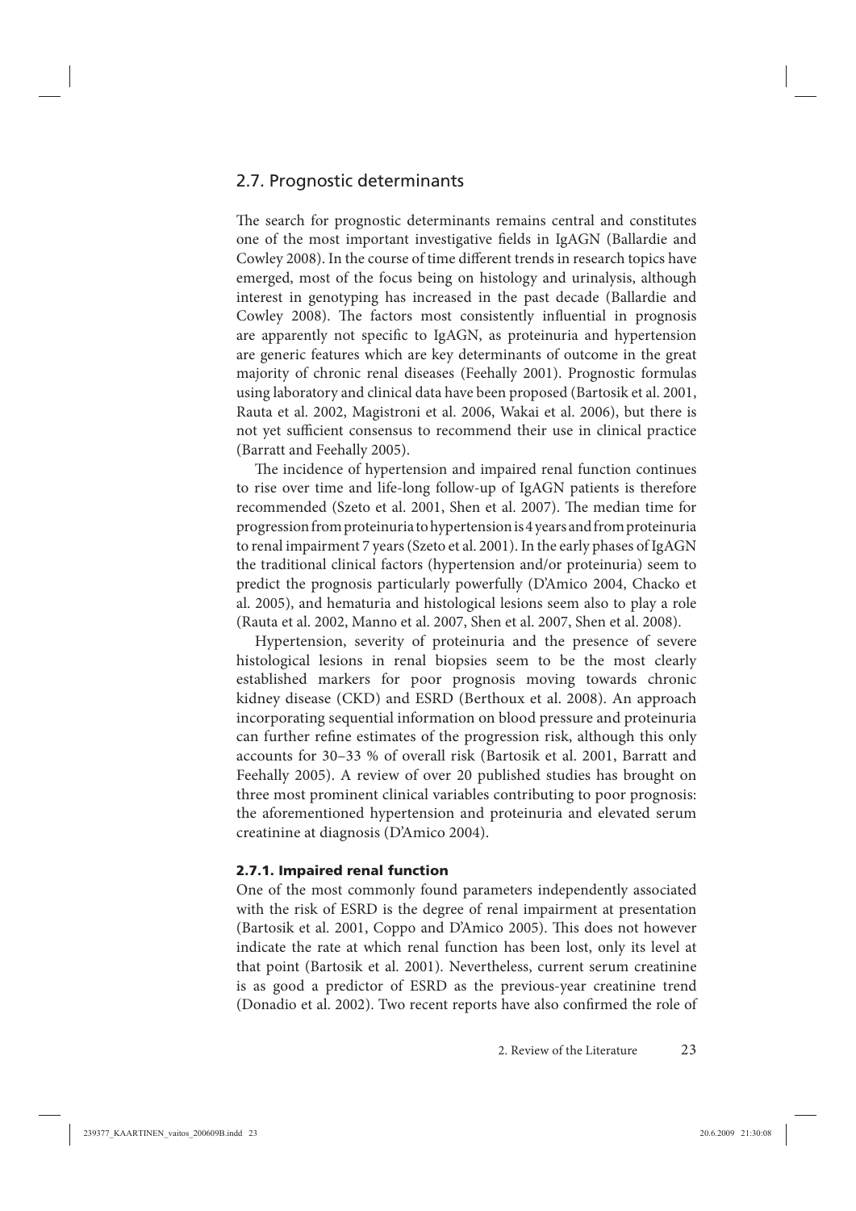## 2.7. Prognostic determinants

The search for prognostic determinants remains central and constitutes one of the most important investigative fields in IgAGN (Ballardie and Cowley 2008). In the course of time different trends in research topics have emerged, most of the focus being on histology and urinalysis, although interest in genotyping has increased in the past decade (Ballardie and Cowley 2008). The factors most consistently influential in prognosis are apparently not specific to IgAGN, as proteinuria and hypertension are generic features which are key determinants of outcome in the great majority of chronic renal diseases (Feehally 2001). Prognostic formulas using laboratory and clinical data have been proposed (Bartosik et al. 2001, Rauta et al. 2002, Magistroni et al. 2006, Wakai et al. 2006), but there is not yet sufficient consensus to recommend their use in clinical practice (Barratt and Feehally 2005).

The incidence of hypertension and impaired renal function continues to rise over time and life-long follow-up of IgAGN patients is therefore recommended (Szeto et al. 2001, Shen et al. 2007). The median time for progression from proteinuria to hypertension is 4 years and from proteinuria to renal impairment 7 years (Szeto et al. 2001). In the early phases of IgAGN the traditional clinical factors (hypertension and/or proteinuria) seem to predict the prognosis particularly powerfully (D'Amico 2004, Chacko et al. 2005), and hematuria and histological lesions seem also to play a role (Rauta et al. 2002, Manno et al. 2007, Shen et al. 2007, Shen et al. 2008).

Hypertension, severity of proteinuria and the presence of severe histological lesions in renal biopsies seem to be the most clearly established markers for poor prognosis moving towards chronic kidney disease (CKD) and ESRD (Berthoux et al. 2008). An approach incorporating sequential information on blood pressure and proteinuria can further refine estimates of the progression risk, although this only accounts for 30–33 % of overall risk (Bartosik et al. 2001, Barratt and Feehally 2005). A review of over 20 published studies has brought on three most prominent clinical variables contributing to poor prognosis: the aforementioned hypertension and proteinuria and elevated serum creatinine at diagnosis (D'Amico 2004).

### 2.7.1. Impaired renal function

One of the most commonly found parameters independently associated with the risk of ESRD is the degree of renal impairment at presentation (Bartosik et al. 2001, Coppo and D'Amico 2005). This does not however indicate the rate at which renal function has been lost, only its level at that point (Bartosik et al. 2001). Nevertheless, current serum creatinine is as good a predictor of ESRD as the previous-year creatinine trend (Donadio et al. 2002). Two recent reports have also confirmed the role of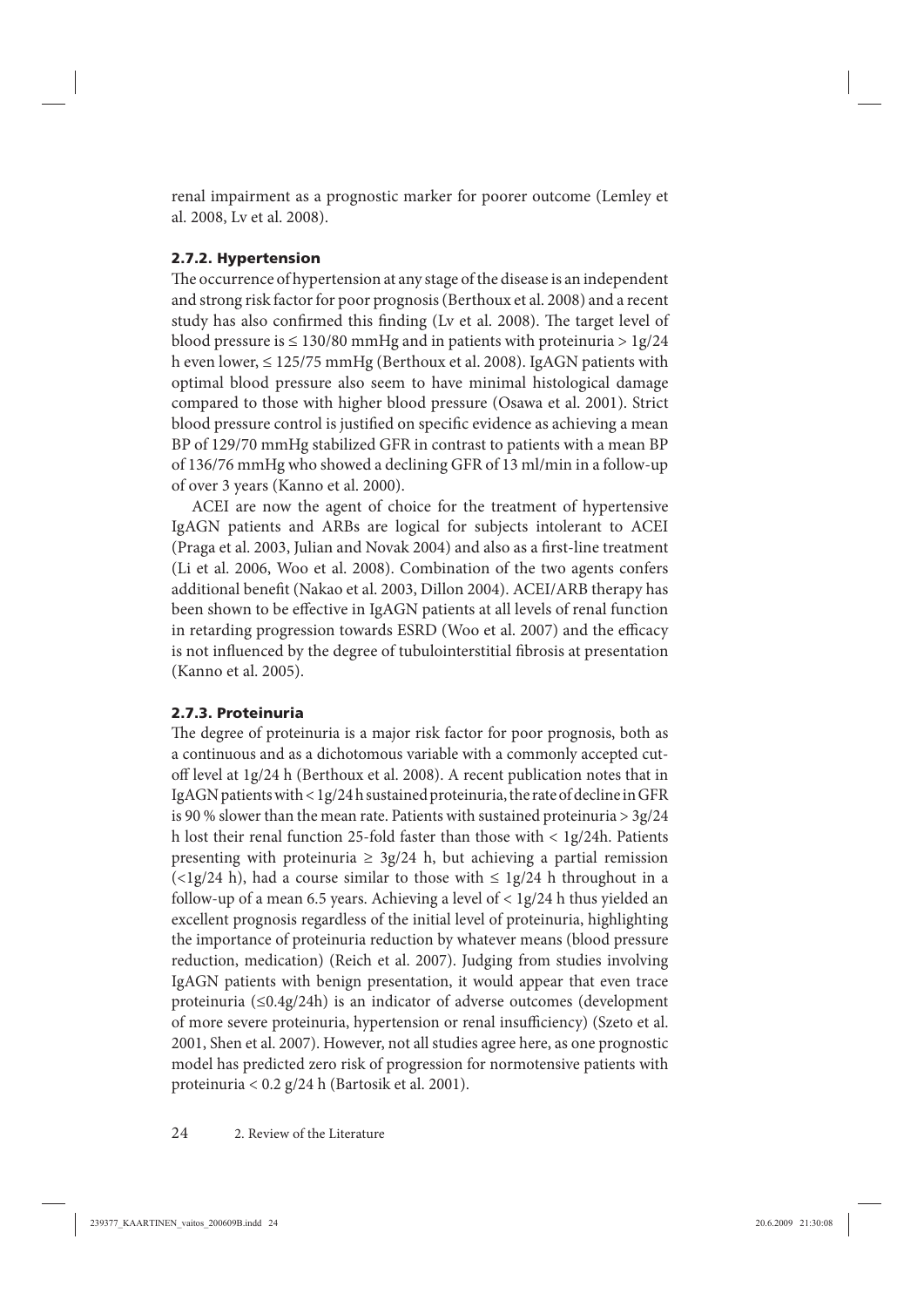renal impairment as a prognostic marker for poorer outcome (Lemley et al. 2008, Lv et al. 2008).

### 2.7.2. Hypertension

The occurrence of hypertension at any stage of the disease is an independent and strong risk factor for poor prognosis (Berthoux et al. 2008) and a recent study has also confirmed this finding (Lv et al. 2008). The target level of blood pressure is ≤ 130/80 mmHg and in patients with proteinuria > 1g/24 h even lower, ≤ 125/75 mmHg (Berthoux et al. 2008). IgAGN patients with optimal blood pressure also seem to have minimal histological damage compared to those with higher blood pressure (Osawa et al. 2001). Strict blood pressure control is justified on specific evidence as achieving a mean BP of 129/70 mmHg stabilized GFR in contrast to patients with a mean BP of 136/76 mmHg who showed a declining GFR of 13 ml/min in a follow-up of over 3 years (Kanno et al. 2000).

ACEI are now the agent of choice for the treatment of hypertensive IgAGN patients and ARBs are logical for subjects intolerant to ACEI (Praga et al. 2003, Julian and Novak 2004) and also as a first-line treatment (Li et al. 2006, Woo et al. 2008). Combination of the two agents confers additional benefit (Nakao et al. 2003, Dillon 2004). ACEI/ARB therapy has been shown to be effective in IgAGN patients at all levels of renal function in retarding progression towards ESRD (Woo et al. 2007) and the efficacy is not influenced by the degree of tubulointerstitial fibrosis at presentation (Kanno et al. 2005).

### 2.7.3. Proteinuria

The degree of proteinuria is a major risk factor for poor prognosis, both as a continuous and as a dichotomous variable with a commonly accepted cut-off level at 1g/24 h (Berthoux et al. 2008). A recent publication notes that in IgAGN patients with < 1g/24 h sustained proteinuria, the rate of decline in GFR is 90 % slower than the mean rate. Patients with sustained proteinuria > 3g/24 h lost their renal function 25-fold faster than those with < 1g/24h. Patients presenting with proteinuria ≥ 3g/24 h, but achieving a partial remission (<1g/24 h), had a course similar to those with ≤ 1g/24 h throughout in a follow-up of a mean 6.5 years. Achieving a level of < 1g/24 h thus yielded an excellent prognosis regardless of the initial level of proteinuria, highlighting the importance of proteinuria reduction by whatever means (blood pressure reduction, medication) (Reich et al. 2007). Judging from studies involving IgAGN patients with benign presentation, it would appear that even trace proteinuria (≤0.4g/24h) is an indicator of adverse outcomes (development of more severe proteinuria, hypertension or renal insufficiency) (Szeto et al. 2001, Shen et al. 2007). However, not all studies agree here, as one prognostic model has predicted zero risk of progression for normotensive patients with proteinuria < 0.2 g/24 h (Bartosik et al. 2001).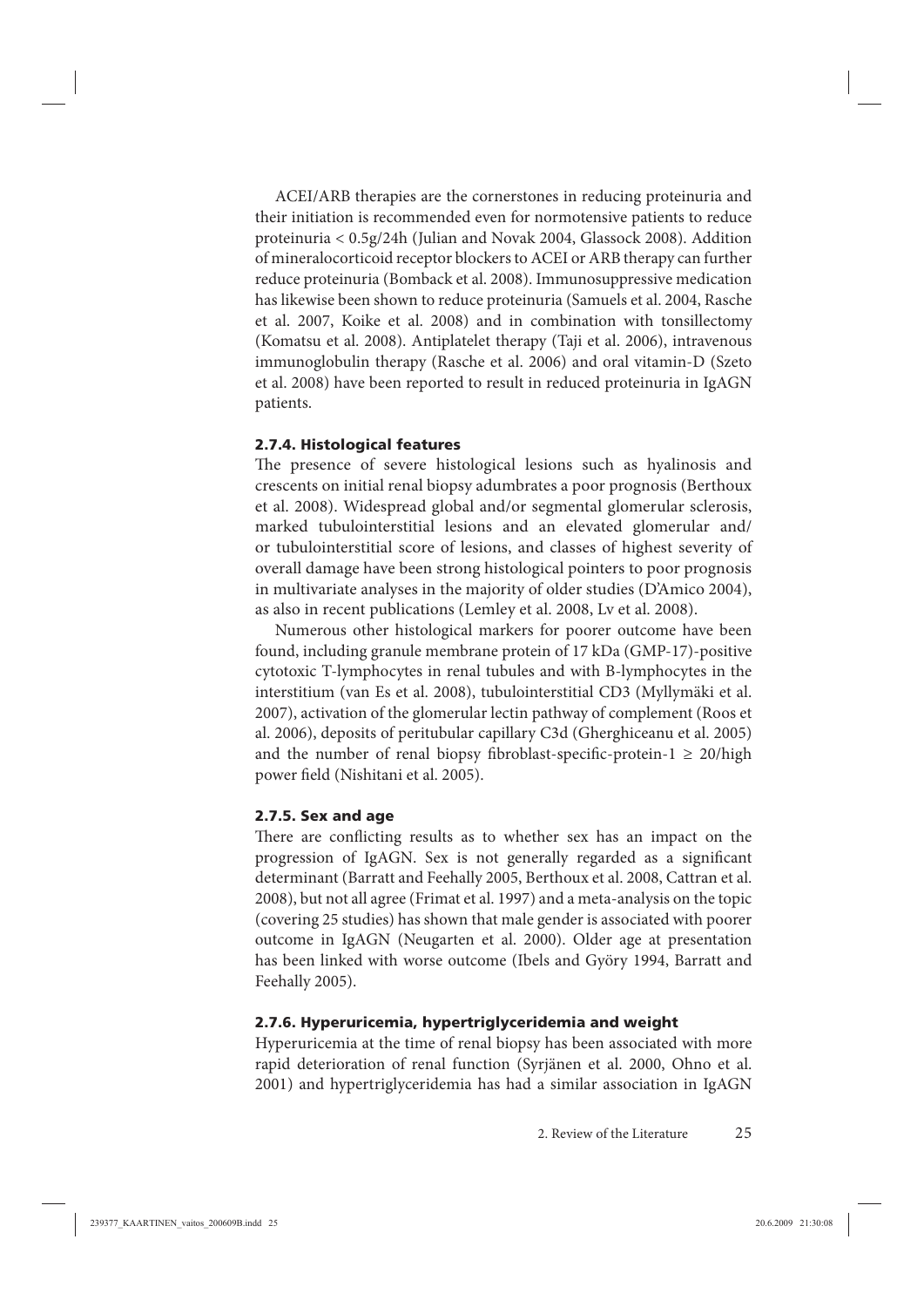ACEI/ARB therapies are the cornerstones in reducing proteinuria and their initiation is recommended even for normotensive patients to reduce proteinuria < 0.5g/24h (Julian and Novak 2004, Glassock 2008). Addition of mineralocorticoid receptor blockers to ACEI or ARB therapy can further reduce proteinuria (Bomback et al. 2008). Immunosuppressive medication has likewise been shown to reduce proteinuria (Samuels et al. 2004, Rasche et al. 2007, Koike et al. 2008) and in combination with tonsillectomy (Komatsu et al. 2008). Antiplatelet therapy (Taji et al. 2006), intravenous immunoglobulin therapy (Rasche et al. 2006) and oral vitamin-D (Szeto et al. 2008) have been reported to result in reduced proteinuria in IgAGN patients.

### 2.7.4. Histological features

The presence of severe histological lesions such as hyalinosis and crescents on initial renal biopsy adumbrates a poor prognosis (Berthoux et al. 2008). Widespread global and/or segmental glomerular sclerosis, marked tubulointerstitial lesions and an elevated glomerular and/or tubulointerstitial score of lesions, and classes of highest severity of overall damage have been strong histological pointers to poor prognosis in multivariate analyses in the majority of older studies (D'Amico 2004), as also in recent publications (Lemley et al. 2008, Lv et al. 2008).

Numerous other histological markers for poorer outcome have been found, including granule membrane protein of 17 kDa (GMP-17)-positive cytotoxic T-lymphocytes in renal tubules and with B-lymphocytes in the interstitium (van Es et al. 2008), tubulointerstitial CD3 (Myllymäki et al. 2007), activation of the glomerular lectin pathway of complement (Roos et al. 2006), deposits of peritubular capillary C3d (Gherghiceanu et al. 2005) and the number of renal biopsy fibroblast-specific-protein-1 $\geq$ 20/high power field (Nishitani et al. 2005).

### 2.7.5. Sex and age

There are conflicting results as to whether sex has an impact on the progression of IgAGN. Sex is not generally regarded as a significant determinant (Barratt and Feehally 2005, Berthoux et al. 2008, Cattran et al. 2008), but not all agree (Frimat et al. 1997) and a meta-analysis on the topic (covering 25 studies) has shown that male gender is associated with poorer outcome in IgAGN (Neugarten et al. 2000). Older age at presentation has been linked with worse outcome (Ibels and Györy 1994, Barratt and Feehally 2005).

### 2.7.6. Hyperuricemia, hypertriglyceridemia and weight

Hyperuricemia at the time of renal biopsy has been associated with more rapid deterioration of renal function (Syrjänen et al. 2000, Ohno et al. 2001) and hypertriglyceridemia has had a similar association in IgAGN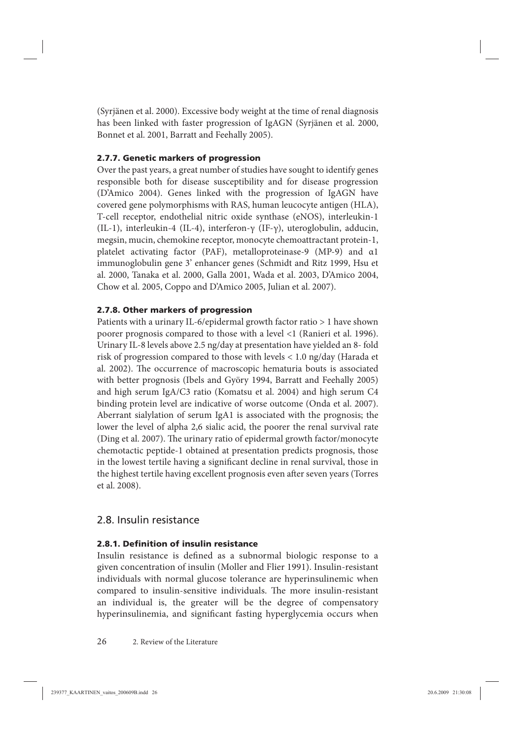(Syrjänen et al. 2000). Excessive body weight at the time of renal diagnosis has been linked with faster progression of IgAGN (Syrjänen et al. 2000, Bonnet et al. 2001, Barratt and Feehally 2005).

#### 2.7.7. Genetic markers of progression

Over the past years, a great number of studies have sought to identify genes responsible both for disease susceptibility and for disease progression (D'Amico 2004). Genes linked with the progression of IgAGN have covered gene polymorphisms with RAS, human leucocyte antigen (HLA), T-cell receptor, endothelial nitric oxide synthase (eNOS), interleukin-1 (IL-1), interleukin-4 (IL-4), interferon-γ (IF-γ), uteroglobulin, adducin, megsin, mucin, chemokine receptor, monocyte chemoattractant protein-1, platelet activating factor (PAF), metalloproteinase-9 (MP-9) and α1 immunoglobulin gene 3' enhancer genes (Schmidt and Ritz 1999, Hsu et al. 2000, Tanaka et al. 2000, Galla 2001, Wada et al. 2003, D'Amico 2004, Chow et al. 2005, Coppo and D'Amico 2005, Julian et al. 2007).

#### 2.7.8. Other markers of progression

Patients with a urinary IL-6/epidermal growth factor ratio > 1 have shown poorer prognosis compared to those with a level <1 (Ranieri et al. 1996). Urinary IL-8 levels above 2.5 ng/day at presentation have yielded an 8- fold risk of progression compared to those with levels < 1.0 ng/day (Harada et al. 2002). The occurrence of macroscopic hematuria bouts is associated with better prognosis (Ibels and Györy 1994, Barratt and Feehally 2005) and high serum IgA/C3 ratio (Komatsu et al. 2004) and high serum C4 binding protein level are indicative of worse outcome (Onda et al. 2007). Aberrant sialylation of serum IgA1 is associated with the prognosis; the lower the level of alpha 2,6 sialic acid, the poorer the renal survival rate (Ding et al. 2007). The urinary ratio of epidermal growth factor/monocyte chemotactic peptide-1 obtained at presentation predicts prognosis, those in the lowest tertile having a significant decline in renal survival, those in the highest tertile having excellent prognosis even after seven years (Torres et al. 2008).

### 2.8. Insulin resistance

#### 2.8.1. Definition of insulin resistance

Insulin resistance is defined as a subnormal biologic response to a given concentration of insulin (Moller and Flier 1991). Insulin-resistant individuals with normal glucose tolerance are hyperinsulinemic when compared to insulin-sensitive individuals. The more insulin-resistant an individual is, the greater will be the degree of compensatory hyperinsulinemia, and significant fasting hyperglycemia occurs when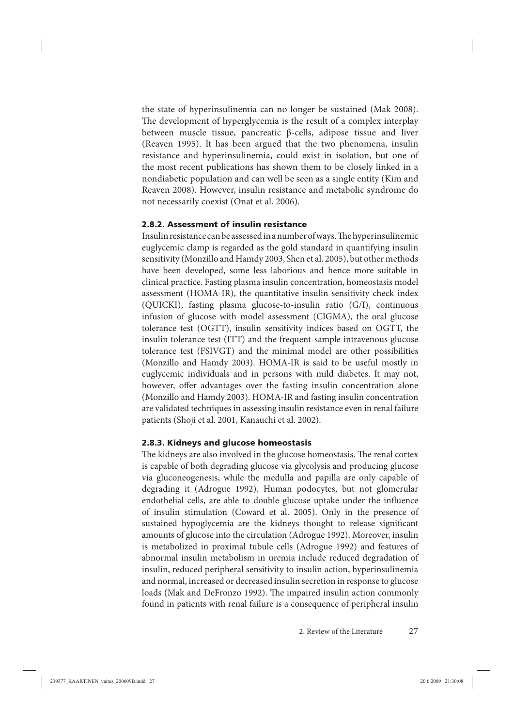the state of hyperinsulinemia can no longer be sustained (Mak 2008). The development of hyperglycemia is the result of a complex interplay between muscle tissue, pancreatic β-cells, adipose tissue and liver (Reaven 1995). It has been argued that the two phenomena, insulin resistance and hyperinsulinemia, could exist in isolation, but one of the most recent publications has shown them to be closely linked in a nondiabetic population and can well be seen as a single entity (Kim and Reaven 2008). However, insulin resistance and metabolic syndrome do not necessarily coexist (Onat et al. 2006).

### 2.8.2. Assessment of insulin resistance

Insulin resistance can be assessed in a number of ways. The hyperinsulinemic euglycemic clamp is regarded as the gold standard in quantifying insulin sensitivity (Monzillo and Hamdy 2003, Shen et al. 2005), but other methods have been developed, some less laborious and hence more suitable in clinical practice. Fasting plasma insulin concentration, homeostasis model assessment (HOMA-IR), the quantitative insulin sensitivity check index (QUICKI), fasting plasma glucose-to-insulin ratio (G/I), continuous infusion of glucose with model assessment (CIGMA), the oral glucose tolerance test (OGTT), insulin sensitivity indices based on OGTT, the insulin tolerance test (ITT) and the frequent-sample intravenous glucose tolerance test (FSIVGT) and the minimal model are other possibilities (Monzillo and Hamdy 2003). HOMA-IR is said to be useful mostly in euglycemic individuals and in persons with mild diabetes. It may not, however, offer advantages over the fasting insulin concentration alone (Monzillo and Hamdy 2003). HOMA-IR and fasting insulin concentration are validated techniques in assessing insulin resistance even in renal failure patients (Shoji et al. 2001, Kanauchi et al. 2002).

### 2.8.3. Kidneys and glucose homeostasis

The kidneys are also involved in the glucose homeostasis. The renal cortex is capable of both degrading glucose via glycolysis and producing glucose via gluconeogenesis, while the medulla and papilla are only capable of degrading it (Adrogue 1992). Human podocytes, but not glomerular endothelial cells, are able to double glucose uptake under the influence of insulin stimulation (Coward et al. 2005). Only in the presence of sustained hypoglycemia are the kidneys thought to release significant amounts of glucose into the circulation (Adrogue 1992). Moreover, insulin is metabolized in proximal tubule cells (Adrogue 1992) and features of abnormal insulin metabolism in uremia include reduced degradation of insulin, reduced peripheral sensitivity to insulin action, hyperinsulinemia and normal, increased or decreased insulin secretion in response to glucose loads (Mak and DeFronzo 1992). The impaired insulin action commonly found in patients with renal failure is a consequence of peripheral insulin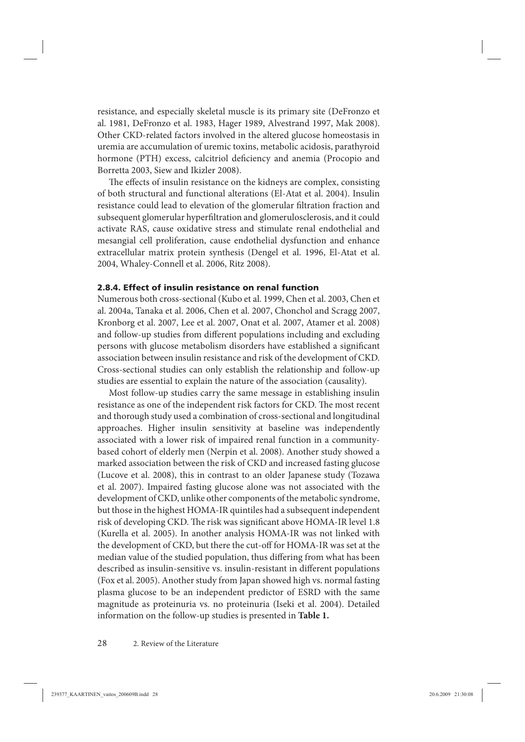resistance, and especially skeletal muscle is its primary site (DeFronzo et al. 1981, DeFronzo et al. 1983, Hager 1989, Alvestrand 1997, Mak 2008). Other CKD-related factors involved in the altered glucose homeostasis in uremia are accumulation of uremic toxins, metabolic acidosis, parathyroid hormone (PTH) excess, calcitriol deficiency and anemia (Procopio and Borretta 2003, Siew and Ikizler 2008).

The effects of insulin resistance on the kidneys are complex, consisting of both structural and functional alterations (El-Atat et al. 2004). Insulin resistance could lead to elevation of the glomerular filtration fraction and subsequent glomerular hyperfiltration and glomerulosclerosis, and it could activate RAS, cause oxidative stress and stimulate renal endothelial and mesangial cell proliferation, cause endothelial dysfunction and enhance extracellular matrix protein synthesis (Dengel et al. 1996, El-Atat et al. 2004, Whaley-Connell et al. 2006, Ritz 2008).

### 2.8.4. Effect of insulin resistance on renal function

Numerous both cross-sectional (Kubo et al. 1999, Chen et al. 2003, Chen et al. 2004a, Tanaka et al. 2006, Chen et al. 2007, Chonchol and Scragg 2007, Kronborg et al. 2007, Lee et al. 2007, Onat et al. 2007, Atamer et al. 2008) and follow-up studies from different populations including and excluding persons with glucose metabolism disorders have established a significant association between insulin resistance and risk of the development of CKD. Cross-sectional studies can only establish the relationship and follow-up studies are essential to explain the nature of the association (causality).

Most follow-up studies carry the same message in establishing insulin resistance as one of the independent risk factors for CKD. The most recent and thorough study used a combination of cross-sectional and longitudinal approaches. Higher insulin sensitivity at baseline was independently associated with a lower risk of impaired renal function in a community-based cohort of elderly men (Nerpin et al. 2008). Another study showed a marked association between the risk of CKD and increased fasting glucose (Lucove et al. 2008), this in contrast to an older Japanese study (Tozawa et al. 2007). Impaired fasting glucose alone was not associated with the development of CKD, unlike other components of the metabolic syndrome, but those in the highest HOMA-IR quintiles had a subsequent independent risk of developing CKD. The risk was significant above HOMA-IR level 1.8 (Kurella et al. 2005). In another analysis HOMA-IR was not linked with the development of CKD, but there the cut-off for HOMA-IR was set at the median value of the studied population, thus differing from what has been described as insulin-sensitive vs. insulin-resistant in different populations (Fox et al. 2005). Another study from Japan showed high vs. normal fasting plasma glucose to be an independent predictor of ESRD with the same magnitude as proteinuria vs. no proteinuria (Iseki et al. 2004). Detailed information on the follow-up studies is presented in **Table 1.**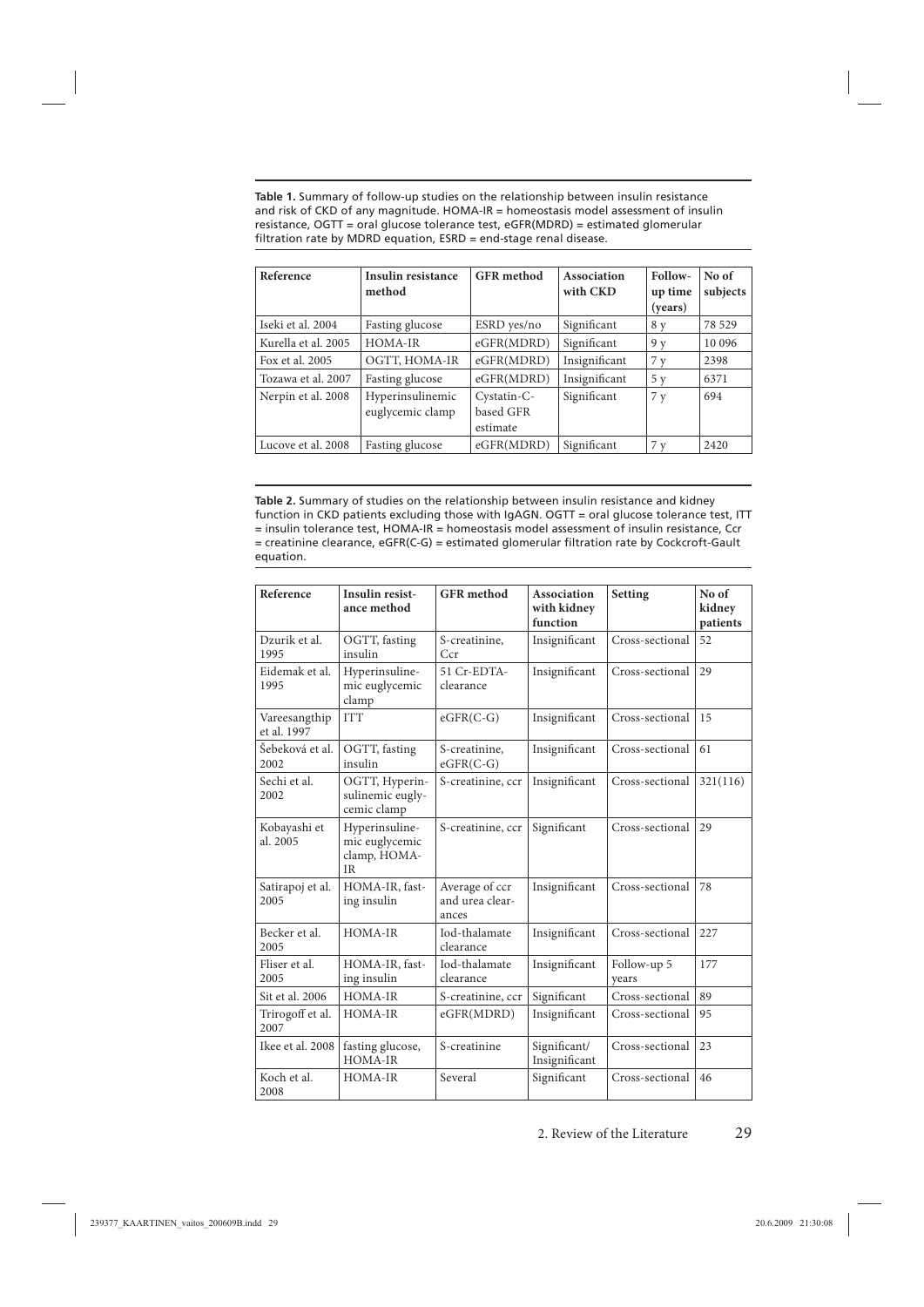**Table 1.** Summary of follow-up studies on the relationship between insulin resistance and risk of CKD of any magnitude. HOMA-IR = homeostasis model assessment of insulin resistance, OGTT = oral glucose tolerance test, eGFR(MDRD) = estimated glomerular filtration rate by MDRD equation, ESRD = end-stage renal disease.

| Reference | Insulin resistance method | GFR method | Association with CKD | Follow-up time (years) | No of subjects |
|---|---|---|---|---|---|
| Iseki et al. 2004 | Fasting glucose | ESRD yes/no | Significant | 8 y | 78 529 |
| Kurella et al. 2005 | HOMA-IR | eGFR(MDRD) | Significant | 9 y | 10 096 |
| Fox et al. 2005 | OGTT, HOMA-IR | eGFR(MDRD) | Insignificant | 7 y | 2398 |
| Tozawa et al. 2007 | Fasting glucose | eGFR(MDRD) | Insignificant | 5 y | 6371 |
| Nerpin et al. 2008 | Hyperinsulinemic euglycemic clamp | Cystatin-C-based GFR estimate | Significant | 7 y | 694 |
| Lucove et al. 2008 | Fasting glucose | eGFR(MDRD) | Significant | 7 y | 2420 |

**Table 2.** Summary of studies on the relationship between insulin resistance and kidney function in CKD patients excluding those with IgAGN. OGTT = oral glucose tolerance test, ITT = insulin tolerance test, HOMA-IR = homeostasis model assessment of insulin resistance, Ccr = creatinine clearance, eGFR(C-G) = estimated glomerular filtration rate by Cockcroft-Gault equation.

| Reference | Insulin resistance method | GFR method | Association with kidney function | Setting | No of kidney patients |
|---|---|---|---|---|---|
| Dzurik et al. 1995 | OGTT, fasting insulin | S-creatinine, Ccr | Insignificant | Cross-sectional | 52 |
| Eidemak et al. 1995 | Hyperinsulinemic euglycemic clamp | 51 Cr-EDTA-clearance | Insignificant | Cross-sectional | 29 |
| Vareesangthip et al. 1997 | ITT | eGFR(C-G) | Insignificant | Cross-sectional | 15 |
| Šebeková et al. 2002 | OGTT, fasting insulin | S-creatinine, eGFR(C-G) | Insignificant | Cross-sectional | 61 |
| Sechi et al. 2002 | OGTT, Hyperinsulinemic euglycemic clamp | S-creatinine, ccr | Insignificant | Cross-sectional | 321(116) |
| Kobayashi et al. 2005 | Hyperinsulinemic euglycemic clamp, HOMA-IR | S-creatinine, ccr | Significant | Cross-sectional | 29 |
| Satirapoj et al. 2005 | HOMA-IR, fasting insulin | Average of ccr and urea clearances | Insignificant | Cross-sectional | 78 |
| Becker et al. 2005 | HOMA-IR | Iod-thalamate clearance | Insignificant | Cross-sectional | 227 |
| Fliser et al. 2005 | HOMA-IR, fasting insulin | Iod-thalamate clearance | Insignificant | Follow-up 5 years | 177 |
| Sit et al. 2006 | HOMA-IR | S-creatinine, ccr | Significant | Cross-sectional | 89 |
| Trirogoff et al. 2007 | HOMA-IR | eGFR(MDRD) | Insignificant | Cross-sectional | 95 |
| Ikee et al. 2008 | fasting glucose, HOMA-IR | S-creatinine | Significant/ Insignificant | Cross-sectional | 23 |
| Koch et al. 2008 | HOMA-IR | Several | Significant | Cross-sectional | 46 |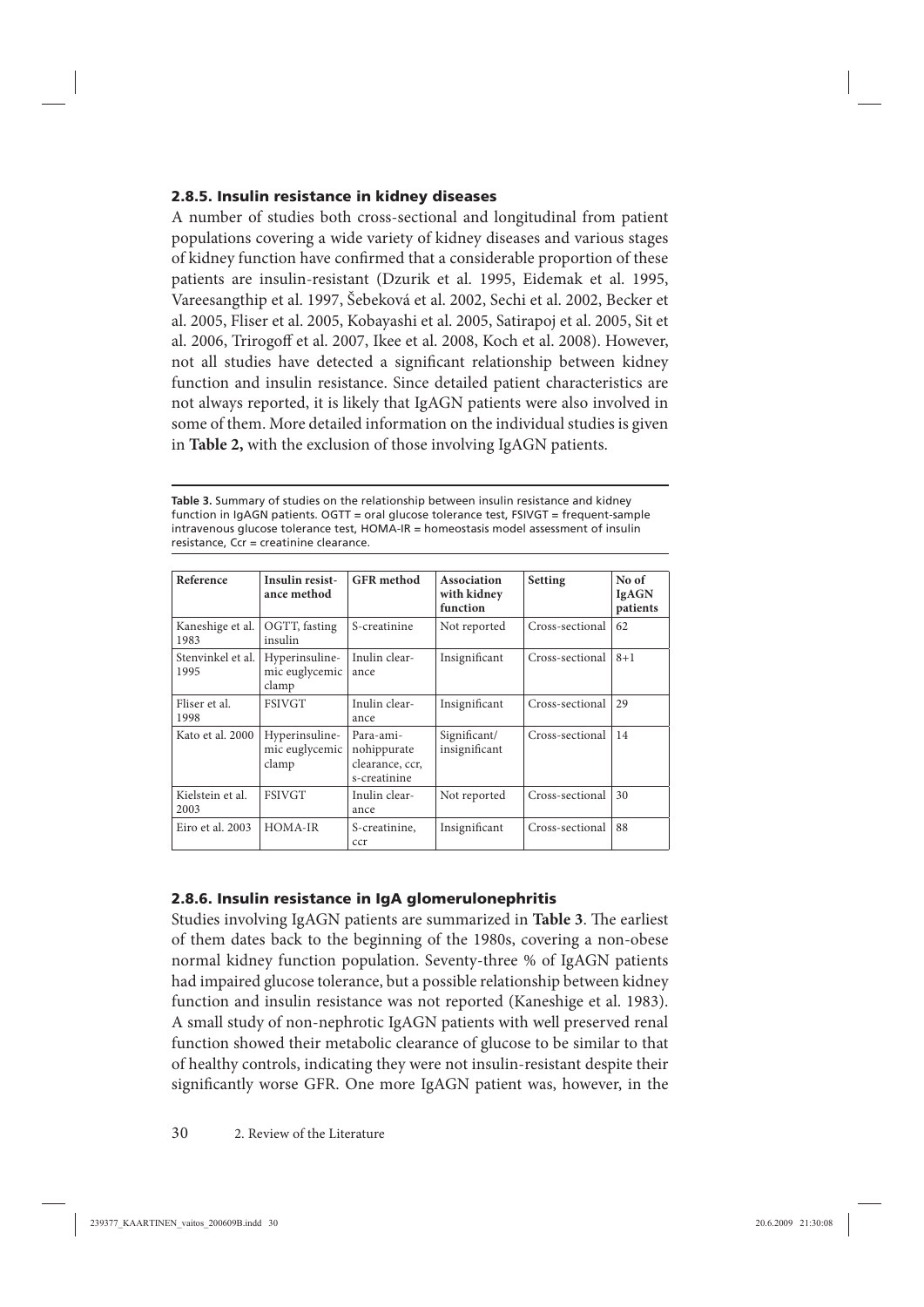### 2.8.5. Insulin resistance in kidney diseases

A number of studies both cross-sectional and longitudinal from patient populations covering a wide variety of kidney diseases and various stages of kidney function have confirmed that a considerable proportion of these patients are insulin-resistant (Dzurik et al. 1995, Eidemak et al. 1995, Vareesangthip et al. 1997, Šebeková et al. 2002, Sechi et al. 2002, Becker et al. 2005, Fliser et al. 2005, Kobayashi et al. 2005, Satirapoj et al. 2005, Sit et al. 2006, Trirogoff et al. 2007, Ikee et al. 2008, Koch et al. 2008). However, not all studies have detected a significant relationship between kidney function and insulin resistance. Since detailed patient characteristics are not always reported, it is likely that IgAGN patients were also involved in some of them. More detailed information on the individual studies is given in **Table 2,** with the exclusion of those involving IgAGN patients.

**Table 3.** Summary of studies on the relationship between insulin resistance and kidney function in IgAGN patients. OGTT = oral glucose tolerance test, FSIVGT = frequent-sample intravenous glucose tolerance test, HOMA-IR = homeostasis model assessment of insulin resistance, Ccr = creatinine clearance.

| Reference | Insulin resistance method | GFR method | Association with kidney function | Setting | No of IgAGN patients |
|---|---|---|---|---|---|
| Kaneshige et al. 1983 | OGTT, fasting insulin | S-creatinine | Not reported | Cross-sectional | 62 |
| Stenvinkel et al. 1995 | Hyperinsulinemic euglycemic clamp | Inulin clearance | Insignificant | Cross-sectional | 8+1 |
| Fliser et al. 1998 | FSIVGT | Inulin clearance | Insignificant | Cross-sectional | 29 |
| Kato et al. 2000 | Hyperinsulinemic euglycemic clamp | Para-aminohippurate clearance, ccr, s-creatinine | Significant/ insignificant | Cross-sectional | 14 |
| Kielstein et al. 2003 | FSIVGT | Inulin clearance | Not reported | Cross-sectional | 30 |
| Eiro et al. 2003 | HOMA-IR | S-creatinine, ccr | Insignificant | Cross-sectional | 88 |

### 2.8.6. Insulin resistance in IgA glomerulonephritis

Studies involving IgAGN patients are summarized in **Table 3**. The earliest of them dates back to the beginning of the 1980s, covering a non-obese normal kidney function population. Seventy-three % of IgAGN patients had impaired glucose tolerance, but a possible relationship between kidney function and insulin resistance was not reported (Kaneshige et al. 1983). A small study of non-nephrotic IgAGN patients with well preserved renal function showed their metabolic clearance of glucose to be similar to that of healthy controls, indicating they were not insulin-resistant despite their significantly worse GFR. One more IgAGN patient was, however, in the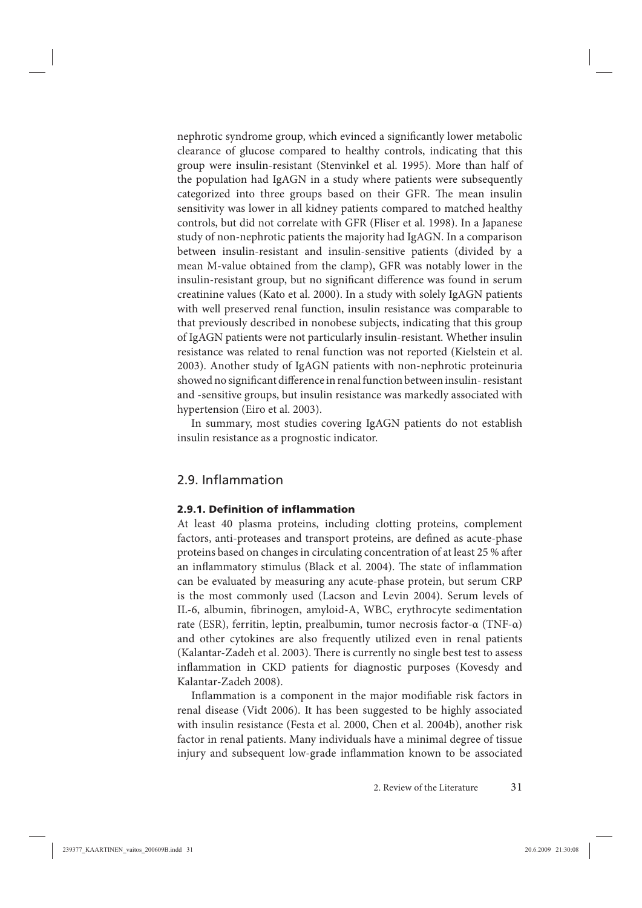nephrotic syndrome group, which evinced a significantly lower metabolic clearance of glucose compared to healthy controls, indicating that this group were insulin-resistant (Stenvinkel et al. 1995). More than half of the population had IgAGN in a study where patients were subsequently categorized into three groups based on their GFR. The mean insulin sensitivity was lower in all kidney patients compared to matched healthy controls, but did not correlate with GFR (Fliser et al. 1998). In a Japanese study of non-nephrotic patients the majority had IgAGN. In a comparison between insulin-resistant and insulin-sensitive patients (divided by a mean M-value obtained from the clamp), GFR was notably lower in the insulin-resistant group, but no significant difference was found in serum creatinine values (Kato et al. 2000). In a study with solely IgAGN patients with well preserved renal function, insulin resistance was comparable to that previously described in nonobese subjects, indicating that this group of IgAGN patients were not particularly insulin-resistant. Whether insulin resistance was related to renal function was not reported (Kielstein et al. 2003). Another study of IgAGN patients with non-nephrotic proteinuria showed no significant difference in renal function between insulin- resistant and -sensitive groups, but insulin resistance was markedly associated with hypertension (Eiro et al. 2003).

In summary, most studies covering IgAGN patients do not establish insulin resistance as a prognostic indicator.

## 2.9. Inflammation

### 2.9.1. Definition of inflammation

At least 40 plasma proteins, including clotting proteins, complement factors, anti-proteases and transport proteins, are defined as acute-phase proteins based on changes in circulating concentration of at least 25 % after an inflammatory stimulus (Black et al. 2004). The state of inflammation can be evaluated by measuring any acute-phase protein, but serum CRP is the most commonly used (Lacson and Levin 2004). Serum levels of IL-6, albumin, fibrinogen, amyloid-A, WBC, erythrocyte sedimentation rate (ESR), ferritin, leptin, prealbumin, tumor necrosis factor-α (TNF-α) and other cytokines are also frequently utilized even in renal patients (Kalantar-Zadeh et al. 2003). There is currently no single best test to assess inflammation in CKD patients for diagnostic purposes (Kovesdy and Kalantar-Zadeh 2008).

Inflammation is a component in the major modifiable risk factors in renal disease (Vidt 2006). It has been suggested to be highly associated with insulin resistance (Festa et al. 2000, Chen et al. 2004b), another risk factor in renal patients. Many individuals have a minimal degree of tissue injury and subsequent low-grade inflammation known to be associated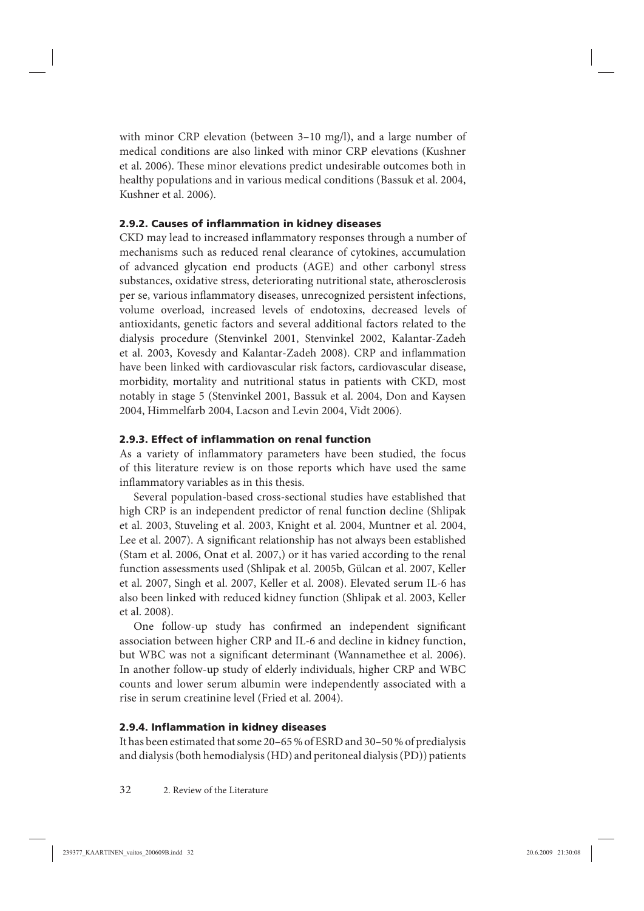with minor CRP elevation (between 3–10 mg/l), and a large number of medical conditions are also linked with minor CRP elevations (Kushner et al. 2006). These minor elevations predict undesirable outcomes both in healthy populations and in various medical conditions (Bassuk et al. 2004, Kushner et al. 2006).

### 2.9.2. Causes of inflammation in kidney diseases

CKD may lead to increased inflammatory responses through a number of mechanisms such as reduced renal clearance of cytokines, accumulation of advanced glycation end products (AGE) and other carbonyl stress substances, oxidative stress, deteriorating nutritional state, atherosclerosis per se, various inflammatory diseases, unrecognized persistent infections, volume overload, increased levels of endotoxins, decreased levels of antioxidants, genetic factors and several additional factors related to the dialysis procedure (Stenvinkel 2001, Stenvinkel 2002, Kalantar-Zadeh et al. 2003, Kovesdy and Kalantar-Zadeh 2008). CRP and inflammation have been linked with cardiovascular risk factors, cardiovascular disease, morbidity, mortality and nutritional status in patients with CKD, most notably in stage 5 (Stenvinkel 2001, Bassuk et al. 2004, Don and Kaysen 2004, Himmelfarb 2004, Lacson and Levin 2004, Vidt 2006).

### 2.9.3. Effect of inflammation on renal function

As a variety of inflammatory parameters have been studied, the focus of this literature review is on those reports which have used the same inflammatory variables as in this thesis.

Several population-based cross-sectional studies have established that high CRP is an independent predictor of renal function decline (Shlipak et al. 2003, Stuveling et al. 2003, Knight et al. 2004, Muntner et al. 2004, Lee et al. 2007). A significant relationship has not always been established (Stam et al. 2006, Onat et al. 2007,) or it has varied according to the renal function assessments used (Shlipak et al. 2005b, Gülcan et al. 2007, Keller et al. 2007, Singh et al. 2007, Keller et al. 2008). Elevated serum IL-6 has also been linked with reduced kidney function (Shlipak et al. 2003, Keller et al. 2008).

One follow-up study has confirmed an independent significant association between higher CRP and IL-6 and decline in kidney function, but WBC was not a significant determinant (Wannamethee et al. 2006). In another follow-up study of elderly individuals, higher CRP and WBC counts and lower serum albumin were independently associated with a rise in serum creatinine level (Fried et al. 2004).

### 2.9.4. Inflammation in kidney diseases

It has been estimated that some 20–65 % of ESRD and 30–50 % of predialysis and dialysis (both hemodialysis (HD) and peritoneal dialysis (PD)) patients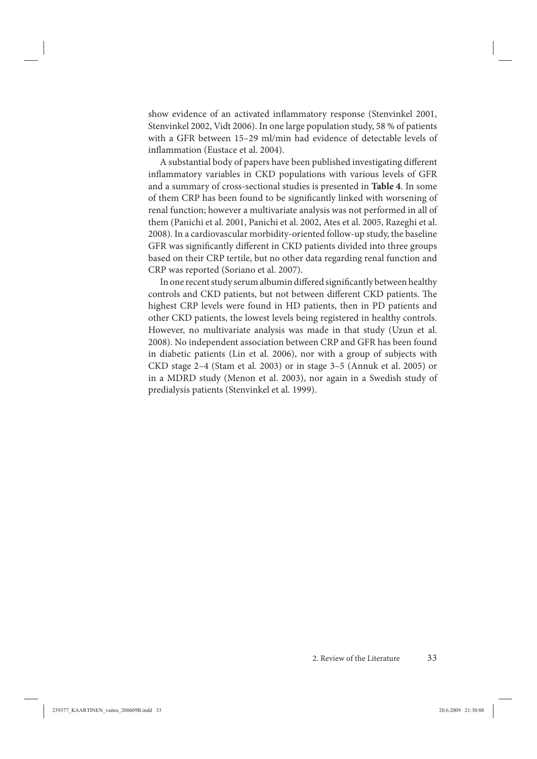show evidence of an activated inflammatory response (Stenvinkel 2001, Stenvinkel 2002, Vidt 2006). In one large population study, 58 % of patients with a GFR between 15–29 ml/min had evidence of detectable levels of inflammation (Eustace et al. 2004).

A substantial body of papers have been published investigating different inflammatory variables in CKD populations with various levels of GFR and a summary of cross-sectional studies is presented in **Table 4**. In some of them CRP has been found to be significantly linked with worsening of renal function; however a multivariate analysis was not performed in all of them (Panichi et al. 2001, Panichi et al. 2002, Ates et al. 2005, Razeghi et al. 2008). In a cardiovascular morbidity-oriented follow-up study, the baseline GFR was significantly different in CKD patients divided into three groups based on their CRP tertile, but no other data regarding renal function and CRP was reported (Soriano et al. 2007).

In one recent study serum albumin differed significantly between healthy controls and CKD patients, but not between different CKD patients. The highest CRP levels were found in HD patients, then in PD patients and other CKD patients, the lowest levels being registered in healthy controls. However, no multivariate analysis was made in that study (Uzun et al. 2008). No independent association between CRP and GFR has been found in diabetic patients (Lin et al. 2006), nor with a group of subjects with CKD stage 2–4 (Stam et al. 2003) or in stage 3–5 (Annuk et al. 2005) or in a MDRD study (Menon et al. 2003), nor again in a Swedish study of predialysis patients (Stenvinkel et al. 1999).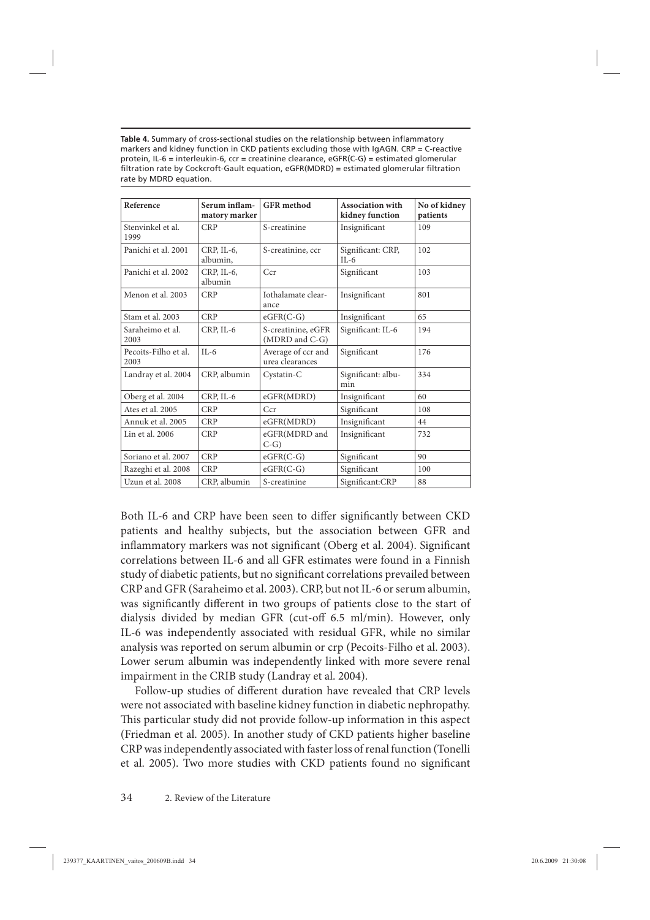**Table 4.** Summary of cross-sectional studies on the relationship between inflammatory markers and kidney function in CKD patients excluding those with IgAGN. CRP = C-reactive protein, IL-6 = interleukin-6, ccr = creatinine clearance, eGFR(C-G) = estimated glomerular filtration rate by Cockcroft-Gault equation, eGFR(MDRD) = estimated glomerular filtration rate by MDRD equation.

| Reference | Serum inflammatory marker | GFR method | Association with kidney function | No of kidney patients |
|---|---|---|---|---|
| Stenvinkel et al. 1999 | CRP | S-creatinine | Insignificant | 109 |
| Panichi et al. 2001 | CRP, IL-6, albumin, | S-creatinine, ccr | Significant: CRP, IL-6 | 102 |
| Panichi et al. 2002 | CRP, IL-6, albumin | Ccr | Significant | 103 |
| Menon et al. 2003 | CRP | Iothalamate clearance | Insignificant | 801 |
| Stam et al. 2003 | CRP | eGFR(C-G) | Insignificant | 65 |
| Saraheimo et al. 2003 | CRP, IL-6 | S-creatinine, eGFR (MDRD and C-G) | Significant: IL-6 | 194 |
| Pecoits-Filho et al. 2003 | IL-6 | Average of ccr and urea clearances | Significant | 176 |
| Landray et al. 2004 | CRP, albumin | Cystatin-C | Significant: albumin | 334 |
| Oberg et al. 2004 | CRP, IL-6 | eGFR(MDRD) | Insignificant | 60 |
| Ates et al. 2005 | CRP | Ccr | Significant | 108 |
| Annuk et al. 2005 | CRP | eGFR(MDRD) | Insignificant | 44 |
| Lin et al. 2006 | CRP | eGFR(MDRD and C-G) | Insignificant | 732 |
| Soriano et al. 2007 | CRP | eGFR(C-G) | Significant | 90 |
| Razeghi et al. 2008 | CRP | eGFR(C-G) | Significant | 100 |
| Uzun et al. 2008 | CRP, albumin | S-creatinine | Significant:CRP | 88 |

Both IL-6 and CRP have been seen to differ significantly between CKD patients and healthy subjects, but the association between GFR and inflammatory markers was not significant (Oberg et al. 2004). Significant correlations between IL-6 and all GFR estimates were found in a Finnish study of diabetic patients, but no significant correlations prevailed between CRP and GFR (Saraheimo et al. 2003). CRP, but not IL-6 or serum albumin, was significantly different in two groups of patients close to the start of dialysis divided by median GFR (cut-off 6.5 ml/min). However, only IL-6 was independently associated with residual GFR, while no similar analysis was reported on serum albumin or crp (Pecoits-Filho et al. 2003). Lower serum albumin was independently linked with more severe renal impairment in the CRIB study (Landray et al. 2004).

Follow-up studies of different duration have revealed that CRP levels were not associated with baseline kidney function in diabetic nephropathy. This particular study did not provide follow-up information in this aspect (Friedman et al. 2005). In another study of CKD patients higher baseline CRP was independently associated with faster loss of renal function (Tonelli et al. 2005). Two more studies with CKD patients found no significant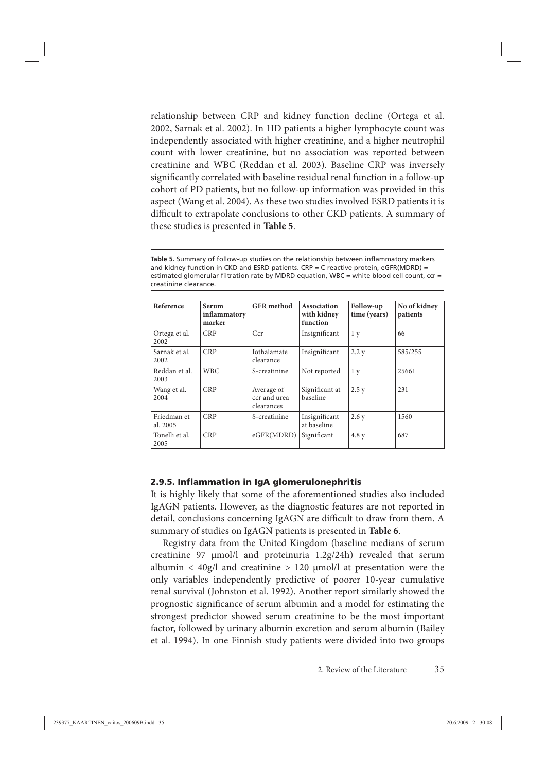relationship between CRP and kidney function decline (Ortega et al. 2002, Sarnak et al. 2002). In HD patients a higher lymphocyte count was independently associated with higher creatinine, and a higher neutrophil count with lower creatinine, but no association was reported between creatinine and WBC (Reddan et al. 2003). Baseline CRP was inversely significantly correlated with baseline residual renal function in a follow-up cohort of PD patients, but no follow-up information was provided in this aspect (Wang et al. 2004). As these two studies involved ESRD patients it is difficult to extrapolate conclusions to other CKD patients. A summary of these studies is presented in **Table 5**.

**Table 5.** Summary of follow-up studies on the relationship between inflammatory markers and kidney function in CKD and ESRD patients. CRP = C-reactive protein, eGFR(MDRD) = estimated glomerular filtration rate by MDRD equation, WBC = white blood cell count, ccr = creatinine clearance.

| Reference | Serum inflammatory marker | GFR method | Association with kidney function | Follow-up time (years) | No of kidney patients |
|---|---|---|---|---|---|
| Ortega et al. 2002 | CRP | Ccr | Insignificant | 1 y | 66 |
| Sarnak et al. 2002 | CRP | Iothalamate clearance | Insignificant | 2.2 y | 585/255 |
| Reddan et al. 2003 | WBC | S-creatinine | Not reported | 1 y | 25661 |
| Wang et al. 2004 | CRP | Average of ccr and urea clearances | Significant at baseline | 2.5 y | 231 |
| Friedman et al. 2005 | CRP | S-creatinine | Insignificant at baseline | 2.6 y | 1560 |
| Tonelli et al. 2005 | CRP | eGFR(MDRD) | Significant | 4.8 y | 687 |

### 2.9.5. Inflammation in IgA glomerulonephritis

It is highly likely that some of the aforementioned studies also included IgAGN patients. However, as the diagnostic features are not reported in detail, conclusions concerning IgAGN are difficult to draw from them. A summary of studies on IgAGN patients is presented in **Table 6**.

Registry data from the United Kingdom (baseline medians of serum creatinine 97 μmol/l and proteinuria 1.2g/24h) revealed that serum albumin < 40g/l and creatinine > 120 μmol/l at presentation were the only variables independently predictive of poorer 10-year cumulative renal survival (Johnston et al. 1992). Another report similarly showed the prognostic significance of serum albumin and a model for estimating the strongest predictor showed serum creatinine to be the most important factor, followed by urinary albumin excretion and serum albumin (Bailey et al. 1994). In one Finnish study patients were divided into two groups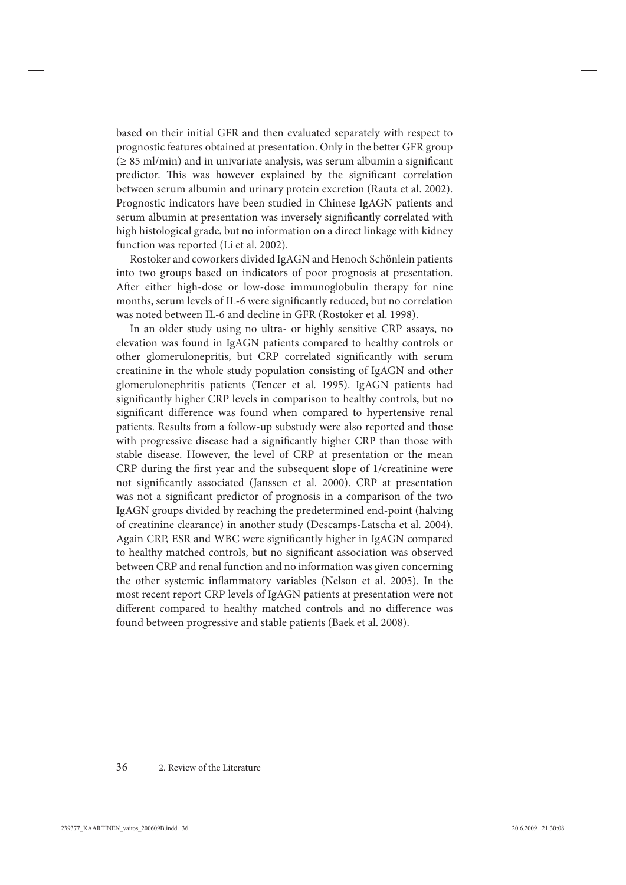based on their initial GFR and then evaluated separately with respect to prognostic features obtained at presentation. Only in the better GFR group (≥ 85 ml/min) and in univariate analysis, was serum albumin a significant predictor. This was however explained by the significant correlation between serum albumin and urinary protein excretion (Rauta et al. 2002). Prognostic indicators have been studied in Chinese IgAGN patients and serum albumin at presentation was inversely significantly correlated with high histological grade, but no information on a direct linkage with kidney function was reported (Li et al. 2002).

Rostoker and coworkers divided IgAGN and Henoch Schönlein patients into two groups based on indicators of poor prognosis at presentation. After either high-dose or low-dose immunoglobulin therapy for nine months, serum levels of IL-6 were significantly reduced, but no correlation was noted between IL-6 and decline in GFR (Rostoker et al. 1998).

In an older study using no ultra- or highly sensitive CRP assays, no elevation was found in IgAGN patients compared to healthy controls or other glomerulonepritis, but CRP correlated significantly with serum creatinine in the whole study population consisting of IgAGN and other glomerulonephritis patients (Tencer et al. 1995). IgAGN patients had significantly higher CRP levels in comparison to healthy controls, but no significant difference was found when compared to hypertensive renal patients. Results from a follow-up substudy were also reported and those with progressive disease had a significantly higher CRP than those with stable disease. However, the level of CRP at presentation or the mean CRP during the first year and the subsequent slope of 1/creatinine were not significantly associated (Janssen et al. 2000). CRP at presentation was not a significant predictor of prognosis in a comparison of the two IgAGN groups divided by reaching the predetermined end-point (halving of creatinine clearance) in another study (Descamps-Latscha et al. 2004). Again CRP, ESR and WBC were significantly higher in IgAGN compared to healthy matched controls, but no significant association was observed between CRP and renal function and no information was given concerning the other systemic inflammatory variables (Nelson et al. 2005). In the most recent report CRP levels of IgAGN patients at presentation were not different compared to healthy matched controls and no difference was found between progressive and stable patients (Baek et al. 2008).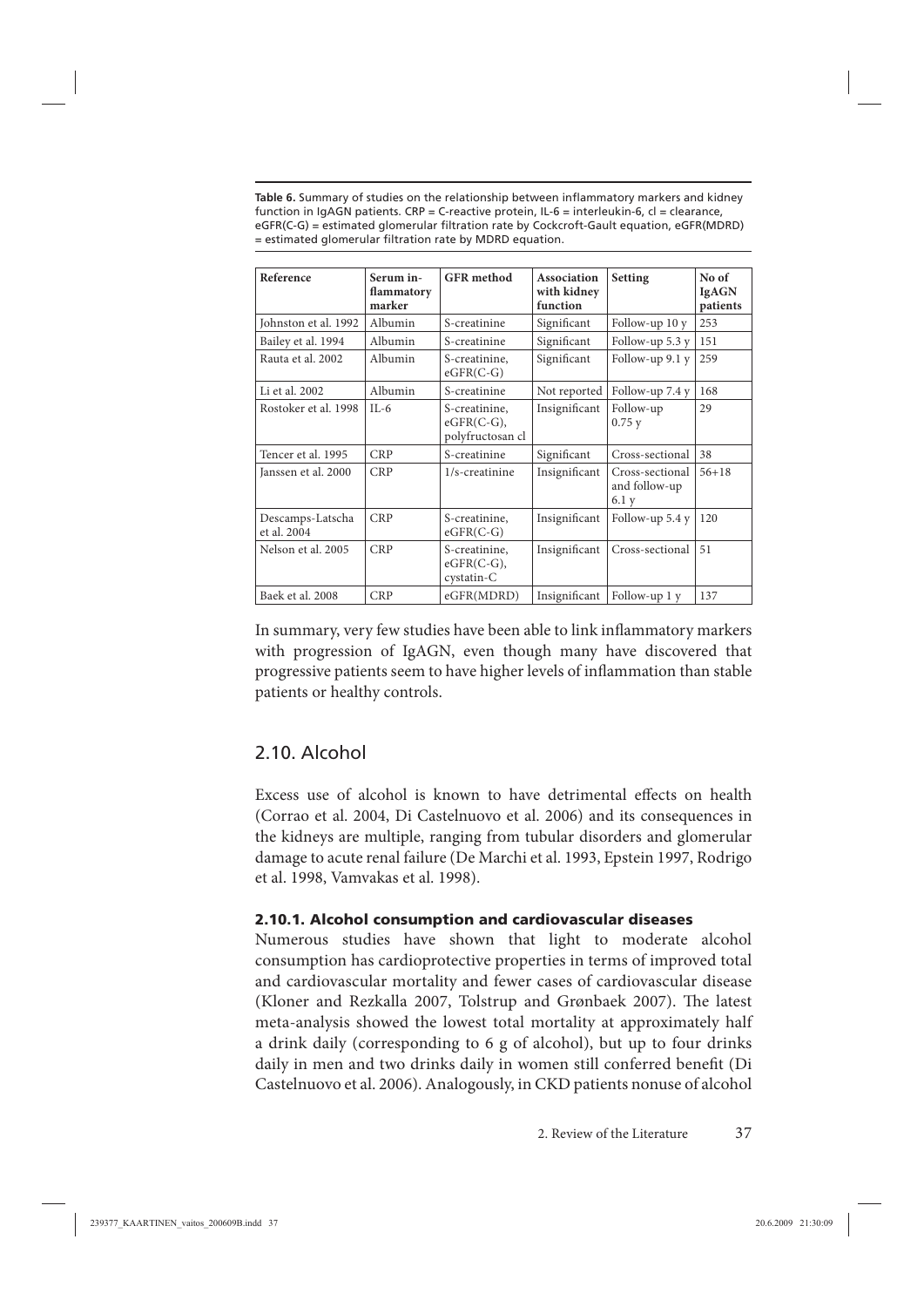**Table 6.** Summary of studies on the relationship between inflammatory markers and kidney function in IgAGN patients. CRP = C-reactive protein, IL-6 = interleukin-6, cl = clearance, eGFR(C-G) = estimated glomerular filtration rate by Cockcroft-Gault equation, eGFR(MDRD) = estimated glomerular filtration rate by MDRD equation.

| Reference | Serum inflammatory marker | GFR method | Association with kidney function | Setting | No of IgAGN patients |
|---|---|---|---|---|---|
| Johnston et al. 1992 | Albumin | S-creatinine | Significant | Follow-up 10 y | 253 |
| Bailey et al. 1994 | Albumin | S-creatinine | Significant | Follow-up 5.3 y | 151 |
| Rauta et al. 2002 | Albumin | S-creatinine, eGFR(C-G) | Significant | Follow-up 9.1 y | 259 |
| Li et al. 2002 | Albumin | S-creatinine | Not reported | Follow-up 7.4 y | 168 |
| Rostoker et al. 1998 | IL-6 | S-creatinine, eGFR(C-G), polyfructosan cl | Insignificant | Follow-up 0.75 y | 29 |
| Tencer et al. 1995 | CRP | S-creatinine | Significant | Cross-sectional | 38 |
| Janssen et al. 2000 | CRP | 1/s-creatinine | Insignificant | Cross-sectional and follow-up 6.1 y | 56+18 |
| Descamps-Latscha et al. 2004 | CRP | S-creatinine, eGFR(C-G) | Insignificant | Follow-up 5.4 y | 120 |
| Nelson et al. 2005 | CRP | S-creatinine, eGFR(C-G), cystatin-C | Insignificant | Cross-sectional | 51 |
| Baek et al. 2008 | CRP | eGFR(MDRD) | Insignificant | Follow-up 1 y | 137 |

In summary, very few studies have been able to link inflammatory markers with progression of IgAGN, even though many have discovered that progressive patients seem to have higher levels of inflammation than stable patients or healthy controls.

## 2.10. Alcohol

Excess use of alcohol is known to have detrimental effects on health (Corrao et al. 2004, Di Castelnuovo et al. 2006) and its consequences in the kidneys are multiple, ranging from tubular disorders and glomerular damage to acute renal failure (De Marchi et al. 1993, Epstein 1997, Rodrigo et al. 1998, Vamvakas et al. 1998).

### 2.10.1. Alcohol consumption and cardiovascular diseases

Numerous studies have shown that light to moderate alcohol consumption has cardioprotective properties in terms of improved total and cardiovascular mortality and fewer cases of cardiovascular disease (Kloner and Rezkalla 2007, Tolstrup and Grønbaek 2007). The latest meta-analysis showed the lowest total mortality at approximately half a drink daily (corresponding to 6 g of alcohol), but up to four drinks daily in men and two drinks daily in women still conferred benefit (Di Castelnuovo et al. 2006). Analogously, in CKD patients nonuse of alcohol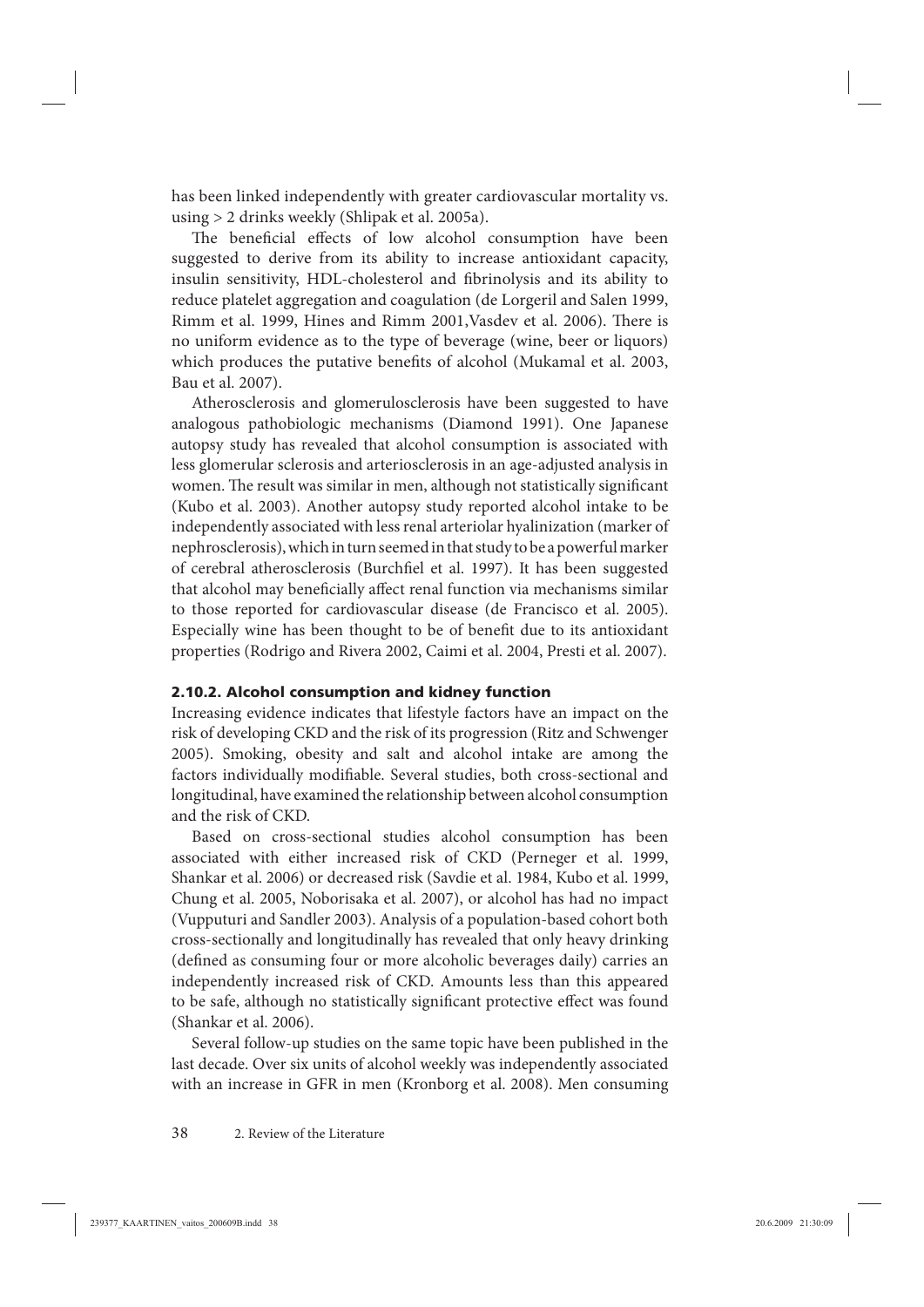has been linked independently with greater cardiovascular mortality vs. using > 2 drinks weekly (Shlipak et al. 2005a).

The beneficial effects of low alcohol consumption have been suggested to derive from its ability to increase antioxidant capacity, insulin sensitivity, HDL-cholesterol and fibrinolysis and its ability to reduce platelet aggregation and coagulation (de Lorgeril and Salen 1999, Rimm et al. 1999, Hines and Rimm 2001,Vasdev et al. 2006). There is no uniform evidence as to the type of beverage (wine, beer or liquors) which produces the putative benefits of alcohol (Mukamal et al. 2003, Bau et al. 2007).

Atherosclerosis and glomerulosclerosis have been suggested to have analogous pathobiologic mechanisms (Diamond 1991). One Japanese autopsy study has revealed that alcohol consumption is associated with less glomerular sclerosis and arteriosclerosis in an age-adjusted analysis in women. The result was similar in men, although not statistically significant (Kubo et al. 2003). Another autopsy study reported alcohol intake to be independently associated with less renal arteriolar hyalinization (marker of nephrosclerosis), which in turn seemed in that study to be a powerful marker of cerebral atherosclerosis (Burchfiel et al. 1997). It has been suggested that alcohol may beneficially affect renal function via mechanisms similar to those reported for cardiovascular disease (de Francisco et al. 2005). Especially wine has been thought to be of benefit due to its antioxidant properties (Rodrigo and Rivera 2002, Caimi et al. 2004, Presti et al. 2007).

### 2.10.2. Alcohol consumption and kidney function

Increasing evidence indicates that lifestyle factors have an impact on the risk of developing CKD and the risk of its progression (Ritz and Schwenger 2005). Smoking, obesity and salt and alcohol intake are among the factors individually modifiable. Several studies, both cross-sectional and longitudinal, have examined the relationship between alcohol consumption and the risk of CKD.

Based on cross-sectional studies alcohol consumption has been associated with either increased risk of CKD (Perneger et al. 1999, Shankar et al. 2006) or decreased risk (Savdie et al. 1984, Kubo et al. 1999, Chung et al. 2005, Noborisaka et al. 2007), or alcohol has had no impact (Vupputuri and Sandler 2003). Analysis of a population-based cohort both cross-sectionally and longitudinally has revealed that only heavy drinking (defined as consuming four or more alcoholic beverages daily) carries an independently increased risk of CKD. Amounts less than this appeared to be safe, although no statistically significant protective effect was found (Shankar et al. 2006).

Several follow-up studies on the same topic have been published in the last decade. Over six units of alcohol weekly was independently associated with an increase in GFR in men (Kronborg et al. 2008). Men consuming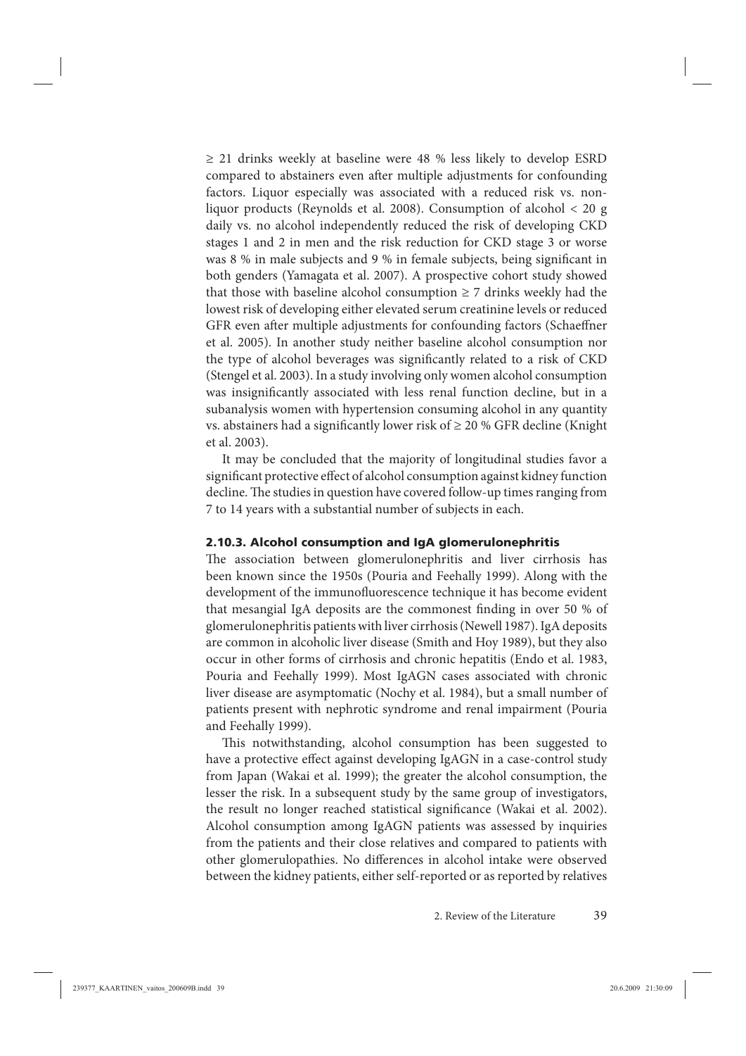$\geq$ 21 drinks weekly at baseline were 48 % less likely to develop ESRD compared to abstainers even after multiple adjustments for confounding factors. Liquor especially was associated with a reduced risk vs. non-liquor products (Reynolds et al. 2008). Consumption of alcohol < 20 g daily vs. no alcohol independently reduced the risk of developing CKD stages 1 and 2 in men and the risk reduction for CKD stage 3 or worse was 8 % in male subjects and 9 % in female subjects, being significant in both genders (Yamagata et al. 2007). A prospective cohort study showed that those with baseline alcohol consumption $\geq$ 7 drinks weekly had the lowest risk of developing either elevated serum creatinine levels or reduced GFR even after multiple adjustments for confounding factors (Schaeffner et al. 2005). In another study neither baseline alcohol consumption nor the type of alcohol beverages was significantly related to a risk of CKD (Stengel et al. 2003). In a study involving only women alcohol consumption was insignificantly associated with less renal function decline, but in a subanalysis women with hypertension consuming alcohol in any quantity vs. abstainers had a significantly lower risk of $\geq$ 20 % GFR decline (Knight et al. 2003).

It may be concluded that the majority of longitudinal studies favor a significant protective effect of alcohol consumption against kidney function decline. The studies in question have covered follow-up times ranging from 7 to 14 years with a substantial number of subjects in each.

### 2.10.3. Alcohol consumption and IgA glomerulonephritis

The association between glomerulonephritis and liver cirrhosis has been known since the 1950s (Pouria and Feehally 1999). Along with the development of the immunofluorescence technique it has become evident that mesangial IgA deposits are the commonest finding in over 50 % of glomerulonephritis patients with liver cirrhosis (Newell 1987). IgA deposits are common in alcoholic liver disease (Smith and Hoy 1989), but they also occur in other forms of cirrhosis and chronic hepatitis (Endo et al. 1983, Pouria and Feehally 1999). Most IgAGN cases associated with chronic liver disease are asymptomatic (Nochy et al. 1984), but a small number of patients present with nephrotic syndrome and renal impairment (Pouria and Feehally 1999).

This notwithstanding, alcohol consumption has been suggested to have a protective effect against developing IgAGN in a case-control study from Japan (Wakai et al. 1999); the greater the alcohol consumption, the lesser the risk. In a subsequent study by the same group of investigators, the result no longer reached statistical significance (Wakai et al. 2002). Alcohol consumption among IgAGN patients was assessed by inquiries from the patients and their close relatives and compared to patients with other glomerulopathies. No differences in alcohol intake were observed between the kidney patients, either self-reported or as reported by relatives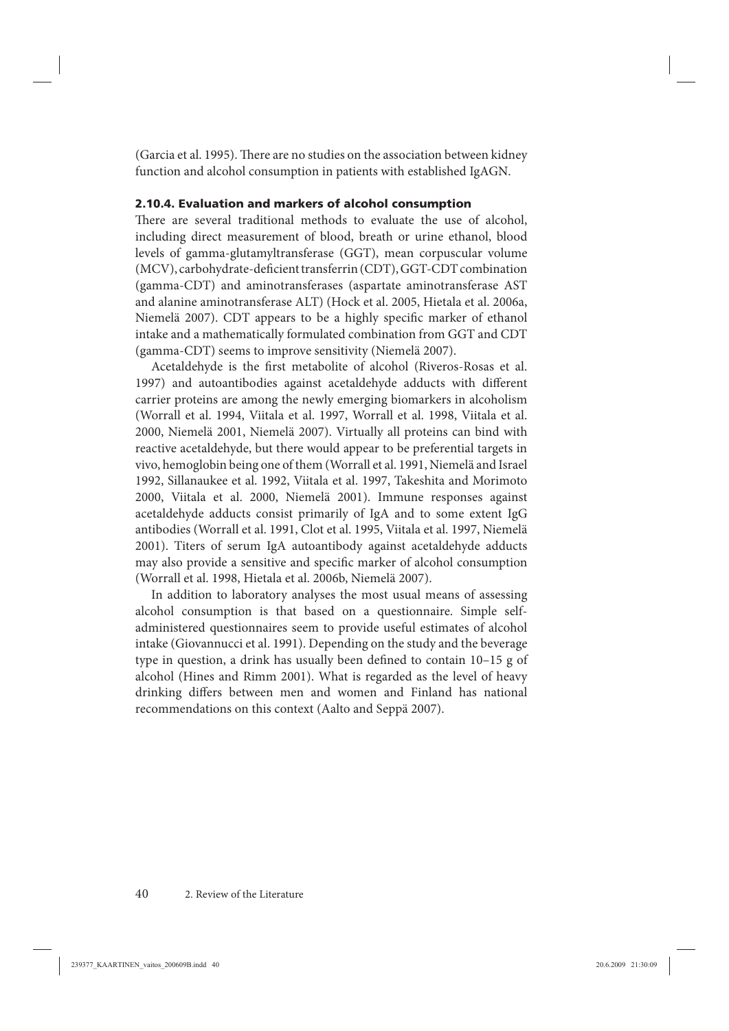(Garcia et al. 1995). There are no studies on the association between kidney function and alcohol consumption in patients with established IgAGN.

### 2.10.4. Evaluation and markers of alcohol consumption

There are several traditional methods to evaluate the use of alcohol, including direct measurement of blood, breath or urine ethanol, blood levels of gamma-glutamyltransferase (GGT), mean corpuscular volume (MCV), carbohydrate-deficient transferrin (CDT), GGT-CDT combination (gamma-CDT) and aminotransferases (aspartate aminotransferase AST and alanine aminotransferase ALT) (Hock et al. 2005, Hietala et al. 2006a, Niemelä 2007). CDT appears to be a highly specific marker of ethanol intake and a mathematically formulated combination from GGT and CDT (gamma-CDT) seems to improve sensitivity (Niemelä 2007).

Acetaldehyde is the first metabolite of alcohol (Riveros-Rosas et al. 1997) and autoantibodies against acetaldehyde adducts with different carrier proteins are among the newly emerging biomarkers in alcoholism (Worrall et al. 1994, Viitala et al. 1997, Worrall et al. 1998, Viitala et al. 2000, Niemelä 2001, Niemelä 2007). Virtually all proteins can bind with reactive acetaldehyde, but there would appear to be preferential targets in vivo, hemoglobin being one of them (Worrall et al. 1991, Niemelä and Israel 1992, Sillanaukee et al. 1992, Viitala et al. 1997, Takeshita and Morimoto 2000, Viitala et al. 2000, Niemelä 2001). Immune responses against acetaldehyde adducts consist primarily of IgA and to some extent IgG antibodies (Worrall et al. 1991, Clot et al. 1995, Viitala et al. 1997, Niemelä 2001). Titers of serum IgA autoantibody against acetaldehyde adducts may also provide a sensitive and specific marker of alcohol consumption (Worrall et al. 1998, Hietala et al. 2006b, Niemelä 2007).

In addition to laboratory analyses the most usual means of assessing alcohol consumption is that based on a questionnaire. Simple self-administered questionnaires seem to provide useful estimates of alcohol intake (Giovannucci et al. 1991). Depending on the study and the beverage type in question, a drink has usually been defined to contain 10–15 g of alcohol (Hines and Rimm 2001). What is regarded as the level of heavy drinking differs between men and women and Finland has national recommendations on this context (Aalto and Seppä 2007).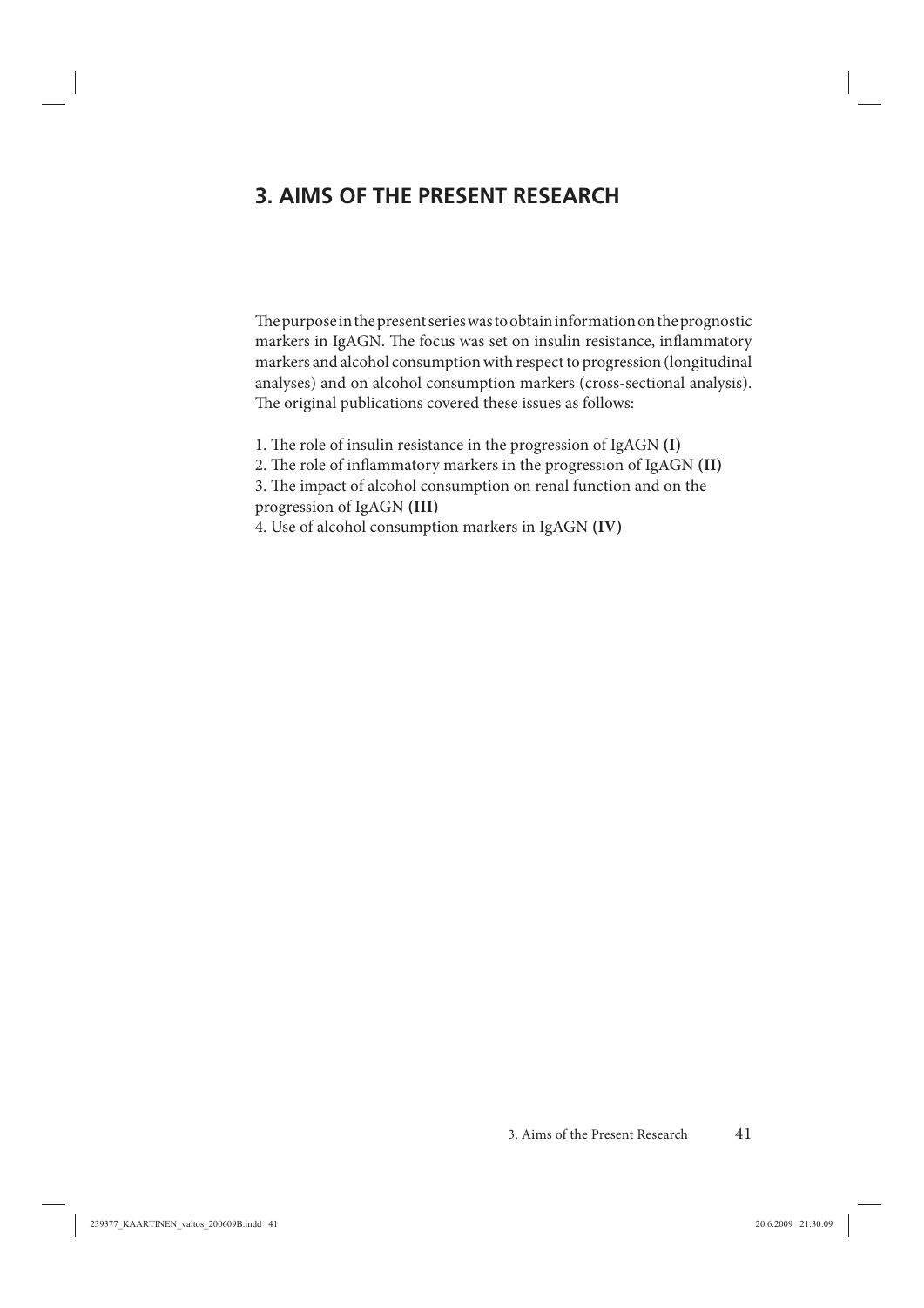# 3. AIMS OF THE PRESENT RESEARCH

The purpose in the present series was to obtain information on the prognostic markers in IgAGN. The focus was set on insulin resistance, inflammatory markers and alcohol consumption with respect to progression (longitudinal analyses) and on alcohol consumption markers (cross-sectional analysis). The original publications covered these issues as follows:

1. The role of insulin resistance in the progression of IgAGN **(I)**
2. The role of inflammatory markers in the progression of IgAGN **(II)**
3. The impact of alcohol consumption on renal function and on the progression of IgAGN **(III)**
4. Use of alcohol consumption markers in IgAGN **(IV)**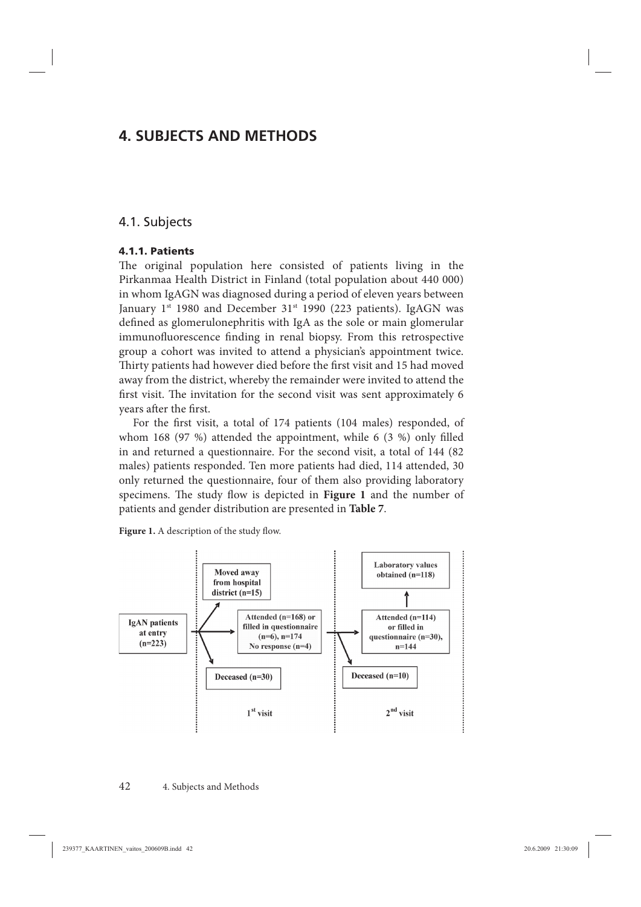# 4. SUBJECTS AND METHODS

## 4.1. Subjects

### 4.1.1. Patients

The original population here consisted of patients living in the Pirkanmaa Health District in Finland (total population about 440 000) in whom IgAGN was diagnosed during a period of eleven years between January 1st 1980 and December 31st 1990 (223 patients). IgAGN was defined as glomerulonephritis with IgA as the sole or main glomerular immunofluorescence finding in renal biopsy. From this retrospective group a cohort was invited to attend a physician's appointment twice. Thirty patients had however died before the first visit and 15 had moved away from the district, whereby the remainder were invited to attend the first visit. The invitation for the second visit was sent approximately 6 years after the first.

For the first visit, a total of 174 patients (104 males) responded, of whom 168 (97 %) attended the appointment, while 6 (3 %) only filled in and returned a questionnaire. For the second visit, a total of 144 (82 males) patients responded. Ten more patients had died, 114 attended, 30 only returned the questionnaire, four of them also providing laboratory specimens. The study flow is depicted in **Figure 1** and the number of patients and gender distribution are presented in **Table 7**.

**Figure 1.** A description of the study flow.

IgAN patients at entry (n=223)

Moved away from hospital district (n=15)

Attended (n=168) or filled in questionnaire (n=6), n=174 No response (n=4)

Deceased (n=30)

1st visit

Laboratory values obtained (n=118)

Attended (n=114) or filled in questionnaire (n=30), n=144

Deceased (n=10)

2nd visit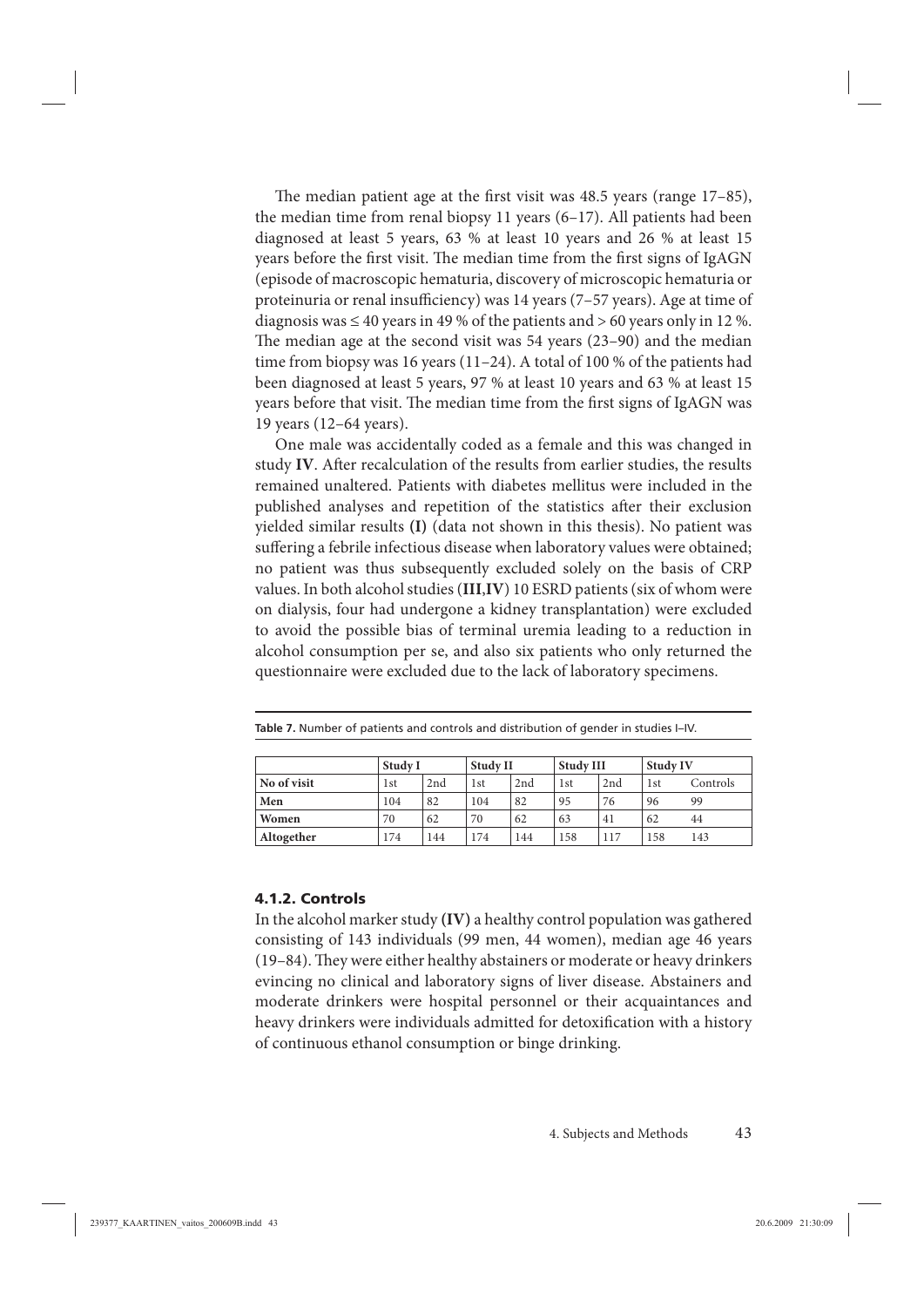The median patient age at the first visit was 48.5 years (range 17–85), the median time from renal biopsy 11 years (6–17). All patients had been diagnosed at least 5 years, 63 % at least 10 years and 26 % at least 15 years before the first visit. The median time from the first signs of IgAGN (episode of macroscopic hematuria, discovery of microscopic hematuria or proteinuria or renal insufficiency) was 14 years (7–57 years). Age at time of diagnosis was ≤ 40 years in 49 % of the patients and > 60 years only in 12 %. The median age at the second visit was 54 years (23–90) and the median time from biopsy was 16 years (11–24). A total of 100 % of the patients had been diagnosed at least 5 years, 97 % at least 10 years and 63 % at least 15 years before that visit. The median time from the first signs of IgAGN was 19 years (12–64 years).

One male was accidentally coded as a female and this was changed in study **IV**. After recalculation of the results from earlier studies, the results remained unaltered. Patients with diabetes mellitus were included in the published analyses and repetition of the statistics after their exclusion yielded similar results **(I)** (data not shown in this thesis). No patient was suffering a febrile infectious disease when laboratory values were obtained; no patient was thus subsequently excluded solely on the basis of CRP values. In both alcohol studies (**III**,**IV**) 10 ESRD patients (six of whom were on dialysis, four had undergone a kidney transplantation) were excluded to avoid the possible bias of terminal uremia leading to a reduction in alcohol consumption per se, and also six patients who only returned the questionnaire were excluded due to the lack of laboratory specimens.

**Table 7.** Number of patients and controls and distribution of gender in studies I–IV.

| | **Study I** | | **Study II** | | **Study III** | | **Study IV** | |
|---|---|---|---|---|---|---|---|---|
| **No of visit** | 1st | 2nd | 1st | 2nd | 1st | 2nd | 1st | Controls |
| **Men** | 104 | 82 | 104 | 82 | 95 | 76 | 96 | 99 |
| **Women** | 70 | 62 | 70 | 62 | 63 | 41 | 62 | 44 |
| **Altogether** | 174 | 144 | 174 | 144 | 158 | 117 | 158 | 143 |

### 4.1.2. Controls

In the alcohol marker study **(IV)** a healthy control population was gathered consisting of 143 individuals (99 men, 44 women), median age 46 years (19–84). They were either healthy abstainers or moderate or heavy drinkers evincing no clinical and laboratory signs of liver disease. Abstainers and moderate drinkers were hospital personnel or their acquaintances and heavy drinkers were individuals admitted for detoxification with a history of continuous ethanol consumption or binge drinking.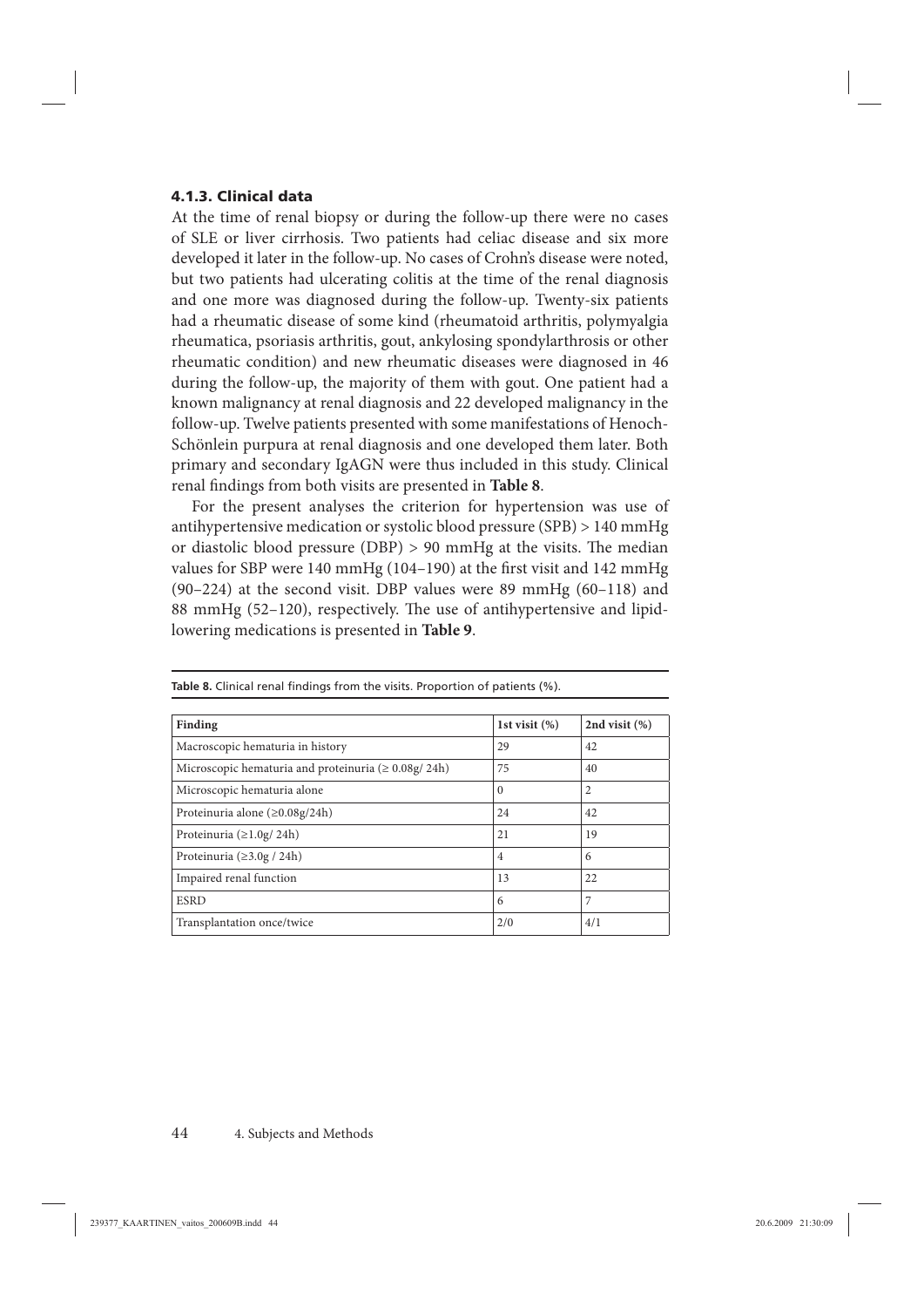### 4.1.3. Clinical data

At the time of renal biopsy or during the follow-up there were no cases of SLE or liver cirrhosis. Two patients had celiac disease and six more developed it later in the follow-up. No cases of Crohn's disease were noted, but two patients had ulcerating colitis at the time of the renal diagnosis and one more was diagnosed during the follow-up. Twenty-six patients had a rheumatic disease of some kind (rheumatoid arthritis, polymyalgia rheumatica, psoriasis arthritis, gout, ankylosing spondylarthrosis or other rheumatic condition) and new rheumatic diseases were diagnosed in 46 during the follow-up, the majority of them with gout. One patient had a known malignancy at renal diagnosis and 22 developed malignancy in the follow-up. Twelve patients presented with some manifestations of Henoch-Schönlein purpura at renal diagnosis and one developed them later. Both primary and secondary IgAGN were thus included in this study. Clinical renal findings from both visits are presented in **Table 8**.

For the present analyses the criterion for hypertension was use of antihypertensive medication or systolic blood pressure (SPB) > 140 mmHg or diastolic blood pressure (DBP) > 90 mmHg at the visits. The median values for SBP were 140 mmHg (104–190) at the first visit and 142 mmHg (90–224) at the second visit. DBP values were 89 mmHg (60–118) and 88 mmHg (52–120), respectively. The use of antihypertensive and lipid-lowering medications is presented in **Table 9**.

**Table 8.** Clinical renal findings from the visits. Proportion of patients (%).

| Finding | 1st visit (%) | 2nd visit (%) |
|---|---|---|
| Macroscopic hematuria in history | 29 | 42 |
| Microscopic hematuria and proteinuria (≥ 0.08g/ 24h) | 75 | 40 |
| Microscopic hematuria alone | 0 | 2 |
| Proteinuria alone (≥0.08g/24h) | 24 | 42 |
| Proteinuria (≥1.0g/ 24h) | 21 | 19 |
| Proteinuria (≥3.0g / 24h) | 4 | 6 |
| Impaired renal function | 13 | 22 |
| ESRD | 6 | 7 |
| Transplantation once/twice | 2/0 | 4/1 |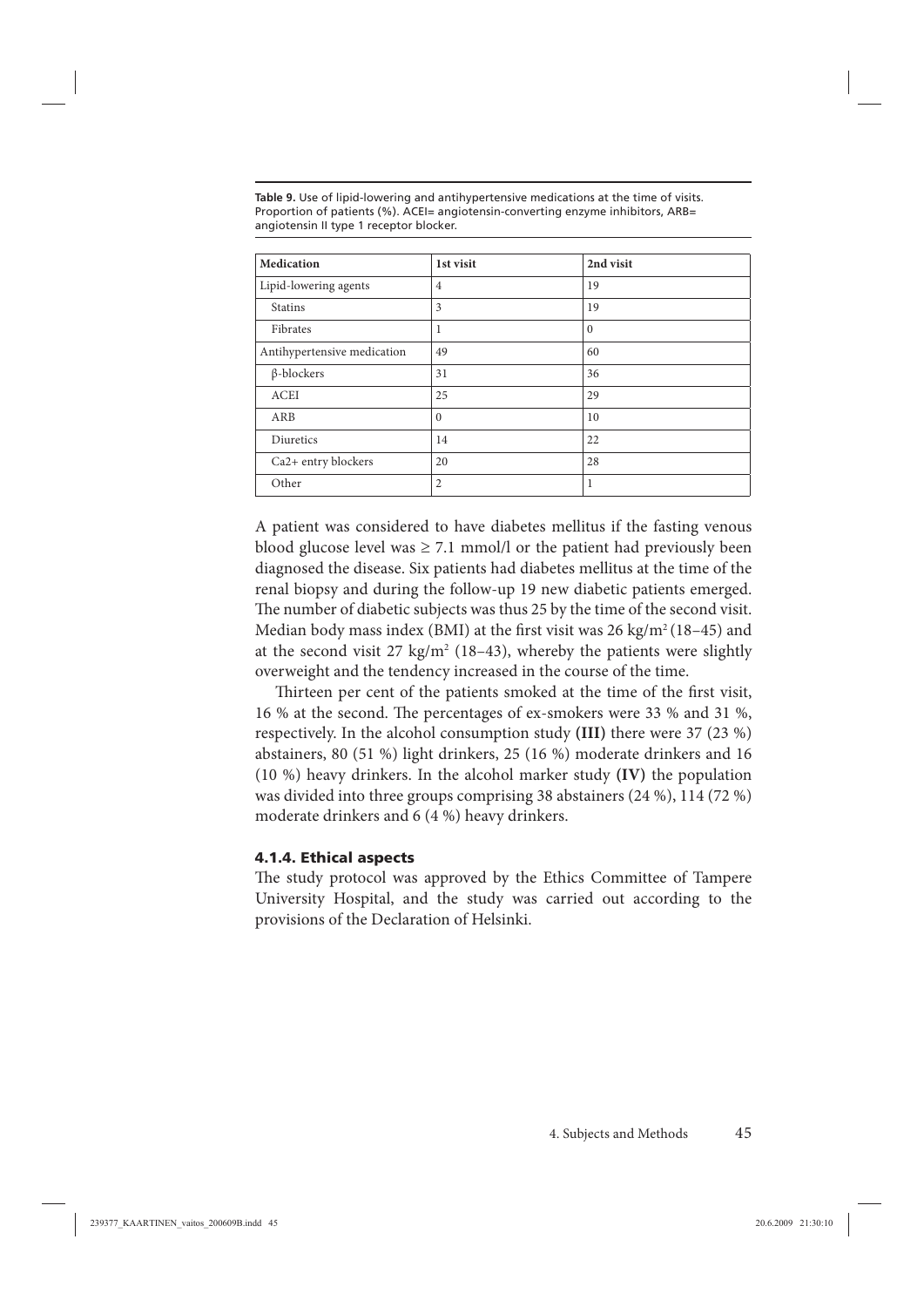**Table 9.** Use of lipid-lowering and antihypertensive medications at the time of visits. Proportion of patients (%). ACEI= angiotensin-converting enzyme inhibitors, ARB= angiotensin II type 1 receptor blocker.

| Medication | 1st visit | 2nd visit |
|---|---|---|
| Lipid-lowering agents | 4 | 19 |
| Statins | 3 | 19 |
| Fibrates | 1 | 0 |
| Antihypertensive medication | 49 | 60 |
| β-blockers | 31 | 36 |
| ACEI | 25 | 29 |
| ARB | 0 | 10 |
| Diuretics | 14 | 22 |
| Ca2+ entry blockers | 20 | 28 |
| Other | 2 | 1 |

A patient was considered to have diabetes mellitus if the fasting venous blood glucose level was ≥ 7.1 mmol/l or the patient had previously been diagnosed the disease. Six patients had diabetes mellitus at the time of the renal biopsy and during the follow-up 19 new diabetic patients emerged. The number of diabetic subjects was thus 25 by the time of the second visit. Median body mass index (BMI) at the first visit was 26 kg/m$^2$ (18–45) and at the second visit 27 kg/m$^2$ (18–43), whereby the patients were slightly overweight and the tendency increased in the course of the time.

Thirteen per cent of the patients smoked at the time of the first visit, 16 % at the second. The percentages of ex-smokers were 33 % and 31 %, respectively. In the alcohol consumption study **(III)** there were 37 (23 %) abstainers, 80 (51 %) light drinkers, 25 (16 %) moderate drinkers and 16 (10 %) heavy drinkers. In the alcohol marker study **(IV)** the population was divided into three groups comprising 38 abstainers (24 %), 114 (72 %) moderate drinkers and 6 (4 %) heavy drinkers.

#### 4.1.4. Ethical aspects

The study protocol was approved by the Ethics Committee of Tampere University Hospital, and the study was carried out according to the provisions of the Declaration of Helsinki.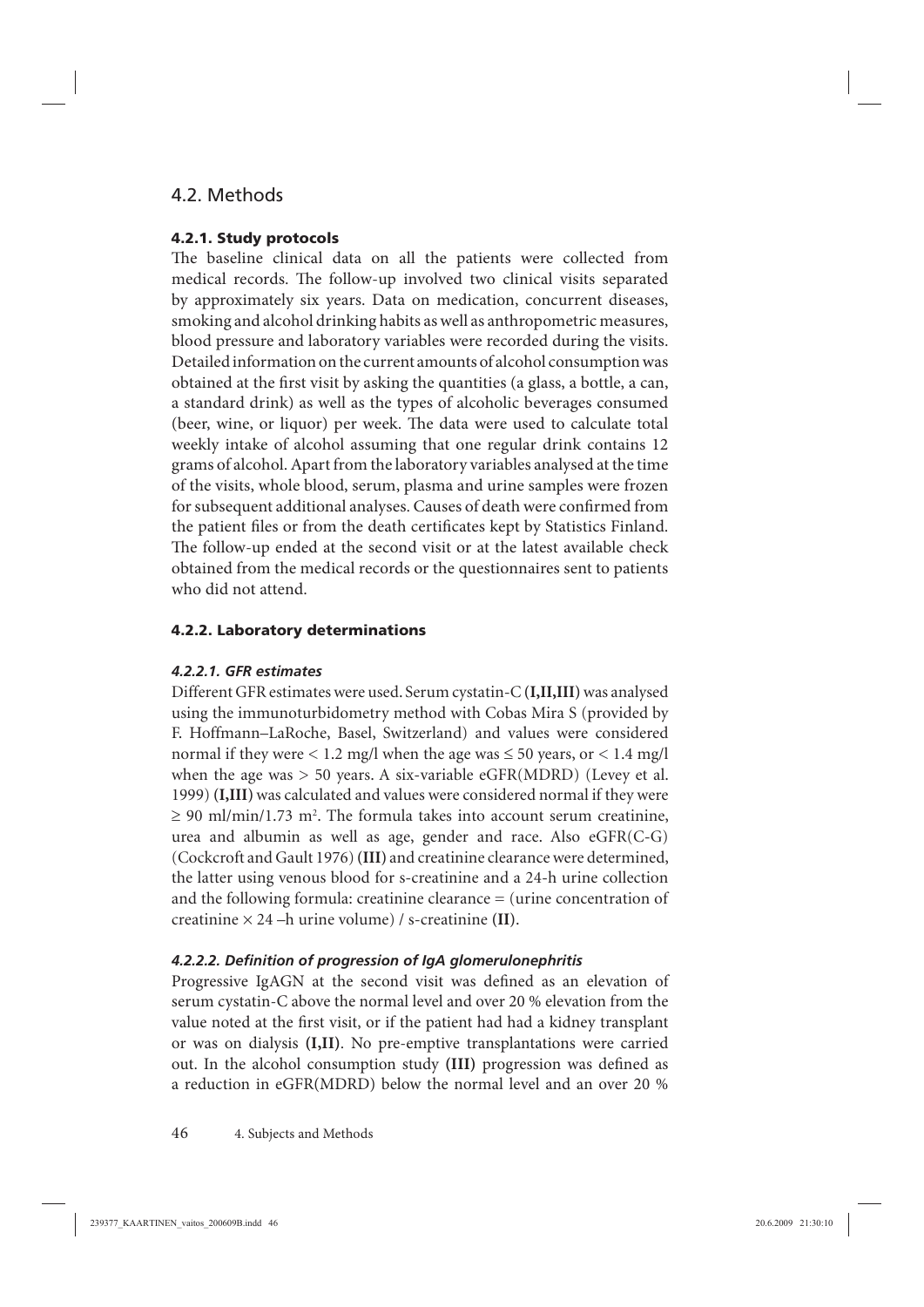## 4.2. Methods

### 4.2.1. Study protocols

The baseline clinical data on all the patients were collected from medical records. The follow-up involved two clinical visits separated by approximately six years. Data on medication, concurrent diseases, smoking and alcohol drinking habits as well as anthropometric measures, blood pressure and laboratory variables were recorded during the visits. Detailed information on the current amounts of alcohol consumption was obtained at the first visit by asking the quantities (a glass, a bottle, a can, a standard drink) as well as the types of alcoholic beverages consumed (beer, wine, or liquor) per week. The data were used to calculate total weekly intake of alcohol assuming that one regular drink contains 12 grams of alcohol. Apart from the laboratory variables analysed at the time of the visits, whole blood, serum, plasma and urine samples were frozen for subsequent additional analyses. Causes of death were confirmed from the patient files or from the death certificates kept by Statistics Finland. The follow-up ended at the second visit or at the latest available check obtained from the medical records or the questionnaires sent to patients who did not attend.

### 4.2.2. Laboratory determinations

#### *4.2.2.1. GFR estimates*

Different GFR estimates were used. Serum cystatin-C **(I,II,III)** was analysed using the immunoturbidometry method with Cobas Mira S (provided by F. Hoffmann–LaRoche, Basel, Switzerland) and values were considered normal if they were $< 1.2$ mg/l when the age was $\leq 50$ years, or $< 1.4$ mg/l when the age was $> 50$ years. A six-variable eGFR(MDRD) (Levey et al. 1999) **(I,III)** was calculated and values were considered normal if they were $\geq 90$ ml/min/1.73 m$^2$. The formula takes into account serum creatinine, urea and albumin as well as age, gender and race. Also eGFR(C-G) (Cockcroft and Gault 1976) **(III)** and creatinine clearance were determined, the latter using venous blood for s-creatinine and a 24-h urine collection and the following formula: creatinine clearance = (urine concentration of creatinine $\times$ 24 –h urine volume) / s-creatinine **(II)**.

#### *4.2.2.2. Definition of progression of IgA glomerulonephritis*

Progressive IgAGN at the second visit was defined as an elevation of serum cystatin-C above the normal level and over 20 % elevation from the value noted at the first visit, or if the patient had had a kidney transplant or was on dialysis **(I,II)**. No pre-emptive transplantations were carried out. In the alcohol consumption study **(III)** progression was defined as a reduction in eGFR(MDRD) below the normal level and an over 20 %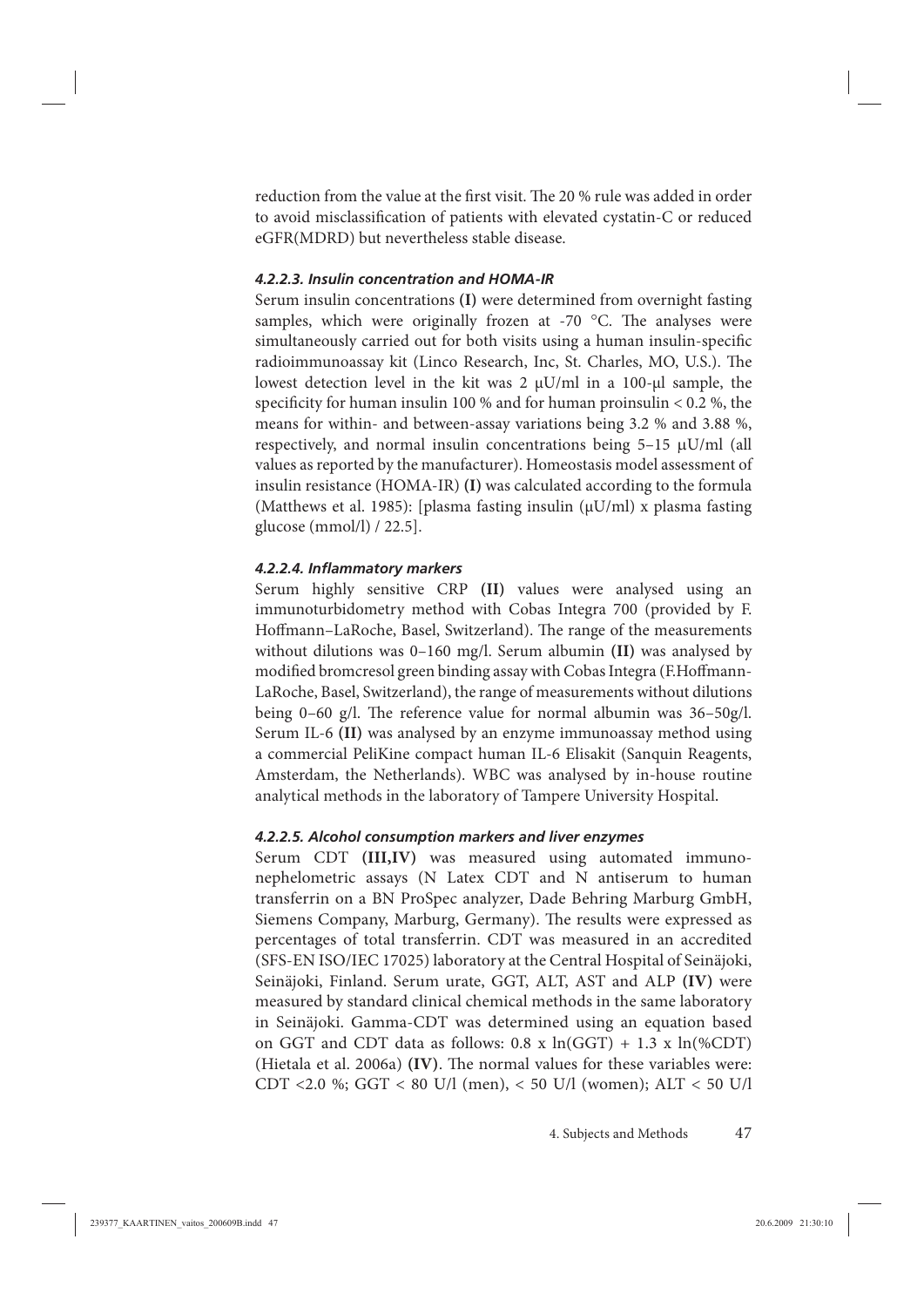reduction from the value at the first visit. The 20 % rule was added in order to avoid misclassification of patients with elevated cystatin-C or reduced eGFR(MDRD) but nevertheless stable disease.

#### *4.2.2.3. Insulin concentration and HOMA-IR*

Serum insulin concentrations **(I)** were determined from overnight fasting samples, which were originally frozen at -70 °C. The analyses were simultaneously carried out for both visits using a human insulin-specific radioimmunoassay kit (Linco Research, Inc, St. Charles, MO, U.S.). The lowest detection level in the kit was 2 µU/ml in a 100-µl sample, the specificity for human insulin 100 % and for human proinsulin < 0.2 %, the means for within- and between-assay variations being 3.2 % and 3.88 %, respectively, and normal insulin concentrations being 5–15 µU/ml (all values as reported by the manufacturer). Homeostasis model assessment of insulin resistance (HOMA-IR) **(I)** was calculated according to the formula (Matthews et al. 1985): [plasma fasting insulin (µU/ml) x plasma fasting glucose (mmol/l) / 22.5].

#### *4.2.2.4. Inflammatory markers*

Serum highly sensitive CRP **(II)** values were analysed using an immunoturbidometry method with Cobas Integra 700 (provided by F. Hoffmann–LaRoche, Basel, Switzerland). The range of the measurements without dilutions was 0–160 mg/l. Serum albumin **(II)** was analysed by modified bromcresol green binding assay with Cobas Integra (F.Hoffmann-LaRoche, Basel, Switzerland), the range of measurements without dilutions being 0–60 g/l. The reference value for normal albumin was 36–50g/l. Serum IL-6 **(II)** was analysed by an enzyme immunoassay method using a commercial PeliKine compact human IL-6 Elisakit (Sanquin Reagents, Amsterdam, the Netherlands). WBC was analysed by in-house routine analytical methods in the laboratory of Tampere University Hospital.

#### *4.2.2.5. Alcohol consumption markers and liver enzymes*

Serum CDT **(III,IV)** was measured using automated immunonephelometric assays (N Latex CDT and N antiserum to human transferrin on a BN ProSpec analyzer, Dade Behring Marburg GmbH, Siemens Company, Marburg, Germany). The results were expressed as percentages of total transferrin. CDT was measured in an accredited (SFS-EN ISO/IEC 17025) laboratory at the Central Hospital of Seinäjoki, Seinäjoki, Finland. Serum urate, GGT, ALT, AST and ALP **(IV)** were measured by standard clinical chemical methods in the same laboratory in Seinäjoki. Gamma-CDT was determined using an equation based on GGT and CDT data as follows: $0.8 \times \ln(GGT) + 1.3 \times \ln(\%CDT)$ (Hietala et al. 2006a) **(IV)**. The normal values for these variables were: CDT <2.0 %; GGT < 80 U/l (men), < 50 U/l (women); ALT < 50 U/l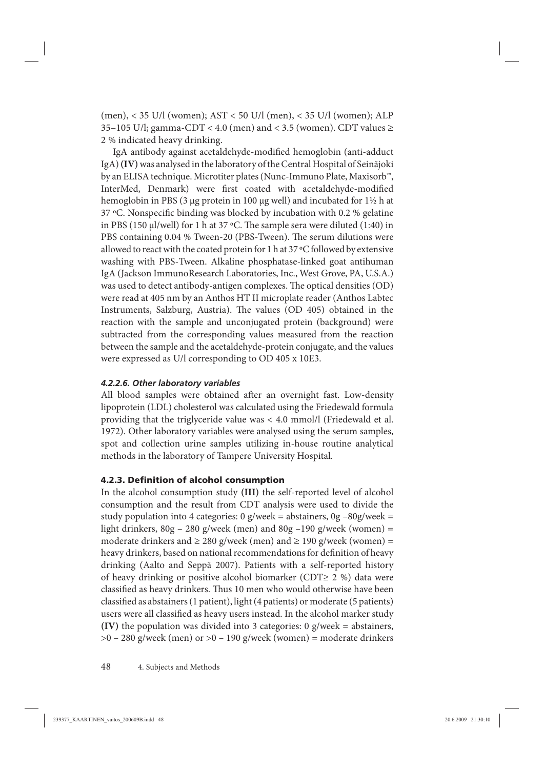(men), < 35 U/l (women); AST < 50 U/l (men), < 35 U/l (women); ALP 35–105 U/l; gamma-CDT < 4.0 (men) and < 3.5 (women). CDT values ≥ 2 % indicated heavy drinking.

IgA antibody against acetaldehyde-modified hemoglobin (anti-adduct IgA) **(IV)** was analysed in the laboratory of the Central Hospital of Seinäjoki by an ELISA technique. Microtiter plates (Nunc-Immuno Plate, Maxisorb™, InterMed, Denmark) were first coated with acetaldehyde-modified hemoglobin in PBS (3 μg protein in 100 μg well) and incubated for 1½ h at 37 ºC. Nonspecific binding was blocked by incubation with 0.2 % gelatine in PBS (150 μl/well) for 1 h at 37 ºC. The sample sera were diluted (1:40) in PBS containing 0.04 % Tween-20 (PBS-Tween). The serum dilutions were allowed to react with the coated protein for 1 h at 37 ºC followed by extensive washing with PBS-Tween. Alkaline phosphatase-linked goat antihuman IgA (Jackson ImmunoResearch Laboratories, Inc., West Grove, PA, U.S.A.) was used to detect antibody-antigen complexes. The optical densities (OD) were read at 405 nm by an Anthos HT II microplate reader (Anthos Labtec Instruments, Salzburg, Austria). The values (OD 405) obtained in the reaction with the sample and unconjugated protein (background) were subtracted from the corresponding values measured from the reaction between the sample and the acetaldehyde-protein conjugate, and the values were expressed as U/l corresponding to OD 405 x 10E3.

#### *4.2.2.6. Other laboratory variables*

All blood samples were obtained after an overnight fast. Low-density lipoprotein (LDL) cholesterol was calculated using the Friedewald formula providing that the triglyceride value was < 4.0 mmol/l (Friedewald et al. 1972). Other laboratory variables were analysed using the serum samples, spot and collection urine samples utilizing in-house routine analytical methods in the laboratory of Tampere University Hospital.

### 4.2.3. Definition of alcohol consumption

In the alcohol consumption study **(III)** the self-reported level of alcohol consumption and the result from CDT analysis were used to divide the study population into 4 categories: 0 g/week = abstainers, 0g –80g/week = light drinkers, 80g – 280 g/week (men) and 80g –190 g/week (women) = moderate drinkers and ≥ 280 g/week (men) and ≥ 190 g/week (women) = heavy drinkers, based on national recommendations for definition of heavy drinking (Aalto and Seppä 2007). Patients with a self-reported history of heavy drinking or positive alcohol biomarker (CDT≥ 2 %) data were classified as heavy drinkers. Thus 10 men who would otherwise have been classified as abstainers (1 patient), light (4 patients) or moderate (5 patients) users were all classified as heavy users instead. In the alcohol marker study **(IV)** the population was divided into 3 categories: 0 g/week = abstainers, >0 – 280 g/week (men) or >0 – 190 g/week (women) = moderate drinkers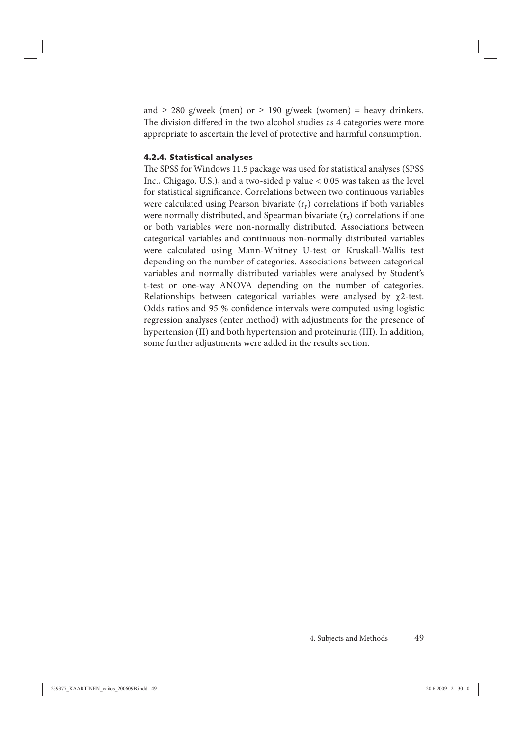and ≥ 280 g/week (men) or ≥ 190 g/week (women) = heavy drinkers. The division differed in the two alcohol studies as 4 categories were more appropriate to ascertain the level of protective and harmful consumption.

#### 4.2.4. Statistical analyses

The SPSS for Windows 11.5 package was used for statistical analyses (SPSS Inc., Chigago, U.S.), and a two-sided p value < 0.05 was taken as the level for statistical significance. Correlations between two continuous variables were calculated using Pearson bivariate ($r_P$) correlations if both variables were normally distributed, and Spearman bivariate ($r_S$) correlations if one or both variables were non-normally distributed. Associations between categorical variables and continuous non-normally distributed variables were calculated using Mann-Whitney U-test or Kruskall-Wallis test depending on the number of categories. Associations between categorical variables and normally distributed variables were analysed by Student's t-test or one-way ANOVA depending on the number of categories. Relationships between categorical variables were analysed by $\chi 2$-test. Odds ratios and 95 % confidence intervals were computed using logistic regression analyses (enter method) with adjustments for the presence of hypertension (II) and both hypertension and proteinuria (III). In addition, some further adjustments were added in the results section.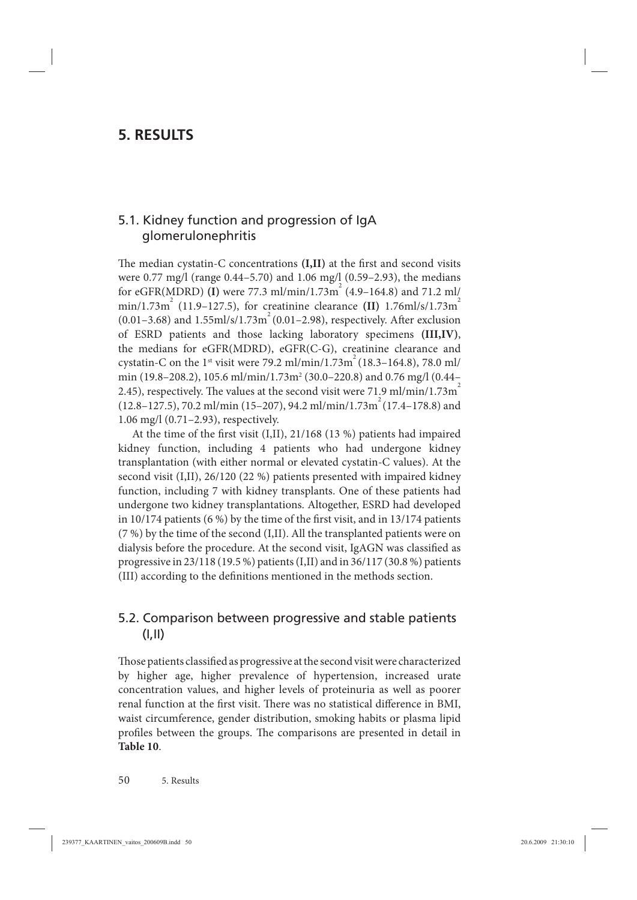# 5. RESULTS

## 5.1. Kidney function and progression of IgA glomerulonephritis

The median cystatin-C concentrations **(I,II)** at the first and second visits were 0.77 mg/l (range 0.44–5.70) and 1.06 mg/l (0.59–2.93), the medians for eGFR(MDRD) **(I)** were 77.3 ml/min/1.73m$^2$ (4.9–164.8) and 71.2 ml/min/1.73m$^2$ (11.9–127.5), for creatinine clearance **(II)** 1.76ml/s/1.73m$^2$ (0.01–3.68) and 1.55ml/s/1.73m$^2$ (0.01–2.98), respectively. After exclusion of ESRD patients and those lacking laboratory specimens **(III,IV)**, the medians for eGFR(MDRD), eGFR(C-G), creatinine clearance and cystatin-C on the 1$^{st}$ visit were 79.2 ml/min/1.73m$^2$ (18.3–164.8), 78.0 ml/min (19.8–208.2), 105.6 ml/min/1.73m$^2$ (30.0–220.8) and 0.76 mg/l (0.44–2.45), respectively. The values at the second visit were 71.9 ml/min/1.73m$^2$ (12.8–127.5), 70.2 ml/min (15–207), 94.2 ml/min/1.73m$^2$ (17.4–178.8) and 1.06 mg/l (0.71–2.93), respectively.

At the time of the first visit (I,II), 21/168 (13 %) patients had impaired kidney function, including 4 patients who had undergone kidney transplantation (with either normal or elevated cystatin-C values). At the second visit (I,II), 26/120 (22 %) patients presented with impaired kidney function, including 7 with kidney transplants. One of these patients had undergone two kidney transplantations. Altogether, ESRD had developed in 10/174 patients (6 %) by the time of the first visit, and in 13/174 patients (7 %) by the time of the second (I,II). All the transplanted patients were on dialysis before the procedure. At the second visit, IgAGN was classified as progressive in 23/118 (19.5 %) patients (I,II) and in 36/117 (30.8 %) patients (III) according to the definitions mentioned in the methods section.

## 5.2. Comparison between progressive and stable patients (I,II)

Those patients classified as progressive at the second visit were characterized by higher age, higher prevalence of hypertension, increased urate concentration values, and higher levels of proteinuria as well as poorer renal function at the first visit. There was no statistical difference in BMI, waist circumference, gender distribution, smoking habits or plasma lipid profiles between the groups. The comparisons are presented in detail in **Table 10**.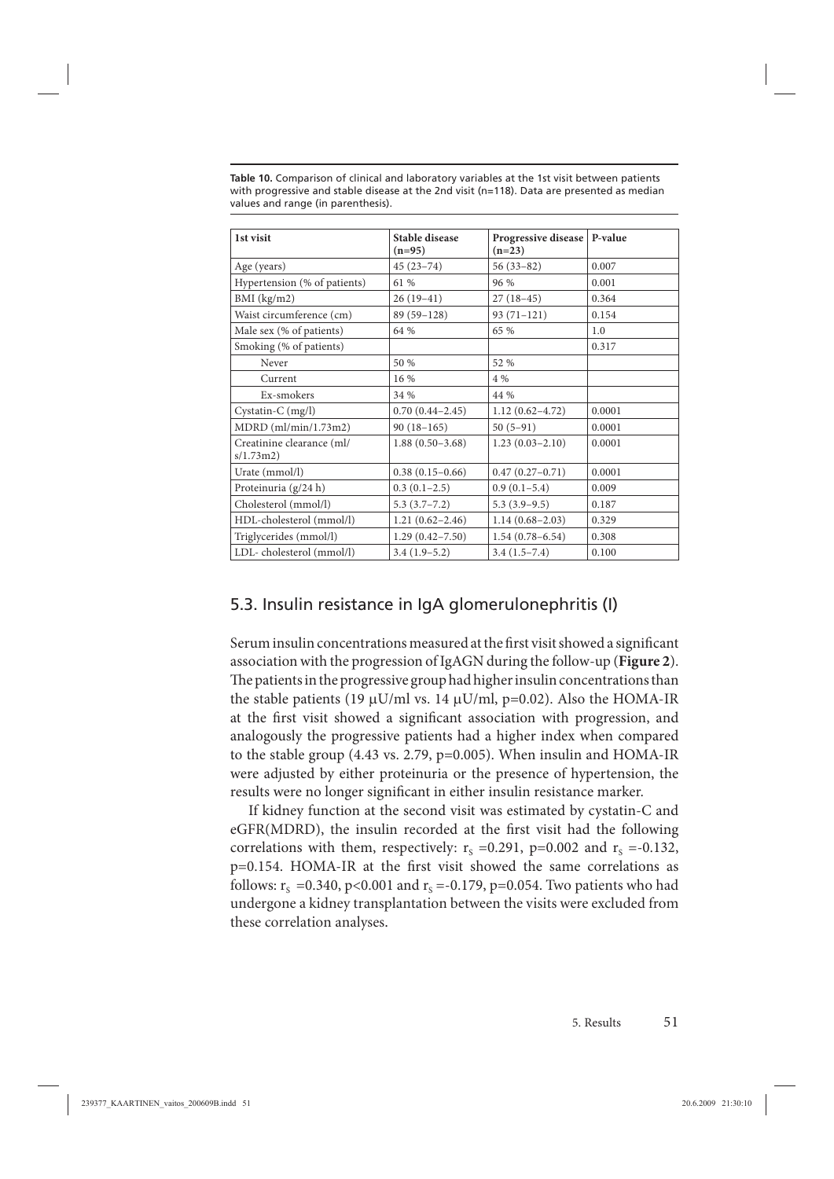**Table 10.** Comparison of clinical and laboratory variables at the 1st visit between patients with progressive and stable disease at the 2nd visit (n=118). Data are presented as median values and range (in parenthesis).

| 1st visit | Stable disease (n=95) | Progressive disease (n=23) | P-value |
|---|---|---|---|
| Age (years) | 45 (23–74) | 56 (33–82) | 0.007 |
| Hypertension (% of patients) | 61 % | 96 % | 0.001 |
| BMI (kg/m2) | 26 (19–41) | 27 (18–45) | 0.364 |
| Waist circumference (cm) | 89 (59–128) | 93 (71–121) | 0.154 |
| Male sex (% of patients) | 64 % | 65 % | 1.0 |
| Smoking (% of patients) | | | 0.317 |
| Never | 50 % | 52 % | |
| Current | 16 % | 4 % | |
| Ex-smokers | 34 % | 44 % | |
| Cystatin-C (mg/l) | 0.70 (0.44–2.45) | 1.12 (0.62–4.72) | 0.0001 |
| MDRD (ml/min/1.73m2) | 90 (18–165) | 50 (5–91) | 0.0001 |
| Creatinine clearance (ml/s/1.73m2) | 1.88 (0.50–3.68) | 1.23 (0.03–2.10) | 0.0001 |
| Urate (mmol/l) | 0.38 (0.15–0.66) | 0.47 (0.27–0.71) | 0.0001 |
| Proteinuria (g/24 h) | 0.3 (0.1–2.5) | 0.9 (0.1–5.4) | 0.009 |
| Cholesterol (mmol/l) | 5.3 (3.7–7.2) | 5.3 (3.9–9.5) | 0.187 |
| HDL-cholesterol (mmol/l) | 1.21 (0.62–2.46) | 1.14 (0.68–2.03) | 0.329 |
| Triglycerides (mmol/l) | 1.29 (0.42–7.50) | 1.54 (0.78–6.54) | 0.308 |
| LDL- cholesterol (mmol/l) | 3.4 (1.9–5.2) | 3.4 (1.5–7.4) | 0.100 |

## 5.3. Insulin resistance in IgA glomerulonephritis (I)

Serum insulin concentrations measured at the first visit showed a significant association with the progression of IgAGN during the follow-up (**Figure 2**). The patients in the progressive group had higher insulin concentrations than the stable patients (19 μU/ml vs. 14 μU/ml, p=0.02). Also the HOMA-IR at the first visit showed a significant association with progression, and analogously the progressive patients had a higher index when compared to the stable group (4.43 vs. 2.79, p=0.005). When insulin and HOMA-IR were adjusted by either proteinuria or the presence of hypertension, the results were no longer significant in either insulin resistance marker.

If kidney function at the second visit was estimated by cystatin-C and eGFR(MDRD), the insulin recorded at the first visit had the following correlations with them, respectively: $r_s = 0.291$, p=0.002 and $r_s = -0.132$, p=0.154. HOMA-IR at the first visit showed the same correlations as follows: $r_s = 0.340$, p<0.001 and $r_s = -0.179$, p=0.054. Two patients who had undergone a kidney transplantation between the visits were excluded from these correlation analyses.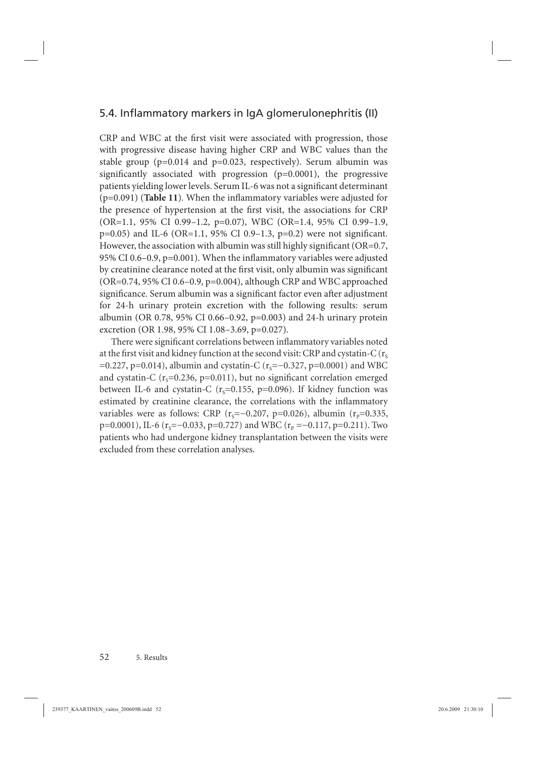## 5.4. Inflammatory markers in IgA glomerulonephritis (II)

CRP and WBC at the first visit were associated with progression, those with progressive disease having higher CRP and WBC values than the stable group (p=0.014 and p=0.023, respectively). Serum albumin was significantly associated with progression (p=0.0001), the progressive patients yielding lower levels. Serum IL-6 was not a significant determinant (p=0.091) (**Table 11**). When the inflammatory variables were adjusted for the presence of hypertension at the first visit, the associations for CRP (OR=1.1, 95% CI 0.99–1.2, p=0.07), WBC (OR=1.4, 95% CI 0.99–1.9, p=0.05) and IL-6 (OR=1.1, 95% CI 0.9–1.3, p=0.2) were not significant. However, the association with albumin was still highly significant (OR=0.7, 95% CI 0.6–0.9, p=0.001). When the inflammatory variables were adjusted by creatinine clearance noted at the first visit, only albumin was significant (OR=0.74, 95% CI 0.6–0.9, p=0.004), although CRP and WBC approached significance. Serum albumin was a significant factor even after adjustment for 24-h urinary protein excretion with the following results: serum albumin (OR 0.78, 95% CI 0.66–0.92, p=0.003) and 24-h urinary protein excretion (OR 1.98, 95% CI 1.08–3.69, p=0.027).

There were significant correlations between inflammatory variables noted at the first visit and kidney function at the second visit: CRP and cystatin-C ($r_S$ =0.227, p=0.014), albumin and cystatin-C ($r_S$=−0.327, p=0.0001) and WBC and cystatin-C ($r_S$=0.236, p=0.011), but no significant correlation emerged between IL-6 and cystatin-C ($r_S$=0.155, p=0.096). If kidney function was estimated by creatinine clearance, the correlations with the inflammatory variables were as follows: CRP ($r_S$=−0.207, p=0.026), albumin ($r_P$=0.335, p=0.0001), IL-6 ($r_S$=−0.033, p=0.727) and WBC ($r_P$ =−0.117, p=0.211). Two patients who had undergone kidney transplantation between the visits were excluded from these correlation analyses.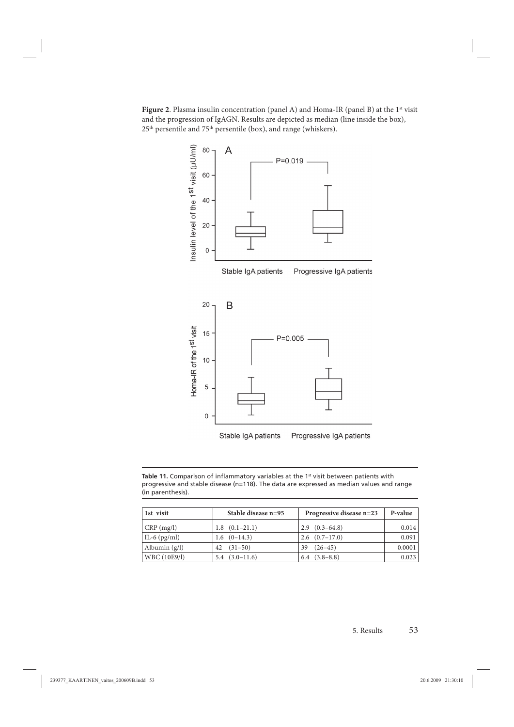**Figure 2**. Plasma insulin concentration (panel A) and Homa-IR (panel B) at the 1st visit and the progression of IgAGN. Results are depicted as median (line inside the box), 25th persentile and 75th persentile (box), and range (whiskers).

**Table 11.** Comparison of inflammatory variables at the 1st visit between patients with progressive and stable disease (n=118). The data are expressed as median values and range (in parenthesis).

| 1st visit | Stable disease n=95 | Progressive disease n=23 | P-value |
|---|---|---|---|
| CRP (mg/l) | 1.8 (0.1–21.1) | 2.9 (0.3–64.8) | 0.014 |
| IL-6 (pg/ml) | 1.6 (0–14.3) | 2.6 (0.7–17.0) | 0.091 |
| Albumin (g/l) | 42 (31–50) | 39 (26–45) | 0.0001 |
| WBC (10E9/l) | 5.4 (3.0–11.6) | 6.4 (3.8–8.8) | 0.023 |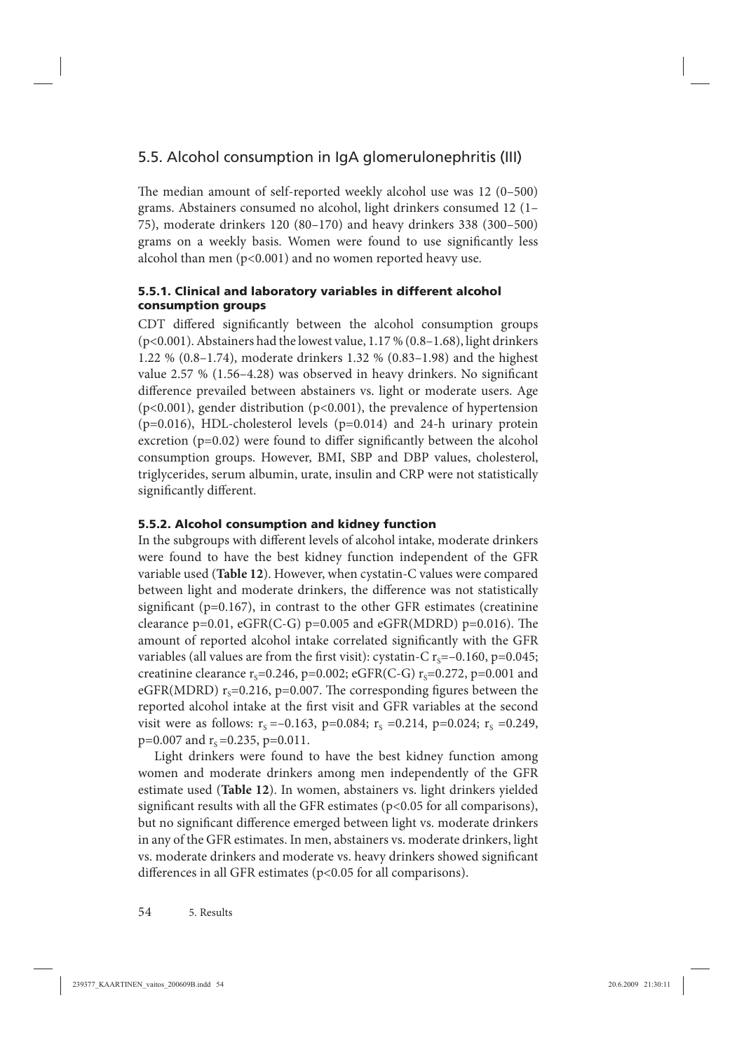## 5.5. Alcohol consumption in IgA glomerulonephritis (III)

The median amount of self-reported weekly alcohol use was 12 (0–500) grams. Abstainers consumed no alcohol, light drinkers consumed 12 (1–75), moderate drinkers 120 (80–170) and heavy drinkers 338 (300–500) grams on a weekly basis. Women were found to use significantly less alcohol than men ($p<0.001$) and no women reported heavy use.

### 5.5.1. Clinical and laboratory variables in different alcohol consumption groups

CDT differed significantly between the alcohol consumption groups ($p<0.001$). Abstainers had the lowest value, 1.17 % (0.8–1.68), light drinkers 1.22 % (0.8–1.74), moderate drinkers 1.32 % (0.83–1.98) and the highest value 2.57 % (1.56–4.28) was observed in heavy drinkers. No significant difference prevailed between abstainers vs. light or moderate users. Age ($p<0.001$), gender distribution ($p<0.001$), the prevalence of hypertension ($p=0.016$), HDL-cholesterol levels ($p=0.014$) and 24-h urinary protein excretion ($p=0.02$) were found to differ significantly between the alcohol consumption groups. However, BMI, SBP and DBP values, cholesterol, triglycerides, serum albumin, urate, insulin and CRP were not statistically significantly different.

### 5.5.2. Alcohol consumption and kidney function

In the subgroups with different levels of alcohol intake, moderate drinkers were found to have the best kidney function independent of the GFR variable used (**Table 12**). However, when cystatin-C values were compared between light and moderate drinkers, the difference was not statistically significant ($p=0.167$), in contrast to the other GFR estimates (creatinine clearance $p=0.01$, eGFR(C-G) $p=0.005$ and eGFR(MDRD) $p=0.016$). The amount of reported alcohol intake correlated significantly with the GFR variables (all values are from the first visit): cystatin-C $r_S=-0.160$, $p=0.045$; creatinine clearance $r_S=0.246$, $p=0.002$; eGFR(C-G) $r_S=0.272$, $p=0.001$ and eGFR(MDRD) $r_S=0.216$, $p=0.007$. The corresponding figures between the reported alcohol intake at the first visit and GFR variables at the second visit were as follows: $r_S=-0.163$, $p=0.084$; $r_S=0.214$, $p=0.024$; $r_S=0.249$, $p=0.007$ and $r_S=0.235$, $p=0.011$.

Light drinkers were found to have the best kidney function among women and moderate drinkers among men independently of the GFR estimate used (**Table 12**). In women, abstainers vs. light drinkers yielded significant results with all the GFR estimates ($p<0.05$ for all comparisons), but no significant difference emerged between light vs. moderate drinkers in any of the GFR estimates. In men, abstainers vs. moderate drinkers, light vs. moderate drinkers and moderate vs. heavy drinkers showed significant differences in all GFR estimates ($p<0.05$ for all comparisons).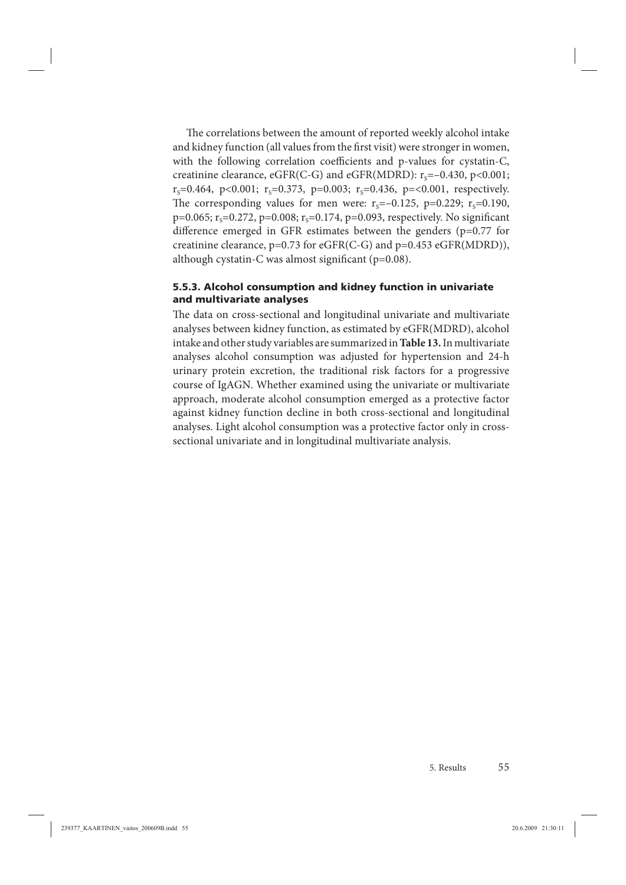The correlations between the amount of reported weekly alcohol intake and kidney function (all values from the first visit) were stronger in women, with the following correlation coefficients and p-values for cystatin-C, creatinine clearance, eGFR(C-G) and eGFR(MDRD): $r_S=-0.430$, $p<0.001$; $r_S=0.464$, $p<0.001$; $r_S=0.373$, $p=0.003$; $r_S=0.436$, $p=<0.001$, respectively. The corresponding values for men were: $r_S=-0.125$, $p=0.229$; $r_S=0.190$, $p=0.065$; $r_S=0.272$, $p=0.008$; $r_S=0.174$, $p=0.093$, respectively. No significant difference emerged in GFR estimates between the genders ($p=0.77$ for creatinine clearance, $p=0.73$ for eGFR(C-G) and $p=0.453$ eGFR(MDRD)), although cystatin-C was almost significant ($p=0.08$).

### 5.5.3. Alcohol consumption and kidney function in univariate and multivariate analyses

The data on cross-sectional and longitudinal univariate and multivariate analyses between kidney function, as estimated by eGFR(MDRD), alcohol intake and other study variables are summarized in **Table 13.** In multivariate analyses alcohol consumption was adjusted for hypertension and 24-h urinary protein excretion, the traditional risk factors for a progressive course of IgAGN. Whether examined using the univariate or multivariate approach, moderate alcohol consumption emerged as a protective factor against kidney function decline in both cross-sectional and longitudinal analyses. Light alcohol consumption was a protective factor only in cross-sectional univariate and in longitudinal multivariate analysis.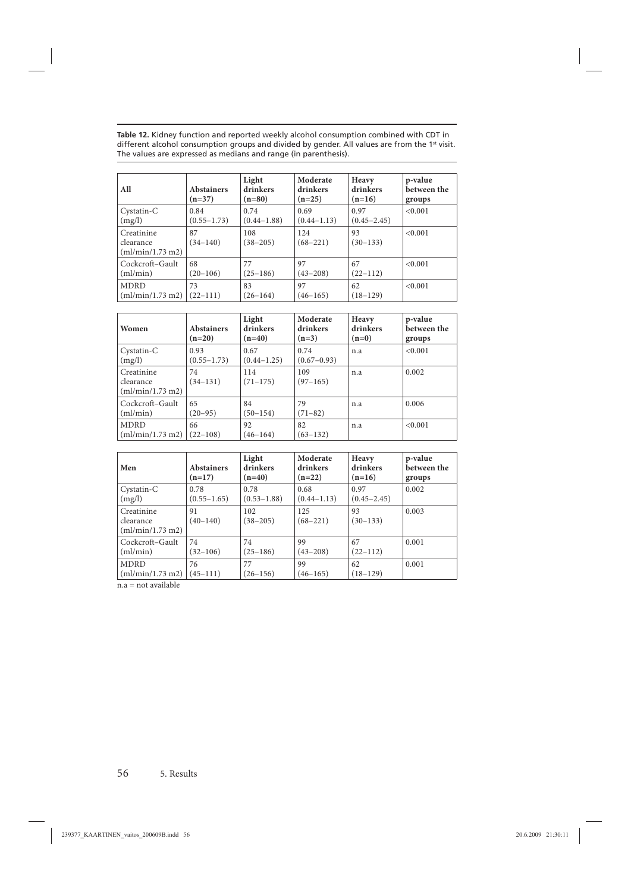**Table 12.** Kidney function and reported weekly alcohol consumption combined with CDT in different alcohol consumption groups and divided by gender. All values are from the 1st visit. The values are expressed as medians and range (in parenthesis).

| All | Abstainers (n=37) | Light drinkers (n=80) | Moderate drinkers (n=25) | Heavy drinkers (n=16) | p-value between the groups |
|---|---|---|---|---|---|
| Cystatin-C (mg/l) | 0.84 (0.55–1.73) | 0.74 (0.44–1.88) | 0.69 (0.44–1.13) | 0.97 (0.45–2.45) | <0.001 |
| Creatinine clearance (ml/min/1.73 m2) | 87 (34–140) | 108 (38–205) | 124 (68–221) | 93 (30–133) | <0.001 |
| Cockcroft–Gault (ml/min) | 68 (20–106) | 77 (25–186) | 97 (43–208) | 67 (22–112) | <0.001 |
| MDRD (ml/min/1.73 m2) | 73 (22–111) | 83 (26–164) | 97 (46–165) | 62 (18–129) | <0.001 |

| Women | Abstainers (n=20) | Light drinkers (n=40) | Moderate drinkers (n=3) | Heavy drinkers (n=0) | p-value between the groups |
|---|---|---|---|---|---|
| Cystatin-C (mg/l) | 0.93 (0.55–1.73) | 0.67 (0.44–1.25) | 0.74 (0.67–0.93) | n.a | <0.001 |
| Creatinine clearance (ml/min/1.73 m2) | 74 (34–131) | 114 (71–175) | 109 (97–165) | n.a | 0.002 |
| Cockcroft–Gault (ml/min) | 65 (20–95) | 84 (50–154) | 79 (71–82) | n.a | 0.006 |
| MDRD (ml/min/1.73 m2) | 66 (22–108) | 92 (46–164) | 82 (63–132) | n.a | <0.001 |

| Men | Abstainers (n=17) | Light drinkers (n=40) | Moderate drinkers (n=22) | Heavy drinkers (n=16) | p-value between the groups |
|---|---|---|---|---|---|
| Cystatin-C (mg/l) | 0.78 (0.55–1.65) | 0.78 (0.53–1.88) | 0.68 (0.44–1.13) | 0.97 (0.45–2.45) | 0.002 |
| Creatinine clearance (ml/min/1.73 m2) | 91 (40–140) | 102 (38–205) | 125 (68–221) | 93 (30–133) | 0.003 |
| Cockcroft–Gault (ml/min) | 74 (32–106) | 74 (25–186) | 99 (43–208) | 67 (22–112) | 0.001 |
| MDRD (ml/min/1.73 m2) | 76 (45–111) | 77 (26–156) | 99 (46–165) | 62 (18–129) | 0.001 |

n.a = not available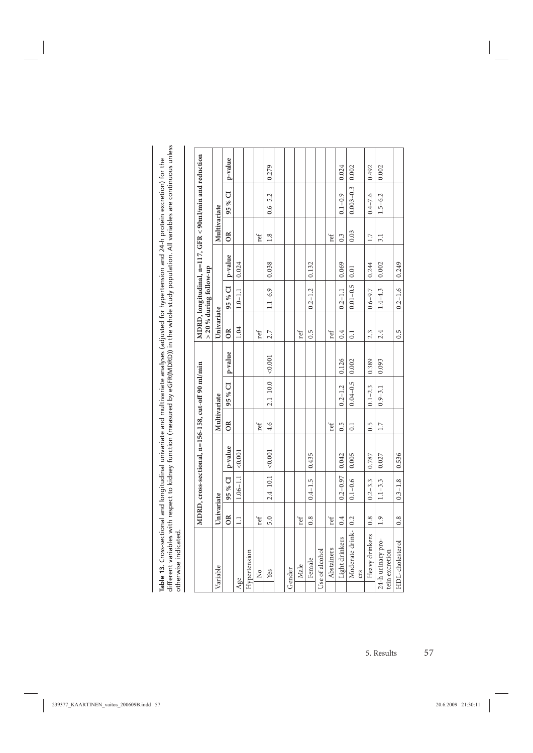**Table 13**. Cross-sectional and longitudinal univariate and multivariate analyses (adjusted for hypertension and 24-h protein excretion) for the different variables with respect to kidney function (measured by eGFR(MDRD)) in the whole study population. All variables are continuous unless otherwise indicated.

| | MDRD, cross-sectional, n=156-158, cut-off 90 ml/min | | | | | | MDRD, longitudinal, n=117, GFR < 90ml/min and reduction > 20 % during follow-up | | | | | |
|---|---|---|---|---|---|---|---|---|---|---|---|---|
| Variable | Univariate | | | Multivariate | | | Univariate | | | Multivariate | | |
| | OR | 95 % CI | p-value | OR | 95 % CI | p-value | OR | 95 % CI | p-value | OR | 95 % CI | p-value |
| Age | 1.1 | 1.06–1.1 | <0.001 | | | | 1.04 | 1.0–1.1 | 0.024 | | | |
| Hypertension | | | | | | | | | | | | |
| No | ref | | | ref | | | ref | | | ref | | |
| Yes | 5.0 | 2.4–10.1 | <0.001 | 4.6 | 2.1–10.0 | <0.001 | 2.7 | 1.1–6.9 | 0.038 | 1.8 | 0.6–5.2 | 0.279 |
| Gender | | | | | | | | | | | | |
| Male | ref | | | | | | ref | | | | | |
| Female | 0.8 | 0.4–1.5 | 0.435 | | | | 0.5 | 0.2–1.2 | 0.132 | | | |
| Use of alcohol | | | | | | | | | | | | |
| Abstainers | ref | | | ref | | | ref | | | ref | | |
| Light drinkers | 0.4 | 0.2–0.97 | 0.042 | 0.5 | 0.2–1.2 | 0.126 | 0.4 | 0.2–1.1 | 0.069 | 0.3 | 0.1–0.9 | 0.024 |
| Moderate drinkers | 0.2 | 0.1–0.6 | 0.005 | 0.1 | 0.04–0.5 | 0.002 | 0.1 | 0.01–0.5 | 0.01 | 0.03 | 0.003–0.3 | 0.002 |
| Heavy drinkers | 0.8 | 0.2–3.3 | 0.787 | 0.5 | 0.1–2.3 | 0.389 | 2.3 | 0.6–9.7 | 0.244 | 1.7 | 0.4–7.6 | 0.492 |
| 24-h urinary protein excretion | 1.9 | 1.1–3.3 | 0.027 | 1.7 | 0.9–3.1 | 0.093 | 2.4 | 1.4–4.3 | 0.002 | 3.1 | 1.5–6.2 | 0.002 |
| HDL-cholesterol | 0.8 | 0.3–1.8 | 0.536 | | | | 0.5 | 0.2–1.6 | 0.249 | | | |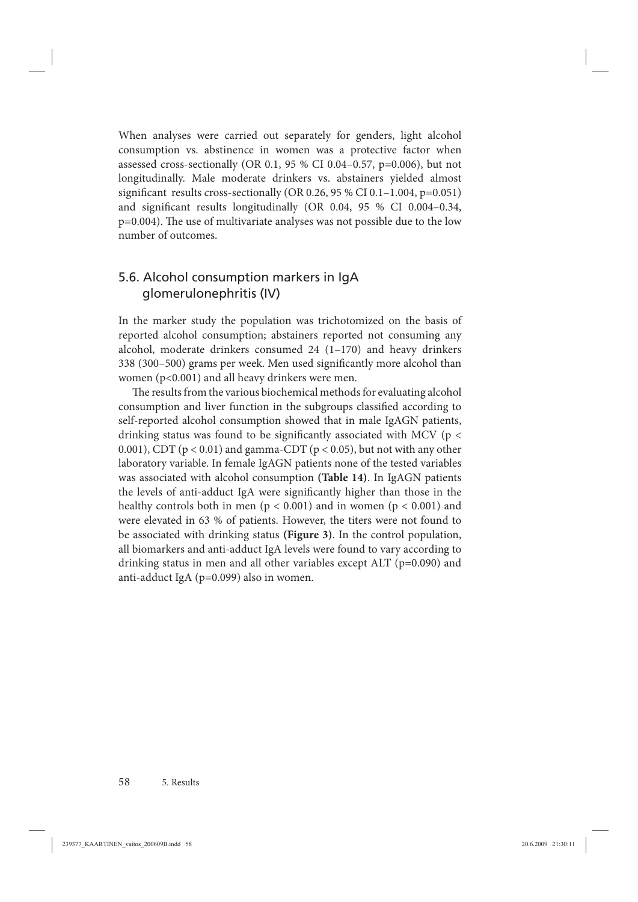When analyses were carried out separately for genders, light alcohol consumption vs. abstinence in women was a protective factor when assessed cross-sectionally (OR 0.1, 95 % CI 0.04–0.57, $p=0.006$), but not longitudinally. Male moderate drinkers vs. abstainers yielded almost significant results cross-sectionally (OR 0.26, 95 % CI 0.1–1.004, $p=0.051$) and significant results longitudinally (OR 0.04, 95 % CI 0.004–0.34, $p=0.004$). The use of multivariate analyses was not possible due to the low number of outcomes.

## 5.6. Alcohol consumption markers in IgA glomerulonephritis (IV)

In the marker study the population was trichotomized on the basis of reported alcohol consumption; abstainers reported not consuming any alcohol, moderate drinkers consumed 24 (1–170) and heavy drinkers 338 (300–500) grams per week. Men used significantly more alcohol than women ($p<0.001$) and all heavy drinkers were men.

The results from the various biochemical methods for evaluating alcohol consumption and liver function in the subgroups classified according to self-reported alcohol consumption showed that in male IgAGN patients, drinking status was found to be significantly associated with MCV ($p < 0.001$), CDT ($p < 0.01$) and gamma-CDT ($p < 0.05$), but not with any other laboratory variable. In female IgAGN patients none of the tested variables was associated with alcohol consumption **(Table 14)**. In IgAGN patients the levels of anti-adduct IgA were significantly higher than those in the healthy controls both in men ($p < 0.001$) and in women ($p < 0.001$) and were elevated in 63 % of patients. However, the titers were not found to be associated with drinking status **(Figure 3)**. In the control population, all biomarkers and anti-adduct IgA levels were found to vary according to drinking status in men and all other variables except ALT ($p=0.090$) and anti-adduct IgA ($p=0.099$) also in women.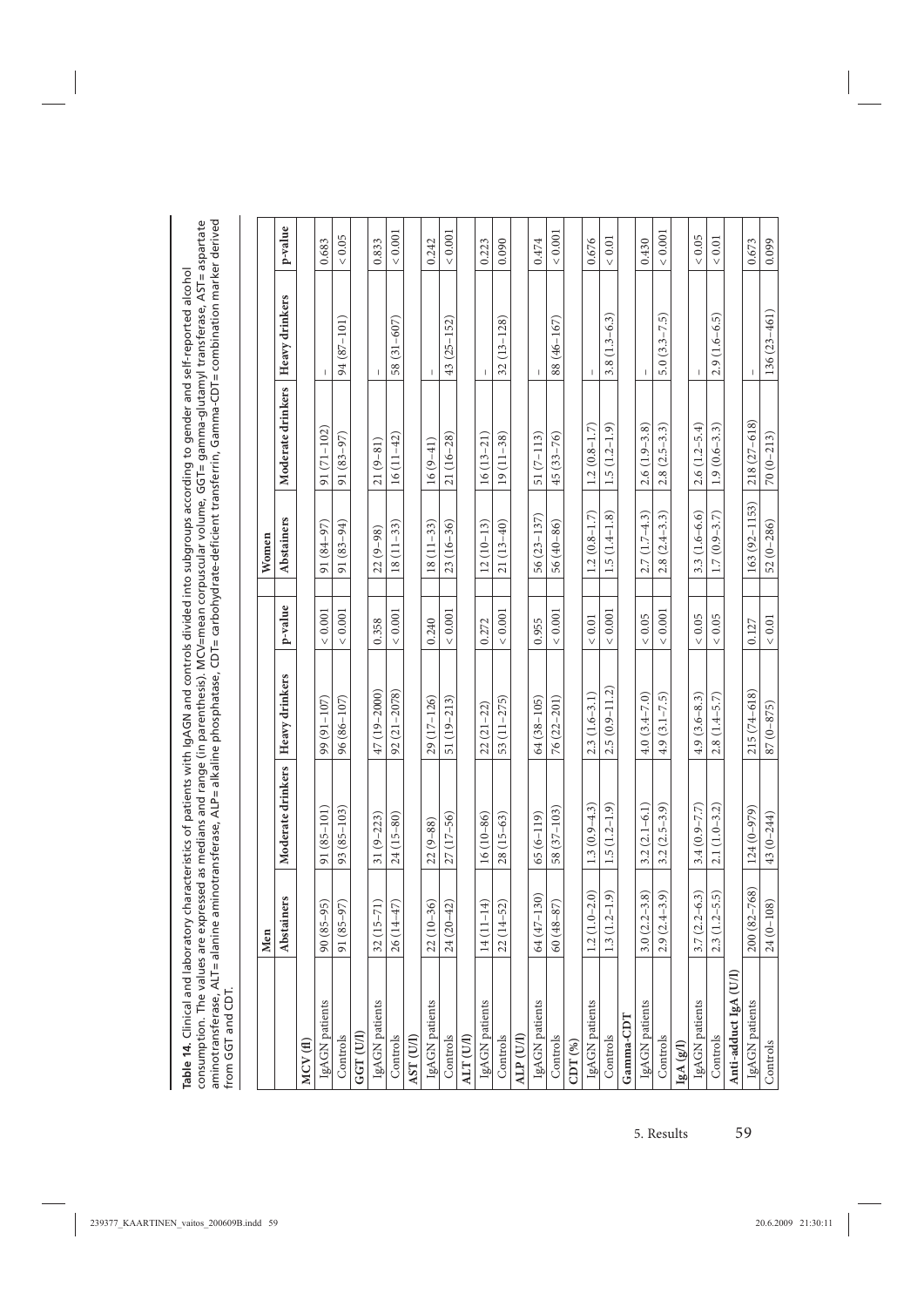**Table 14.** Clinical and laboratory characteristics of patients with IgAGN and controls divided into subgroups according to gender and self-reported alcohol consumption. The values are expressed as medians and range (in parenthesis). MCV=mean corpuscular volume, GGT= gamma-glutamyl transferase, AST= aspartate aminotransferase, ALT= alanine aminotransferase, ALP= alkaline phosphatase, CDT= carbohydrate-deficient transferrin, Gamma-CDT= combination marker derived from GGT and CDT.

| | Men | | | | Women | | | |
|---|---|---|---|---|---|---|---|---|
| | Abstainers | Moderate drinkers | Heavy drinkers | p-value | Abstainers | Moderate drinkers | Heavy drinkers | p-value |
| **MCV (fl)** | | | | | | | | |
| IgAGN patients | 90 (85–95) | 91 (85–101) | 99 (91–107) | < 0.001 | 91 (84–97) | 91 (71–102) | - | 0.683 |
| Controls | 91 (85–97) | 93 (85–103) | 96 (86–107) | < 0.001 | 91 (83–94) | 91 (83–97) | 94 (87–101) | < 0.05 |
| **GGT (U/l)** | | | | | | | | |
| IgAGN patients | 32 (15–71) | 31 (9–223) | 47 (19–2000) | 0.358 | 22 (9–98) | 21 (9–81) | - | 0.833 |
| Controls | 26 (14–47) | 24 (15–80) | 92 (21–2078) | < 0.001 | 18 (11–33) | 16 (11–42) | 58 (31–607) | < 0.001 |
| **AST (U/l)** | | | | | | | | |
| IgAGN patients | 22 (10–36) | 22 (9–88) | 29 (17–126) | 0.240 | 18 (11–33) | 16 (9–41) | - | 0.242 |
| Controls | 24 (20–42) | 27 (17–56) | 51 (19–213) | < 0.001 | 23 (16–36) | 21 (16–28) | 43 (25–152) | < 0.001 |
| **ALT (U/l)** | | | | | | | | |
| IgAGN patients | 14 (11–14) | 16 (10–86) | 22 (21–22) | 0.272 | 12 (10–13) | 16 (13–21) | - | 0.223 |
| Controls | 22 (14–52) | 28 (15–63) | 53 (11–275) | < 0.001 | 21 (13–40) | 19 (11–38) | 32 (13–128) | 0.090 |
| **ALP (U/l)** | | | | | | | | |
| IgAGN patients | 64 (47–130) | 65 (6–119) | 64 (38–105) | 0.955 | 56 (23–137) | 51 (7–113) | - | 0.474 |
| Controls | 60 (48–87) | 58 (37–103) | 76 (22–201) | < 0.001 | 56 (40–86) | 45 (33–76) | 88 (46–167) | < 0.001 |
| **CDT (%)** | | | | | | | | |
| IgAGN patients | 1.2 (1.0–2.0) | 1.3 (0.9–4.3) | 2.3 (1.6–3.1) | < 0.01 | 1.2 (0.8–1.7) | 1.2 (0.8–1.7) | - | 0.676 |
| Controls | 1.3 (1.2–1.9) | 1.5 (1.2–1.9) | 2.5 (0.9–11.2) | < 0.001 | 1.5 (1.4–1.8) | 1.5 (1.2–1.9) | 3.8 (1.3–6.3) | < 0.01 |
| **Gamma-CDT** | | | | | | | | |
| IgAGN patients | 3.0 (2.2–3.8) | 3.2 (2.1–6.1) | 4.0 (3.4–7.0) | < 0.05 | 2.7 (1.7–4.3) | 2.6 (1.9–3.8) | - | 0.430 |
| Controls | 2.9 (2.4–3.9) | 3.2 (2.5–3.9) | 4.9 (3.1–7.5) | < 0.001 | 2.8 (2.4–3.3) | 2.8 (2.5–3.3) | 5.0 (3.3–7.5) | < 0.001 |
| **IgA (g/l)** | | | | | | | | |
| IgAGN patients | 3.7 (2.2–6.3) | 3.4 (0.9–7.7) | 4.9 (3.6–8.3) | < 0.05 | 3.3 (1.6–6.6) | 2.6 (1.2–5.4) | - | < 0.05 |
| Controls | 2.3 (1.2–5.5) | 2.1 (1.0–3.2) | 2.8 (1.4–5.7) | < 0.05 | 1.7 (0.9–3.7) | 1.9 (0.6–3.3) | 2.9 (1.6–6.5) | < 0.01 |
| **Anti-adduct IgA (U/l)** | | | | | | | | |
| IgAGN patients | 200 (82–768) | 124 (0–979) | 215 (74–618) | 0.127 | 163 (92–1153) | 218 (27–618) | - | 0.673 |
| Controls | 24 (0–108) | 43 (0–244) | 87 (0–875) | < 0.01 | 52 (0–286) | 70 (0–213) | 136 (23–461) | 0.099 |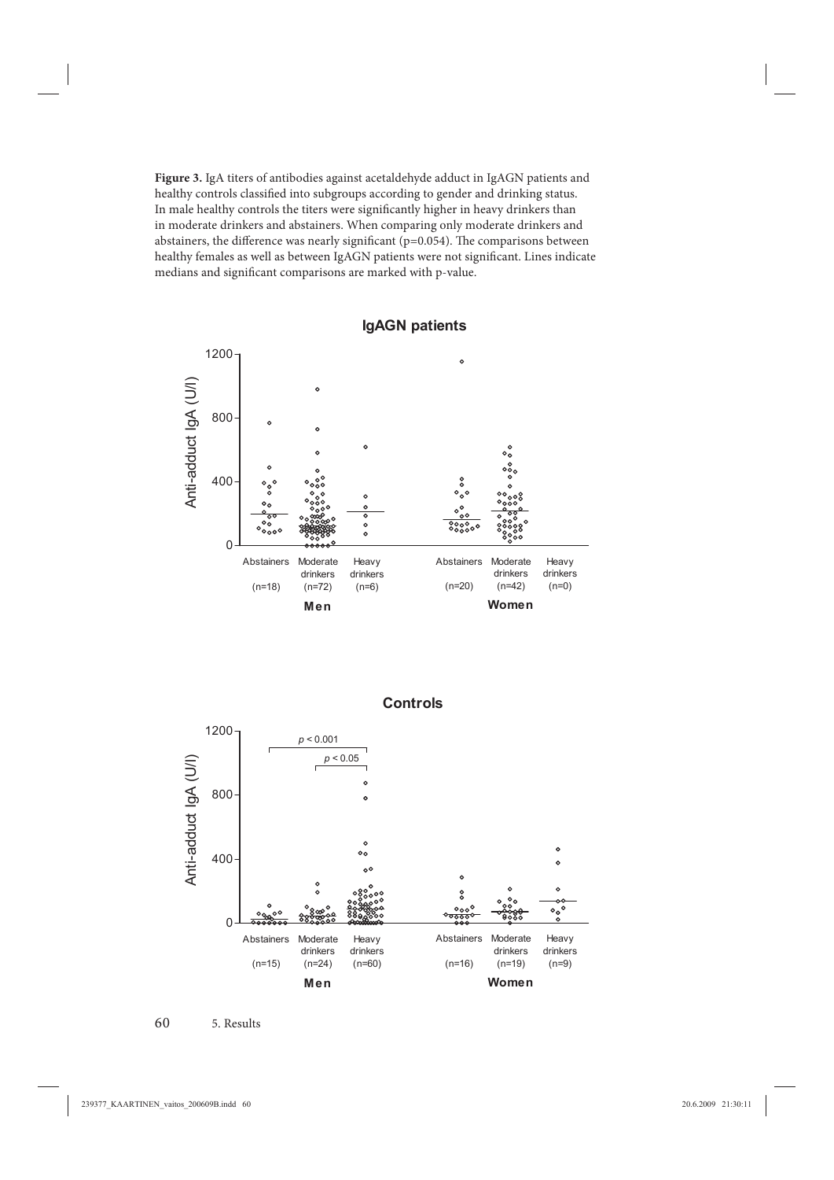**Figure 3.** IgA titers of antibodies against acetaldehyde adduct in IgAGN patients and healthy controls classified into subgroups according to gender and drinking status. In male healthy controls the titers were significantly higher in heavy drinkers than in moderate drinkers and abstainers. When comparing only moderate drinkers and abstainers, the difference was nearly significant (p=0.054). The comparisons between healthy females as well as between IgAGN patients were not significant. Lines indicate medians and significant comparisons are marked with p-value.

**IgAGN patients**

Anti-adduct IgA (U/l)

| Men | | | Women | | |
|---|---|---|---|---|---|
| Abstainers (n=18) | Moderate drinkers (n=72) | Heavy drinkers (n=6) | Abstainers (n=20) | Moderate drinkers (n=42) | Heavy drinkers (n=0) |

**Controls**

Anti-adduct IgA (U/l)

$p < 0.001$

$p < 0.05$

| Men | | | Women | | |
|---|---|---|---|---|---|
| Abstainers (n=15) | Moderate drinkers (n=24) | Heavy drinkers (n=60) | Abstainers (n=16) | Moderate drinkers (n=19) | Heavy drinkers (n=9) |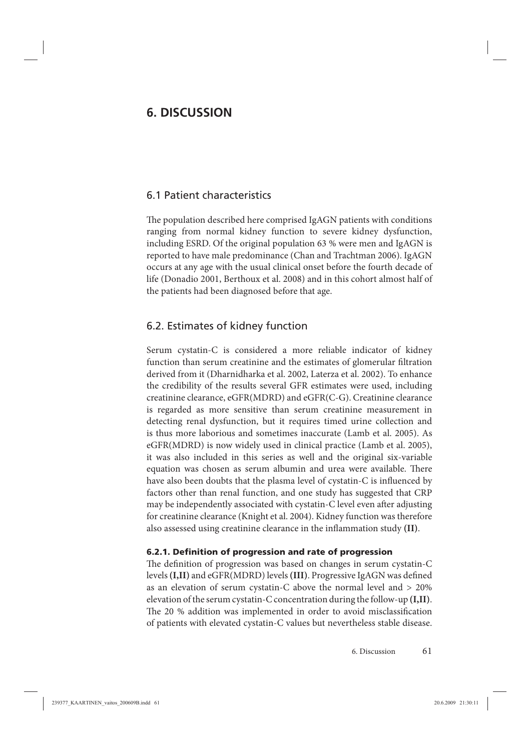# 6. DISCUSSION

## 6.1 Patient characteristics

The population described here comprised IgAGN patients with conditions ranging from normal kidney function to severe kidney dysfunction, including ESRD. Of the original population 63 % were men and IgAGN is reported to have male predominance (Chan and Trachtman 2006). IgAGN occurs at any age with the usual clinical onset before the fourth decade of life (Donadio 2001, Berthoux et al. 2008) and in this cohort almost half of the patients had been diagnosed before that age.

## 6.2. Estimates of kidney function

Serum cystatin-C is considered a more reliable indicator of kidney function than serum creatinine and the estimates of glomerular filtration derived from it (Dharnidharka et al. 2002, Laterza et al. 2002). To enhance the credibility of the results several GFR estimates were used, including creatinine clearance, eGFR(MDRD) and eGFR(C-G). Creatinine clearance is regarded as more sensitive than serum creatinine measurement in detecting renal dysfunction, but it requires timed urine collection and is thus more laborious and sometimes inaccurate (Lamb et al. 2005). As eGFR(MDRD) is now widely used in clinical practice (Lamb et al. 2005), it was also included in this series as well and the original six-variable equation was chosen as serum albumin and urea were available. There have also been doubts that the plasma level of cystatin-C is influenced by factors other than renal function, and one study has suggested that CRP may be independently associated with cystatin-C level even after adjusting for creatinine clearance (Knight et al. 2004). Kidney function was therefore also assessed using creatinine clearance in the inflammation study **(II)**.

### 6.2.1. Definition of progression and rate of progression

The definition of progression was based on changes in serum cystatin-C levels **(I,II)** and eGFR(MDRD) levels **(III)**. Progressive IgAGN was defined as an elevation of serum cystatin-C above the normal level and > 20% elevation of the serum cystatin-C concentration during the follow-up **(I,II)**. The 20 % addition was implemented in order to avoid misclassification of patients with elevated cystatin-C values but nevertheless stable disease.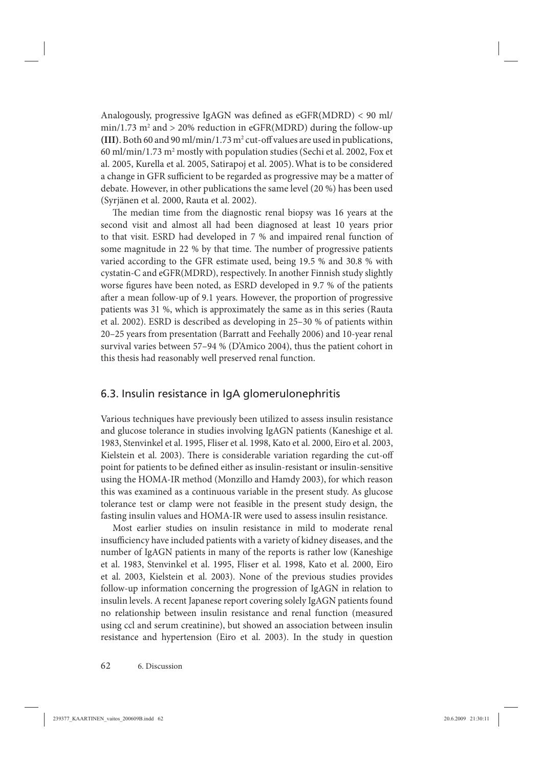Analogously, progressive IgAGN was defined as eGFR(MDRD) < 90 ml/min/1.73 $m^2$ and > 20% reduction in eGFR(MDRD) during the follow-up **(III)**. Both 60 and 90 ml/min/1.73 $m^2$ cut-off values are used in publications, 60 ml/min/1.73 $m^2$ mostly with population studies (Sechi et al. 2002, Fox et al. 2005, Kurella et al. 2005, Satirapoj et al. 2005). What is to be considered a change in GFR sufficient to be regarded as progressive may be a matter of debate. However, in other publications the same level (20 %) has been used (Syrjänen et al. 2000, Rauta et al. 2002).

The median time from the diagnostic renal biopsy was 16 years at the second visit and almost all had been diagnosed at least 10 years prior to that visit. ESRD had developed in 7 % and impaired renal function of some magnitude in 22 % by that time. The number of progressive patients varied according to the GFR estimate used, being 19.5 % and 30.8 % with cystatin-C and eGFR(MDRD), respectively. In another Finnish study slightly worse figures have been noted, as ESRD developed in 9.7 % of the patients after a mean follow-up of 9.1 years. However, the proportion of progressive patients was 31 %, which is approximately the same as in this series (Rauta et al. 2002). ESRD is described as developing in 25–30 % of patients within 20–25 years from presentation (Barratt and Feehally 2006) and 10-year renal survival varies between 57–94 % (D'Amico 2004), thus the patient cohort in this thesis had reasonably well preserved renal function.

## 6.3. Insulin resistance in IgA glomerulonephritis

Various techniques have previously been utilized to assess insulin resistance and glucose tolerance in studies involving IgAGN patients (Kaneshige et al. 1983, Stenvinkel et al. 1995, Fliser et al. 1998, Kato et al. 2000, Eiro et al. 2003, Kielstein et al. 2003). There is considerable variation regarding the cut-off point for patients to be defined either as insulin-resistant or insulin-sensitive using the HOMA-IR method (Monzillo and Hamdy 2003), for which reason this was examined as a continuous variable in the present study. As glucose tolerance test or clamp were not feasible in the present study design, the fasting insulin values and HOMA-IR were used to assess insulin resistance.

Most earlier studies on insulin resistance in mild to moderate renal insufficiency have included patients with a variety of kidney diseases, and the number of IgAGN patients in many of the reports is rather low (Kaneshige et al. 1983, Stenvinkel et al. 1995, Fliser et al. 1998, Kato et al. 2000, Eiro et al. 2003, Kielstein et al. 2003). None of the previous studies provides follow-up information concerning the progression of IgAGN in relation to insulin levels. A recent Japanese report covering solely IgAGN patients found no relationship between insulin resistance and renal function (measured using ccl and serum creatinine), but showed an association between insulin resistance and hypertension (Eiro et al. 2003). In the study in question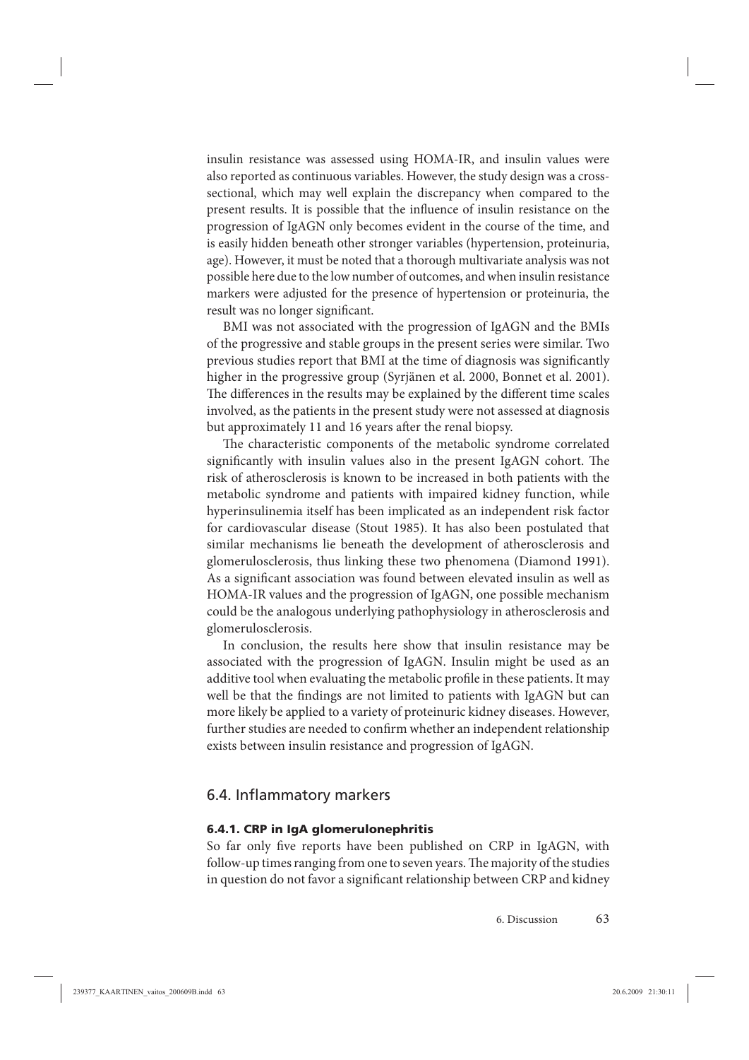insulin resistance was assessed using HOMA-IR, and insulin values were also reported as continuous variables. However, the study design was a cross-sectional, which may well explain the discrepancy when compared to the present results. It is possible that the influence of insulin resistance on the progression of IgAGN only becomes evident in the course of the time, and is easily hidden beneath other stronger variables (hypertension, proteinuria, age). However, it must be noted that a thorough multivariate analysis was not possible here due to the low number of outcomes, and when insulin resistance markers were adjusted for the presence of hypertension or proteinuria, the result was no longer significant.

BMI was not associated with the progression of IgAGN and the BMIs of the progressive and stable groups in the present series were similar. Two previous studies report that BMI at the time of diagnosis was significantly higher in the progressive group (Syrjänen et al. 2000, Bonnet et al. 2001). The differences in the results may be explained by the different time scales involved, as the patients in the present study were not assessed at diagnosis but approximately 11 and 16 years after the renal biopsy.

The characteristic components of the metabolic syndrome correlated significantly with insulin values also in the present IgAGN cohort. The risk of atherosclerosis is known to be increased in both patients with the metabolic syndrome and patients with impaired kidney function, while hyperinsulinemia itself has been implicated as an independent risk factor for cardiovascular disease (Stout 1985). It has also been postulated that similar mechanisms lie beneath the development of atherosclerosis and glomerulosclerosis, thus linking these two phenomena (Diamond 1991). As a significant association was found between elevated insulin as well as HOMA-IR values and the progression of IgAGN, one possible mechanism could be the analogous underlying pathophysiology in atherosclerosis and glomerulosclerosis.

In conclusion, the results here show that insulin resistance may be associated with the progression of IgAGN. Insulin might be used as an additive tool when evaluating the metabolic profile in these patients. It may well be that the findings are not limited to patients with IgAGN but can more likely be applied to a variety of proteinuric kidney diseases. However, further studies are needed to confirm whether an independent relationship exists between insulin resistance and progression of IgAGN.

## 6.4. Inflammatory markers

### 6.4.1. CRP in IgA glomerulonephritis

So far only five reports have been published on CRP in IgAGN, with follow-up times ranging from one to seven years. The majority of the studies in question do not favor a significant relationship between CRP and kidney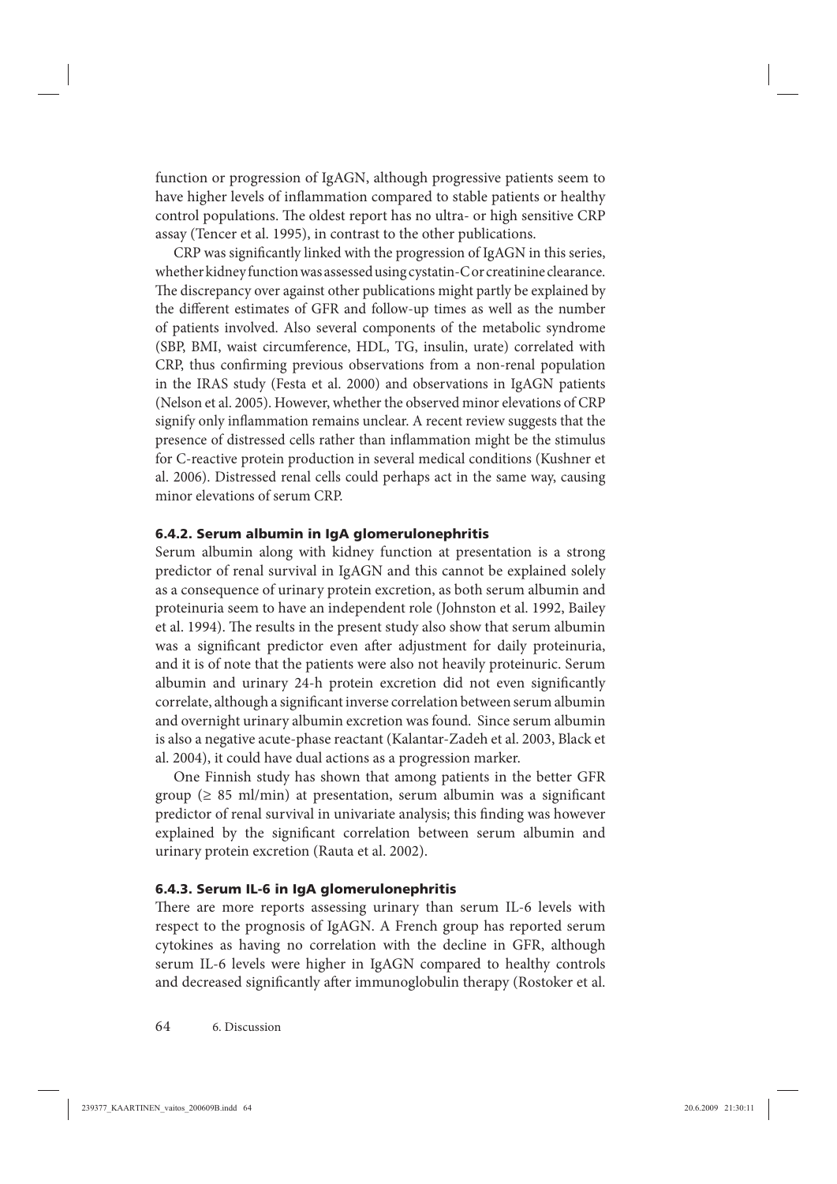function or progression of IgAGN, although progressive patients seem to have higher levels of inflammation compared to stable patients or healthy control populations. The oldest report has no ultra- or high sensitive CRP assay (Tencer et al. 1995), in contrast to the other publications.

CRP was significantly linked with the progression of IgAGN in this series, whether kidney function was assessed using cystatin-C or creatinine clearance. The discrepancy over against other publications might partly be explained by the different estimates of GFR and follow-up times as well as the number of patients involved. Also several components of the metabolic syndrome (SBP, BMI, waist circumference, HDL, TG, insulin, urate) correlated with CRP, thus confirming previous observations from a non-renal population in the IRAS study (Festa et al. 2000) and observations in IgAGN patients (Nelson et al. 2005). However, whether the observed minor elevations of CRP signify only inflammation remains unclear. A recent review suggests that the presence of distressed cells rather than inflammation might be the stimulus for C-reactive protein production in several medical conditions (Kushner et al. 2006). Distressed renal cells could perhaps act in the same way, causing minor elevations of serum CRP.

### 6.4.2. Serum albumin in IgA glomerulonephritis

Serum albumin along with kidney function at presentation is a strong predictor of renal survival in IgAGN and this cannot be explained solely as a consequence of urinary protein excretion, as both serum albumin and proteinuria seem to have an independent role (Johnston et al. 1992, Bailey et al. 1994). The results in the present study also show that serum albumin was a significant predictor even after adjustment for daily proteinuria, and it is of note that the patients were also not heavily proteinuric. Serum albumin and urinary 24-h protein excretion did not even significantly correlate, although a significant inverse correlation between serum albumin and overnight urinary albumin excretion was found. Since serum albumin is also a negative acute-phase reactant (Kalantar-Zadeh et al. 2003, Black et al. 2004), it could have dual actions as a progression marker.

One Finnish study has shown that among patients in the better GFR group ($\geq$ 85 ml/min) at presentation, serum albumin was a significant predictor of renal survival in univariate analysis; this finding was however explained by the significant correlation between serum albumin and urinary protein excretion (Rauta et al. 2002).

### 6.4.3. Serum IL-6 in IgA glomerulonephritis

There are more reports assessing urinary than serum IL-6 levels with respect to the prognosis of IgAGN. A French group has reported serum cytokines as having no correlation with the decline in GFR, although serum IL-6 levels were higher in IgAGN compared to healthy controls and decreased significantly after immunoglobulin therapy (Rostoker et al.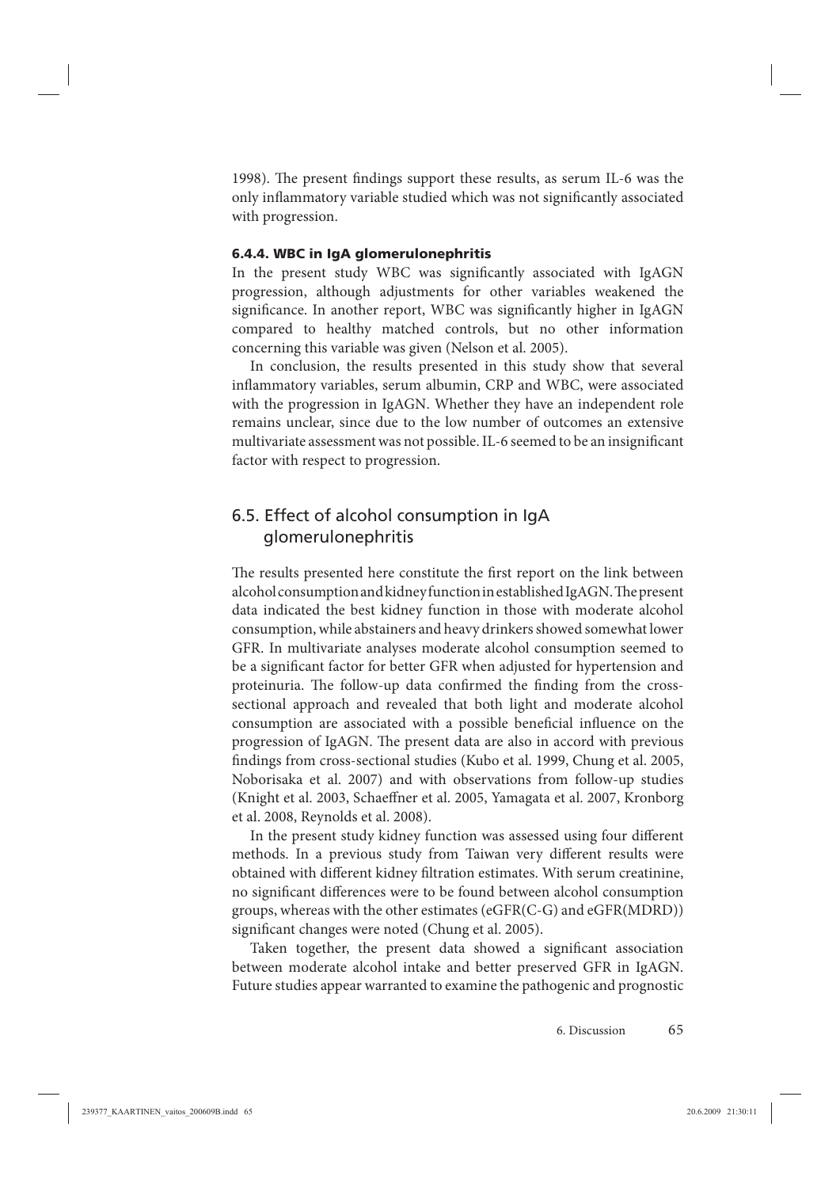1998). The present findings support these results, as serum IL-6 was the only inflammatory variable studied which was not significantly associated with progression.

### 6.4.4. WBC in IgA glomerulonephritis

In the present study WBC was significantly associated with IgAGN progression, although adjustments for other variables weakened the significance. In another report, WBC was significantly higher in IgAGN compared to healthy matched controls, but no other information concerning this variable was given (Nelson et al. 2005).

In conclusion, the results presented in this study show that several inflammatory variables, serum albumin, CRP and WBC, were associated with the progression in IgAGN. Whether they have an independent role remains unclear, since due to the low number of outcomes an extensive multivariate assessment was not possible. IL-6 seemed to be an insignificant factor with respect to progression.

## 6.5. Effect of alcohol consumption in IgA glomerulonephritis

The results presented here constitute the first report on the link between alcohol consumption and kidney function in established IgAGN. The present data indicated the best kidney function in those with moderate alcohol consumption, while abstainers and heavy drinkers showed somewhat lower GFR. In multivariate analyses moderate alcohol consumption seemed to be a significant factor for better GFR when adjusted for hypertension and proteinuria. The follow-up data confirmed the finding from the cross-sectional approach and revealed that both light and moderate alcohol consumption are associated with a possible beneficial influence on the progression of IgAGN. The present data are also in accord with previous findings from cross-sectional studies (Kubo et al. 1999, Chung et al. 2005, Noborisaka et al. 2007) and with observations from follow-up studies (Knight et al. 2003, Schaeffner et al. 2005, Yamagata et al. 2007, Kronborg et al. 2008, Reynolds et al. 2008).

In the present study kidney function was assessed using four different methods. In a previous study from Taiwan very different results were obtained with different kidney filtration estimates. With serum creatinine, no significant differences were to be found between alcohol consumption groups, whereas with the other estimates (eGFR(C-G) and eGFR(MDRD)) significant changes were noted (Chung et al. 2005).

Taken together, the present data showed a significant association between moderate alcohol intake and better preserved GFR in IgAGN. Future studies appear warranted to examine the pathogenic and prognostic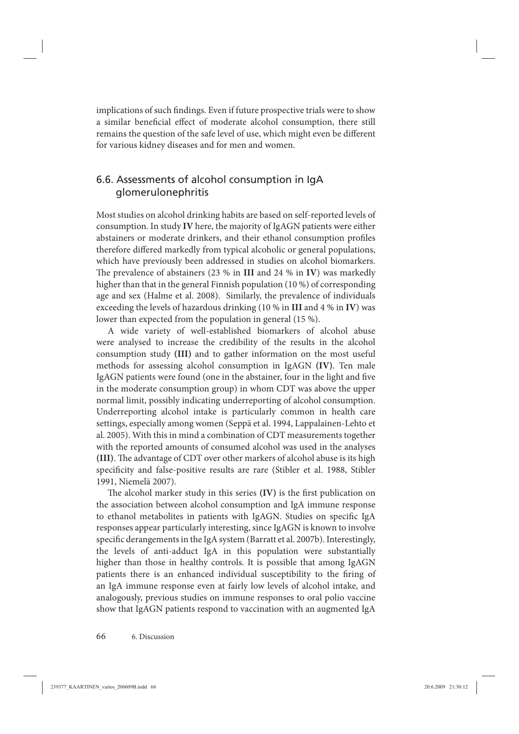implications of such findings. Even if future prospective trials were to show a similar beneficial effect of moderate alcohol consumption, there still remains the question of the safe level of use, which might even be different for various kidney diseases and for men and women.

## 6.6. Assessments of alcohol consumption in IgA glomerulonephritis

Most studies on alcohol drinking habits are based on self-reported levels of consumption. In study **IV** here, the majority of IgAGN patients were either abstainers or moderate drinkers, and their ethanol consumption profiles therefore differed markedly from typical alcoholic or general populations, which have previously been addressed in studies on alcohol biomarkers. The prevalence of abstainers (23 % in **III** and 24 % in **IV**) was markedly higher than that in the general Finnish population (10 %) of corresponding age and sex (Halme et al. 2008). Similarly, the prevalence of individuals exceeding the levels of hazardous drinking (10 % in **III** and 4 % in **IV**) was lower than expected from the population in general (15 %).

A wide variety of well-established biomarkers of alcohol abuse were analysed to increase the credibility of the results in the alcohol consumption study **(III)** and to gather information on the most useful methods for assessing alcohol consumption in IgAGN **(IV)**. Ten male IgAGN patients were found (one in the abstainer, four in the light and five in the moderate consumption group) in whom CDT was above the upper normal limit, possibly indicating underreporting of alcohol consumption. Underreporting alcohol intake is particularly common in health care settings, especially among women (Seppä et al. 1994, Lappalainen-Lehto et al. 2005). With this in mind a combination of CDT measurements together with the reported amounts of consumed alcohol was used in the analyses **(III)**. The advantage of CDT over other markers of alcohol abuse is its high specificity and false-positive results are rare (Stibler et al. 1988, Stibler 1991, Niemelä 2007).

The alcohol marker study in this series **(IV)** is the first publication on the association between alcohol consumption and IgA immune response to ethanol metabolites in patients with IgAGN. Studies on specific IgA responses appear particularly interesting, since IgAGN is known to involve specific derangements in the IgA system (Barratt et al. 2007b). Interestingly, the levels of anti-adduct IgA in this population were substantially higher than those in healthy controls. It is possible that among IgAGN patients there is an enhanced individual susceptibility to the firing of an IgA immune response even at fairly low levels of alcohol intake, and analogously, previous studies on immune responses to oral polio vaccine show that IgAGN patients respond to vaccination with an augmented IgA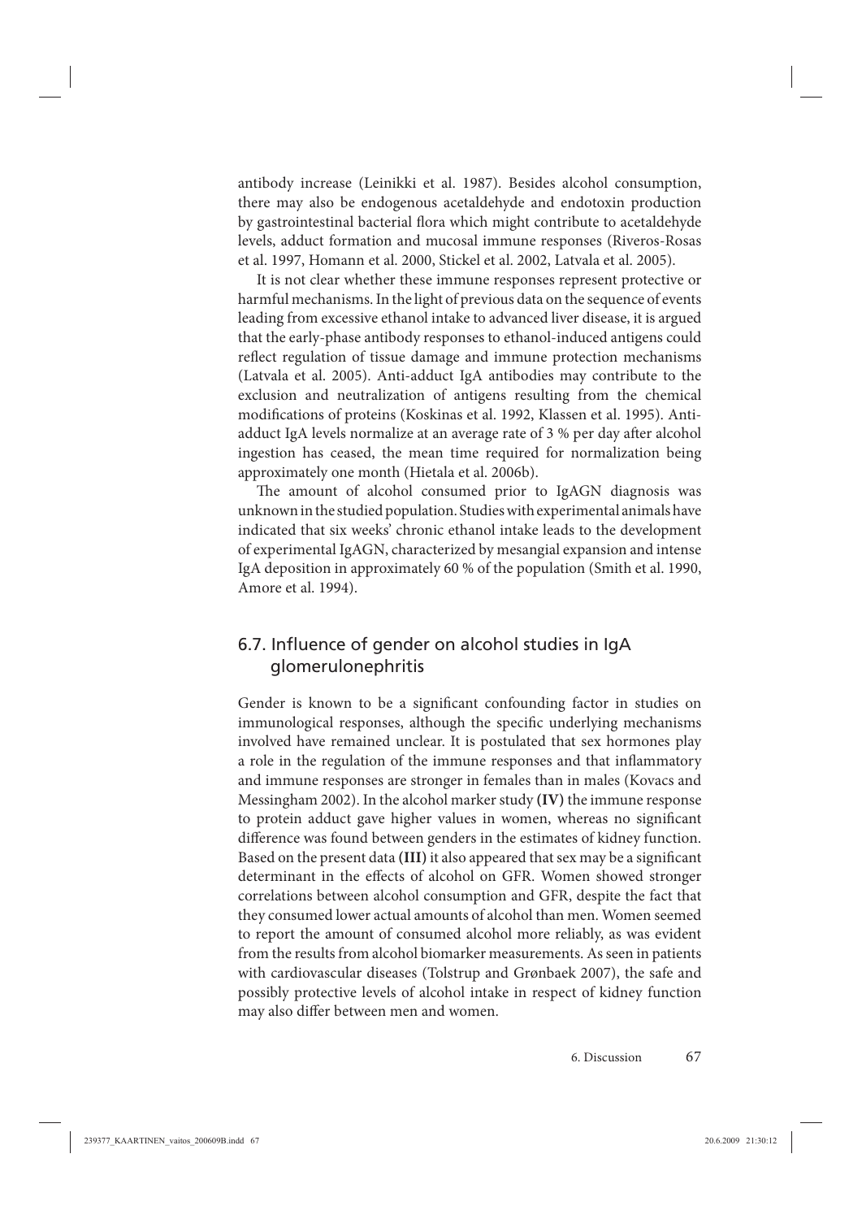antibody increase (Leinikki et al. 1987). Besides alcohol consumption, there may also be endogenous acetaldehyde and endotoxin production by gastrointestinal bacterial flora which might contribute to acetaldehyde levels, adduct formation and mucosal immune responses (Riveros-Rosas et al. 1997, Homann et al. 2000, Stickel et al. 2002, Latvala et al. 2005).

It is not clear whether these immune responses represent protective or harmful mechanisms. In the light of previous data on the sequence of events leading from excessive ethanol intake to advanced liver disease, it is argued that the early-phase antibody responses to ethanol-induced antigens could reflect regulation of tissue damage and immune protection mechanisms (Latvala et al. 2005). Anti-adduct IgA antibodies may contribute to the exclusion and neutralization of antigens resulting from the chemical modifications of proteins (Koskinas et al. 1992, Klassen et al. 1995). Anti-adduct IgA levels normalize at an average rate of 3 % per day after alcohol ingestion has ceased, the mean time required for normalization being approximately one month (Hietala et al. 2006b).

The amount of alcohol consumed prior to IgAGN diagnosis was unknown in the studied population. Studies with experimental animals have indicated that six weeks' chronic ethanol intake leads to the development of experimental IgAGN, characterized by mesangial expansion and intense IgA deposition in approximately 60 % of the population (Smith et al. 1990, Amore et al. 1994).

## 6.7. Influence of gender on alcohol studies in IgA glomerulonephritis

Gender is known to be a significant confounding factor in studies on immunological responses, although the specific underlying mechanisms involved have remained unclear. It is postulated that sex hormones play a role in the regulation of the immune responses and that inflammatory and immune responses are stronger in females than in males (Kovacs and Messingham 2002). In the alcohol marker study **(IV)** the immune response to protein adduct gave higher values in women, whereas no significant difference was found between genders in the estimates of kidney function. Based on the present data **(III)** it also appeared that sex may be a significant determinant in the effects of alcohol on GFR. Women showed stronger correlations between alcohol consumption and GFR, despite the fact that they consumed lower actual amounts of alcohol than men. Women seemed to report the amount of consumed alcohol more reliably, as was evident from the results from alcohol biomarker measurements. As seen in patients with cardiovascular diseases (Tolstrup and Grønbaek 2007), the safe and possibly protective levels of alcohol intake in respect of kidney function may also differ between men and women.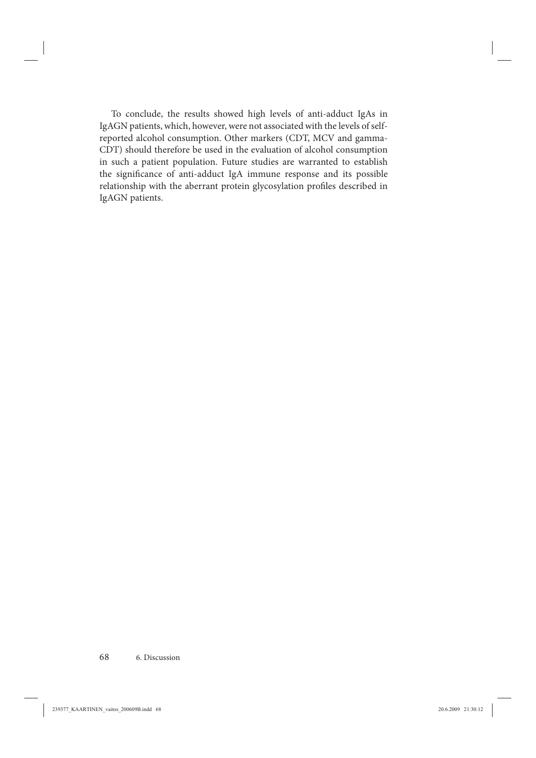To conclude, the results showed high levels of anti-adduct IgAs in IgAGN patients, which, however, were not associated with the levels of self-reported alcohol consumption. Other markers (CDT, MCV and gamma-CDT) should therefore be used in the evaluation of alcohol consumption in such a patient population. Future studies are warranted to establish the significance of anti-adduct IgA immune response and its possible relationship with the aberrant protein glycosylation profiles described in IgAGN patients.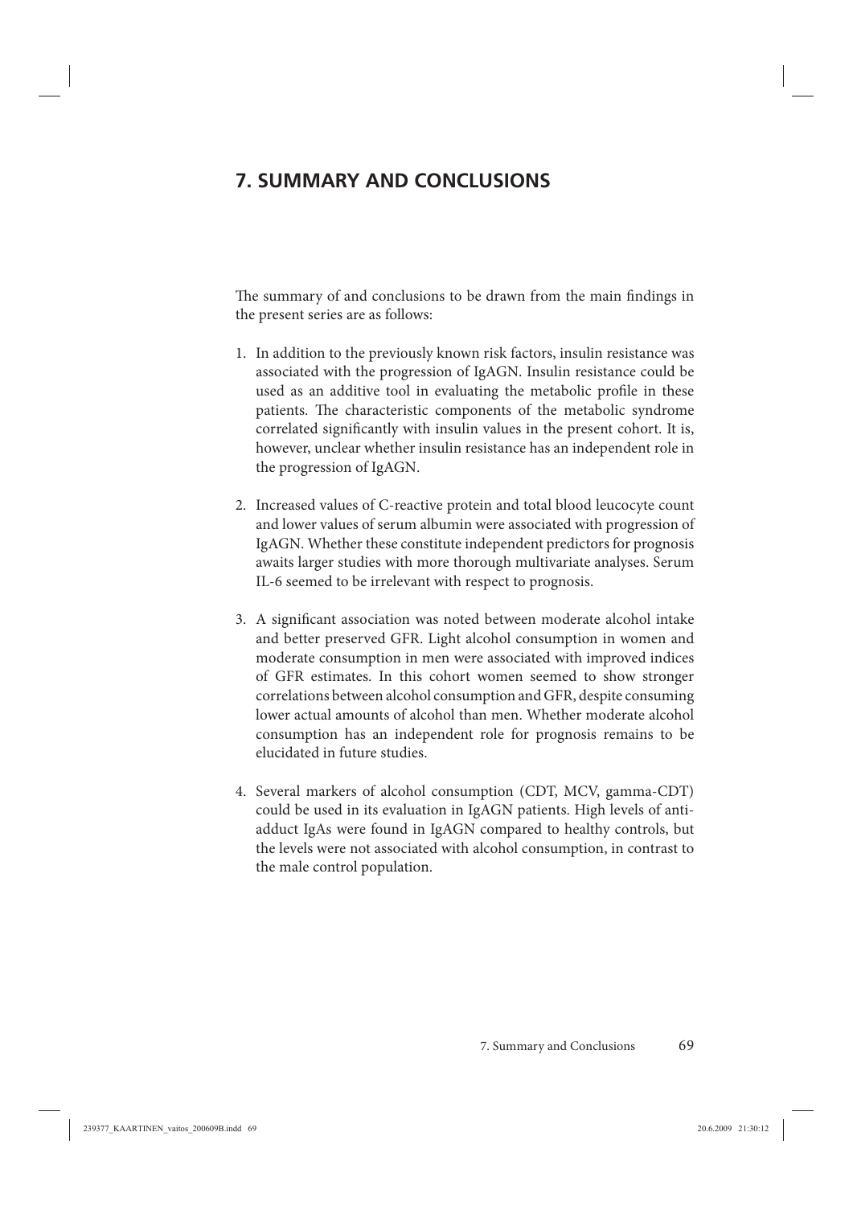# 7. SUMMARY AND CONCLUSIONS

The summary of and conclusions to be drawn from the main findings in the present series are as follows:

1. In addition to the previously known risk factors, insulin resistance was associated with the progression of IgAGN. Insulin resistance could be used as an additive tool in evaluating the metabolic profile in these patients. The characteristic components of the metabolic syndrome correlated significantly with insulin values in the present cohort. It is, however, unclear whether insulin resistance has an independent role in the progression of IgAGN.

2. Increased values of C-reactive protein and total blood leucocyte count and lower values of serum albumin were associated with progression of IgAGN. Whether these constitute independent predictors for prognosis awaits larger studies with more thorough multivariate analyses. Serum IL-6 seemed to be irrelevant with respect to prognosis.

3. A significant association was noted between moderate alcohol intake and better preserved GFR. Light alcohol consumption in women and moderate consumption in men were associated with improved indices of GFR estimates. In this cohort women seemed to show stronger correlations between alcohol consumption and GFR, despite consuming lower actual amounts of alcohol than men. Whether moderate alcohol consumption has an independent role for prognosis remains to be elucidated in future studies.

4. Several markers of alcohol consumption (CDT, MCV, gamma-CDT) could be used in its evaluation in IgAGN patients. High levels of anti-adduct IgAs were found in IgAGN compared to healthy controls, but the levels were not associated with alcohol consumption, in contrast to the male control population.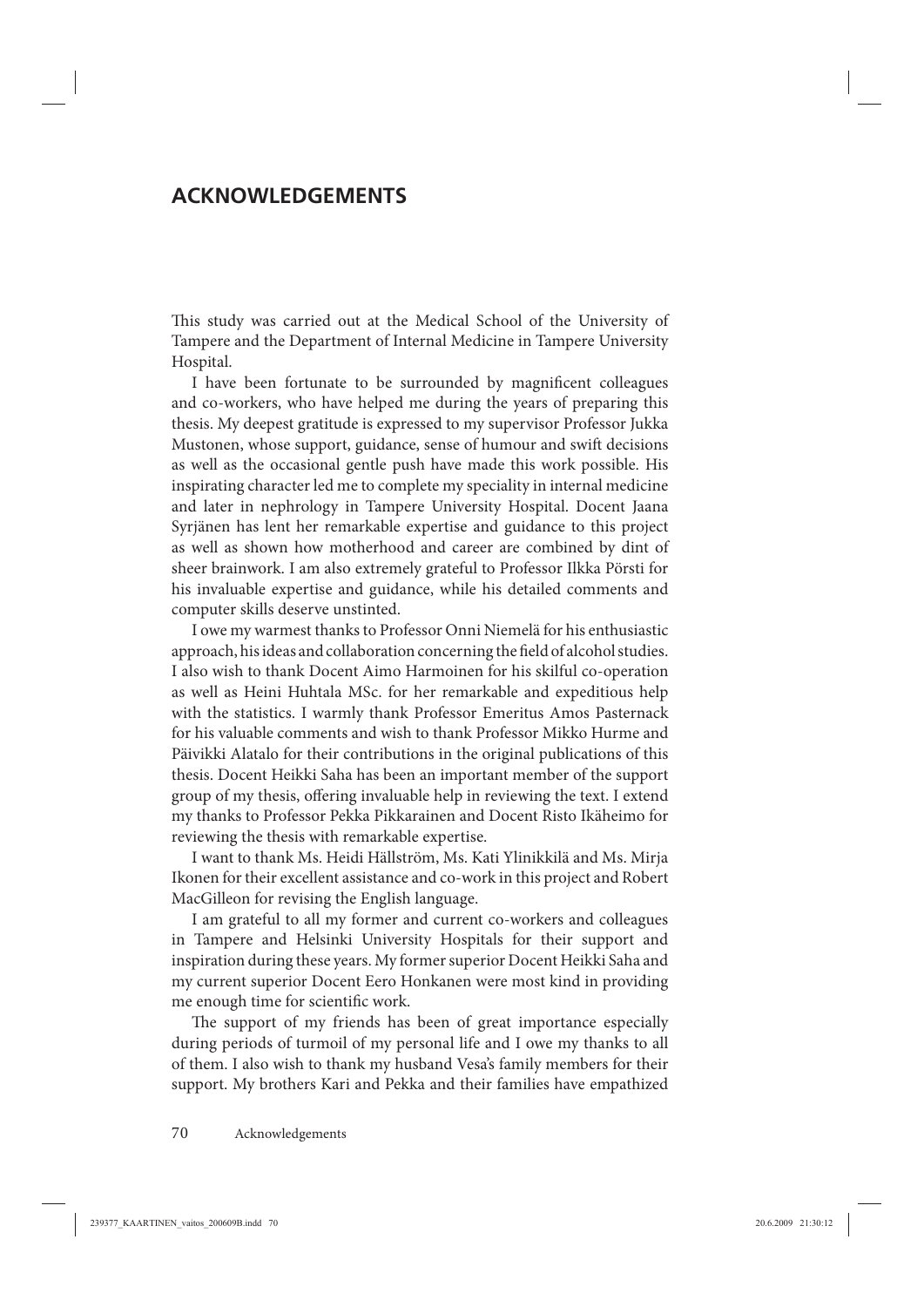## ACKNOWLEDGEMENTS

This study was carried out at the Medical School of the University of Tampere and the Department of Internal Medicine in Tampere University Hospital.

I have been fortunate to be surrounded by magnificent colleagues and co-workers, who have helped me during the years of preparing this thesis. My deepest gratitude is expressed to my supervisor Professor Jukka Mustonen, whose support, guidance, sense of humour and swift decisions as well as the occasional gentle push have made this work possible. His inspirating character led me to complete my speciality in internal medicine and later in nephrology in Tampere University Hospital. Docent Jaana Syrjänen has lent her remarkable expertise and guidance to this project as well as shown how motherhood and career are combined by dint of sheer brainwork. I am also extremely grateful to Professor Ilkka Pörsti for his invaluable expertise and guidance, while his detailed comments and computer skills deserve unstinted.

I owe my warmest thanks to Professor Onni Niemelä for his enthusiastic approach, his ideas and collaboration concerning the field of alcohol studies. I also wish to thank Docent Aimo Harmoinen for his skilful co-operation as well as Heini Huhtala MSc. for her remarkable and expeditious help with the statistics. I warmly thank Professor Emeritus Amos Pasternack for his valuable comments and wish to thank Professor Mikko Hurme and Päivikki Alatalo for their contributions in the original publications of this thesis. Docent Heikki Saha has been an important member of the support group of my thesis, offering invaluable help in reviewing the text. I extend my thanks to Professor Pekka Pikkarainen and Docent Risto Ikäheimo for reviewing the thesis with remarkable expertise.

I want to thank Ms. Heidi Hällström, Ms. Kati Ylinikkilä and Ms. Mirja Ikonen for their excellent assistance and co-work in this project and Robert MacGilleon for revising the English language.

I am grateful to all my former and current co-workers and colleagues in Tampere and Helsinki University Hospitals for their support and inspiration during these years. My former superior Docent Heikki Saha and my current superior Docent Eero Honkanen were most kind in providing me enough time for scientific work.

The support of my friends has been of great importance especially during periods of turmoil of my personal life and I owe my thanks to all of them. I also wish to thank my husband Vesa's family members for their support. My brothers Kari and Pekka and their families have empathized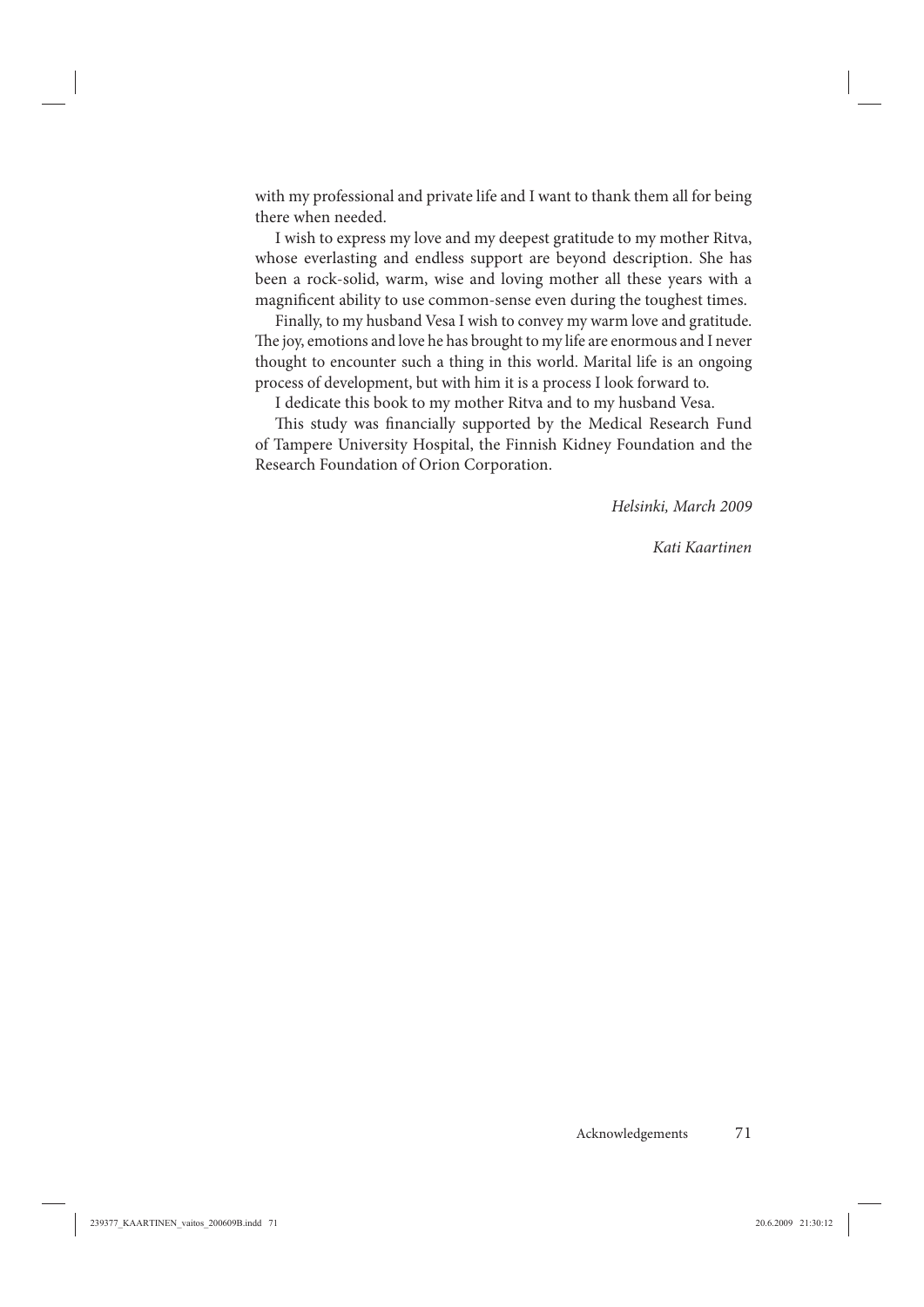with my professional and private life and I want to thank them all for being there when needed.

I wish to express my love and my deepest gratitude to my mother Ritva, whose everlasting and endless support are beyond description. She has been a rock-solid, warm, wise and loving mother all these years with a magnificent ability to use common-sense even during the toughest times.

Finally, to my husband Vesa I wish to convey my warm love and gratitude. The joy, emotions and love he has brought to my life are enormous and I never thought to encounter such a thing in this world. Marital life is an ongoing process of development, but with him it is a process I look forward to.

I dedicate this book to my mother Ritva and to my husband Vesa.

This study was financially supported by the Medical Research Fund of Tampere University Hospital, the Finnish Kidney Foundation and the Research Foundation of Orion Corporation.

*Helsinki, March 2009*

*Kati Kaartinen*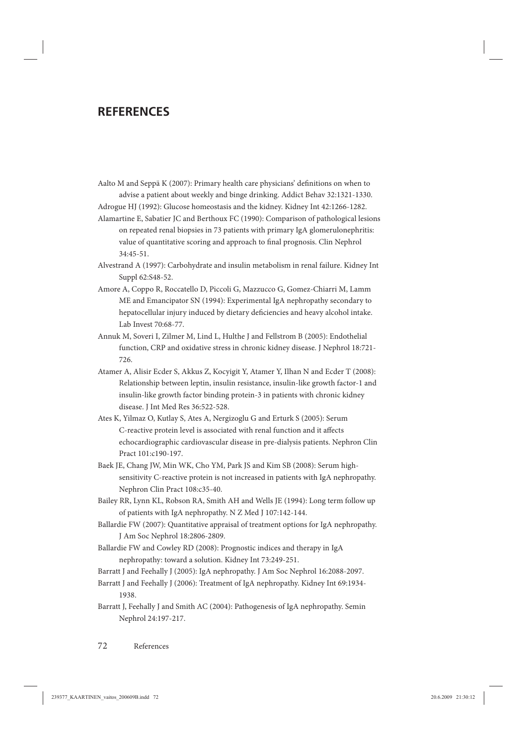# REFERENCES

Aalto M and Seppä K (2007): Primary health care physicians' definitions on when to advise a patient about weekly and binge drinking. Addict Behav 32:1321-1330.

Adrogue HJ (1992): Glucose homeostasis and the kidney. Kidney Int 42:1266-1282.

Alamartine E, Sabatier JC and Berthoux FC (1990): Comparison of pathological lesions on repeated renal biopsies in 73 patients with primary IgA glomerulonephritis: value of quantitative scoring and approach to final prognosis. Clin Nephrol 34:45-51.

Alvestrand A (1997): Carbohydrate and insulin metabolism in renal failure. Kidney Int Suppl 62:S48-52.

Amore A, Coppo R, Roccatello D, Piccoli G, Mazzucco G, Gomez-Chiarri M, Lamm ME and Emancipator SN (1994): Experimental IgA nephropathy secondary to hepatocellular injury induced by dietary deficiencies and heavy alcohol intake. Lab Invest 70:68-77.

Annuk M, Soveri I, Zilmer M, Lind L, Hulthe J and Fellstrom B (2005): Endothelial function, CRP and oxidative stress in chronic kidney disease. J Nephrol 18:721-726.

Atamer A, Alisir Ecder S, Akkus Z, Kocyigit Y, Atamer Y, Ilhan N and Ecder T (2008): Relationship between leptin, insulin resistance, insulin-like growth factor-1 and insulin-like growth factor binding protein-3 in patients with chronic kidney disease. J Int Med Res 36:522-528.

Ates K, Yilmaz O, Kutlay S, Ates A, Nergizoglu G and Erturk S (2005): Serum C-reactive protein level is associated with renal function and it affects echocardiographic cardiovascular disease in pre-dialysis patients. Nephron Clin Pract 101:c190-197.

Baek JE, Chang JW, Min WK, Cho YM, Park JS and Kim SB (2008): Serum high-sensitivity C-reactive protein is not increased in patients with IgA nephropathy. Nephron Clin Pract 108:c35-40.

Bailey RR, Lynn KL, Robson RA, Smith AH and Wells JE (1994): Long term follow up of patients with IgA nephropathy. N Z Med J 107:142-144.

Ballardie FW (2007): Quantitative appraisal of treatment options for IgA nephropathy. J Am Soc Nephrol 18:2806-2809.

Ballardie FW and Cowley RD (2008): Prognostic indices and therapy in IgA nephropathy: toward a solution. Kidney Int 73:249-251.

Barratt J and Feehally J (2005): IgA nephropathy. J Am Soc Nephrol 16:2088-2097.

Barratt J and Feehally J (2006): Treatment of IgA nephropathy. Kidney Int 69:1934-1938.

Barratt J, Feehally J and Smith AC (2004): Pathogenesis of IgA nephropathy. Semin Nephrol 24:197-217.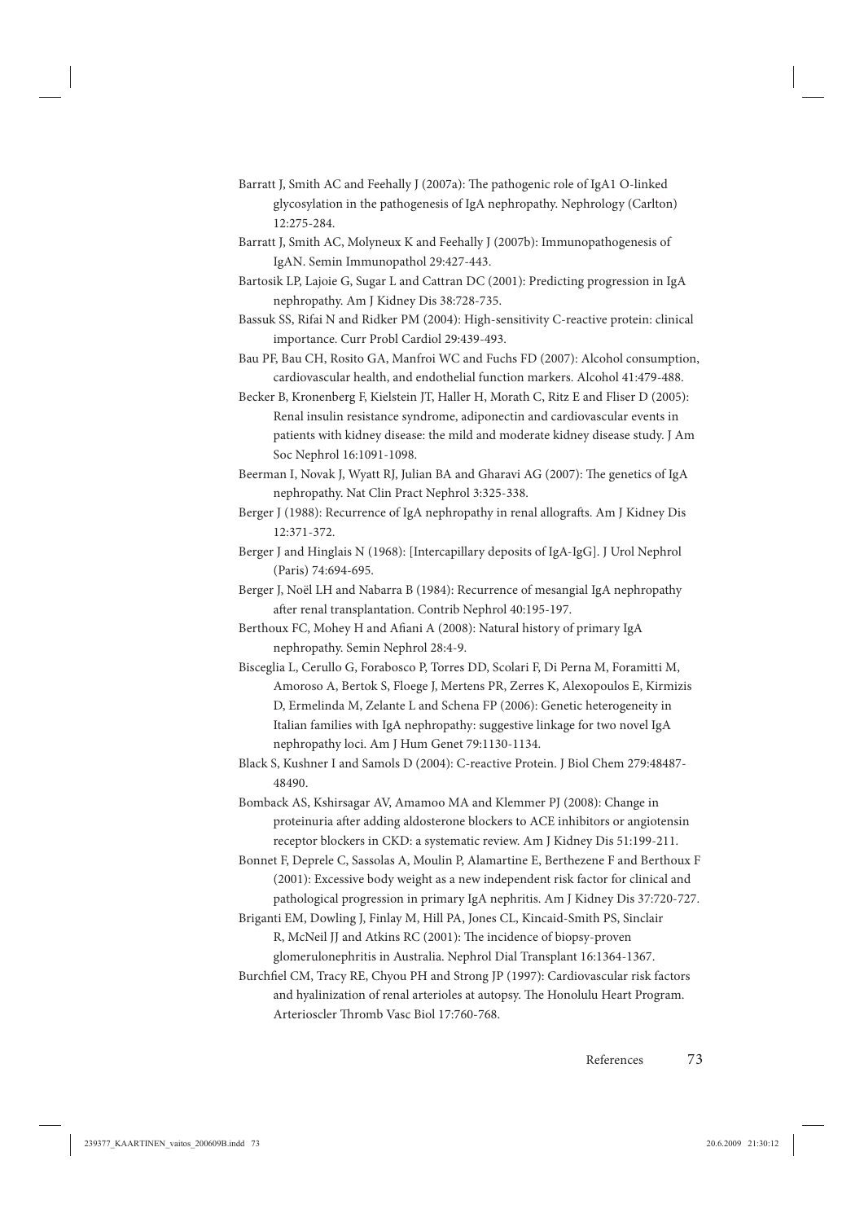Barratt J, Smith AC and Feehally J (2007a): The pathogenic role of IgA1 O-linked glycosylation in the pathogenesis of IgA nephropathy. Nephrology (Carlton) 12:275-284.

Barratt J, Smith AC, Molyneux K and Feehally J (2007b): Immunopathogenesis of IgAN. Semin Immunopathol 29:427-443.

Bartosik LP, Lajoie G, Sugar L and Cattran DC (2001): Predicting progression in IgA nephropathy. Am J Kidney Dis 38:728-735.

Bassuk SS, Rifai N and Ridker PM (2004): High-sensitivity C-reactive protein: clinical importance. Curr Probl Cardiol 29:439-493.

Bau PF, Bau CH, Rosito GA, Manfroi WC and Fuchs FD (2007): Alcohol consumption, cardiovascular health, and endothelial function markers. Alcohol 41:479-488.

Becker B, Kronenberg F, Kielstein JT, Haller H, Morath C, Ritz E and Fliser D (2005): Renal insulin resistance syndrome, adiponectin and cardiovascular events in patients with kidney disease: the mild and moderate kidney disease study. J Am Soc Nephrol 16:1091-1098.

Beerman I, Novak J, Wyatt RJ, Julian BA and Gharavi AG (2007): The genetics of IgA nephropathy. Nat Clin Pract Nephrol 3:325-338.

Berger J (1988): Recurrence of IgA nephropathy in renal allografts. Am J Kidney Dis 12:371-372.

Berger J and Hinglais N (1968): [Intercapillary deposits of IgA-IgG]. J Urol Nephrol (Paris) 74:694-695.

Berger J, Noël LH and Nabarra B (1984): Recurrence of mesangial IgA nephropathy after renal transplantation. Contrib Nephrol 40:195-197.

Berthoux FC, Mohey H and Afiani A (2008): Natural history of primary IgA nephropathy. Semin Nephrol 28:4-9.

Bisceglia L, Cerullo G, Forabosco P, Torres DD, Scolari F, Di Perna M, Foramitti M, Amoroso A, Bertok S, Floege J, Mertens PR, Zerres K, Alexopoulos E, Kirmizis D, Ermelinda M, Zelante L and Schena FP (2006): Genetic heterogeneity in Italian families with IgA nephropathy: suggestive linkage for two novel IgA nephropathy loci. Am J Hum Genet 79:1130-1134.

Black S, Kushner I and Samols D (2004): C-reactive Protein. J Biol Chem 279:48487-48490.

Bomback AS, Kshirsagar AV, Amamoo MA and Klemmer PJ (2008): Change in proteinuria after adding aldosterone blockers to ACE inhibitors or angiotensin receptor blockers in CKD: a systematic review. Am J Kidney Dis 51:199-211.

Bonnet F, Deprele C, Sassolas A, Moulin P, Alamartine E, Berthezene F and Berthoux F (2001): Excessive body weight as a new independent risk factor for clinical and pathological progression in primary IgA nephritis. Am J Kidney Dis 37:720-727.

Briganti EM, Dowling J, Finlay M, Hill PA, Jones CL, Kincaid-Smith PS, Sinclair R, McNeil JJ and Atkins RC (2001): The incidence of biopsy-proven glomerulonephritis in Australia. Nephrol Dial Transplant 16:1364-1367.

Burchfiel CM, Tracy RE, Chyou PH and Strong JP (1997): Cardiovascular risk factors and hyalinization of renal arterioles at autopsy. The Honolulu Heart Program. Arterioscler Thromb Vasc Biol 17:760-768.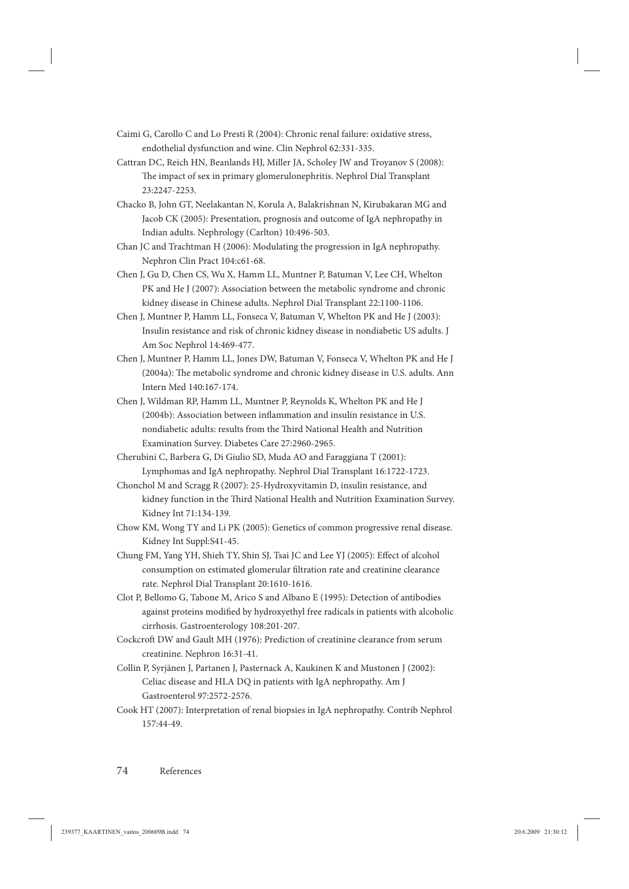Caimi G, Carollo C and Lo Presti R (2004): Chronic renal failure: oxidative stress, endothelial dysfunction and wine. Clin Nephrol 62:331-335.

Cattran DC, Reich HN, Beanlands HJ, Miller JA, Scholey JW and Troyanov S (2008): The impact of sex in primary glomerulonephritis. Nephrol Dial Transplant 23:2247-2253.

Chacko B, John GT, Neelakantan N, Korula A, Balakrishnan N, Kirubakaran MG and Jacob CK (2005): Presentation, prognosis and outcome of IgA nephropathy in Indian adults. Nephrology (Carlton) 10:496-503.

Chan JC and Trachtman H (2006): Modulating the progression in IgA nephropathy. Nephron Clin Pract 104:c61-68.

Chen J, Gu D, Chen CS, Wu X, Hamm LL, Muntner P, Batuman V, Lee CH, Whelton PK and He J (2007): Association between the metabolic syndrome and chronic kidney disease in Chinese adults. Nephrol Dial Transplant 22:1100-1106.

Chen J, Muntner P, Hamm LL, Fonseca V, Batuman V, Whelton PK and He J (2003): Insulin resistance and risk of chronic kidney disease in nondiabetic US adults. J Am Soc Nephrol 14:469-477.

Chen J, Muntner P, Hamm LL, Jones DW, Batuman V, Fonseca V, Whelton PK and He J (2004a): The metabolic syndrome and chronic kidney disease in U.S. adults. Ann Intern Med 140:167-174.

Chen J, Wildman RP, Hamm LL, Muntner P, Reynolds K, Whelton PK and He J (2004b): Association between inflammation and insulin resistance in U.S. nondiabetic adults: results from the Third National Health and Nutrition Examination Survey. Diabetes Care 27:2960-2965.

Cherubini C, Barbera G, Di Giulio SD, Muda AO and Faraggiana T (2001): Lymphomas and IgA nephropathy. Nephrol Dial Transplant 16:1722-1723.

Chonchol M and Scragg R (2007): 25-Hydroxyvitamin D, insulin resistance, and kidney function in the Third National Health and Nutrition Examination Survey. Kidney Int 71:134-139.

Chow KM, Wong TY and Li PK (2005): Genetics of common progressive renal disease. Kidney Int Suppl:S41-45.

Chung FM, Yang YH, Shieh TY, Shin SJ, Tsai JC and Lee YJ (2005): Effect of alcohol consumption on estimated glomerular filtration rate and creatinine clearance rate. Nephrol Dial Transplant 20:1610-1616.

Clot P, Bellomo G, Tabone M, Arico S and Albano E (1995): Detection of antibodies against proteins modified by hydroxyethyl free radicals in patients with alcoholic cirrhosis. Gastroenterology 108:201-207.

Cockcroft DW and Gault MH (1976): Prediction of creatinine clearance from serum creatinine. Nephron 16:31-41.

Collin P, Syrjänen J, Partanen J, Pasternack A, Kaukinen K and Mustonen J (2002): Celiac disease and HLA DQ in patients with IgA nephropathy. Am J Gastroenterol 97:2572-2576.

Cook HT (2007): Interpretation of renal biopsies in IgA nephropathy. Contrib Nephrol 157:44-49.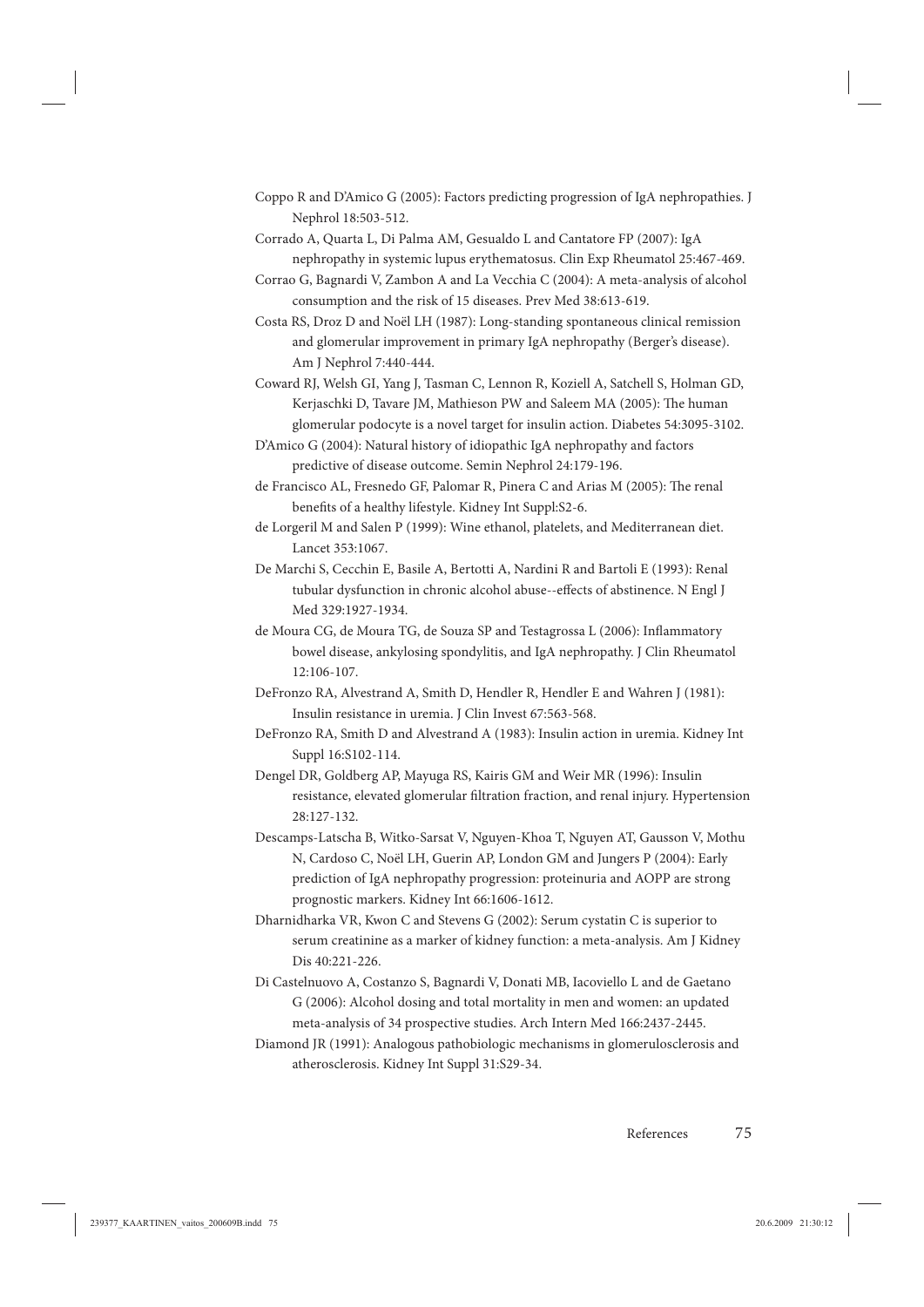Coppo R and D'Amico G (2005): Factors predicting progression of IgA nephropathies. J Nephrol 18:503-512.

Corrado A, Quarta L, Di Palma AM, Gesualdo L and Cantatore FP (2007): IgA nephropathy in systemic lupus erythematosus. Clin Exp Rheumatol 25:467-469.

Corrao G, Bagnardi V, Zambon A and La Vecchia C (2004): A meta-analysis of alcohol consumption and the risk of 15 diseases. Prev Med 38:613-619.

Costa RS, Droz D and Noël LH (1987): Long-standing spontaneous clinical remission and glomerular improvement in primary IgA nephropathy (Berger's disease). Am J Nephrol 7:440-444.

Coward RJ, Welsh GI, Yang J, Tasman C, Lennon R, Koziell A, Satchell S, Holman GD, Kerjaschki D, Tavare JM, Mathieson PW and Saleem MA (2005): The human glomerular podocyte is a novel target for insulin action. Diabetes 54:3095-3102.

D'Amico G (2004): Natural history of idiopathic IgA nephropathy and factors predictive of disease outcome. Semin Nephrol 24:179-196.

de Francisco AL, Fresnedo GF, Palomar R, Pinera C and Arias M (2005): The renal benefits of a healthy lifestyle. Kidney Int Suppl:S2-6.

de Lorgeril M and Salen P (1999): Wine ethanol, platelets, and Mediterranean diet. Lancet 353:1067.

De Marchi S, Cecchin E, Basile A, Bertotti A, Nardini R and Bartoli E (1993): Renal tubular dysfunction in chronic alcohol abuse--effects of abstinence. N Engl J Med 329:1927-1934.

de Moura CG, de Moura TG, de Souza SP and Testagrossa L (2006): Inflammatory bowel disease, ankylosing spondylitis, and IgA nephropathy. J Clin Rheumatol 12:106-107.

DeFronzo RA, Alvestrand A, Smith D, Hendler R, Hendler E and Wahren J (1981): Insulin resistance in uremia. J Clin Invest 67:563-568.

DeFronzo RA, Smith D and Alvestrand A (1983): Insulin action in uremia. Kidney Int Suppl 16:S102-114.

Dengel DR, Goldberg AP, Mayuga RS, Kairis GM and Weir MR (1996): Insulin resistance, elevated glomerular filtration fraction, and renal injury. Hypertension 28:127-132.

Descamps-Latscha B, Witko-Sarsat V, Nguyen-Khoa T, Nguyen AT, Gausson V, Mothu N, Cardoso C, Noël LH, Guerin AP, London GM and Jungers P (2004): Early prediction of IgA nephropathy progression: proteinuria and AOPP are strong prognostic markers. Kidney Int 66:1606-1612.

Dharnidharka VR, Kwon C and Stevens G (2002): Serum cystatin C is superior to serum creatinine as a marker of kidney function: a meta-analysis. Am J Kidney Dis 40:221-226.

Di Castelnuovo A, Costanzo S, Bagnardi V, Donati MB, Iacoviello L and de Gaetano G (2006): Alcohol dosing and total mortality in men and women: an updated meta-analysis of 34 prospective studies. Arch Intern Med 166:2437-2445.

Diamond JR (1991): Analogous pathobiologic mechanisms in glomerulosclerosis and atherosclerosis. Kidney Int Suppl 31:S29-34.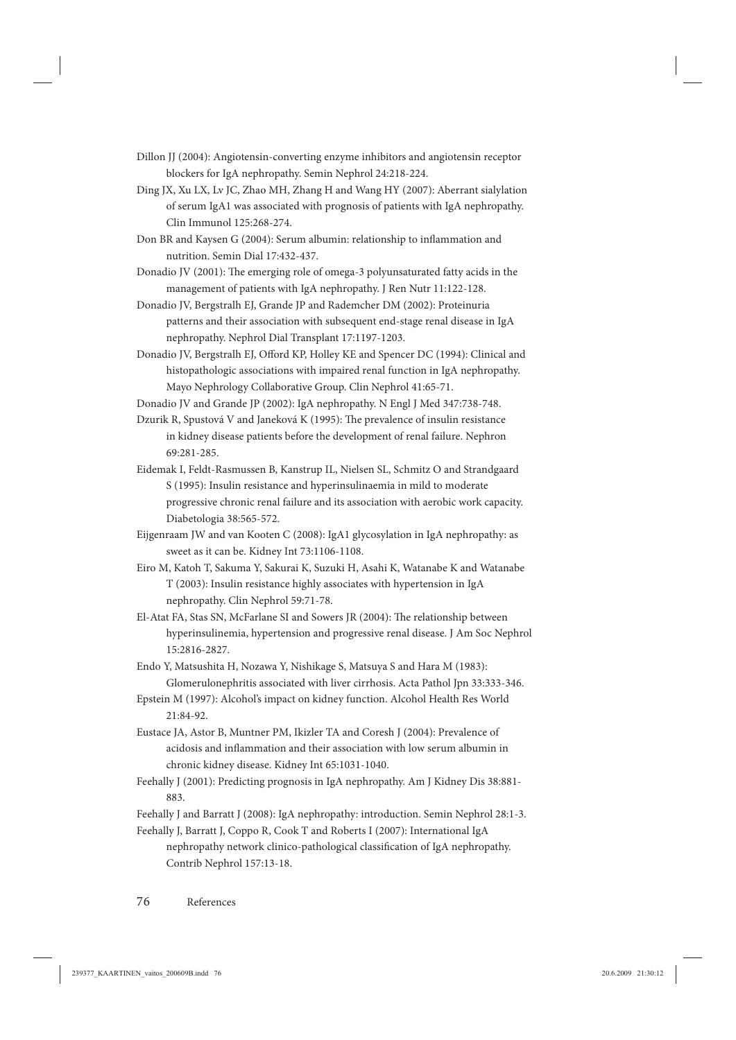Dillon JJ (2004): Angiotensin-converting enzyme inhibitors and angiotensin receptor blockers for IgA nephropathy. Semin Nephrol 24:218-224.

Ding JX, Xu LX, Lv JC, Zhao MH, Zhang H and Wang HY (2007): Aberrant sialylation of serum IgA1 was associated with prognosis of patients with IgA nephropathy. Clin Immunol 125:268-274.

Don BR and Kaysen G (2004): Serum albumin: relationship to inflammation and nutrition. Semin Dial 17:432-437.

Donadio JV (2001): The emerging role of omega-3 polyunsaturated fatty acids in the management of patients with IgA nephropathy. J Ren Nutr 11:122-128.

Donadio JV, Bergstralh EJ, Grande JP and Rademcher DM (2002): Proteinuria patterns and their association with subsequent end-stage renal disease in IgA nephropathy. Nephrol Dial Transplant 17:1197-1203.

Donadio JV, Bergstralh EJ, Offord KP, Holley KE and Spencer DC (1994): Clinical and histopathologic associations with impaired renal function in IgA nephropathy. Mayo Nephrology Collaborative Group. Clin Nephrol 41:65-71.

Donadio JV and Grande JP (2002): IgA nephropathy. N Engl J Med 347:738-748.

Dzurik R, Spustová V and Janeková K (1995): The prevalence of insulin resistance in kidney disease patients before the development of renal failure. Nephron 69:281-285.

Eidemak I, Feldt-Rasmussen B, Kanstrup IL, Nielsen SL, Schmitz O and Strandgaard S (1995): Insulin resistance and hyperinsulinaemia in mild to moderate progressive chronic renal failure and its association with aerobic work capacity. Diabetologia 38:565-572.

Eijgenraam JW and van Kooten C (2008): IgA1 glycosylation in IgA nephropathy: as sweet as it can be. Kidney Int 73:1106-1108.

Eiro M, Katoh T, Sakuma Y, Sakurai K, Suzuki H, Asahi K, Watanabe K and Watanabe T (2003): Insulin resistance highly associates with hypertension in IgA nephropathy. Clin Nephrol 59:71-78.

El-Atat FA, Stas SN, McFarlane SI and Sowers JR (2004): The relationship between hyperinsulinemia, hypertension and progressive renal disease. J Am Soc Nephrol 15:2816-2827.

Endo Y, Matsushita H, Nozawa Y, Nishikage S, Matsuya S and Hara M (1983): Glomerulonephritis associated with liver cirrhosis. Acta Pathol Jpn 33:333-346.

Epstein M (1997): Alcohol's impact on kidney function. Alcohol Health Res World 21:84-92.

Eustace JA, Astor B, Muntner PM, Ikizler TA and Coresh J (2004): Prevalence of acidosis and inflammation and their association with low serum albumin in chronic kidney disease. Kidney Int 65:1031-1040.

Feehally J (2001): Predicting prognosis in IgA nephropathy. Am J Kidney Dis 38:881-883.

Feehally J and Barratt J (2008): IgA nephropathy: introduction. Semin Nephrol 28:1-3.

Feehally J, Barratt J, Coppo R, Cook T and Roberts I (2007): International IgA nephropathy network clinico-pathological classification of IgA nephropathy. Contrib Nephrol 157:13-18.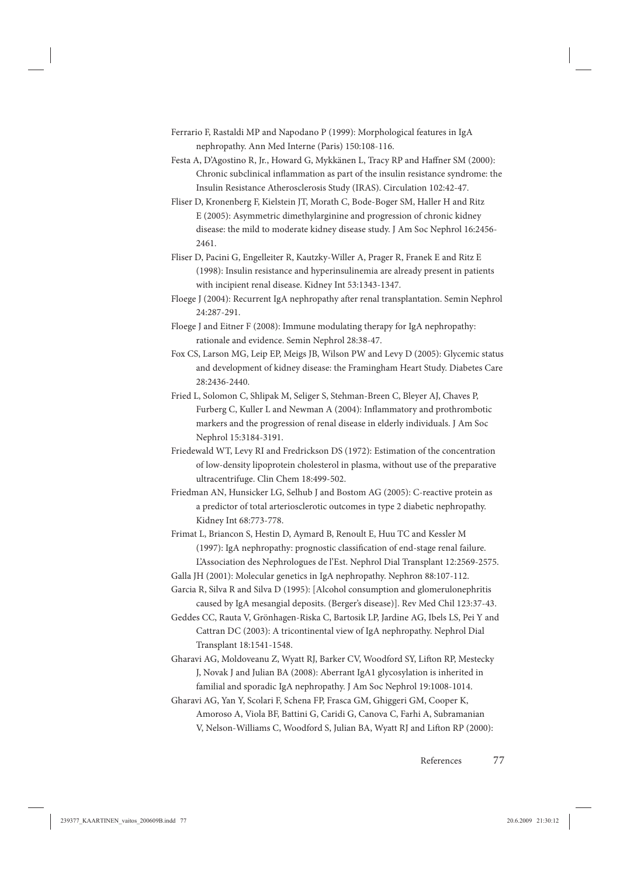Ferrario F, Rastaldi MP and Napodano P (1999): Morphological features in IgA nephropathy. Ann Med Interne (Paris) 150:108-116.

Festa A, D'Agostino R, Jr., Howard G, Mykkänen L, Tracy RP and Haffner SM (2000): Chronic subclinical inflammation as part of the insulin resistance syndrome: the Insulin Resistance Atherosclerosis Study (IRAS). Circulation 102:42-47.

Fliser D, Kronenberg F, Kielstein JT, Morath C, Bode-Boger SM, Haller H and Ritz E (2005): Asymmetric dimethylarginine and progression of chronic kidney disease: the mild to moderate kidney disease study. J Am Soc Nephrol 16:2456-2461.

Fliser D, Pacini G, Engelleiter R, Kautzky-Willer A, Prager R, Franek E and Ritz E (1998): Insulin resistance and hyperinsulinemia are already present in patients with incipient renal disease. Kidney Int 53:1343-1347.

Floege J (2004): Recurrent IgA nephropathy after renal transplantation. Semin Nephrol 24:287-291.

Floege J and Eitner F (2008): Immune modulating therapy for IgA nephropathy: rationale and evidence. Semin Nephrol 28:38-47.

Fox CS, Larson MG, Leip EP, Meigs JB, Wilson PW and Levy D (2005): Glycemic status and development of kidney disease: the Framingham Heart Study. Diabetes Care 28:2436-2440.

Fried L, Solomon C, Shlipak M, Seliger S, Stehman-Breen C, Bleyer AJ, Chaves P, Furberg C, Kuller L and Newman A (2004): Inflammatory and prothrombotic markers and the progression of renal disease in elderly individuals. J Am Soc Nephrol 15:3184-3191.

Friedewald WT, Levy RI and Fredrickson DS (1972): Estimation of the concentration of low-density lipoprotein cholesterol in plasma, without use of the preparative ultracentrifuge. Clin Chem 18:499-502.

Friedman AN, Hunsicker LG, Selhub J and Bostom AG (2005): C-reactive protein as a predictor of total arteriosclerotic outcomes in type 2 diabetic nephropathy. Kidney Int 68:773-778.

Frimat L, Briancon S, Hestin D, Aymard B, Renoult E, Huu TC and Kessler M (1997): IgA nephropathy: prognostic classification of end-stage renal failure. L'Association des Nephrologues de l'Est. Nephrol Dial Transplant 12:2569-2575.

Galla JH (2001): Molecular genetics in IgA nephropathy. Nephron 88:107-112.

Garcia R, Silva R and Silva D (1995): [Alcohol consumption and glomerulonephritis caused by IgA mesangial deposits. (Berger's disease)]. Rev Med Chil 123:37-43.

Geddes CC, Rauta V, Grönhagen-Riska C, Bartosik LP, Jardine AG, Ibels LS, Pei Y and Cattran DC (2003): A tricontinental view of IgA nephropathy. Nephrol Dial Transplant 18:1541-1548.

Gharavi AG, Moldoveanu Z, Wyatt RJ, Barker CV, Woodford SY, Lifton RP, Mestecky J, Novak J and Julian BA (2008): Aberrant IgA1 glycosylation is inherited in familial and sporadic IgA nephropathy. J Am Soc Nephrol 19:1008-1014.

Gharavi AG, Yan Y, Scolari F, Schena FP, Frasca GM, Ghiggeri GM, Cooper K, Amoroso A, Viola BF, Battini G, Caridi G, Canova C, Farhi A, Subramanian V, Nelson-Williams C, Woodford S, Julian BA, Wyatt RJ and Lifton RP (2000):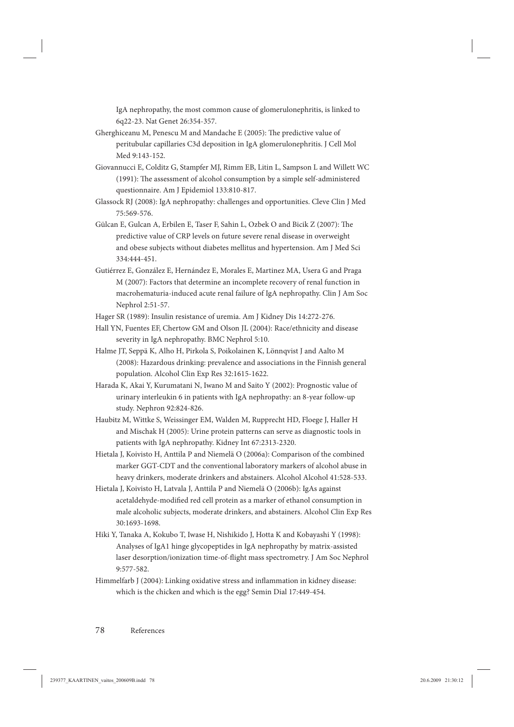IgA nephropathy, the most common cause of glomerulonephritis, is linked to 6q22-23. Nat Genet 26:354-357.

Gherghiceanu M, Penescu M and Mandache E (2005): The predictive value of peritubular capillaries C3d deposition in IgA glomerulonephritis. J Cell Mol Med 9:143-152.

Giovannucci E, Colditz G, Stampfer MJ, Rimm EB, Litin L, Sampson L and Willett WC (1991): The assessment of alcohol consumption by a simple self-administered questionnaire. Am J Epidemiol 133:810-817.

Glassock RJ (2008): IgA nephropathy: challenges and opportunities. Cleve Clin J Med 75:569-576.

Gülcan E, Gulcan A, Erbilen E, Taser F, Sahin L, Ozbek O and Bicik Z (2007): The predictive value of CRP levels on future severe renal disease in overweight and obese subjects without diabetes mellitus and hypertension. Am J Med Sci 334:444-451.

Gutiérrez E, González E, Hernández E, Morales E, Martinez MA, Usera G and Praga M (2007): Factors that determine an incomplete recovery of renal function in macrohematuria-induced acute renal failure of IgA nephropathy. Clin J Am Soc Nephrol 2:51-57.

Hager SR (1989): Insulin resistance of uremia. Am J Kidney Dis 14:272-276.

Hall YN, Fuentes EF, Chertow GM and Olson JL (2004): Race/ethnicity and disease severity in IgA nephropathy. BMC Nephrol 5:10.

Halme JT, Seppä K, Alho H, Pirkola S, Poikolainen K, Lönnqvist J and Aalto M (2008): Hazardous drinking: prevalence and associations in the Finnish general population. Alcohol Clin Exp Res 32:1615-1622.

Harada K, Akai Y, Kurumatani N, Iwano M and Saito Y (2002): Prognostic value of urinary interleukin 6 in patients with IgA nephropathy: an 8-year follow-up study. Nephron 92:824-826.

Haubitz M, Wittke S, Weissinger EM, Walden M, Rupprecht HD, Floege J, Haller H and Mischak H (2005): Urine protein patterns can serve as diagnostic tools in patients with IgA nephropathy. Kidney Int 67:2313-2320.

Hietala J, Koivisto H, Anttila P and Niemelä O (2006a): Comparison of the combined marker GGT-CDT and the conventional laboratory markers of alcohol abuse in heavy drinkers, moderate drinkers and abstainers. Alcohol Alcohol 41:528-533.

Hietala J, Koivisto H, Latvala J, Anttila P and Niemelä O (2006b): IgAs against acetaldehyde-modified red cell protein as a marker of ethanol consumption in male alcoholic subjects, moderate drinkers, and abstainers. Alcohol Clin Exp Res 30:1693-1698.

Hiki Y, Tanaka A, Kokubo T, Iwase H, Nishikido J, Hotta K and Kobayashi Y (1998): Analyses of IgA1 hinge glycopeptides in IgA nephropathy by matrix-assisted laser desorption/ionization time-of-flight mass spectrometry. J Am Soc Nephrol 9:577-582.

Himmelfarb J (2004): Linking oxidative stress and inflammation in kidney disease: which is the chicken and which is the egg? Semin Dial 17:449-454.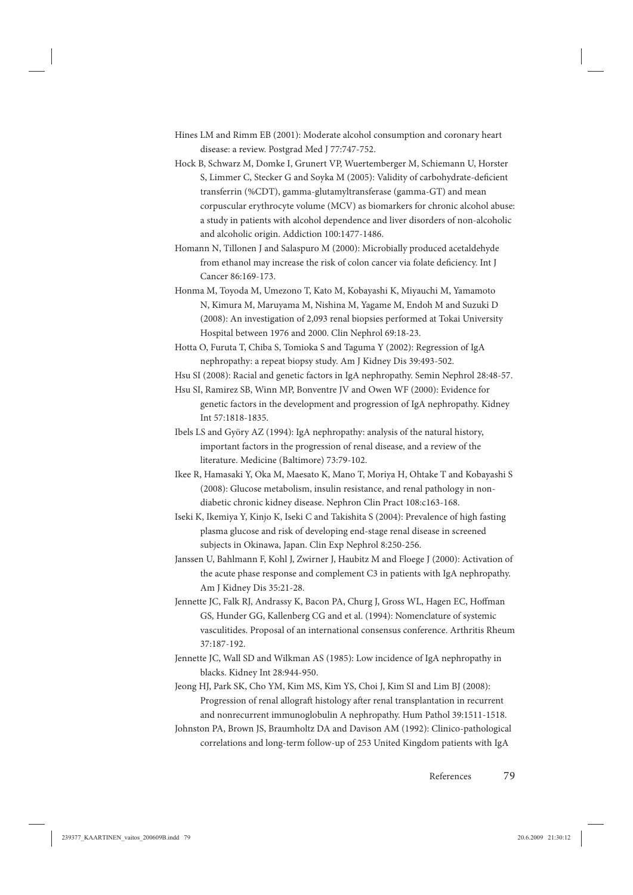Hines LM and Rimm EB (2001): Moderate alcohol consumption and coronary heart disease: a review. Postgrad Med J 77:747-752.

Hock B, Schwarz M, Domke I, Grunert VP, Wuertemberger M, Schiemann U, Horster S, Limmer C, Stecker G and Soyka M (2005): Validity of carbohydrate-deficient transferrin (%CDT), gamma-glutamyltransferase (gamma-GT) and mean corpuscular erythrocyte volume (MCV) as biomarkers for chronic alcohol abuse: a study in patients with alcohol dependence and liver disorders of non-alcoholic and alcoholic origin. Addiction 100:1477-1486.

Homann N, Tillonen J and Salaspuro M (2000): Microbially produced acetaldehyde from ethanol may increase the risk of colon cancer via folate deficiency. Int J Cancer 86:169-173.

Honma M, Toyoda M, Umezono T, Kato M, Kobayashi K, Miyauchi M, Yamamoto N, Kimura M, Maruyama M, Nishina M, Yagame M, Endoh M and Suzuki D (2008): An investigation of 2,093 renal biopsies performed at Tokai University Hospital between 1976 and 2000. Clin Nephrol 69:18-23.

Hotta O, Furuta T, Chiba S, Tomioka S and Taguma Y (2002): Regression of IgA nephropathy: a repeat biopsy study. Am J Kidney Dis 39:493-502.

Hsu SI (2008): Racial and genetic factors in IgA nephropathy. Semin Nephrol 28:48-57.

Hsu SI, Ramirez SB, Winn MP, Bonventre JV and Owen WF (2000): Evidence for genetic factors in the development and progression of IgA nephropathy. Kidney Int 57:1818-1835.

Ibels LS and Györy AZ (1994): IgA nephropathy: analysis of the natural history, important factors in the progression of renal disease, and a review of the literature. Medicine (Baltimore) 73:79-102.

Ikee R, Hamasaki Y, Oka M, Maesato K, Mano T, Moriya H, Ohtake T and Kobayashi S (2008): Glucose metabolism, insulin resistance, and renal pathology in non-diabetic chronic kidney disease. Nephron Clin Pract 108:c163-168.

Iseki K, Ikemiya Y, Kinjo K, Iseki C and Takishita S (2004): Prevalence of high fasting plasma glucose and risk of developing end-stage renal disease in screened subjects in Okinawa, Japan. Clin Exp Nephrol 8:250-256.

Janssen U, Bahlmann F, Kohl J, Zwirner J, Haubitz M and Floege J (2000): Activation of the acute phase response and complement C3 in patients with IgA nephropathy. Am J Kidney Dis 35:21-28.

Jennette JC, Falk RJ, Andrassy K, Bacon PA, Churg J, Gross WL, Hagen EC, Hoffman GS, Hunder GG, Kallenberg CG and et al. (1994): Nomenclature of systemic vasculitides. Proposal of an international consensus conference. Arthritis Rheum 37:187-192.

Jennette JC, Wall SD and Wilkman AS (1985): Low incidence of IgA nephropathy in blacks. Kidney Int 28:944-950.

Jeong HJ, Park SK, Cho YM, Kim MS, Kim YS, Choi J, Kim SI and Lim BJ (2008): Progression of renal allograft histology after renal transplantation in recurrent and nonrecurrent immunoglobulin A nephropathy. Hum Pathol 39:1511-1518.

Johnston PA, Brown JS, Braumholtz DA and Davison AM (1992): Clinico-pathological correlations and long-term follow-up of 253 United Kingdom patients with IgA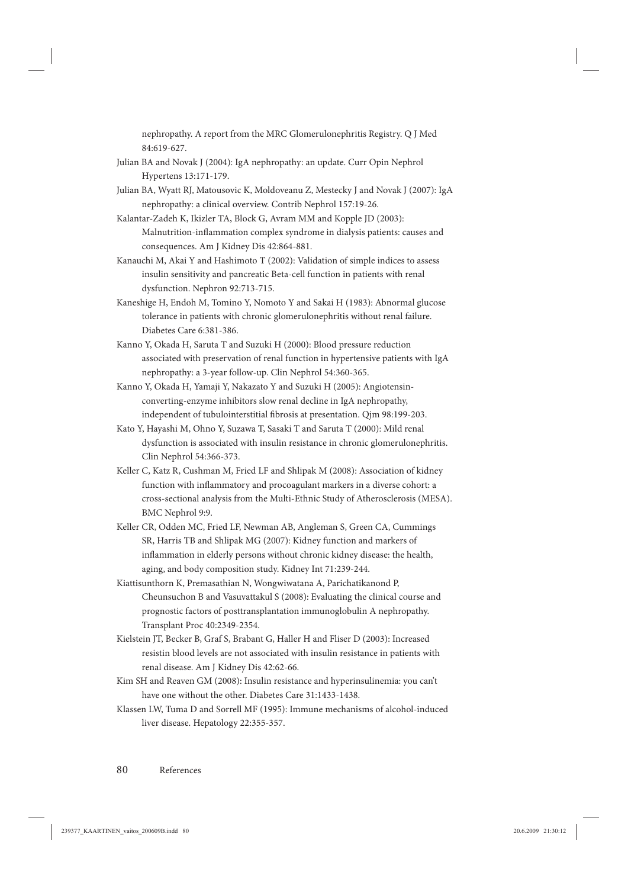nephropathy. A report from the MRC Glomerulonephritis Registry. Q J Med 84:619-627.

Julian BA and Novak J (2004): IgA nephropathy: an update. Curr Opin Nephrol Hypertens 13:171-179.

Julian BA, Wyatt RJ, Matousovic K, Moldoveanu Z, Mestecky J and Novak J (2007): IgA nephropathy: a clinical overview. Contrib Nephrol 157:19-26.

Kalantar-Zadeh K, Ikizler TA, Block G, Avram MM and Kopple JD (2003): Malnutrition-inflammation complex syndrome in dialysis patients: causes and consequences. Am J Kidney Dis 42:864-881.

Kanauchi M, Akai Y and Hashimoto T (2002): Validation of simple indices to assess insulin sensitivity and pancreatic Beta-cell function in patients with renal dysfunction. Nephron 92:713-715.

Kaneshige H, Endoh M, Tomino Y, Nomoto Y and Sakai H (1983): Abnormal glucose tolerance in patients with chronic glomerulonephritis without renal failure. Diabetes Care 6:381-386.

Kanno Y, Okada H, Saruta T and Suzuki H (2000): Blood pressure reduction associated with preservation of renal function in hypertensive patients with IgA nephropathy: a 3-year follow-up. Clin Nephrol 54:360-365.

Kanno Y, Okada H, Yamaji Y, Nakazato Y and Suzuki H (2005): Angiotensin-converting-enzyme inhibitors slow renal decline in IgA nephropathy, independent of tubulointerstitial fibrosis at presentation. Qjm 98:199-203.

Kato Y, Hayashi M, Ohno Y, Suzawa T, Sasaki T and Saruta T (2000): Mild renal dysfunction is associated with insulin resistance in chronic glomerulonephritis. Clin Nephrol 54:366-373.

Keller C, Katz R, Cushman M, Fried LF and Shlipak M (2008): Association of kidney function with inflammatory and procoagulant markers in a diverse cohort: a cross-sectional analysis from the Multi-Ethnic Study of Atherosclerosis (MESA). BMC Nephrol 9:9.

Keller CR, Odden MC, Fried LF, Newman AB, Angleman S, Green CA, Cummings SR, Harris TB and Shlipak MG (2007): Kidney function and markers of inflammation in elderly persons without chronic kidney disease: the health, aging, and body composition study. Kidney Int 71:239-244.

Kiattisunthorn K, Premasathian N, Wongwiwatana A, Parichatikanond P, Cheunsuchon B and Vasuvattakul S (2008): Evaluating the clinical course and prognostic factors of posttransplantation immunoglobulin A nephropathy. Transplant Proc 40:2349-2354.

Kielstein JT, Becker B, Graf S, Brabant G, Haller H and Fliser D (2003): Increased resistin blood levels are not associated with insulin resistance in patients with renal disease. Am J Kidney Dis 42:62-66.

Kim SH and Reaven GM (2008): Insulin resistance and hyperinsulinemia: you can't have one without the other. Diabetes Care 31:1433-1438.

Klassen LW, Tuma D and Sorrell MF (1995): Immune mechanisms of alcohol-induced liver disease. Hepatology 22:355-357.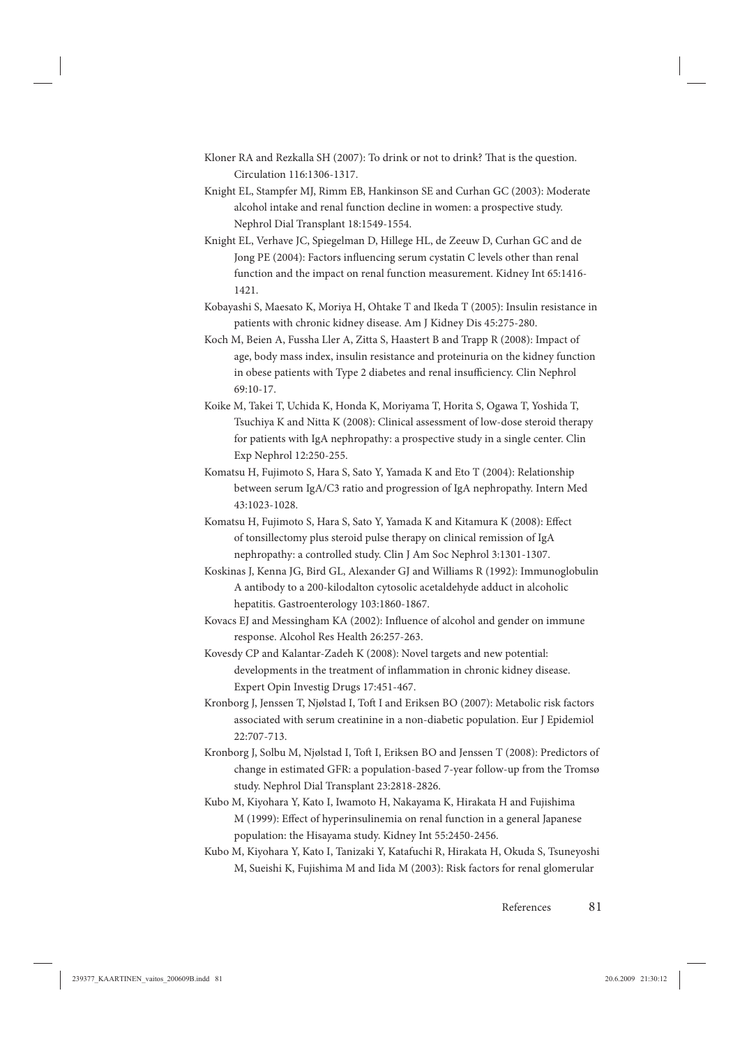Kloner RA and Rezkalla SH (2007): To drink or not to drink? That is the question. Circulation 116:1306-1317.

Knight EL, Stampfer MJ, Rimm EB, Hankinson SE and Curhan GC (2003): Moderate alcohol intake and renal function decline in women: a prospective study. Nephrol Dial Transplant 18:1549-1554.

Knight EL, Verhave JC, Spiegelman D, Hillege HL, de Zeeuw D, Curhan GC and de Jong PE (2004): Factors influencing serum cystatin C levels other than renal function and the impact on renal function measurement. Kidney Int 65:1416-1421.

Kobayashi S, Maesato K, Moriya H, Ohtake T and Ikeda T (2005): Insulin resistance in patients with chronic kidney disease. Am J Kidney Dis 45:275-280.

Koch M, Beien A, Fussha Ller A, Zitta S, Haastert B and Trapp R (2008): Impact of age, body mass index, insulin resistance and proteinuria on the kidney function in obese patients with Type 2 diabetes and renal insufficiency. Clin Nephrol 69:10-17.

Koike M, Takei T, Uchida K, Honda K, Moriyama T, Horita S, Ogawa T, Yoshida T, Tsuchiya K and Nitta K (2008): Clinical assessment of low-dose steroid therapy for patients with IgA nephropathy: a prospective study in a single center. Clin Exp Nephrol 12:250-255.

Komatsu H, Fujimoto S, Hara S, Sato Y, Yamada K and Eto T (2004): Relationship between serum IgA/C3 ratio and progression of IgA nephropathy. Intern Med 43:1023-1028.

Komatsu H, Fujimoto S, Hara S, Sato Y, Yamada K and Kitamura K (2008): Effect of tonsillectomy plus steroid pulse therapy on clinical remission of IgA nephropathy: a controlled study. Clin J Am Soc Nephrol 3:1301-1307.

Koskinas J, Kenna JG, Bird GL, Alexander GJ and Williams R (1992): Immunoglobulin A antibody to a 200-kilodalton cytosolic acetaldehyde adduct in alcoholic hepatitis. Gastroenterology 103:1860-1867.

Kovacs EJ and Messingham KA (2002): Influence of alcohol and gender on immune response. Alcohol Res Health 26:257-263.

Kovesdy CP and Kalantar-Zadeh K (2008): Novel targets and new potential: developments in the treatment of inflammation in chronic kidney disease. Expert Opin Investig Drugs 17:451-467.

Kronborg J, Jenssen T, Njølstad I, Toft I and Eriksen BO (2007): Metabolic risk factors associated with serum creatinine in a non-diabetic population. Eur J Epidemiol 22:707-713.

Kronborg J, Solbu M, Njølstad I, Toft I, Eriksen BO and Jenssen T (2008): Predictors of change in estimated GFR: a population-based 7-year follow-up from the Tromsø study. Nephrol Dial Transplant 23:2818-2826.

Kubo M, Kiyohara Y, Kato I, Iwamoto H, Nakayama K, Hirakata H and Fujishima M (1999): Effect of hyperinsulinemia on renal function in a general Japanese population: the Hisayama study. Kidney Int 55:2450-2456.

Kubo M, Kiyohara Y, Kato I, Tanizaki Y, Katafuchi R, Hirakata H, Okuda S, Tsuneyoshi M, Sueishi K, Fujishima M and Iida M (2003): Risk factors for renal glomerular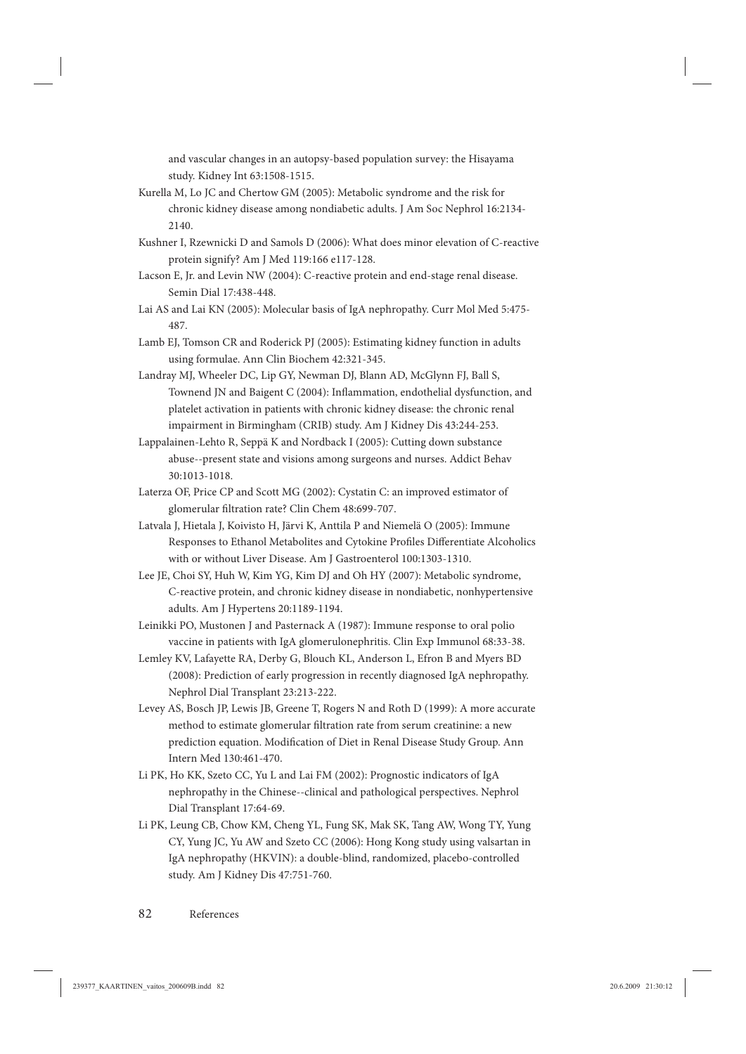and vascular changes in an autopsy-based population survey: the Hisayama study. Kidney Int 63:1508-1515.

Kurella M, Lo JC and Chertow GM (2005): Metabolic syndrome and the risk for chronic kidney disease among nondiabetic adults. J Am Soc Nephrol 16:2134-2140.

Kushner I, Rzewnicki D and Samols D (2006): What does minor elevation of C-reactive protein signify? Am J Med 119:166 e117-128.

Lacson E, Jr. and Levin NW (2004): C-reactive protein and end-stage renal disease. Semin Dial 17:438-448.

Lai AS and Lai KN (2005): Molecular basis of IgA nephropathy. Curr Mol Med 5:475-487.

Lamb EJ, Tomson CR and Roderick PJ (2005): Estimating kidney function in adults using formulae. Ann Clin Biochem 42:321-345.

Landray MJ, Wheeler DC, Lip GY, Newman DJ, Blann AD, McGlynn FJ, Ball S, Townend JN and Baigent C (2004): Inflammation, endothelial dysfunction, and platelet activation in patients with chronic kidney disease: the chronic renal impairment in Birmingham (CRIB) study. Am J Kidney Dis 43:244-253.

Lappalainen-Lehto R, Seppä K and Nordback I (2005): Cutting down substance abuse--present state and visions among surgeons and nurses. Addict Behav 30:1013-1018.

Laterza OF, Price CP and Scott MG (2002): Cystatin C: an improved estimator of glomerular filtration rate? Clin Chem 48:699-707.

Latvala J, Hietala J, Koivisto H, Järvi K, Anttila P and Niemelä O (2005): Immune Responses to Ethanol Metabolites and Cytokine Profiles Differentiate Alcoholics with or without Liver Disease. Am J Gastroenterol 100:1303-1310.

Lee JE, Choi SY, Huh W, Kim YG, Kim DJ and Oh HY (2007): Metabolic syndrome, C-reactive protein, and chronic kidney disease in nondiabetic, nonhypertensive adults. Am J Hypertens 20:1189-1194.

Leinikki PO, Mustonen J and Pasternack A (1987): Immune response to oral polio vaccine in patients with IgA glomerulonephritis. Clin Exp Immunol 68:33-38.

Lemley KV, Lafayette RA, Derby G, Blouch KL, Anderson L, Efron B and Myers BD (2008): Prediction of early progression in recently diagnosed IgA nephropathy. Nephrol Dial Transplant 23:213-222.

Levey AS, Bosch JP, Lewis JB, Greene T, Rogers N and Roth D (1999): A more accurate method to estimate glomerular filtration rate from serum creatinine: a new prediction equation. Modification of Diet in Renal Disease Study Group. Ann Intern Med 130:461-470.

Li PK, Ho KK, Szeto CC, Yu L and Lai FM (2002): Prognostic indicators of IgA nephropathy in the Chinese--clinical and pathological perspectives. Nephrol Dial Transplant 17:64-69.

Li PK, Leung CB, Chow KM, Cheng YL, Fung SK, Mak SK, Tang AW, Wong TY, Yung CY, Yung JC, Yu AW and Szeto CC (2006): Hong Kong study using valsartan in IgA nephropathy (HKVIN): a double-blind, randomized, placebo-controlled study. Am J Kidney Dis 47:751-760.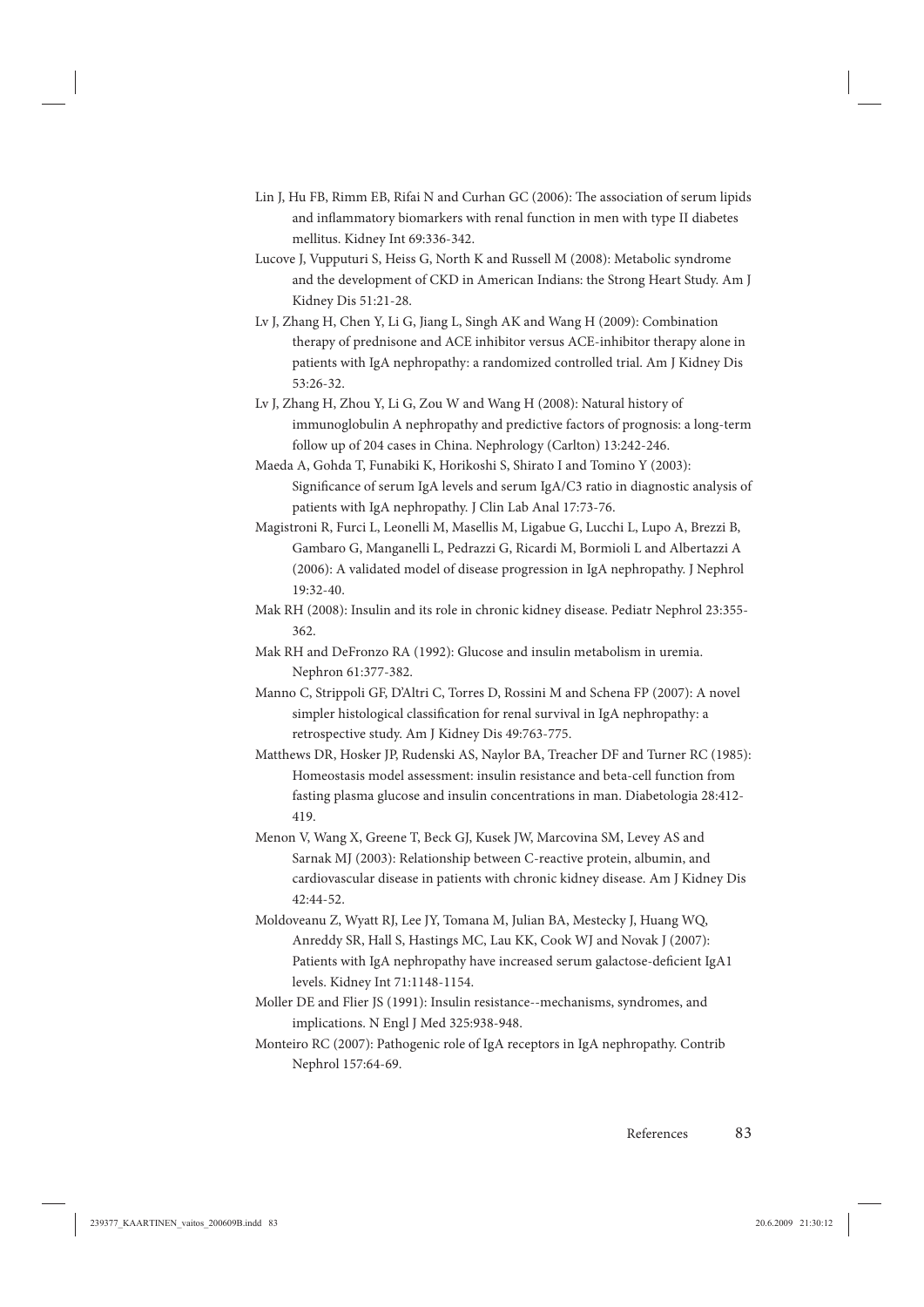Lin J, Hu FB, Rimm EB, Rifai N and Curhan GC (2006): The association of serum lipids and inflammatory biomarkers with renal function in men with type II diabetes mellitus. Kidney Int 69:336-342.

Lucove J, Vupputuri S, Heiss G, North K and Russell M (2008): Metabolic syndrome and the development of CKD in American Indians: the Strong Heart Study. Am J Kidney Dis 51:21-28.

Lv J, Zhang H, Chen Y, Li G, Jiang L, Singh AK and Wang H (2009): Combination therapy of prednisone and ACE inhibitor versus ACE-inhibitor therapy alone in patients with IgA nephropathy: a randomized controlled trial. Am J Kidney Dis 53:26-32.

Lv J, Zhang H, Zhou Y, Li G, Zou W and Wang H (2008): Natural history of immunoglobulin A nephropathy and predictive factors of prognosis: a long-term follow up of 204 cases in China. Nephrology (Carlton) 13:242-246.

Maeda A, Gohda T, Funabiki K, Horikoshi S, Shirato I and Tomino Y (2003): Significance of serum IgA levels and serum IgA/C3 ratio in diagnostic analysis of patients with IgA nephropathy. J Clin Lab Anal 17:73-76.

Magistroni R, Furci L, Leonelli M, Masellis M, Ligabue G, Lucchi L, Lupo A, Brezzi B, Gambaro G, Manganelli L, Pedrazzi G, Ricardi M, Bormioli L and Albertazzi A (2006): A validated model of disease progression in IgA nephropathy. J Nephrol 19:32-40.

Mak RH (2008): Insulin and its role in chronic kidney disease. Pediatr Nephrol 23:355-362.

Mak RH and DeFronzo RA (1992): Glucose and insulin metabolism in uremia. Nephron 61:377-382.

Manno C, Strippoli GF, D'Altri C, Torres D, Rossini M and Schena FP (2007): A novel simpler histological classification for renal survival in IgA nephropathy: a retrospective study. Am J Kidney Dis 49:763-775.

Matthews DR, Hosker JP, Rudenski AS, Naylor BA, Treacher DF and Turner RC (1985): Homeostasis model assessment: insulin resistance and beta-cell function from fasting plasma glucose and insulin concentrations in man. Diabetologia 28:412-419.

Menon V, Wang X, Greene T, Beck GJ, Kusek JW, Marcovina SM, Levey AS and Sarnak MJ (2003): Relationship between C-reactive protein, albumin, and cardiovascular disease in patients with chronic kidney disease. Am J Kidney Dis 42:44-52.

Moldoveanu Z, Wyatt RJ, Lee JY, Tomana M, Julian BA, Mestecky J, Huang WQ, Anreddy SR, Hall S, Hastings MC, Lau KK, Cook WJ and Novak J (2007): Patients with IgA nephropathy have increased serum galactose-deficient IgA1 levels. Kidney Int 71:1148-1154.

Moller DE and Flier JS (1991): Insulin resistance--mechanisms, syndromes, and implications. N Engl J Med 325:938-948.

Monteiro RC (2007): Pathogenic role of IgA receptors in IgA nephropathy. Contrib Nephrol 157:64-69.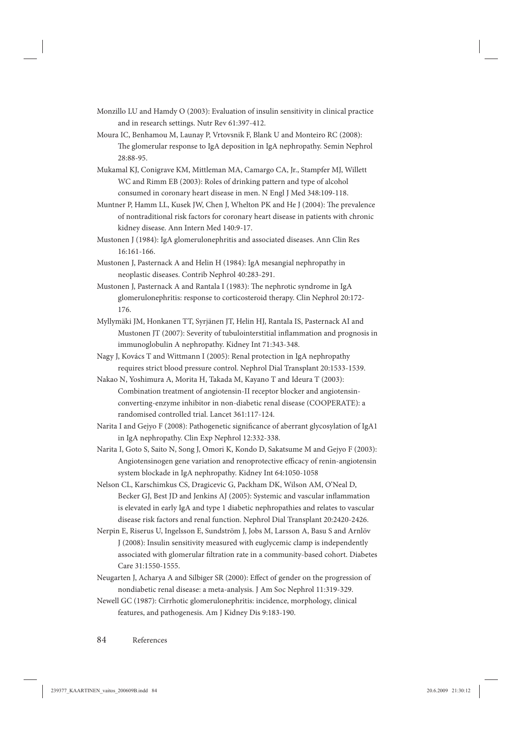Monzillo LU and Hamdy O (2003): Evaluation of insulin sensitivity in clinical practice and in research settings. Nutr Rev 61:397-412.

Moura IC, Benhamou M, Launay P, Vrtovsnik F, Blank U and Monteiro RC (2008): The glomerular response to IgA deposition in IgA nephropathy. Semin Nephrol 28:88-95.

Mukamal KJ, Conigrave KM, Mittleman MA, Camargo CA, Jr., Stampfer MJ, Willett WC and Rimm EB (2003): Roles of drinking pattern and type of alcohol consumed in coronary heart disease in men. N Engl J Med 348:109-118.

Muntner P, Hamm LL, Kusek JW, Chen J, Whelton PK and He J (2004): The prevalence of nontraditional risk factors for coronary heart disease in patients with chronic kidney disease. Ann Intern Med 140:9-17.

Mustonen J (1984): IgA glomerulonephritis and associated diseases. Ann Clin Res 16:161-166.

Mustonen J, Pasternack A and Helin H (1984): IgA mesangial nephropathy in neoplastic diseases. Contrib Nephrol 40:283-291.

Mustonen J, Pasternack A and Rantala I (1983): The nephrotic syndrome in IgA glomerulonephritis: response to corticosteroid therapy. Clin Nephrol 20:172-176.

Myllymäki JM, Honkanen TT, Syrjänen JT, Helin HJ, Rantala IS, Pasternack AI and Mustonen JT (2007): Severity of tubulointerstitial inflammation and prognosis in immunoglobulin A nephropathy. Kidney Int 71:343-348.

Nagy J, Kovács T and Wittmann I (2005): Renal protection in IgA nephropathy requires strict blood pressure control. Nephrol Dial Transplant 20:1533-1539.

Nakao N, Yoshimura A, Morita H, Takada M, Kayano T and Ideura T (2003): Combination treatment of angiotensin-II receptor blocker and angiotensin-converting-enzyme inhibitor in non-diabetic renal disease (COOPERATE): a randomised controlled trial. Lancet 361:117-124.

Narita I and Gejyo F (2008): Pathogenetic significance of aberrant glycosylation of IgA1 in IgA nephropathy. Clin Exp Nephrol 12:332-338.

Narita I, Goto S, Saito N, Song J, Omori K, Kondo D, Sakatsume M and Gejyo F (2003): Angiotensinogen gene variation and renoprotective efficacy of renin-angiotensin system blockade in IgA nephropathy. Kidney Int 64:1050-1058

Nelson CL, Karschimkus CS, Dragicevic G, Packham DK, Wilson AM, O'Neal D, Becker GJ, Best JD and Jenkins AJ (2005): Systemic and vascular inflammation is elevated in early IgA and type 1 diabetic nephropathies and relates to vascular disease risk factors and renal function. Nephrol Dial Transplant 20:2420-2426.

Nerpin E, Riserus U, Ingelsson E, Sundström J, Jobs M, Larsson A, Basu S and Arnlöv J (2008): Insulin sensitivity measured with euglycemic clamp is independently associated with glomerular filtration rate in a community-based cohort. Diabetes Care 31:1550-1555.

Neugarten J, Acharya A and Silbiger SR (2000): Effect of gender on the progression of nondiabetic renal disease: a meta-analysis. J Am Soc Nephrol 11:319-329.

Newell GC (1987): Cirrhotic glomerulonephritis: incidence, morphology, clinical features, and pathogenesis. Am J Kidney Dis 9:183-190.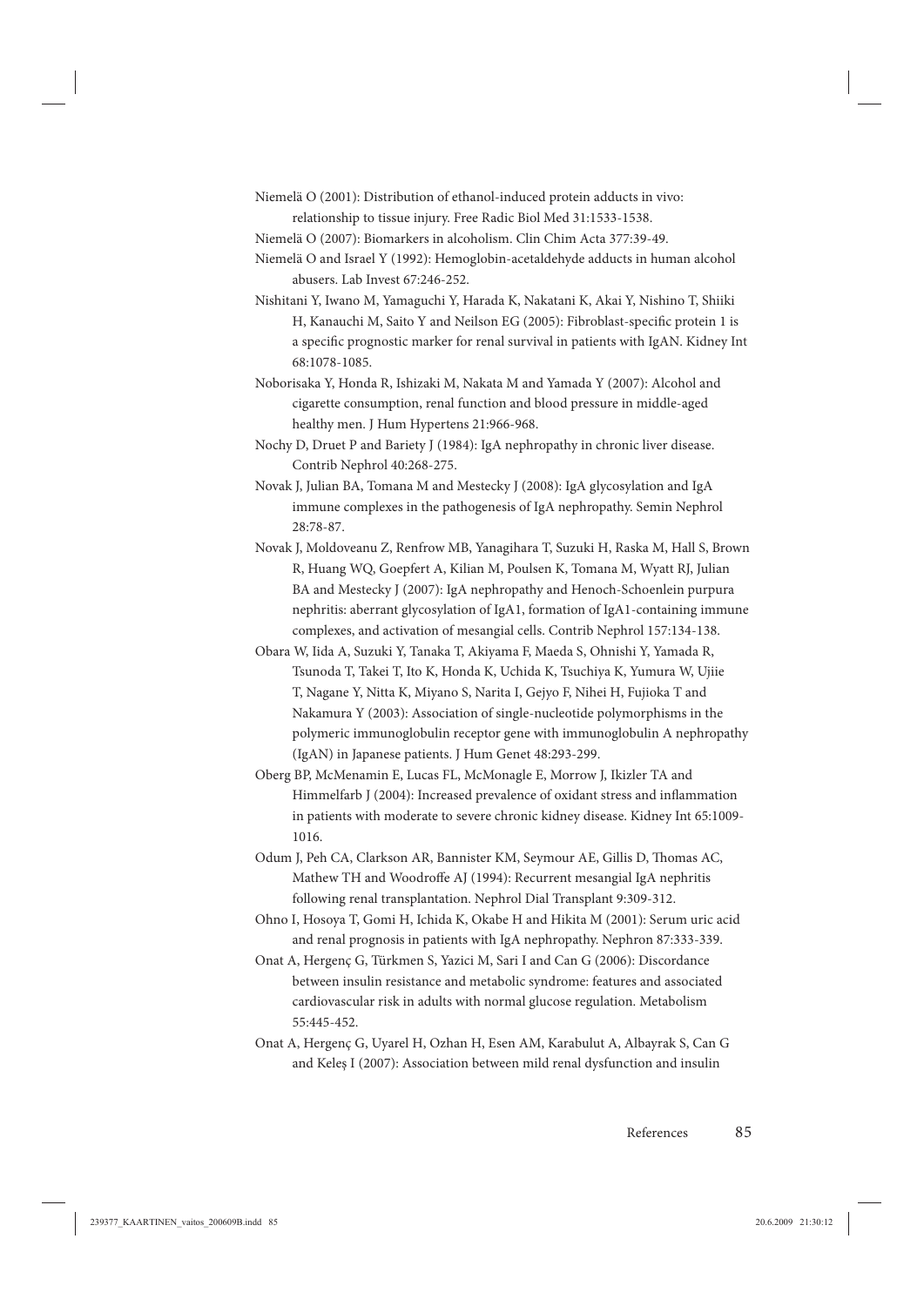Niemelä O (2001): Distribution of ethanol-induced protein adducts in vivo: relationship to tissue injury. Free Radic Biol Med 31:1533-1538.

Niemelä O (2007): Biomarkers in alcoholism. Clin Chim Acta 377:39-49.

Niemelä O and Israel Y (1992): Hemoglobin-acetaldehyde adducts in human alcohol abusers. Lab Invest 67:246-252.

Nishitani Y, Iwano M, Yamaguchi Y, Harada K, Nakatani K, Akai Y, Nishino T, Shiiki H, Kanauchi M, Saito Y and Neilson EG (2005): Fibroblast-specific protein 1 is a specific prognostic marker for renal survival in patients with IgAN. Kidney Int 68:1078-1085.

Noborisaka Y, Honda R, Ishizaki M, Nakata M and Yamada Y (2007): Alcohol and cigarette consumption, renal function and blood pressure in middle-aged healthy men. J Hum Hypertens 21:966-968.

Nochy D, Druet P and Bariety J (1984): IgA nephropathy in chronic liver disease. Contrib Nephrol 40:268-275.

Novak J, Julian BA, Tomana M and Mestecky J (2008): IgA glycosylation and IgA immune complexes in the pathogenesis of IgA nephropathy. Semin Nephrol 28:78-87.

Novak J, Moldoveanu Z, Renfrow MB, Yanagihara T, Suzuki H, Raska M, Hall S, Brown R, Huang WQ, Goepfert A, Kilian M, Poulsen K, Tomana M, Wyatt RJ, Julian BA and Mestecky J (2007): IgA nephropathy and Henoch-Schoenlein purpura nephritis: aberrant glycosylation of IgA1, formation of IgA1-containing immune complexes, and activation of mesangial cells. Contrib Nephrol 157:134-138.

Obara W, Iida A, Suzuki Y, Tanaka T, Akiyama F, Maeda S, Ohnishi Y, Yamada R, Tsunoda T, Takei T, Ito K, Honda K, Uchida K, Tsuchiya K, Yumura W, Ujiie T, Nagane Y, Nitta K, Miyano S, Narita I, Gejyo F, Nihei H, Fujioka T and Nakamura Y (2003): Association of single-nucleotide polymorphisms in the polymeric immunoglobulin receptor gene with immunoglobulin A nephropathy (IgAN) in Japanese patients. J Hum Genet 48:293-299.

Oberg BP, McMenamin E, Lucas FL, McMonagle E, Morrow J, Ikizler TA and Himmelfarb J (2004): Increased prevalence of oxidant stress and inflammation in patients with moderate to severe chronic kidney disease. Kidney Int 65:1009-1016.

Odum J, Peh CA, Clarkson AR, Bannister KM, Seymour AE, Gillis D, Thomas AC, Mathew TH and Woodroffe AJ (1994): Recurrent mesangial IgA nephritis following renal transplantation. Nephrol Dial Transplant 9:309-312.

Ohno I, Hosoya T, Gomi H, Ichida K, Okabe H and Hikita M (2001): Serum uric acid and renal prognosis in patients with IgA nephropathy. Nephron 87:333-339.

Onat A, Hergenç G, Türkmen S, Yazici M, Sari I and Can G (2006): Discordance between insulin resistance and metabolic syndrome: features and associated cardiovascular risk in adults with normal glucose regulation. Metabolism 55:445-452.

Onat A, Hergenç G, Uyarel H, Ozhan H, Esen AM, Karabulut A, Albayrak S, Can G and Keleş I (2007): Association between mild renal dysfunction and insulin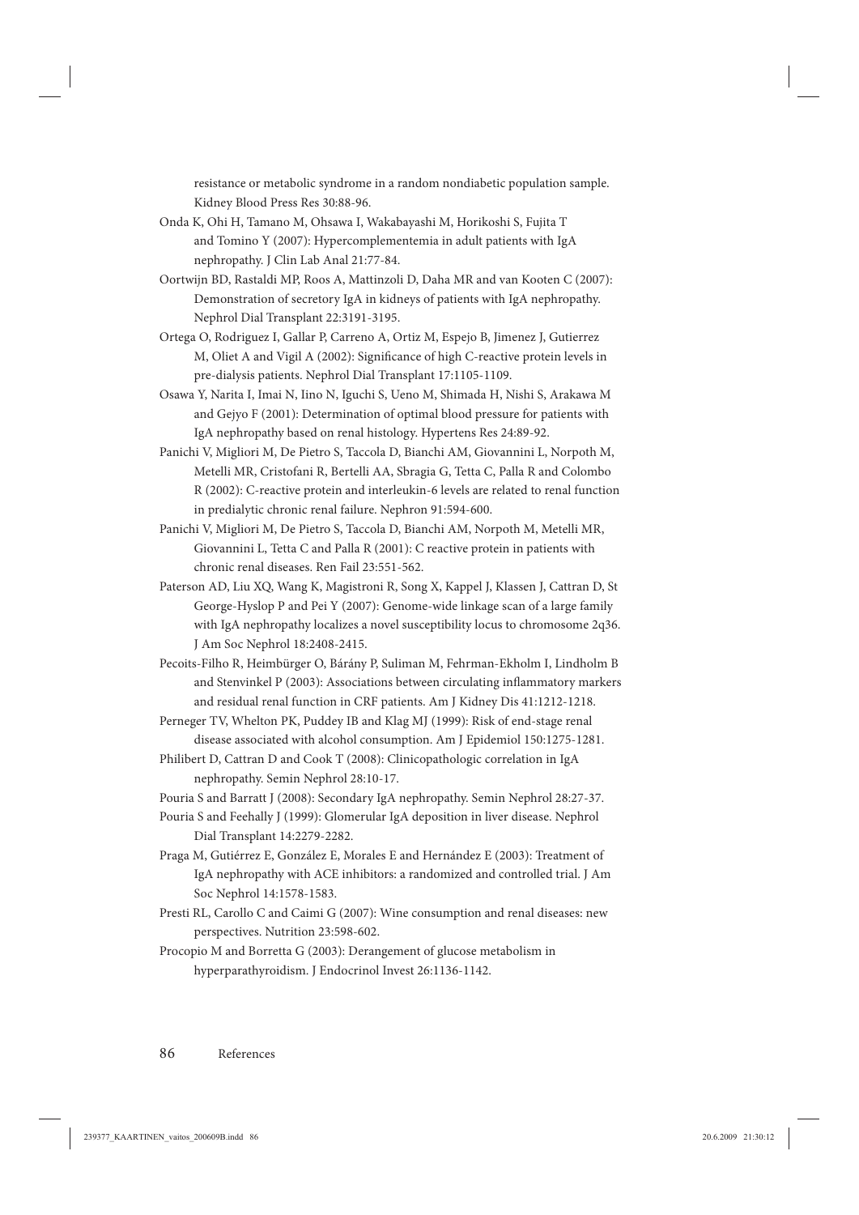resistance or metabolic syndrome in a random nondiabetic population sample. Kidney Blood Press Res 30:88-96.

Onda K, Ohi H, Tamano M, Ohsawa I, Wakabayashi M, Horikoshi S, Fujita T and Tomino Y (2007): Hypercomplementemia in adult patients with IgA nephropathy. J Clin Lab Anal 21:77-84.

Oortwijn BD, Rastaldi MP, Roos A, Mattinzoli D, Daha MR and van Kooten C (2007): Demonstration of secretory IgA in kidneys of patients with IgA nephropathy. Nephrol Dial Transplant 22:3191-3195.

Ortega O, Rodriguez I, Gallar P, Carreno A, Ortiz M, Espejo B, Jimenez J, Gutierrez M, Oliet A and Vigil A (2002): Significance of high C-reactive protein levels in pre-dialysis patients. Nephrol Dial Transplant 17:1105-1109.

Osawa Y, Narita I, Imai N, Iino N, Iguchi S, Ueno M, Shimada H, Nishi S, Arakawa M and Gejyo F (2001): Determination of optimal blood pressure for patients with IgA nephropathy based on renal histology. Hypertens Res 24:89-92.

Panichi V, Migliori M, De Pietro S, Taccola D, Bianchi AM, Giovannini L, Norpoth M, Metelli MR, Cristofani R, Bertelli AA, Sbragia G, Tetta C, Palla R and Colombo R (2002): C-reactive protein and interleukin-6 levels are related to renal function in predialytic chronic renal failure. Nephron 91:594-600.

Panichi V, Migliori M, De Pietro S, Taccola D, Bianchi AM, Norpoth M, Metelli MR, Giovannini L, Tetta C and Palla R (2001): C reactive protein in patients with chronic renal diseases. Ren Fail 23:551-562.

Paterson AD, Liu XQ, Wang K, Magistroni R, Song X, Kappel J, Klassen J, Cattran D, St George-Hyslop P and Pei Y (2007): Genome-wide linkage scan of a large family with IgA nephropathy localizes a novel susceptibility locus to chromosome 2q36. J Am Soc Nephrol 18:2408-2415.

Pecoits-Filho R, Heimbürger O, Bárány P, Suliman M, Fehrman-Ekholm I, Lindholm B and Stenvinkel P (2003): Associations between circulating inflammatory markers and residual renal function in CRF patients. Am J Kidney Dis 41:1212-1218.

Perneger TV, Whelton PK, Puddey IB and Klag MJ (1999): Risk of end-stage renal disease associated with alcohol consumption. Am J Epidemiol 150:1275-1281.

Philibert D, Cattran D and Cook T (2008): Clinicopathologic correlation in IgA nephropathy. Semin Nephrol 28:10-17.

Pouria S and Barratt J (2008): Secondary IgA nephropathy. Semin Nephrol 28:27-37.

Pouria S and Feehally J (1999): Glomerular IgA deposition in liver disease. Nephrol Dial Transplant 14:2279-2282.

Praga M, Gutiérrez E, González E, Morales E and Hernández E (2003): Treatment of IgA nephropathy with ACE inhibitors: a randomized and controlled trial. J Am Soc Nephrol 14:1578-1583.

Presti RL, Carollo C and Caimi G (2007): Wine consumption and renal diseases: new perspectives. Nutrition 23:598-602.

Procopio M and Borretta G (2003): Derangement of glucose metabolism in hyperparathyroidism. J Endocrinol Invest 26:1136-1142.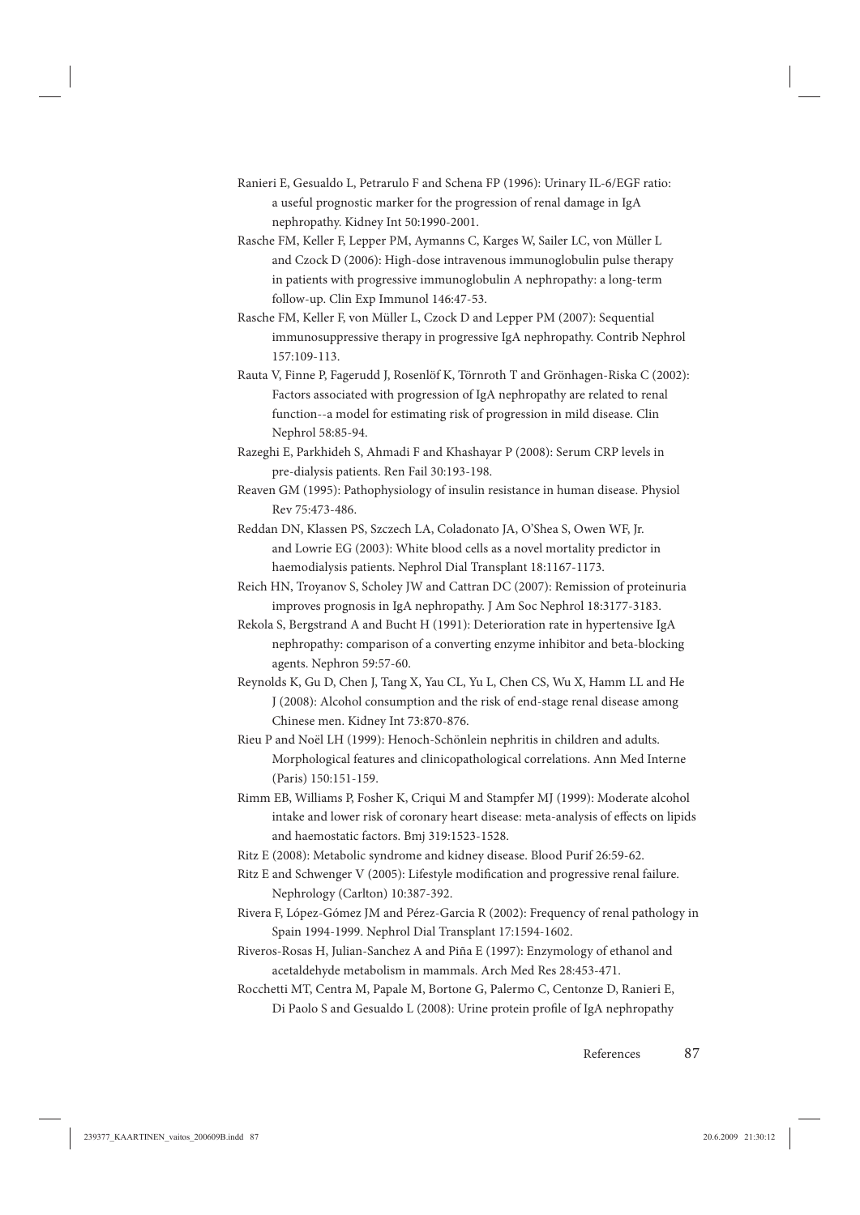Ranieri E, Gesualdo L, Petrarulo F and Schena FP (1996): Urinary IL-6/EGF ratio: a useful prognostic marker for the progression of renal damage in IgA nephropathy. Kidney Int 50:1990-2001.

Rasche FM, Keller F, Lepper PM, Aymanns C, Karges W, Sailer LC, von Müller L and Czock D (2006): High-dose intravenous immunoglobulin pulse therapy in patients with progressive immunoglobulin A nephropathy: a long-term follow-up. Clin Exp Immunol 146:47-53.

Rasche FM, Keller F, von Müller L, Czock D and Lepper PM (2007): Sequential immunosuppressive therapy in progressive IgA nephropathy. Contrib Nephrol 157:109-113.

Rauta V, Finne P, Fagerudd J, Rosenlöf K, Törnroth T and Grönhagen-Riska C (2002): Factors associated with progression of IgA nephropathy are related to renal function--a model for estimating risk of progression in mild disease. Clin Nephrol 58:85-94.

Razeghi E, Parkhideh S, Ahmadi F and Khashayar P (2008): Serum CRP levels in pre-dialysis patients. Ren Fail 30:193-198.

Reaven GM (1995): Pathophysiology of insulin resistance in human disease. Physiol Rev 75:473-486.

Reddan DN, Klassen PS, Szczech LA, Coladonato JA, O'Shea S, Owen WF, Jr. and Lowrie EG (2003): White blood cells as a novel mortality predictor in haemodialysis patients. Nephrol Dial Transplant 18:1167-1173.

Reich HN, Troyanov S, Scholey JW and Cattran DC (2007): Remission of proteinuria improves prognosis in IgA nephropathy. J Am Soc Nephrol 18:3177-3183.

Rekola S, Bergstrand A and Bucht H (1991): Deterioration rate in hypertensive IgA nephropathy: comparison of a converting enzyme inhibitor and beta-blocking agents. Nephron 59:57-60.

Reynolds K, Gu D, Chen J, Tang X, Yau CL, Yu L, Chen CS, Wu X, Hamm LL and He J (2008): Alcohol consumption and the risk of end-stage renal disease among Chinese men. Kidney Int 73:870-876.

Rieu P and Noël LH (1999): Henoch-Schönlein nephritis in children and adults. Morphological features and clinicopathological correlations. Ann Med Interne (Paris) 150:151-159.

Rimm EB, Williams P, Fosher K, Criqui M and Stampfer MJ (1999): Moderate alcohol intake and lower risk of coronary heart disease: meta-analysis of effects on lipids and haemostatic factors. Bmj 319:1523-1528.

Ritz E (2008): Metabolic syndrome and kidney disease. Blood Purif 26:59-62.

Ritz E and Schwenger V (2005): Lifestyle modification and progressive renal failure. Nephrology (Carlton) 10:387-392.

Rivera F, López-Gómez JM and Pérez-Garcia R (2002): Frequency of renal pathology in Spain 1994-1999. Nephrol Dial Transplant 17:1594-1602.

Riveros-Rosas H, Julian-Sanchez A and Piña E (1997): Enzymology of ethanol and acetaldehyde metabolism in mammals. Arch Med Res 28:453-471.

Rocchetti MT, Centra M, Papale M, Bortone G, Palermo C, Centonze D, Ranieri E, Di Paolo S and Gesualdo L (2008): Urine protein profile of IgA nephropathy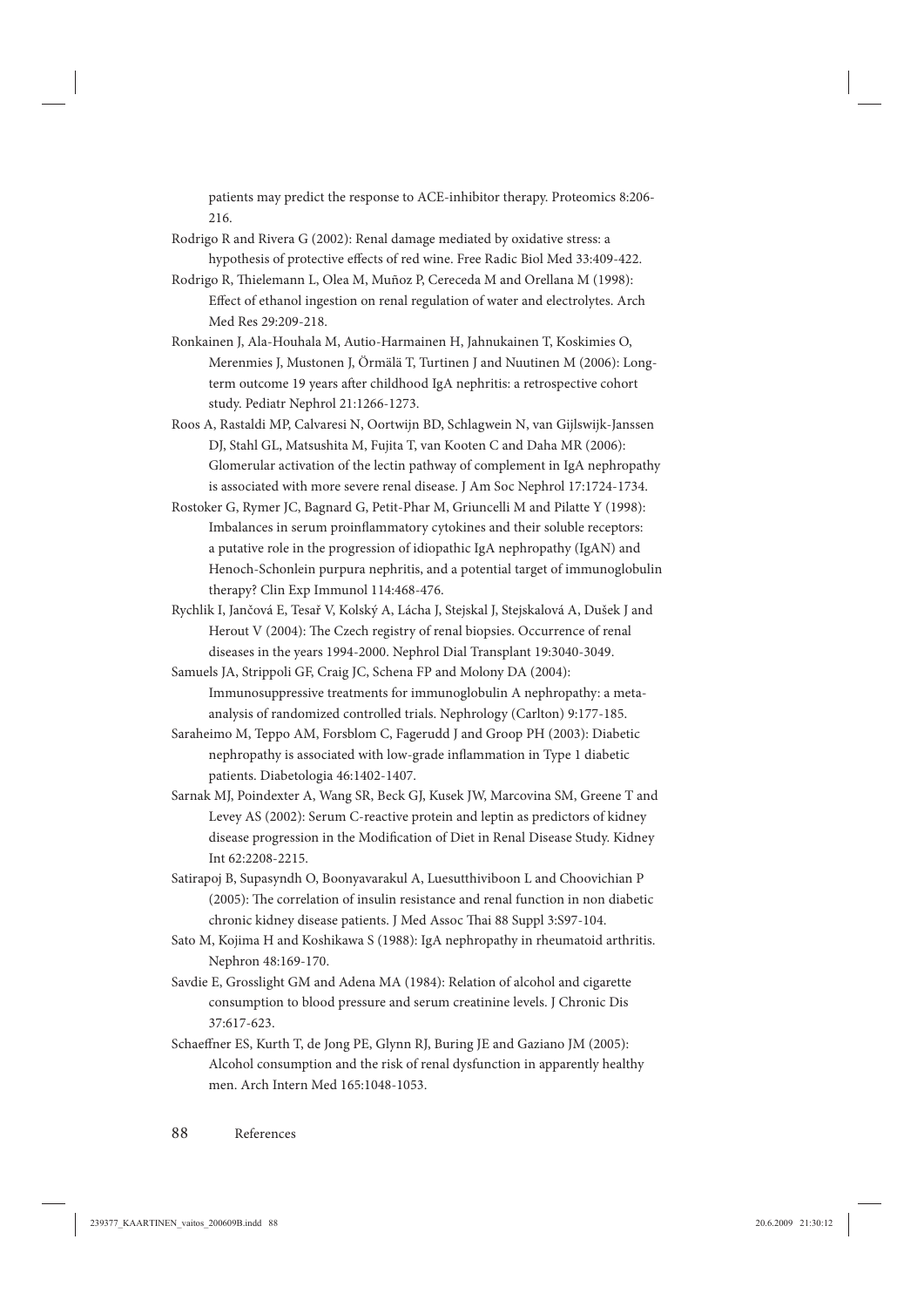patients may predict the response to ACE-inhibitor therapy. Proteomics 8:206-216.

Rodrigo R and Rivera G (2002): Renal damage mediated by oxidative stress: a hypothesis of protective effects of red wine. Free Radic Biol Med 33:409-422.

Rodrigo R, Thielemann L, Olea M, Muñoz P, Cereceda M and Orellana M (1998): Effect of ethanol ingestion on renal regulation of water and electrolytes. Arch Med Res 29:209-218.

Ronkainen J, Ala-Houhala M, Autio-Harmainen H, Jahnukainen T, Koskimies O, Merenmies J, Mustonen J, Örmälä T, Turtinen J and Nuutinen M (2006): Long-term outcome 19 years after childhood IgA nephritis: a retrospective cohort study. Pediatr Nephrol 21:1266-1273.

Roos A, Rastaldi MP, Calvaresi N, Oortwijn BD, Schlagwein N, van Gijlswijk-Janssen DJ, Stahl GL, Matsushita M, Fujita T, van Kooten C and Daha MR (2006): Glomerular activation of the lectin pathway of complement in IgA nephropathy is associated with more severe renal disease. J Am Soc Nephrol 17:1724-1734.

Rostoker G, Rymer JC, Bagnard G, Petit-Phar M, Griuncelli M and Pilatte Y (1998): Imbalances in serum proinflammatory cytokines and their soluble receptors: a putative role in the progression of idiopathic IgA nephropathy (IgAN) and Henoch-Schonlein purpura nephritis, and a potential target of immunoglobulin therapy? Clin Exp Immunol 114:468-476.

Rychlik I, Jančová E, Tesař V, Kolský A, Lácha J, Stejskal J, Stejskalová A, Dušek J and Herout V (2004): The Czech registry of renal biopsies. Occurrence of renal diseases in the years 1994-2000. Nephrol Dial Transplant 19:3040-3049.

Samuels JA, Strippoli GF, Craig JC, Schena FP and Molony DA (2004): Immunosuppressive treatments for immunoglobulin A nephropathy: a meta-analysis of randomized controlled trials. Nephrology (Carlton) 9:177-185.

Saraheimo M, Teppo AM, Forsblom C, Fagerudd J and Groop PH (2003): Diabetic nephropathy is associated with low-grade inflammation in Type 1 diabetic patients. Diabetologia 46:1402-1407.

Sarnak MJ, Poindexter A, Wang SR, Beck GJ, Kusek JW, Marcovina SM, Greene T and Levey AS (2002): Serum C-reactive protein and leptin as predictors of kidney disease progression in the Modification of Diet in Renal Disease Study. Kidney Int 62:2208-2215.

Satirapoj B, Supasyndh O, Boonyavarakul A, Luesutthiviboon L and Choovichian P (2005): The correlation of insulin resistance and renal function in non diabetic chronic kidney disease patients. J Med Assoc Thai 88 Suppl 3:S97-104.

Sato M, Kojima H and Koshikawa S (1988): IgA nephropathy in rheumatoid arthritis. Nephron 48:169-170.

Savdie E, Grosslight GM and Adena MA (1984): Relation of alcohol and cigarette consumption to blood pressure and serum creatinine levels. J Chronic Dis 37:617-623.

Schaeffner ES, Kurth T, de Jong PE, Glynn RJ, Buring JE and Gaziano JM (2005): Alcohol consumption and the risk of renal dysfunction in apparently healthy men. Arch Intern Med 165:1048-1053.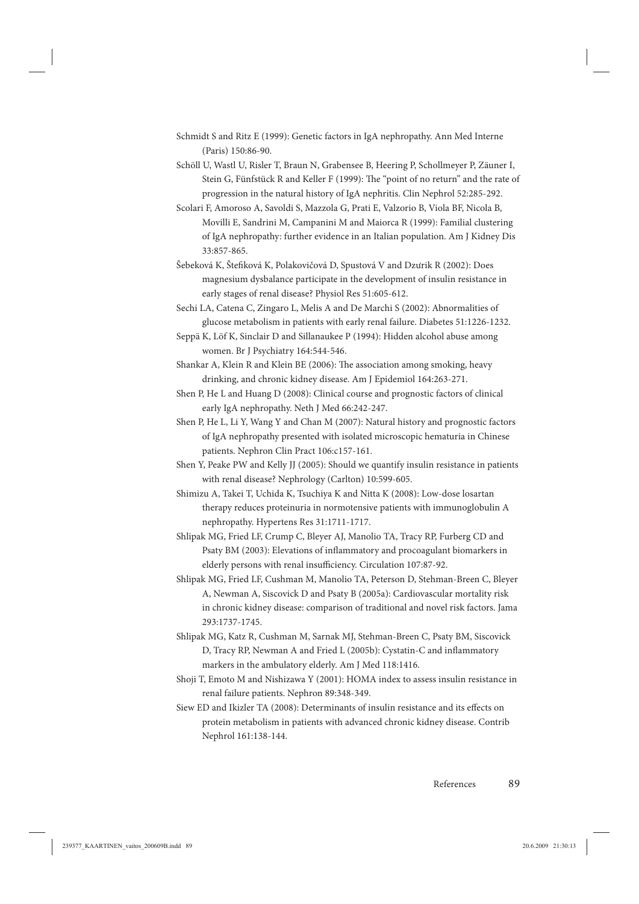Schmidt S and Ritz E (1999): Genetic factors in IgA nephropathy. Ann Med Interne (Paris) 150:86-90.

Schöll U, Wastl U, Risler T, Braun N, Grabensee B, Heering P, Schollmeyer P, Zäuner I, Stein G, Fünfstück R and Keller F (1999): The "point of no return" and the rate of progression in the natural history of IgA nephritis. Clin Nephrol 52:285-292.

Scolari F, Amoroso A, Savoldi S, Mazzola G, Prati E, Valzorio B, Viola BF, Nicola B, Movilli E, Sandrini M, Campanini M and Maiorca R (1999): Familial clustering of IgA nephropathy: further evidence in an Italian population. Am J Kidney Dis 33:857-865.

Šebeková K, Štefiková K, Polakovičová D, Spustová V and Dzúrik R (2002): Does magnesium dysbalance participate in the development of insulin resistance in early stages of renal disease? Physiol Res 51:605-612.

Sechi LA, Catena C, Zingaro L, Melis A and De Marchi S (2002): Abnormalities of glucose metabolism in patients with early renal failure. Diabetes 51:1226-1232.

Seppä K, Löf K, Sinclair D and Sillanaukee P (1994): Hidden alcohol abuse among women. Br J Psychiatry 164:544-546.

Shankar A, Klein R and Klein BE (2006): The association among smoking, heavy drinking, and chronic kidney disease. Am J Epidemiol 164:263-271.

Shen P, He L and Huang D (2008): Clinical course and prognostic factors of clinical early IgA nephropathy. Neth J Med 66:242-247.

Shen P, He L, Li Y, Wang Y and Chan M (2007): Natural history and prognostic factors of IgA nephropathy presented with isolated microscopic hematuria in Chinese patients. Nephron Clin Pract 106:c157-161.

Shen Y, Peake PW and Kelly JJ (2005): Should we quantify insulin resistance in patients with renal disease? Nephrology (Carlton) 10:599-605.

Shimizu A, Takei T, Uchida K, Tsuchiya K and Nitta K (2008): Low-dose losartan therapy reduces proteinuria in normotensive patients with immunoglobulin A nephropathy. Hypertens Res 31:1711-1717.

Shlipak MG, Fried LF, Crump C, Bleyer AJ, Manolio TA, Tracy RP, Furberg CD and Psaty BM (2003): Elevations of inflammatory and procoagulant biomarkers in elderly persons with renal insufficiency. Circulation 107:87-92.

Shlipak MG, Fried LF, Cushman M, Manolio TA, Peterson D, Stehman-Breen C, Bleyer A, Newman A, Siscovick D and Psaty B (2005a): Cardiovascular mortality risk in chronic kidney disease: comparison of traditional and novel risk factors. Jama 293:1737-1745.

Shlipak MG, Katz R, Cushman M, Sarnak MJ, Stehman-Breen C, Psaty BM, Siscovick D, Tracy RP, Newman A and Fried L (2005b): Cystatin-C and inflammatory markers in the ambulatory elderly. Am J Med 118:1416.

Shoji T, Emoto M and Nishizawa Y (2001): HOMA index to assess insulin resistance in renal failure patients. Nephron 89:348-349.

Siew ED and Ikizler TA (2008): Determinants of insulin resistance and its effects on protein metabolism in patients with advanced chronic kidney disease. Contrib Nephrol 161:138-144.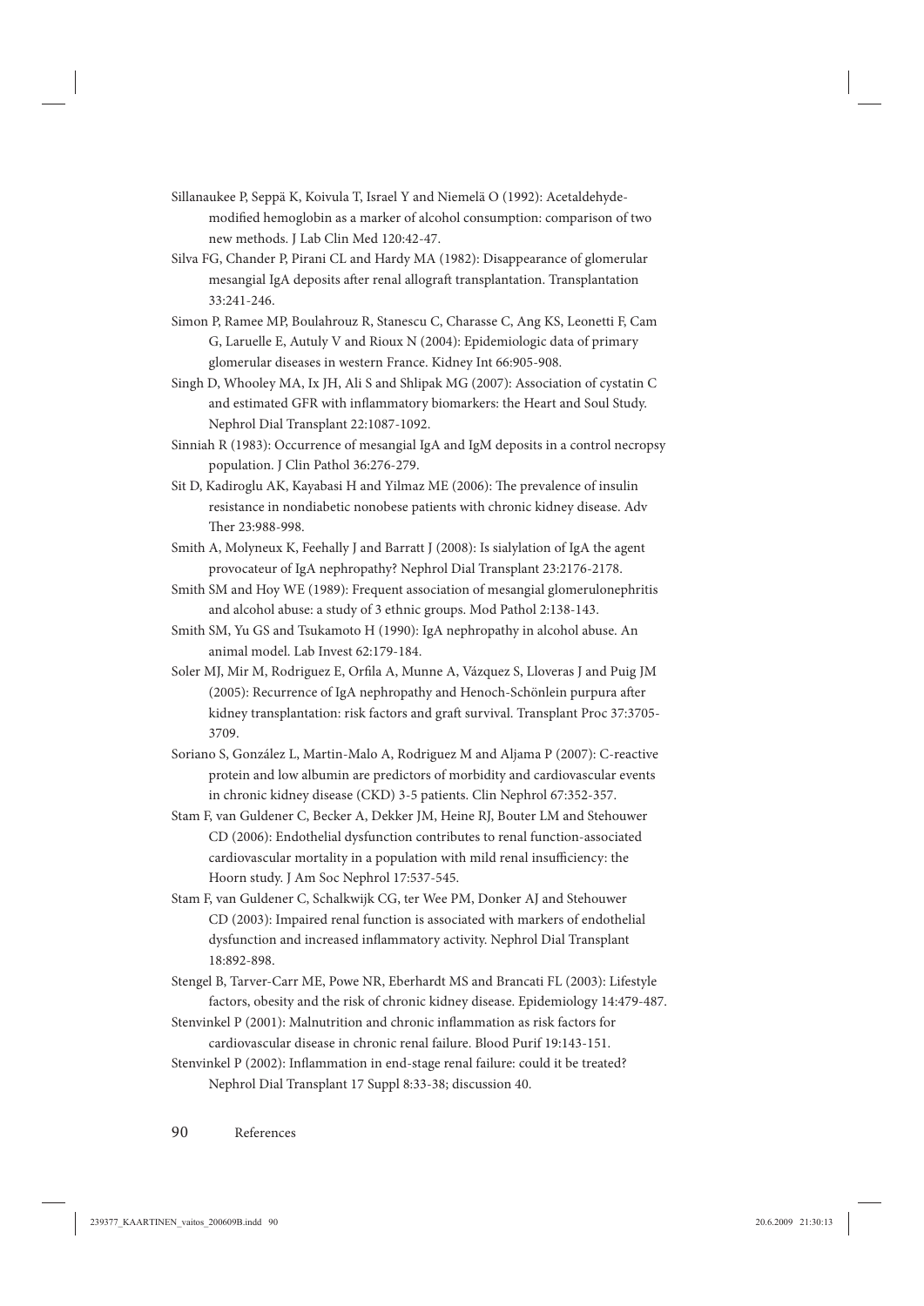Sillanaukee P, Seppä K, Koivula T, Israel Y and Niemelä O (1992): Acetaldehyde-modified hemoglobin as a marker of alcohol consumption: comparison of two new methods. J Lab Clin Med 120:42-47.

Silva FG, Chander P, Pirani CL and Hardy MA (1982): Disappearance of glomerular mesangial IgA deposits after renal allograft transplantation. Transplantation 33:241-246.

Simon P, Ramee MP, Boulahrouz R, Stanescu C, Charasse C, Ang KS, Leonetti F, Cam G, Laruelle E, Autuly V and Rioux N (2004): Epidemiologic data of primary glomerular diseases in western France. Kidney Int 66:905-908.

Singh D, Whooley MA, Ix JH, Ali S and Shlipak MG (2007): Association of cystatin C and estimated GFR with inflammatory biomarkers: the Heart and Soul Study. Nephrol Dial Transplant 22:1087-1092.

Sinniah R (1983): Occurrence of mesangial IgA and IgM deposits in a control necropsy population. J Clin Pathol 36:276-279.

Sit D, Kadiroglu AK, Kayabasi H and Yilmaz ME (2006): The prevalence of insulin resistance in nondiabetic nonobese patients with chronic kidney disease. Adv Ther 23:988-998.

Smith A, Molyneux K, Feehally J and Barratt J (2008): Is sialylation of IgA the agent provocateur of IgA nephropathy? Nephrol Dial Transplant 23:2176-2178.

Smith SM and Hoy WE (1989): Frequent association of mesangial glomerulonephritis and alcohol abuse: a study of 3 ethnic groups. Mod Pathol 2:138-143.

Smith SM, Yu GS and Tsukamoto H (1990): IgA nephropathy in alcohol abuse. An animal model. Lab Invest 62:179-184.

Soler MJ, Mir M, Rodriguez E, Orfila A, Munne A, Vázquez S, Lloveras J and Puig JM (2005): Recurrence of IgA nephropathy and Henoch-Schönlein purpura after kidney transplantation: risk factors and graft survival. Transplant Proc 37:3705-3709.

Soriano S, González L, Martin-Malo A, Rodriguez M and Aljama P (2007): C-reactive protein and low albumin are predictors of morbidity and cardiovascular events in chronic kidney disease (CKD) 3-5 patients. Clin Nephrol 67:352-357.

Stam F, van Guldener C, Becker A, Dekker JM, Heine RJ, Bouter LM and Stehouwer CD (2006): Endothelial dysfunction contributes to renal function-associated cardiovascular mortality in a population with mild renal insufficiency: the Hoorn study. J Am Soc Nephrol 17:537-545.

Stam F, van Guldener C, Schalkwijk CG, ter Wee PM, Donker AJ and Stehouwer CD (2003): Impaired renal function is associated with markers of endothelial dysfunction and increased inflammatory activity. Nephrol Dial Transplant 18:892-898.

Stengel B, Tarver-Carr ME, Powe NR, Eberhardt MS and Brancati FL (2003): Lifestyle factors, obesity and the risk of chronic kidney disease. Epidemiology 14:479-487.

Stenvinkel P (2001): Malnutrition and chronic inflammation as risk factors for cardiovascular disease in chronic renal failure. Blood Purif 19:143-151.

Stenvinkel P (2002): Inflammation in end-stage renal failure: could it be treated? Nephrol Dial Transplant 17 Suppl 8:33-38; discussion 40.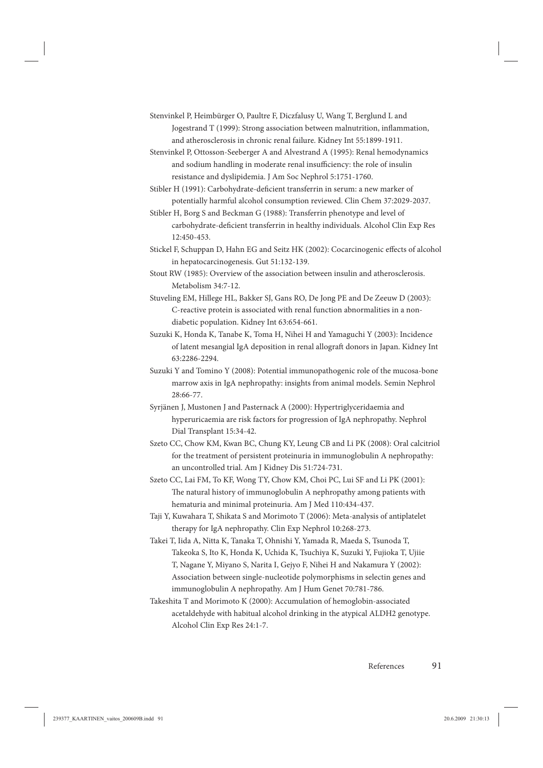Stenvinkel P, Heimbürger O, Paultre F, Diczfalusy U, Wang T, Berglund L and Jogestrand T (1999): Strong association between malnutrition, inflammation, and atherosclerosis in chronic renal failure. Kidney Int 55:1899-1911.

Stenvinkel P, Ottosson-Seeberger A and Alvestrand A (1995): Renal hemodynamics and sodium handling in moderate renal insufficiency: the role of insulin resistance and dyslipidemia. J Am Soc Nephrol 5:1751-1760.

Stibler H (1991): Carbohydrate-deficient transferrin in serum: a new marker of potentially harmful alcohol consumption reviewed. Clin Chem 37:2029-2037.

Stibler H, Borg S and Beckman G (1988): Transferrin phenotype and level of carbohydrate-deficient transferrin in healthy individuals. Alcohol Clin Exp Res 12:450-453.

Stickel F, Schuppan D, Hahn EG and Seitz HK (2002): Cocarcinogenic effects of alcohol in hepatocarcinogenesis. Gut 51:132-139.

Stout RW (1985): Overview of the association between insulin and atherosclerosis. Metabolism 34:7-12.

Stuveling EM, Hillege HL, Bakker SJ, Gans RO, De Jong PE and De Zeeuw D (2003): C-reactive protein is associated with renal function abnormalities in a non-diabetic population. Kidney Int 63:654-661.

Suzuki K, Honda K, Tanabe K, Toma H, Nihei H and Yamaguchi Y (2003): Incidence of latent mesangial IgA deposition in renal allograft donors in Japan. Kidney Int 63:2286-2294.

Suzuki Y and Tomino Y (2008): Potential immunopathogenic role of the mucosa-bone marrow axis in IgA nephropathy: insights from animal models. Semin Nephrol 28:66-77.

Syrjänen J, Mustonen J and Pasternack A (2000): Hypertriglyceridaemia and hyperuricaemia are risk factors for progression of IgA nephropathy. Nephrol Dial Transplant 15:34-42.

Szeto CC, Chow KM, Kwan BC, Chung KY, Leung CB and Li PK (2008): Oral calcitriol for the treatment of persistent proteinuria in immunoglobulin A nephropathy: an uncontrolled trial. Am J Kidney Dis 51:724-731.

Szeto CC, Lai FM, To KF, Wong TY, Chow KM, Choi PC, Lui SF and Li PK (2001): The natural history of immunoglobulin A nephropathy among patients with hematuria and minimal proteinuria. Am J Med 110:434-437.

Taji Y, Kuwahara T, Shikata S and Morimoto T (2006): Meta-analysis of antiplatelet therapy for IgA nephropathy. Clin Exp Nephrol 10:268-273.

Takei T, Iida A, Nitta K, Tanaka T, Ohnishi Y, Yamada R, Maeda S, Tsunoda T, Takeoka S, Ito K, Honda K, Uchida K, Tsuchiya K, Suzuki Y, Fujioka T, Ujiie T, Nagane Y, Miyano S, Narita I, Gejyo F, Nihei H and Nakamura Y (2002): Association between single-nucleotide polymorphisms in selectin genes and immunoglobulin A nephropathy. Am J Hum Genet 70:781-786.

Takeshita T and Morimoto K (2000): Accumulation of hemoglobin-associated acetaldehyde with habitual alcohol drinking in the atypical ALDH2 genotype. Alcohol Clin Exp Res 24:1-7.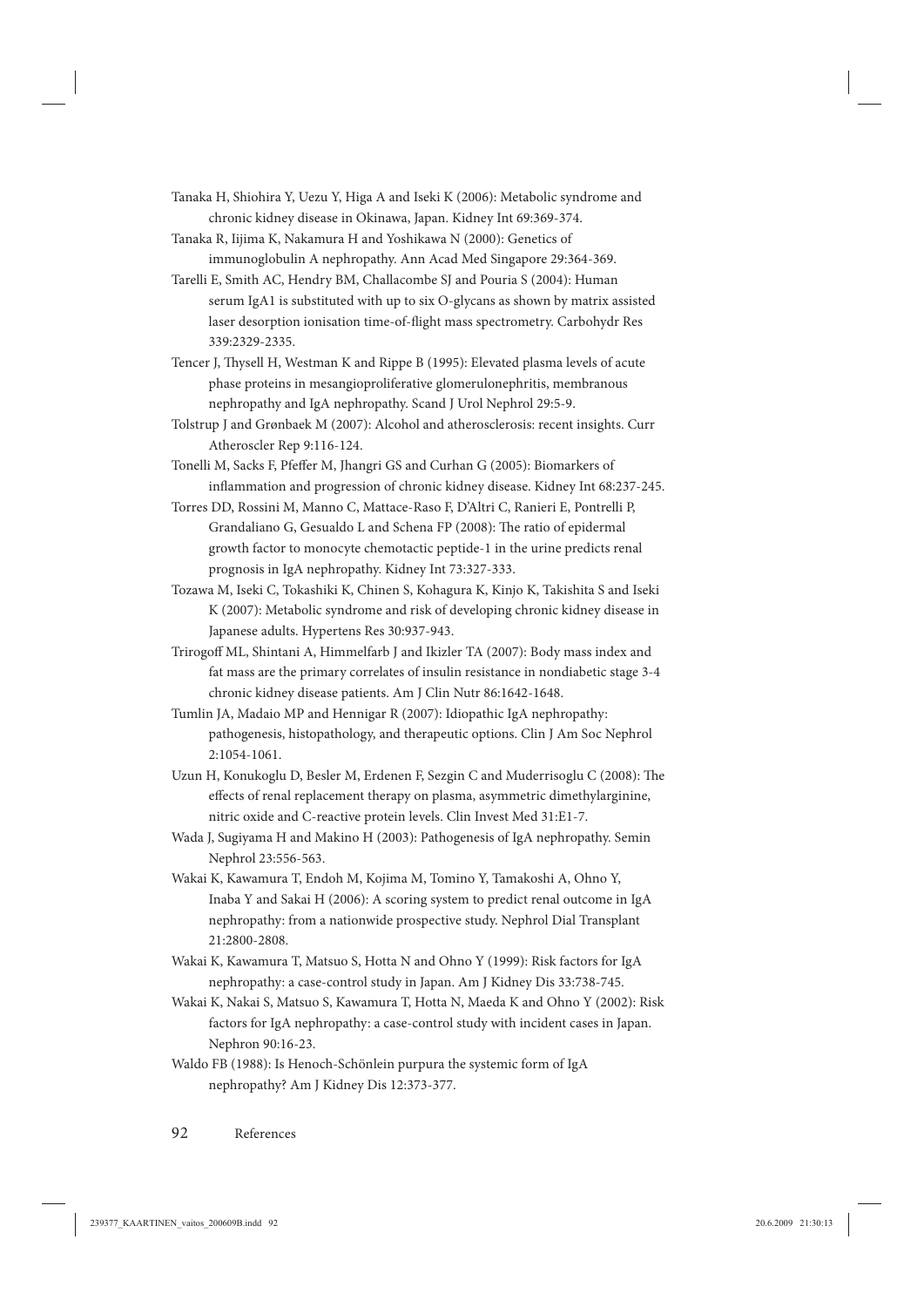Tanaka H, Shiohira Y, Uezu Y, Higa A and Iseki K (2006): Metabolic syndrome and chronic kidney disease in Okinawa, Japan. Kidney Int 69:369-374.

Tanaka R, Iijima K, Nakamura H and Yoshikawa N (2000): Genetics of immunoglobulin A nephropathy. Ann Acad Med Singapore 29:364-369.

Tarelli E, Smith AC, Hendry BM, Challacombe SJ and Pouria S (2004): Human serum IgA1 is substituted with up to six O-glycans as shown by matrix assisted laser desorption ionisation time-of-flight mass spectrometry. Carbohydr Res 339:2329-2335.

Tencer J, Thysell H, Westman K and Rippe B (1995): Elevated plasma levels of acute phase proteins in mesangioproliferative glomerulonephritis, membranous nephropathy and IgA nephropathy. Scand J Urol Nephrol 29:5-9.

Tolstrup J and Grønbaek M (2007): Alcohol and atherosclerosis: recent insights. Curr Atheroscler Rep 9:116-124.

Tonelli M, Sacks F, Pfeffer M, Jhangri GS and Curhan G (2005): Biomarkers of inflammation and progression of chronic kidney disease. Kidney Int 68:237-245.

Torres DD, Rossini M, Manno C, Mattace-Raso F, D'Altri C, Ranieri E, Pontrelli P, Grandaliano G, Gesualdo L and Schena FP (2008): The ratio of epidermal growth factor to monocyte chemotactic peptide-1 in the urine predicts renal prognosis in IgA nephropathy. Kidney Int 73:327-333.

Tozawa M, Iseki C, Tokashiki K, Chinen S, Kohagura K, Kinjo K, Takishita S and Iseki K (2007): Metabolic syndrome and risk of developing chronic kidney disease in Japanese adults. Hypertens Res 30:937-943.

Trirogoff ML, Shintani A, Himmelfarb J and Ikizler TA (2007): Body mass index and fat mass are the primary correlates of insulin resistance in nondiabetic stage 3-4 chronic kidney disease patients. Am J Clin Nutr 86:1642-1648.

Tumlin JA, Madaio MP and Hennigar R (2007): Idiopathic IgA nephropathy: pathogenesis, histopathology, and therapeutic options. Clin J Am Soc Nephrol 2:1054-1061.

Uzun H, Konukoglu D, Besler M, Erdenen F, Sezgin C and Muderrisoglu C (2008): The effects of renal replacement therapy on plasma, asymmetric dimethylarginine, nitric oxide and C-reactive protein levels. Clin Invest Med 31:E1-7.

Wada J, Sugiyama H and Makino H (2003): Pathogenesis of IgA nephropathy. Semin Nephrol 23:556-563.

Wakai K, Kawamura T, Endoh M, Kojima M, Tomino Y, Tamakoshi A, Ohno Y, Inaba Y and Sakai H (2006): A scoring system to predict renal outcome in IgA nephropathy: from a nationwide prospective study. Nephrol Dial Transplant 21:2800-2808.

Wakai K, Kawamura T, Matsuo S, Hotta N and Ohno Y (1999): Risk factors for IgA nephropathy: a case-control study in Japan. Am J Kidney Dis 33:738-745.

Wakai K, Nakai S, Matsuo S, Kawamura T, Hotta N, Maeda K and Ohno Y (2002): Risk factors for IgA nephropathy: a case-control study with incident cases in Japan. Nephron 90:16-23.

Waldo FB (1988): Is Henoch-Schönlein purpura the systemic form of IgA nephropathy? Am J Kidney Dis 12:373-377.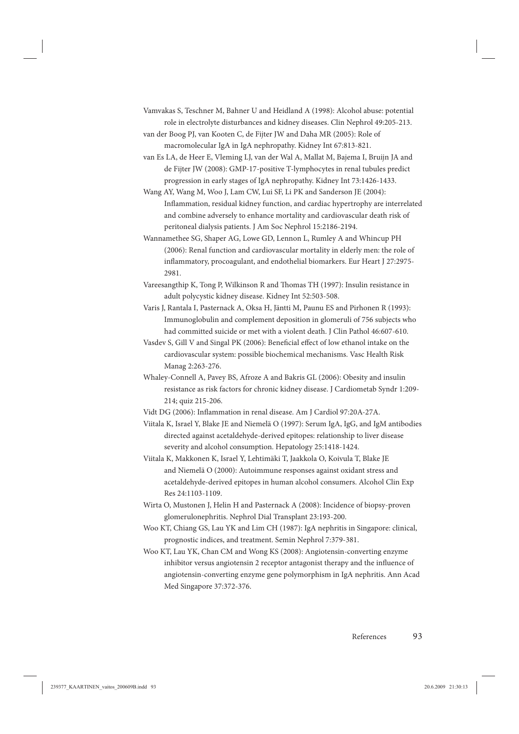Vamvakas S, Teschner M, Bahner U and Heidland A (1998): Alcohol abuse: potential role in electrolyte disturbances and kidney diseases. Clin Nephrol 49:205-213.

van der Boog PJ, van Kooten C, de Fijter JW and Daha MR (2005): Role of macromolecular IgA in IgA nephropathy. Kidney Int 67:813-821.

van Es LA, de Heer E, Vleming LJ, van der Wal A, Mallat M, Bajema I, Bruijn JA and de Fijter JW (2008): GMP-17-positive T-lymphocytes in renal tubules predict progression in early stages of IgA nephropathy. Kidney Int 73:1426-1433.

Wang AY, Wang M, Woo J, Lam CW, Lui SF, Li PK and Sanderson JE (2004): Inflammation, residual kidney function, and cardiac hypertrophy are interrelated and combine adversely to enhance mortality and cardiovascular death risk of peritoneal dialysis patients. J Am Soc Nephrol 15:2186-2194.

Wannamethee SG, Shaper AG, Lowe GD, Lennon L, Rumley A and Whincup PH (2006): Renal function and cardiovascular mortality in elderly men: the role of inflammatory, procoagulant, and endothelial biomarkers. Eur Heart J 27:2975-2981.

Vareesangthip K, Tong P, Wilkinson R and Thomas TH (1997): Insulin resistance in adult polycystic kidney disease. Kidney Int 52:503-508.

Varis J, Rantala I, Pasternack A, Oksa H, Jäntti M, Paunu ES and Pirhonen R (1993): Immunoglobulin and complement deposition in glomeruli of 756 subjects who had committed suicide or met with a violent death. J Clin Pathol 46:607-610.

Vasdev S, Gill V and Singal PK (2006): Beneficial effect of low ethanol intake on the cardiovascular system: possible biochemical mechanisms. Vasc Health Risk Manag 2:263-276.

Whaley-Connell A, Pavey BS, Afroze A and Bakris GL (2006): Obesity and insulin resistance as risk factors for chronic kidney disease. J Cardiometab Syndr 1:209-214; quiz 215-206.

Vidt DG (2006): Inflammation in renal disease. Am J Cardiol 97:20A-27A.

Viitala K, Israel Y, Blake JE and Niemelä O (1997): Serum IgA, IgG, and IgM antibodies directed against acetaldehyde-derived epitopes: relationship to liver disease severity and alcohol consumption. Hepatology 25:1418-1424.

Viitala K, Makkonen K, Israel Y, Lehtimäki T, Jaakkola O, Koivula T, Blake JE and Niemelä O (2000): Autoimmune responses against oxidant stress and acetaldehyde-derived epitopes in human alcohol consumers. Alcohol Clin Exp Res 24:1103-1109.

Wirta O, Mustonen J, Helin H and Pasternack A (2008): Incidence of biopsy-proven glomerulonephritis. Nephrol Dial Transplant 23:193-200.

Woo KT, Chiang GS, Lau YK and Lim CH (1987): IgA nephritis in Singapore: clinical, prognostic indices, and treatment. Semin Nephrol 7:379-381.

Woo KT, Lau YK, Chan CM and Wong KS (2008): Angiotensin-converting enzyme inhibitor versus angiotensin 2 receptor antagonist therapy and the influence of angiotensin-converting enzyme gene polymorphism in IgA nephritis. Ann Acad Med Singapore 37:372-376.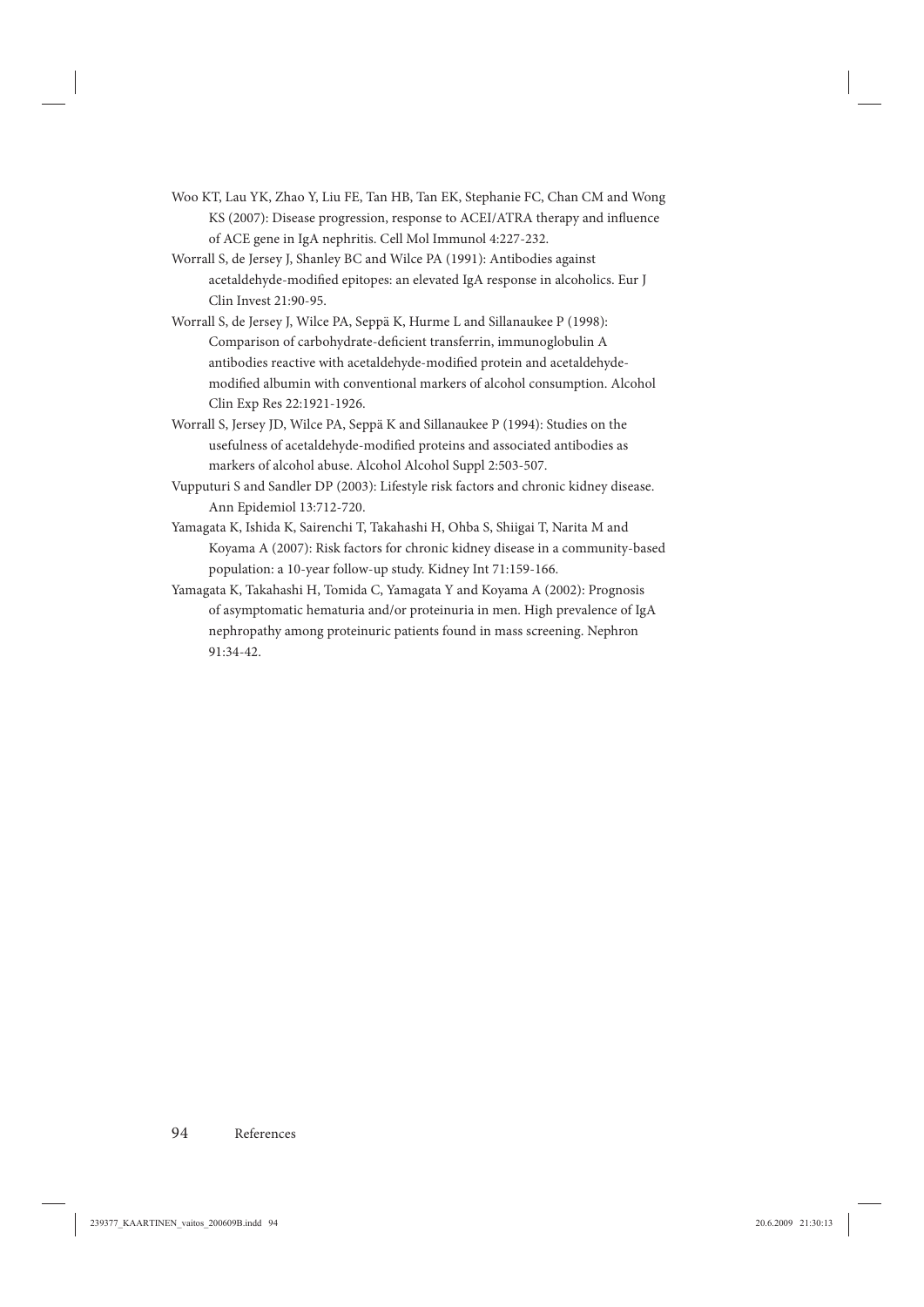Woo KT, Lau YK, Zhao Y, Liu FE, Tan HB, Tan EK, Stephanie FC, Chan CM and Wong KS (2007): Disease progression, response to ACEI/ATRA therapy and influence of ACE gene in IgA nephritis. Cell Mol Immunol 4:227-232.

Worrall S, de Jersey J, Shanley BC and Wilce PA (1991): Antibodies against acetaldehyde-modified epitopes: an elevated IgA response in alcoholics. Eur J Clin Invest 21:90-95.

Worrall S, de Jersey J, Wilce PA, Seppä K, Hurme L and Sillanaukee P (1998): Comparison of carbohydrate-deficient transferrin, immunoglobulin A antibodies reactive with acetaldehyde-modified protein and acetaldehyde-modified albumin with conventional markers of alcohol consumption. Alcohol Clin Exp Res 22:1921-1926.

Worrall S, Jersey JD, Wilce PA, Seppä K and Sillanaukee P (1994): Studies on the usefulness of acetaldehyde-modified proteins and associated antibodies as markers of alcohol abuse. Alcohol Alcohol Suppl 2:503-507.

Vupputuri S and Sandler DP (2003): Lifestyle risk factors and chronic kidney disease. Ann Epidemiol 13:712-720.

Yamagata K, Ishida K, Sairenchi T, Takahashi H, Ohba S, Shiigai T, Narita M and Koyama A (2007): Risk factors for chronic kidney disease in a community-based population: a 10-year follow-up study. Kidney Int 71:159-166.

Yamagata K, Takahashi H, Tomida C, Yamagata Y and Koyama A (2002): Prognosis of asymptomatic hematuria and/or proteinuria in men. High prevalence of IgA nephropathy among proteinuric patients found in mass screening. Nephron 91:34-42.